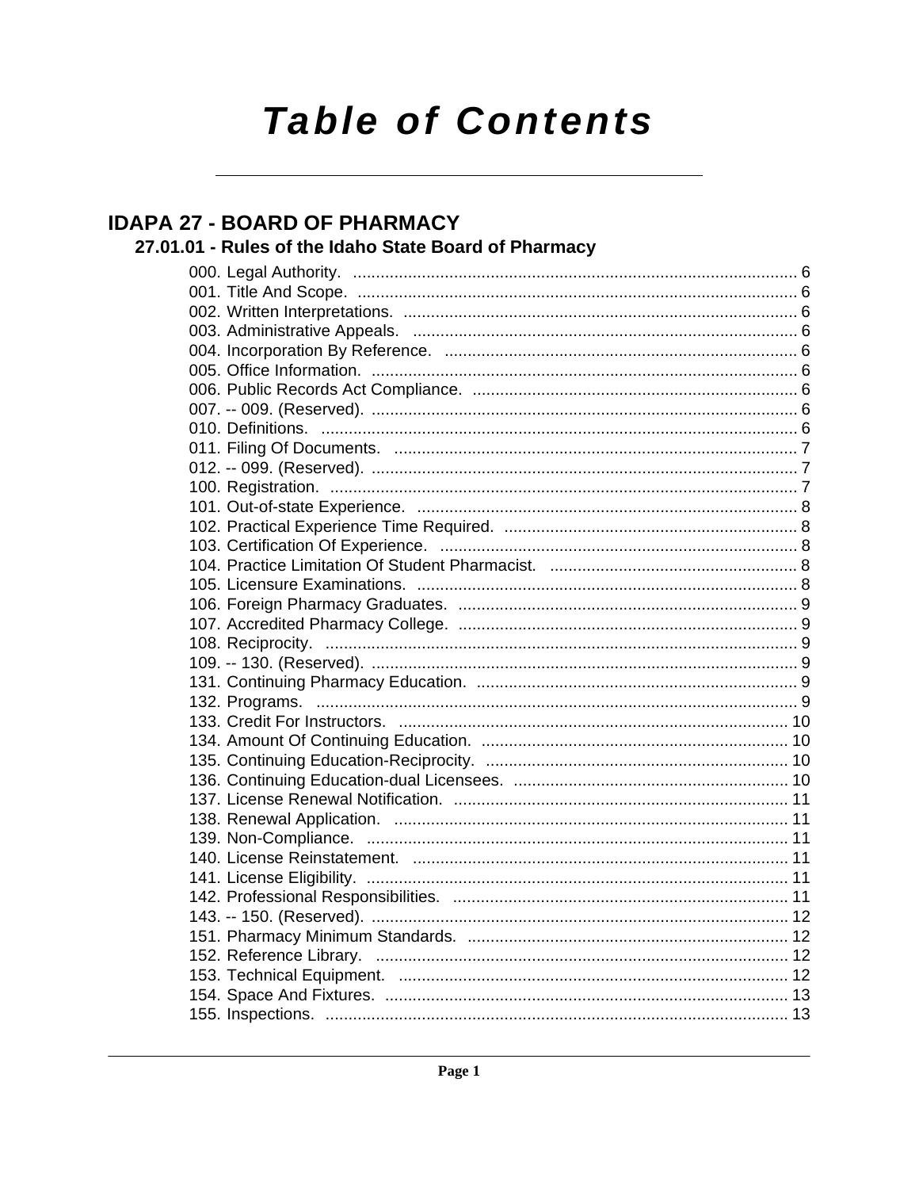# Table of Contents

## IDAPA 27 - BOARD OF PHARMACY

### 27.01.01 - Rules of the Idaho State Board of Pharmacy

000. Legal Authority. ........ 6
001. Title And Scope. ........ 6
002. Written Interpretations. ........ 6
003. Administrative Appeals. ........ 6
004. Incorporation By Reference. ........ 6
005. Office Information. ........ 6
006. Public Records Act Compliance. ........ 6
007. -- 009. (Reserved). ........ 6
010. Definitions. ........ 6
011. Filing Of Documents. ........ 7
012. -- 099. (Reserved). ........ 7
100. Registration. ........ 7
101. Out-of-state Experience. ........ 8
102. Practical Experience Time Required. ........ 8
103. Certification Of Experience. ........ 8
104. Practice Limitation Of Student Pharmacist. ........ 8
105. Licensure Examinations. ........ 8
106. Foreign Pharmacy Graduates. ........ 9
107. Accredited Pharmacy College. ........ 9
108. Reciprocity. ........ 9
109. -- 130. (Reserved). ........ 9
131. Continuing Pharmacy Education. ........ 9
132. Programs. ........ 9
133. Credit For Instructors. ........ 10
134. Amount Of Continuing Education. ........ 10
135. Continuing Education-Reciprocity. ........ 10
136. Continuing Education-dual Licensees. ........ 10
137. License Renewal Notification. ........ 11
138. Renewal Application. ........ 11
139. Non-Compliance. ........ 11
140. License Reinstatement. ........ 11
141. License Eligibility. ........ 11
142. Professional Responsibilities. ........ 11
143. -- 150. (Reserved). ........ 12
151. Pharmacy Minimum Standards. ........ 12
152. Reference Library. ........ 12
153. Technical Equipment. ........ 12
154. Space And Fixtures. ........ 13
155. Inspections. ........ 13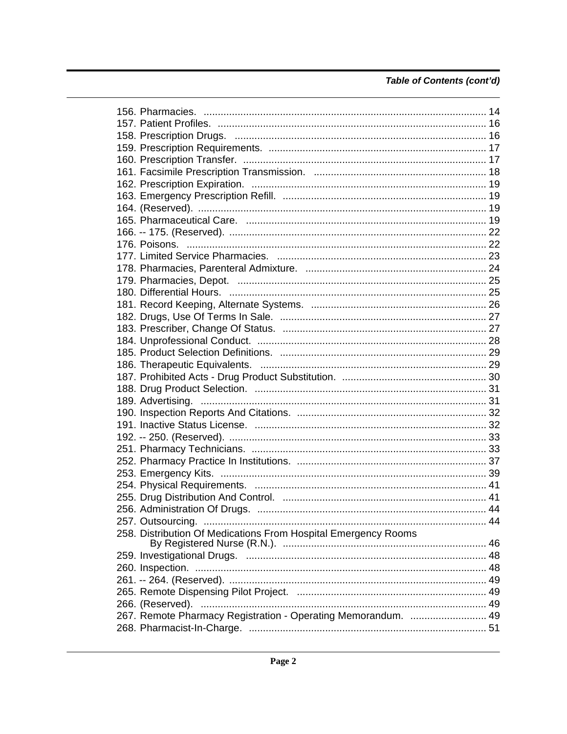*Table of Contents (cont'd)*

156. Pharmacies. .................................................................................................... 14
157. Patient Profiles. ............................................................................................... 16
158. Prescription Drugs. ......................................................................................... 16
159. Prescription Requirements. ............................................................................. 17
160. Prescription Transfer. ...................................................................................... 17
161. Facsimile Prescription Transmission. ............................................................. 18
162. Prescription Expiration. ................................................................................... 19
163. Emergency Prescription Refill. ........................................................................ 19
164. (Reserved). ..................................................................................................... 19
165. Pharmaceutical Care. ..................................................................................... 19
166. -- 175. (Reserved). .......................................................................................... 22
176. Poisons. .......................................................................................................... 22
177. Limited Service Pharmacies. .......................................................................... 23
178. Pharmacies, Parenteral Admixture. ................................................................ 24
179. Pharmacies, Depot. ........................................................................................ 25
180. Differential Hours. ........................................................................................... 25
181. Record Keeping, Alternate Systems. .............................................................. 26
182. Drugs, Use Of Terms In Sale. ......................................................................... 27
183. Prescriber, Change Of Status. ........................................................................ 27
184. Unprofessional Conduct. ................................................................................. 28
185. Product Selection Definitions. ......................................................................... 29
186. Therapeutic Equivalents. ................................................................................ 29
187. Prohibited Acts - Drug Product Substitution. ................................................... 30
188. Drug Product Selection. ................................................................................. 31
189. Advertising. .................................................................................................... 31
190. Inspection Reports And Citations. .................................................................. 32
191. Inactive Status License. ................................................................................. 32
192. -- 250. (Reserved). .......................................................................................... 33
251. Pharmacy Technicians. ................................................................................... 33
252. Pharmacy Practice In Institutions. ................................................................... 37
253. Emergency Kits. ............................................................................................. 39
254. Physical Requirements. .................................................................................. 41
255. Drug Distribution And Control. ........................................................................ 41
256. Administration Of Drugs. ................................................................................ 44
257. Outsourcing. ................................................................................................... 44
258. Distribution Of Medications From Hospital Emergency Rooms By Registered Nurse (R.N.). ........................................................................ 46
259. Investigational Drugs. .................................................................................... 48
260. Inspection. ...................................................................................................... 48
261. -- 264. (Reserved). .......................................................................................... 49
265. Remote Dispensing Pilot Project. ................................................................... 49
266. (Reserved). .................................................................................................... 49
267. Remote Pharmacy Registration - Operating Memorandum. ........................... 49
268. Pharmacist-In-Charge. .................................................................................... 51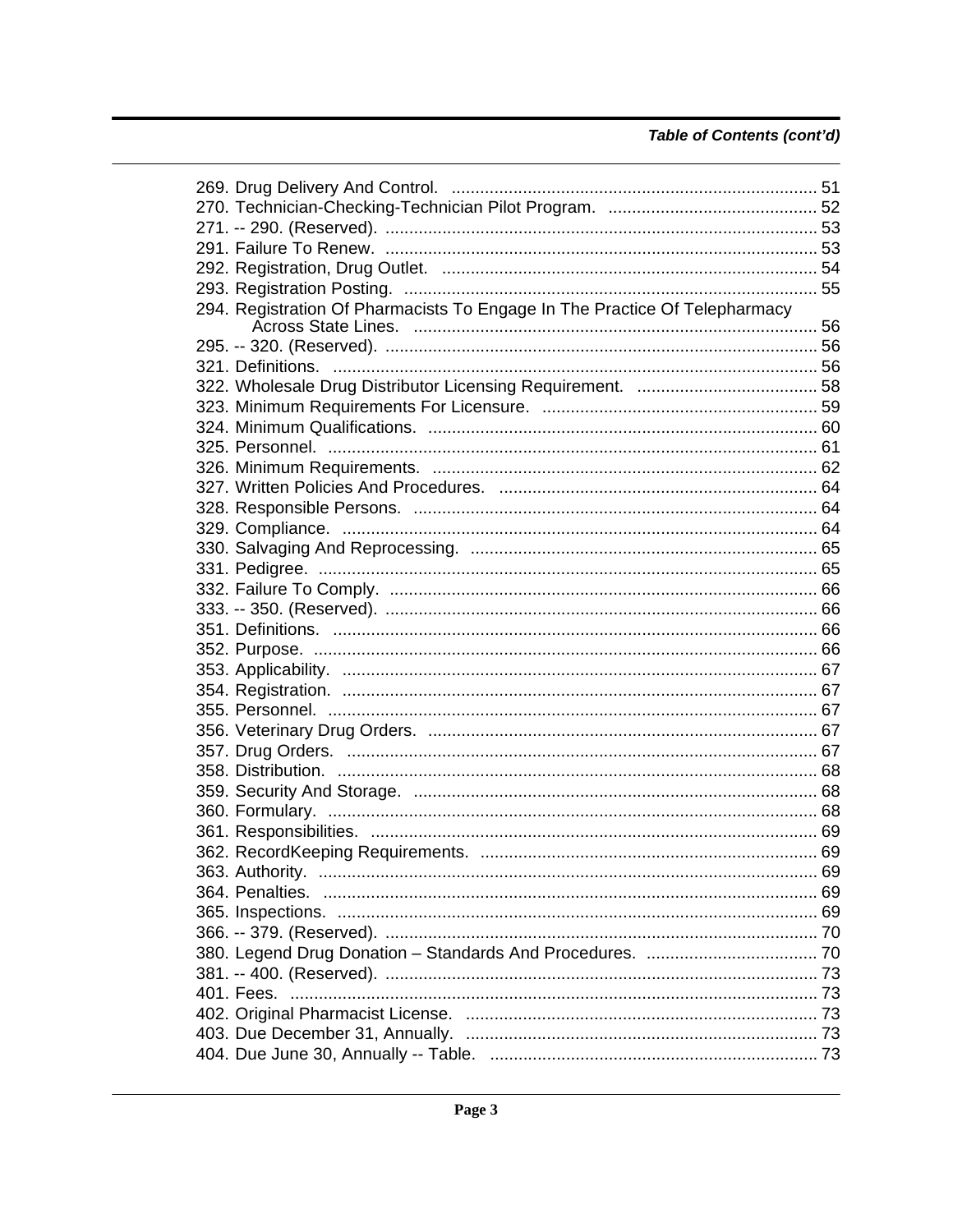*Table of Contents (cont'd)*

269. Drug Delivery And Control. ............................................................................ 51
270. Technician-Checking-Technician Pilot Program. ............................................ 52
271. -- 290. (Reserved). .......................................................................................... 53
291. Failure To Renew. .......................................................................................... 53
292. Registration, Drug Outlet. .............................................................................. 54
293. Registration Posting. ...................................................................................... 55
294. Registration Of Pharmacists To Engage In The Practice Of Telepharmacy Across State Lines. .................................................................................... 56
295. -- 320. (Reserved). .......................................................................................... 56
321. Definitions. ..................................................................................................... 56
322. Wholesale Drug Distributor Licensing Requirement. ...................................... 58
323. Minimum Requirements For Licensure. .......................................................... 59
324. Minimum Qualifications. ................................................................................. 60
325. Personnel. ...................................................................................................... 61
326. Minimum Requirements. ................................................................................ 62
327. Written Policies And Procedures. .................................................................. 64
328. Responsible Persons. .................................................................................... 64
329. Compliance. ................................................................................................... 64
330. Salvaging And Reprocessing. ........................................................................ 65
331. Pedigree. ........................................................................................................ 65
332. Failure To Comply. ......................................................................................... 66
333. -- 350. (Reserved). .......................................................................................... 66
351. Definitions. ..................................................................................................... 66
352. Purpose. ......................................................................................................... 66
353. Applicability. ................................................................................................... 67
354. Registration. ................................................................................................... 67
355. Personnel. ...................................................................................................... 67
356. Veterinary Drug Orders. ................................................................................. 67
357. Drug Orders. .................................................................................................. 67
358. Distribution. .................................................................................................... 68
359. Security And Storage. .................................................................................... 68
360. Formulary. ...................................................................................................... 68
361. Responsibilities. ............................................................................................. 69
362. RecordKeeping Requirements. ...................................................................... 69
363. Authority. ........................................................................................................ 69
364. Penalties. ....................................................................................................... 69
365. Inspections. .................................................................................................... 69
366. -- 379. (Reserved). .......................................................................................... 70
380. Legend Drug Donation – Standards And Procedures. .................................... 70
381. -- 400. (Reserved). .......................................................................................... 73
401. Fees. .............................................................................................................. 73
402. Original Pharmacist License. .......................................................................... 73
403. Due December 31, Annually. .......................................................................... 73
404. Due June 30, Annually -- Table. ..................................................................... 73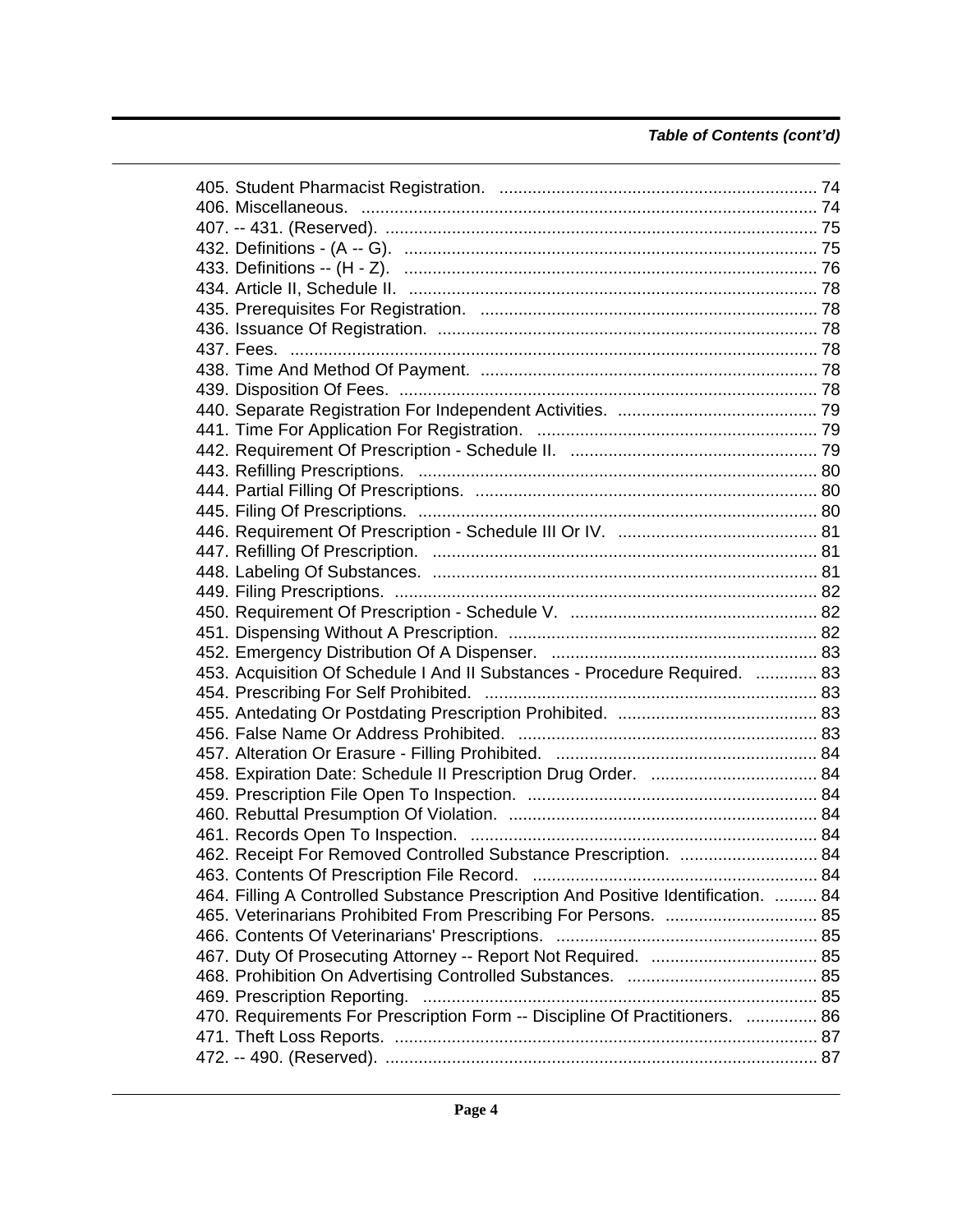*Table of Contents (cont'd)*

405. Student Pharmacist Registration. .......... 74
406. Miscellaneous. .......... 74
407. -- 431. (Reserved). .......... 75
432. Definitions - (A -- G). .......... 75
433. Definitions -- (H - Z). .......... 76
434. Article II, Schedule II. .......... 78
435. Prerequisites For Registration. .......... 78
436. Issuance Of Registration. .......... 78
437. Fees. .......... 78
438. Time And Method Of Payment. .......... 78
439. Disposition Of Fees. .......... 78
440. Separate Registration For Independent Activities. .......... 79
441. Time For Application For Registration. .......... 79
442. Requirement Of Prescription - Schedule II. .......... 79
443. Refilling Prescriptions. .......... 80
444. Partial Filling Of Prescriptions. .......... 80
445. Filing Of Prescriptions. .......... 80
446. Requirement Of Prescription - Schedule III Or IV. .......... 81
447. Refilling Of Prescription. .......... 81
448. Labeling Of Substances. .......... 81
449. Filing Prescriptions. .......... 82
450. Requirement Of Prescription - Schedule V. .......... 82
451. Dispensing Without A Prescription. .......... 82
452. Emergency Distribution Of A Dispenser. .......... 83
453. Acquisition Of Schedule I And II Substances - Procedure Required. .......... 83
454. Prescribing For Self Prohibited. .......... 83
455. Antedating Or Postdating Prescription Prohibited. .......... 83
456. False Name Or Address Prohibited. .......... 83
457. Alteration Or Erasure - Filling Prohibited. .......... 84
458. Expiration Date: Schedule II Prescription Drug Order. .......... 84
459. Prescription File Open To Inspection. .......... 84
460. Rebuttal Presumption Of Violation. .......... 84
461. Records Open To Inspection. .......... 84
462. Receipt For Removed Controlled Substance Prescription. .......... 84
463. Contents Of Prescription File Record. .......... 84
464. Filling A Controlled Substance Prescription And Positive Identification. .......... 84
465. Veterinarians Prohibited From Prescribing For Persons. .......... 85
466. Contents Of Veterinarians' Prescriptions. .......... 85
467. Duty Of Prosecuting Attorney -- Report Not Required. .......... 85
468. Prohibition On Advertising Controlled Substances. .......... 85
469. Prescription Reporting. .......... 85
470. Requirements For Prescription Form -- Discipline Of Practitioners. .......... 86
471. Theft Loss Reports. .......... 87
472. -- 490. (Reserved). .......... 87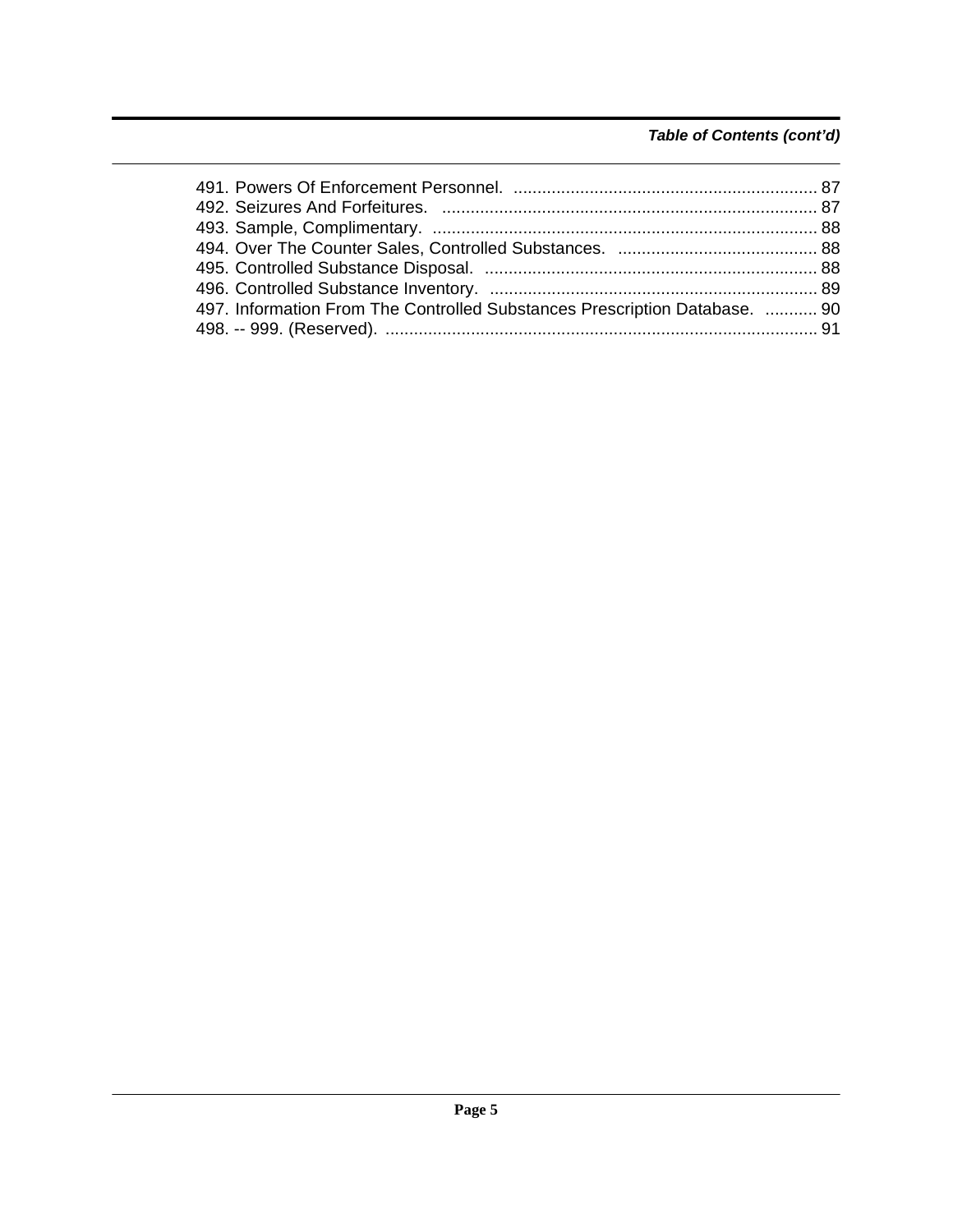*Table of Contents (cont'd)*

491. Powers Of Enforcement Personnel. ................................................................ 87
492. Seizures And Forfeitures. ............................................................................... 87
493. Sample, Complimentary. ................................................................................. 88
494. Over The Counter Sales, Controlled Substances. .......................................... 88
495. Controlled Substance Disposal. ...................................................................... 88
496. Controlled Substance Inventory. ..................................................................... 89
497. Information From The Controlled Substances Prescription Database. ........... 90
498. -- 999. (Reserved). ........................................................................................... 91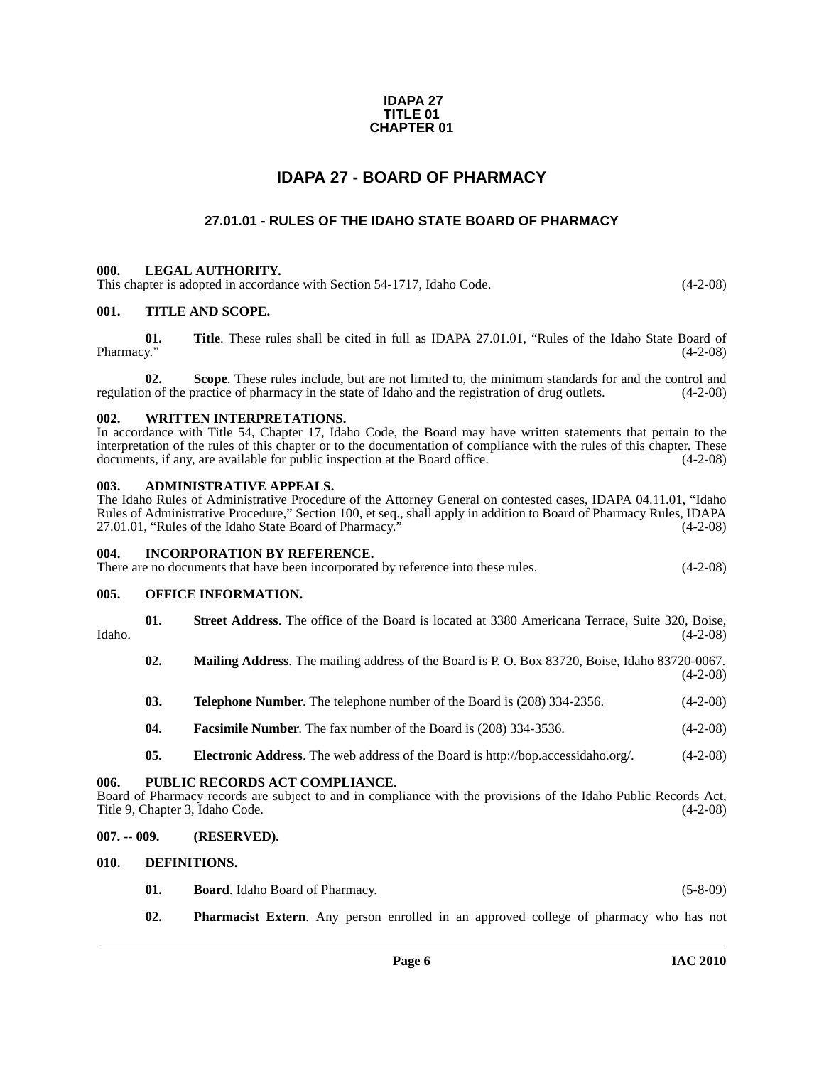**IDAPA 27**
**TITLE 01**
**CHAPTER 01**

# IDAPA 27 - BOARD OF PHARMACY

## 27.01.01 - RULES OF THE IDAHO STATE BOARD OF PHARMACY

**000. LEGAL AUTHORITY.**

This chapter is adopted in accordance with Section 54-1717, Idaho Code. (4-2-08)

**001. TITLE AND SCOPE.**

**01. Title**. These rules shall be cited in full as IDAPA 27.01.01, "Rules of the Idaho State Board of Pharmacy." (4-2-08)

**02. Scope**. These rules include, but are not limited to, the minimum standards for and the control and regulation of the practice of pharmacy in the state of Idaho and the registration of drug outlets. (4-2-08)

**002. WRITTEN INTERPRETATIONS.**

In accordance with Title 54, Chapter 17, Idaho Code, the Board may have written statements that pertain to the interpretation of the rules of this chapter or to the documentation of compliance with the rules of this chapter. These documents, if any, are available for public inspection at the Board office. (4-2-08)

**003. ADMINISTRATIVE APPEALS.**

The Idaho Rules of Administrative Procedure of the Attorney General on contested cases, IDAPA 04.11.01, "Idaho Rules of Administrative Procedure," Section 100, et seq., shall apply in addition to Board of Pharmacy Rules, IDAPA 27.01.01, "Rules of the Idaho State Board of Pharmacy." (4-2-08)

**004. INCORPORATION BY REFERENCE.**

There are no documents that have been incorporated by reference into these rules. (4-2-08)

**005. OFFICE INFORMATION.**

**01. Street Address**. The office of the Board is located at 3380 Americana Terrace, Suite 320, Boise, Idaho. (4-2-08)

**02. Mailing Address**. The mailing address of the Board is P. O. Box 83720, Boise, Idaho 83720-0067. (4-2-08)

**03. Telephone Number**. The telephone number of the Board is (208) 334-2356. (4-2-08)

**04. Facsimile Number**. The fax number of the Board is (208) 334-3536. (4-2-08)

**05. Electronic Address**. The web address of the Board is http://bop.accessidaho.org/. (4-2-08)

**006. PUBLIC RECORDS ACT COMPLIANCE.**

Board of Pharmacy records are subject to and in compliance with the provisions of the Idaho Public Records Act, Title 9, Chapter 3, Idaho Code. (4-2-08)

**007. -- 009. (RESERVED).**

**010. DEFINITIONS.**

**01. Board**. Idaho Board of Pharmacy. (5-8-09)

**02. Pharmacist Extern**. Any person enrolled in an approved college of pharmacy who has not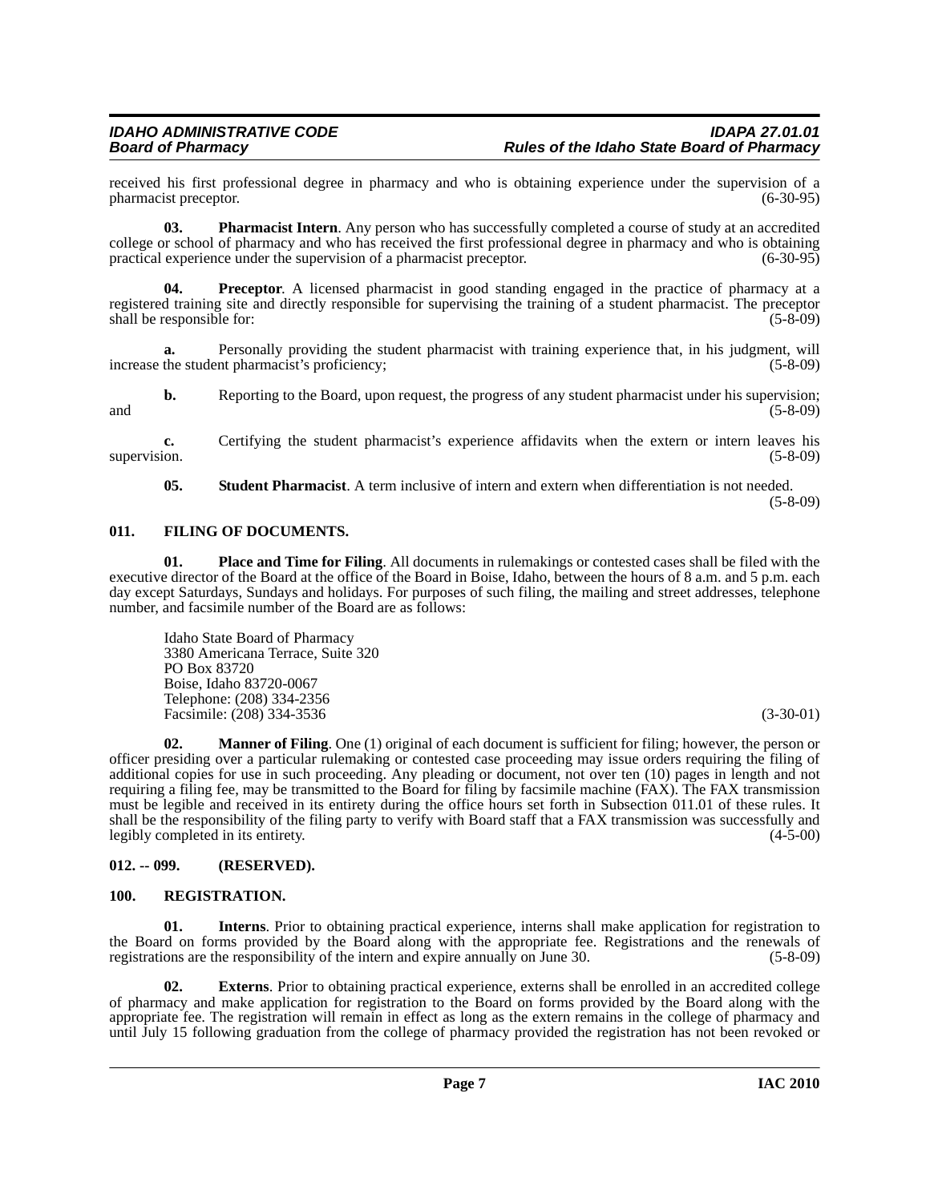received his first professional degree in pharmacy and who is obtaining experience under the supervision of a pharmacist preceptor. (6-30-95)

**03. Pharmacist Intern**. Any person who has successfully completed a course of study at an accredited college or school of pharmacy and who has received the first professional degree in pharmacy and who is obtaining practical experience under the supervision of a pharmacist preceptor. (6-30-95)

**04. Preceptor**. A licensed pharmacist in good standing engaged in the practice of pharmacy at a registered training site and directly responsible for supervising the training of a student pharmacist. The preceptor shall be responsible for: (5-8-09)

**a.** Personally providing the student pharmacist with training experience that, in his judgment, will increase the student pharmacist's proficiency; (5-8-09)

**b.** Reporting to the Board, upon request, the progress of any student pharmacist under his supervision; and (5-8-09)

**c.** Certifying the student pharmacist's experience affidavits when the extern or intern leaves his supervision. (5-8-09)

**05. Student Pharmacist**. A term inclusive of intern and extern when differentiation is not needed. (5-8-09)

## 011. FILING OF DOCUMENTS.

**01. Place and Time for Filing**. All documents in rulemakings or contested cases shall be filed with the executive director of the Board at the office of the Board in Boise, Idaho, between the hours of 8 a.m. and 5 p.m. each day except Saturdays, Sundays and holidays. For purposes of such filing, the mailing and street addresses, telephone number, and facsimile number of the Board are as follows:

Idaho State Board of Pharmacy
3380 Americana Terrace, Suite 320
PO Box 83720
Boise, Idaho 83720-0067
Telephone: (208) 334-2356
Facsimile: (208) 334-3536 (3-30-01)

**02. Manner of Filing**. One (1) original of each document is sufficient for filing; however, the person or officer presiding over a particular rulemaking or contested case proceeding may issue orders requiring the filing of additional copies for use in such proceeding. Any pleading or document, not over ten (10) pages in length and not requiring a filing fee, may be transmitted to the Board for filing by facsimile machine (FAX). The FAX transmission must be legible and received in its entirety during the office hours set forth in Subsection 011.01 of these rules. It shall be the responsibility of the filing party to verify with Board staff that a FAX transmission was successfully and legibly completed in its entirety. (4-5-00)

## 012. -- 099. (RESERVED).

## 100. REGISTRATION.

**01. Interns**. Prior to obtaining practical experience, interns shall make application for registration to the Board on forms provided by the Board along with the appropriate fee. Registrations and the renewals of registrations are the responsibility of the intern and expire annually on June 30. (5-8-09)

**02. Externs**. Prior to obtaining practical experience, externs shall be enrolled in an accredited college of pharmacy and make application for registration to the Board on forms provided by the Board along with the appropriate fee. The registration will remain in effect as long as the extern remains in the college of pharmacy and until July 15 following graduation from the college of pharmacy provided the registration has not been revoked or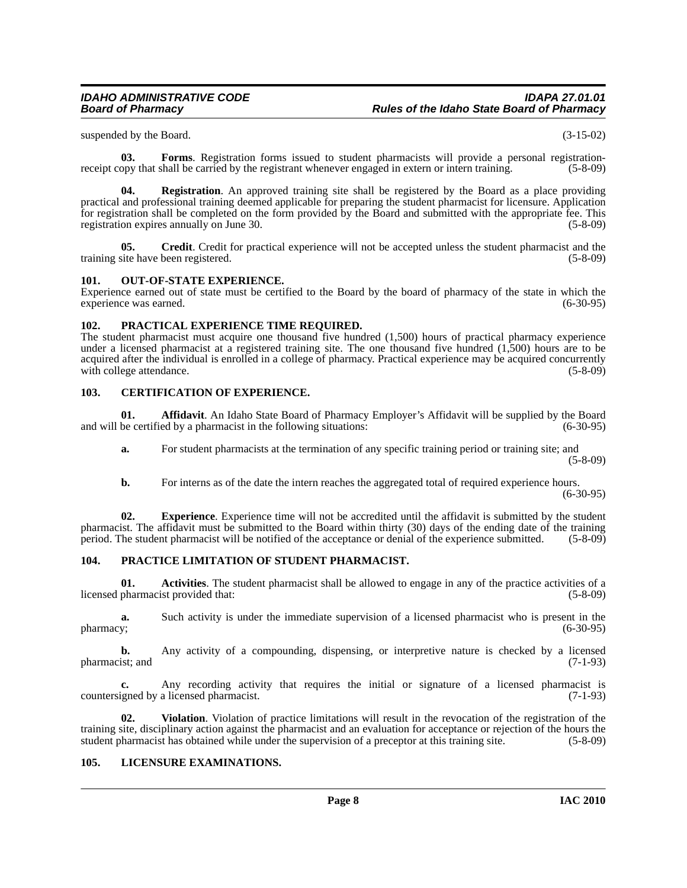suspended by the Board. (3-15-02)

**03. Forms**. Registration forms issued to student pharmacists will provide a personal registration-receipt copy that shall be carried by the registrant whenever engaged in extern or intern training. (5-8-09)

**04. Registration**. An approved training site shall be registered by the Board as a place providing practical and professional training deemed applicable for preparing the student pharmacist for licensure. Application for registration shall be completed on the form provided by the Board and submitted with the appropriate fee. This registration expires annually on June 30. (5-8-09)

**05. Credit**. Credit for practical experience will not be accepted unless the student pharmacist and the training site have been registered. (5-8-09)

### 101. OUT-OF-STATE EXPERIENCE.

Experience earned out of state must be certified to the Board by the board of pharmacy of the state in which the experience was earned. (6-30-95)

### 102. PRACTICAL EXPERIENCE TIME REQUIRED.

The student pharmacist must acquire one thousand five hundred (1,500) hours of practical pharmacy experience under a licensed pharmacist at a registered training site. The one thousand five hundred (1,500) hours are to be acquired after the individual is enrolled in a college of pharmacy. Practical experience may be acquired concurrently with college attendance. (5-8-09)

### 103. CERTIFICATION OF EXPERIENCE.

**01. Affidavit**. An Idaho State Board of Pharmacy Employer's Affidavit will be supplied by the Board and will be certified by a pharmacist in the following situations: (6-30-95)

**a.** For student pharmacists at the termination of any specific training period or training site; and (5-8-09)

**b.** For interns as of the date the intern reaches the aggregated total of required experience hours. (6-30-95)

**02. Experience**. Experience time will not be accredited until the affidavit is submitted by the student pharmacist. The affidavit must be submitted to the Board within thirty (30) days of the ending date of the training period. The student pharmacist will be notified of the acceptance or denial of the experience submitted. (5-8-09)

### 104. PRACTICE LIMITATION OF STUDENT PHARMACIST.

**01. Activities**. The student pharmacist shall be allowed to engage in any of the practice activities of a licensed pharmacist provided that: (5-8-09)

**a.** Such activity is under the immediate supervision of a licensed pharmacist who is present in the pharmacy; (6-30-95)

**b.** Any activity of a compounding, dispensing, or interpretive nature is checked by a licensed pharmacist; and (7-1-93)

**c.** Any recording activity that requires the initial or signature of a licensed pharmacist is countersigned by a licensed pharmacist. (7-1-93)

**02. Violation**. Violation of practice limitations will result in the revocation of the registration of the training site, disciplinary action against the pharmacist and an evaluation for acceptance or rejection of the hours the student pharmacist has obtained while under the supervision of a preceptor at this training site. (5-8-09)

### 105. LICENSURE EXAMINATIONS.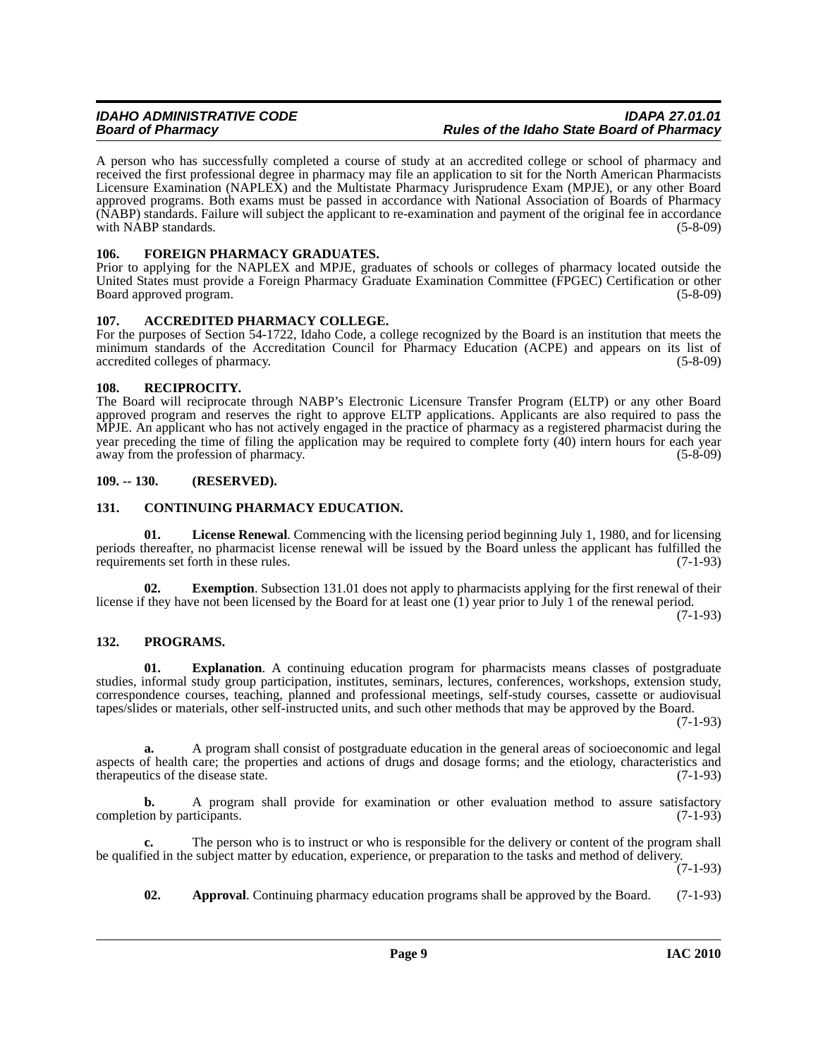A person who has successfully completed a course of study at an accredited college or school of pharmacy and received the first professional degree in pharmacy may file an application to sit for the North American Pharmacists Licensure Examination (NAPLEX) and the Multistate Pharmacy Jurisprudence Exam (MPJE), or any other Board approved programs. Both exams must be passed in accordance with National Association of Boards of Pharmacy (NABP) standards. Failure will subject the applicant to re-examination and payment of the original fee in accordance with NABP standards. (5-8-09)

### 106. FOREIGN PHARMACY GRADUATES.

Prior to applying for the NAPLEX and MPJE, graduates of schools or colleges of pharmacy located outside the United States must provide a Foreign Pharmacy Graduate Examination Committee (FPGEC) Certification or other Board approved program. (5-8-09)

### 107. ACCREDITED PHARMACY COLLEGE.

For the purposes of Section 54-1722, Idaho Code, a college recognized by the Board is an institution that meets the minimum standards of the Accreditation Council for Pharmacy Education (ACPE) and appears on its list of accredited colleges of pharmacy. (5-8-09)

### 108. RECIPROCITY.

The Board will reciprocate through NABP's Electronic Licensure Transfer Program (ELTP) or any other Board approved program and reserves the right to approve ELTP applications. Applicants are also required to pass the MPJE. An applicant who has not actively engaged in the practice of pharmacy as a registered pharmacist during the year preceding the time of filing the application may be required to complete forty (40) intern hours for each year away from the profession of pharmacy. (5-8-09)

### 109. -- 130. (RESERVED).

### 131. CONTINUING PHARMACY EDUCATION.

**01. License Renewal**. Commencing with the licensing period beginning July 1, 1980, and for licensing periods thereafter, no pharmacist license renewal will be issued by the Board unless the applicant has fulfilled the requirements set forth in these rules. (7-1-93)

**02. Exemption**. Subsection 131.01 does not apply to pharmacists applying for the first renewal of their license if they have not been licensed by the Board for at least one (1) year prior to July 1 of the renewal period. (7-1-93)

### 132. PROGRAMS.

**01. Explanation**. A continuing education program for pharmacists means classes of postgraduate studies, informal study group participation, institutes, seminars, lectures, conferences, workshops, extension study, correspondence courses, teaching, planned and professional meetings, self-study courses, cassette or audiovisual tapes/slides or materials, other self-instructed units, and such other methods that may be approved by the Board. (7-1-93)

**a.** A program shall consist of postgraduate education in the general areas of socioeconomic and legal aspects of health care; the properties and actions of drugs and dosage forms; and the etiology, characteristics and therapeutics of the disease state. (7-1-93)

**b.** A program shall provide for examination or other evaluation method to assure satisfactory completion by participants. (7-1-93)

**c.** The person who is to instruct or who is responsible for the delivery or content of the program shall be qualified in the subject matter by education, experience, or preparation to the tasks and method of delivery. (7-1-93)

**02. Approval**. Continuing pharmacy education programs shall be approved by the Board. (7-1-93)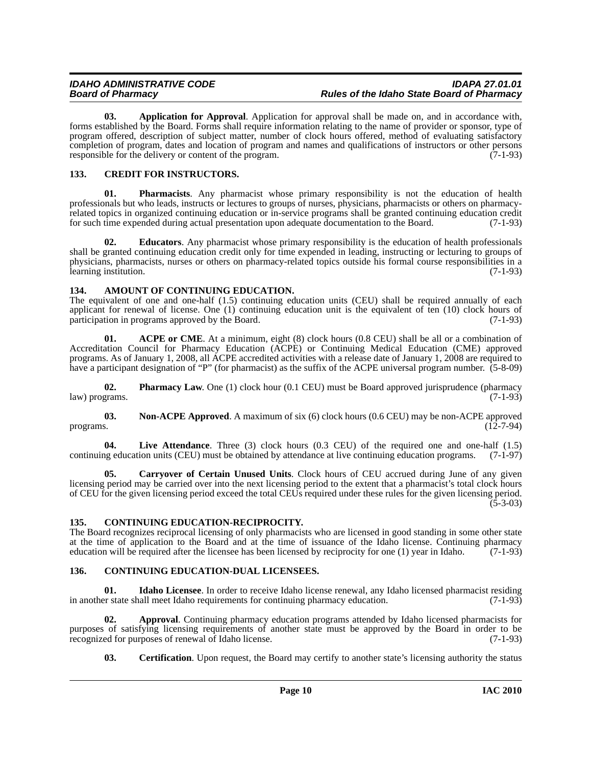**03. Application for Approval**. Application for approval shall be made on, and in accordance with, forms established by the Board. Forms shall require information relating to the name of provider or sponsor, type of program offered, description of subject matter, number of clock hours offered, method of evaluating satisfactory completion of program, dates and location of program and names and qualifications of instructors or other persons responsible for the delivery or content of the program. (7-1-93)

## 133. CREDIT FOR INSTRUCTORS.

**01. Pharmacists**. Any pharmacist whose primary responsibility is not the education of health professionals but who leads, instructs or lectures to groups of nurses, physicians, pharmacists or others on pharmacy-related topics in organized continuing education or in-service programs shall be granted continuing education credit for such time expended during actual presentation upon adequate documentation to the Board. (7-1-93)

**02. Educators**. Any pharmacist whose primary responsibility is the education of health professionals shall be granted continuing education credit only for time expended in leading, instructing or lecturing to groups of physicians, pharmacists, nurses or others on pharmacy-related topics outside his formal course responsibilities in a learning institution. (7-1-93)

## 134. AMOUNT OF CONTINUING EDUCATION.

The equivalent of one and one-half (1.5) continuing education units (CEU) shall be required annually of each applicant for renewal of license. One (1) continuing education unit is the equivalent of ten (10) clock hours of participation in programs approved by the Board. (7-1-93)

**01. ACPE or CME**. At a minimum, eight (8) clock hours (0.8 CEU) shall be all or a combination of Accreditation Council for Pharmacy Education (ACPE) or Continuing Medical Education (CME) approved programs. As of January 1, 2008, all ACPE accredited activities with a release date of January 1, 2008 are required to have a participant designation of "P" (for pharmacist) as the suffix of the ACPE universal program number. (5-8-09)

**02. Pharmacy Law**. One (1) clock hour (0.1 CEU) must be Board approved jurisprudence (pharmacy law) programs. (7-1-93)

**03. Non-ACPE Approved**. A maximum of six (6) clock hours (0.6 CEU) may be non-ACPE approved programs. (12-7-94)

**04. Live Attendance**. Three (3) clock hours (0.3 CEU) of the required one and one-half (1.5) continuing education units (CEU) must be obtained by attendance at live continuing education programs. (7-1-97)

**05. Carryover of Certain Unused Units**. Clock hours of CEU accrued during June of any given licensing period may be carried over into the next licensing period to the extent that a pharmacist's total clock hours of CEU for the given licensing period exceed the total CEUs required under these rules for the given licensing period. (5-3-03)

## 135. CONTINUING EDUCATION-RECIPROCITY.

The Board recognizes reciprocal licensing of only pharmacists who are licensed in good standing in some other state at the time of application to the Board and at the time of issuance of the Idaho license. Continuing pharmacy education will be required after the licensee has been licensed by reciprocity for one (1) year in Idaho. (7-1-93)

## 136. CONTINUING EDUCATION-DUAL LICENSEES.

**01. Idaho Licensee**. In order to receive Idaho license renewal, any Idaho licensed pharmacist residing in another state shall meet Idaho requirements for continuing pharmacy education. (7-1-93)

**02. Approval**. Continuing pharmacy education programs attended by Idaho licensed pharmacists for purposes of satisfying licensing requirements of another state must be approved by the Board in order to be recognized for purposes of renewal of Idaho license. (7-1-93)

**03. Certification**. Upon request, the Board may certify to another state's licensing authority the status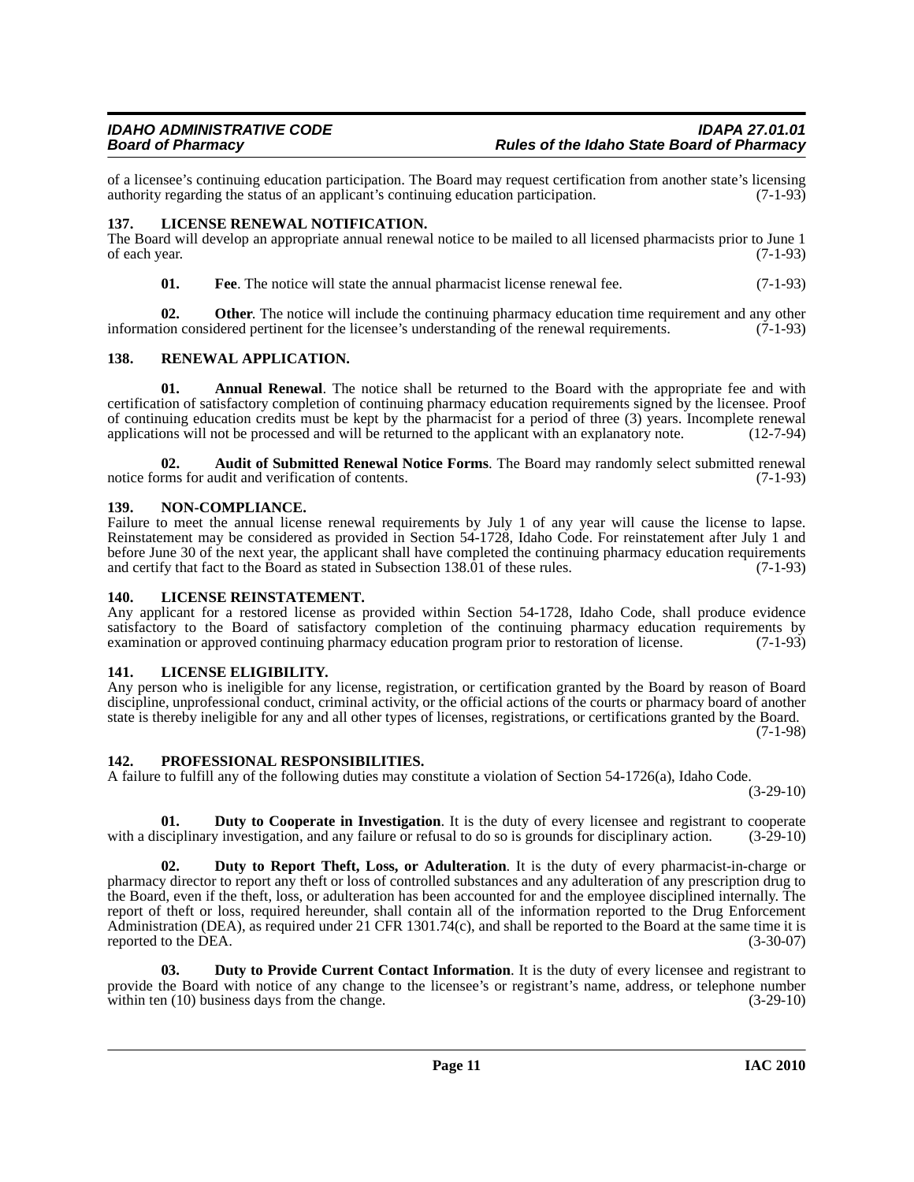of a licensee's continuing education participation. The Board may request certification from another state's licensing authority regarding the status of an applicant's continuing education participation. (7-1-93)

## 137. LICENSE RENEWAL NOTIFICATION.

The Board will develop an appropriate annual renewal notice to be mailed to all licensed pharmacists prior to June 1 of each year. (7-1-93)

**01. Fee**. The notice will state the annual pharmacist license renewal fee. (7-1-93)

**02. Other**. The notice will include the continuing pharmacy education time requirement and any other information considered pertinent for the licensee's understanding of the renewal requirements. (7-1-93)

## 138. RENEWAL APPLICATION.

**01. Annual Renewal**. The notice shall be returned to the Board with the appropriate fee and with certification of satisfactory completion of continuing pharmacy education requirements signed by the licensee. Proof of continuing education credits must be kept by the pharmacist for a period of three (3) years. Incomplete renewal applications will not be processed and will be returned to the applicant with an explanatory note. (12-7-94)

**02. Audit of Submitted Renewal Notice Forms**. The Board may randomly select submitted renewal notice forms for audit and verification of contents. (7-1-93)

## 139. NON-COMPLIANCE.

Failure to meet the annual license renewal requirements by July 1 of any year will cause the license to lapse. Reinstatement may be considered as provided in Section 54-1728, Idaho Code. For reinstatement after July 1 and before June 30 of the next year, the applicant shall have completed the continuing pharmacy education requirements and certify that fact to the Board as stated in Subsection 138.01 of these rules. (7-1-93)

## 140. LICENSE REINSTATEMENT.

Any applicant for a restored license as provided within Section 54-1728, Idaho Code, shall produce evidence satisfactory to the Board of satisfactory completion of the continuing pharmacy education requirements by examination or approved continuing pharmacy education program prior to restoration of license. (7-1-93)

## 141. LICENSE ELIGIBILITY.

Any person who is ineligible for any license, registration, or certification granted by the Board by reason of Board discipline, unprofessional conduct, criminal activity, or the official actions of the courts or pharmacy board of another state is thereby ineligible for any and all other types of licenses, registrations, or certifications granted by the Board. (7-1-98)

## 142. PROFESSIONAL RESPONSIBILITIES.

A failure to fulfill any of the following duties may constitute a violation of Section 54-1726(a), Idaho Code. (3-29-10)

**01. Duty to Cooperate in Investigation**. It is the duty of every licensee and registrant to cooperate with a disciplinary investigation, and any failure or refusal to do so is grounds for disciplinary action. (3-29-10)

**02. Duty to Report Theft, Loss, or Adulteration**. It is the duty of every pharmacist-in-charge or pharmacy director to report any theft or loss of controlled substances and any adulteration of any prescription drug to the Board, even if the theft, loss, or adulteration has been accounted for and the employee disciplined internally. The report of theft or loss, required hereunder, shall contain all of the information reported to the Drug Enforcement Administration (DEA), as required under 21 CFR 1301.74(c), and shall be reported to the Board at the same time it is reported to the DEA. (3-30-07)

**03. Duty to Provide Current Contact Information**. It is the duty of every licensee and registrant to provide the Board with notice of any change to the licensee's or registrant's name, address, or telephone number within ten (10) business days from the change. (3-29-10)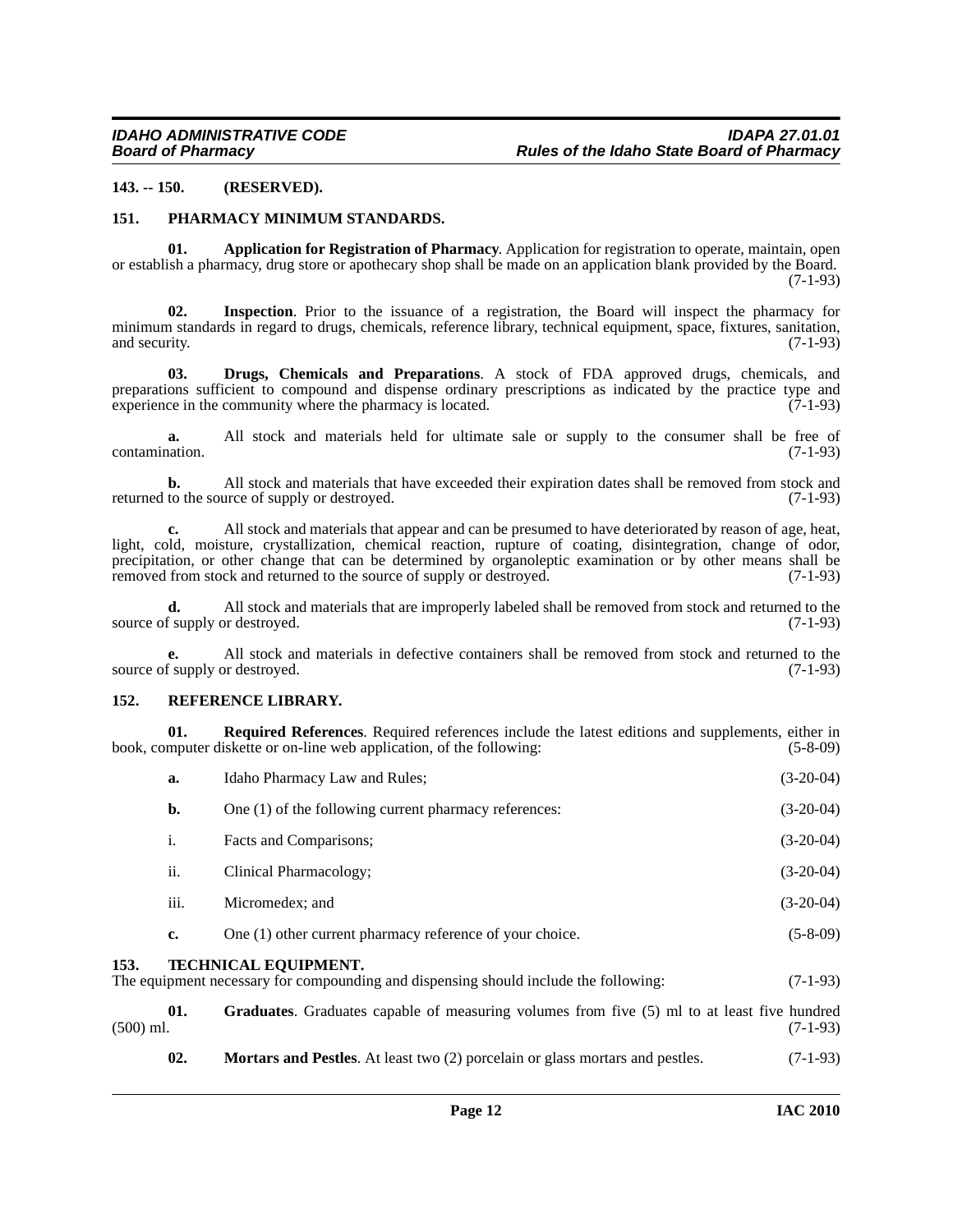**143. -- 150. (RESERVED).**

## 151. PHARMACY MINIMUM STANDARDS.

**01. Application for Registration of Pharmacy**. Application for registration to operate, maintain, open or establish a pharmacy, drug store or apothecary shop shall be made on an application blank provided by the Board. (7-1-93)

**02. Inspection**. Prior to the issuance of a registration, the Board will inspect the pharmacy for minimum standards in regard to drugs, chemicals, reference library, technical equipment, space, fixtures, sanitation, and security. (7-1-93)

**03. Drugs, Chemicals and Preparations**. A stock of FDA approved drugs, chemicals, and preparations sufficient to compound and dispense ordinary prescriptions as indicated by the practice type and experience in the community where the pharmacy is located. (7-1-93)

**a.** All stock and materials held for ultimate sale or supply to the consumer shall be free of contamination. (7-1-93)

**b.** All stock and materials that have exceeded their expiration dates shall be removed from stock and returned to the source of supply or destroyed. (7-1-93)

**c.** All stock and materials that appear and can be presumed to have deteriorated by reason of age, heat, light, cold, moisture, crystallization, chemical reaction, rupture of coating, disintegration, change of odor, precipitation, or other change that can be determined by organoleptic examination or by other means shall be removed from stock and returned to the source of supply or destroyed. (7-1-93)

**d.** All stock and materials that are improperly labeled shall be removed from stock and returned to the source of supply or destroyed. (7-1-93)

**e.** All stock and materials in defective containers shall be removed from stock and returned to the source of supply or destroyed. (7-1-93)

## 152. REFERENCE LIBRARY.

**01. Required References**. Required references include the latest editions and supplements, either in book, computer diskette or on-line web application, of the following: (5-8-09)

**a.** Idaho Pharmacy Law and Rules; (3-20-04)

**b.** One (1) of the following current pharmacy references: (3-20-04)

i. Facts and Comparisons; (3-20-04)

ii. Clinical Pharmacology; (3-20-04)

iii. Micromedex; and (3-20-04)

**c.** One (1) other current pharmacy reference of your choice. (5-8-09)

## 153. TECHNICAL EQUIPMENT.

The equipment necessary for compounding and dispensing should include the following: (7-1-93)

**01. Graduates**. Graduates capable of measuring volumes from five (5) ml to at least five hundred (500) ml. (7-1-93)

**02. Mortars and Pestles**. At least two (2) porcelain or glass mortars and pestles. (7-1-93)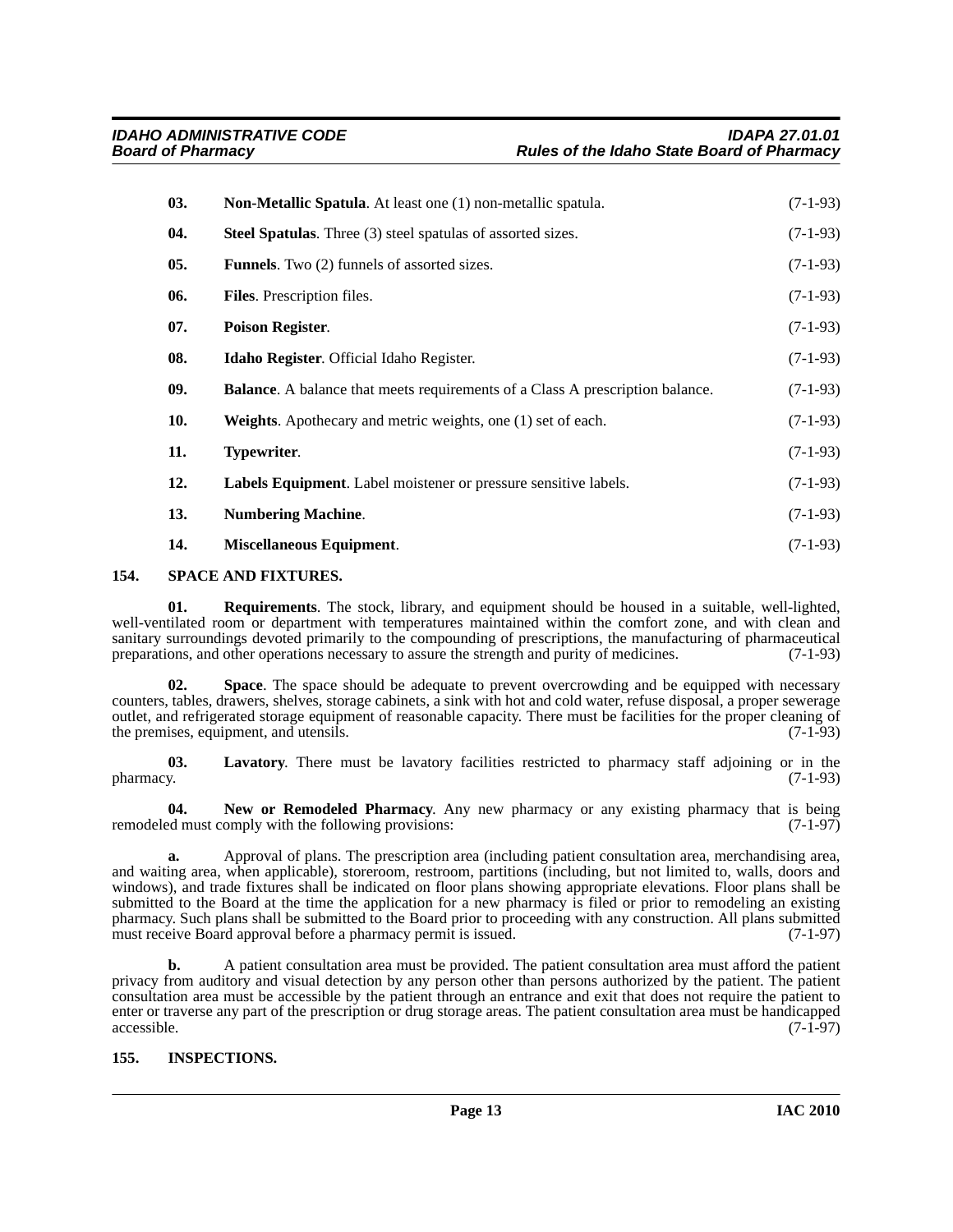**03. Non-Metallic Spatula**. At least one (1) non-metallic spatula. (7-1-93)

**04. Steel Spatulas**. Three (3) steel spatulas of assorted sizes. (7-1-93)

**05. Funnels**. Two (2) funnels of assorted sizes. (7-1-93)

**06. Files**. Prescription files. (7-1-93)

**07. Poison Register**. (7-1-93)

**08. Idaho Register**. Official Idaho Register. (7-1-93)

**09. Balance**. A balance that meets requirements of a Class A prescription balance. (7-1-93)

**10. Weights**. Apothecary and metric weights, one (1) set of each. (7-1-93)

**11. Typewriter**. (7-1-93)

**12. Labels Equipment**. Label moistener or pressure sensitive labels. (7-1-93)

**13. Numbering Machine**. (7-1-93)

**14. Miscellaneous Equipment**. (7-1-93)

## 154. SPACE AND FIXTURES.

**01. Requirements**. The stock, library, and equipment should be housed in a suitable, well-lighted, well-ventilated room or department with temperatures maintained within the comfort zone, and with clean and sanitary surroundings devoted primarily to the compounding of prescriptions, the manufacturing of pharmaceutical preparations, and other operations necessary to assure the strength and purity of medicines. (7-1-93)

**02. Space**. The space should be adequate to prevent overcrowding and be equipped with necessary counters, tables, drawers, shelves, storage cabinets, a sink with hot and cold water, refuse disposal, a proper sewerage outlet, and refrigerated storage equipment of reasonable capacity. There must be facilities for the proper cleaning of the premises, equipment, and utensils. (7-1-93)

**03. Lavatory**. There must be lavatory facilities restricted to pharmacy staff adjoining or in the pharmacy. (7-1-93)

**04. New or Remodeled Pharmacy**. Any new pharmacy or any existing pharmacy that is being remodeled must comply with the following provisions: (7-1-97)

**a.** Approval of plans. The prescription area (including patient consultation area, merchandising area, and waiting area, when applicable), storeroom, restroom, partitions (including, but not limited to, walls, doors and windows), and trade fixtures shall be indicated on floor plans showing appropriate elevations. Floor plans shall be submitted to the Board at the time the application for a new pharmacy is filed or prior to remodeling an existing pharmacy. Such plans shall be submitted to the Board prior to proceeding with any construction. All plans submitted must receive Board approval before a pharmacy permit is issued. (7-1-97)

**b.** A patient consultation area must be provided. The patient consultation area must afford the patient privacy from auditory and visual detection by any person other than persons authorized by the patient. The patient consultation area must be accessible by the patient through an entrance and exit that does not require the patient to enter or traverse any part of the prescription or drug storage areas. The patient consultation area must be handicapped accessible. (7-1-97)

## 155. INSPECTIONS.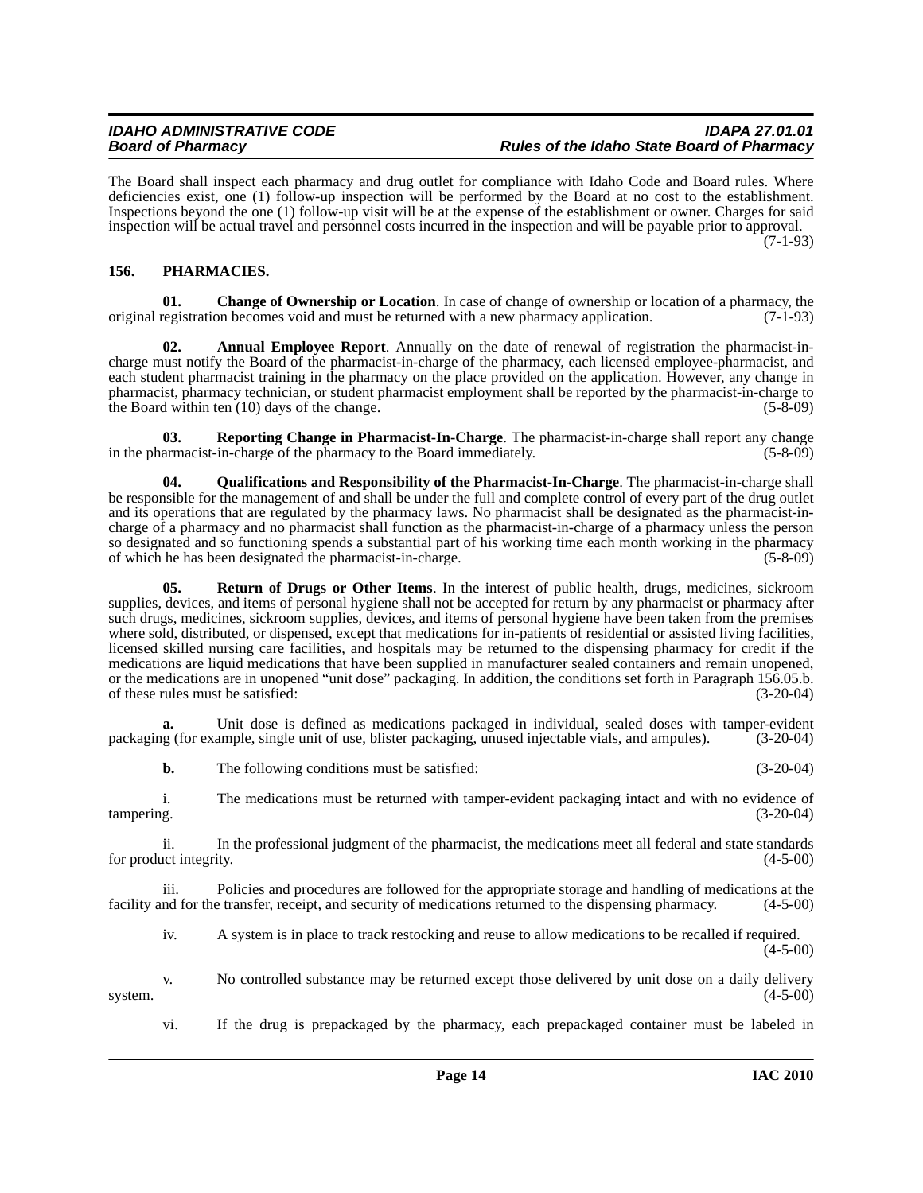The Board shall inspect each pharmacy and drug outlet for compliance with Idaho Code and Board rules. Where deficiencies exist, one (1) follow-up inspection will be performed by the Board at no cost to the establishment. Inspections beyond the one (1) follow-up visit will be at the expense of the establishment or owner. Charges for said inspection will be actual travel and personnel costs incurred in the inspection and will be payable prior to approval. (7-1-93)

## 156. PHARMACIES.

**01. Change of Ownership or Location**. In case of change of ownership or location of a pharmacy, the original registration becomes void and must be returned with a new pharmacy application. (7-1-93)

**02. Annual Employee Report**. Annually on the date of renewal of registration the pharmacist-in-charge must notify the Board of the pharmacist-in-charge of the pharmacy, each licensed employee-pharmacist, and each student pharmacist training in the pharmacy on the place provided on the application. However, any change in pharmacist, pharmacy technician, or student pharmacist employment shall be reported by the pharmacist-in-charge to the Board within ten (10) days of the change. (5-8-09)

**03. Reporting Change in Pharmacist-In-Charge**. The pharmacist-in-charge shall report any change in the pharmacist-in-charge of the pharmacy to the Board immediately. (5-8-09)

**04. Qualifications and Responsibility of the Pharmacist-In-Charge**. The pharmacist-in-charge shall be responsible for the management of and shall be under the full and complete control of every part of the drug outlet and its operations that are regulated by the pharmacy laws. No pharmacist shall be designated as the pharmacist-in-charge of a pharmacy and no pharmacist shall function as the pharmacist-in-charge of a pharmacy unless the person so designated and so functioning spends a substantial part of his working time each month working in the pharmacy of which he has been designated the pharmacist-in-charge. (5-8-09)

**05. Return of Drugs or Other Items**. In the interest of public health, drugs, medicines, sickroom supplies, devices, and items of personal hygiene shall not be accepted for return by any pharmacist or pharmacy after such drugs, medicines, sickroom supplies, devices, and items of personal hygiene have been taken from the premises where sold, distributed, or dispensed, except that medications for in-patients of residential or assisted living facilities, licensed skilled nursing care facilities, and hospitals may be returned to the dispensing pharmacy for credit if the medications are liquid medications that have been supplied in manufacturer sealed containers and remain unopened, or the medications are in unopened "unit dose" packaging. In addition, the conditions set forth in Paragraph 156.05.b. of these rules must be satisfied: (3-20-04)

**a.** Unit dose is defined as medications packaged in individual, sealed doses with tamper-evident packaging (for example, single unit of use, blister packaging, unused injectable vials, and ampules). (3-20-04)

**b.** The following conditions must be satisfied: (3-20-04)

i. The medications must be returned with tamper-evident packaging intact and with no evidence of tampering. (3-20-04)

ii. In the professional judgment of the pharmacist, the medications meet all federal and state standards for product integrity. (4-5-00)

iii. Policies and procedures are followed for the appropriate storage and handling of medications at the facility and for the transfer, receipt, and security of medications returned to the dispensing pharmacy. (4-5-00)

iv. A system is in place to track restocking and reuse to allow medications to be recalled if required. (4-5-00)

v. No controlled substance may be returned except those delivered by unit dose on a daily delivery system. (4-5-00)

vi. If the drug is prepackaged by the pharmacy, each prepackaged container must be labeled in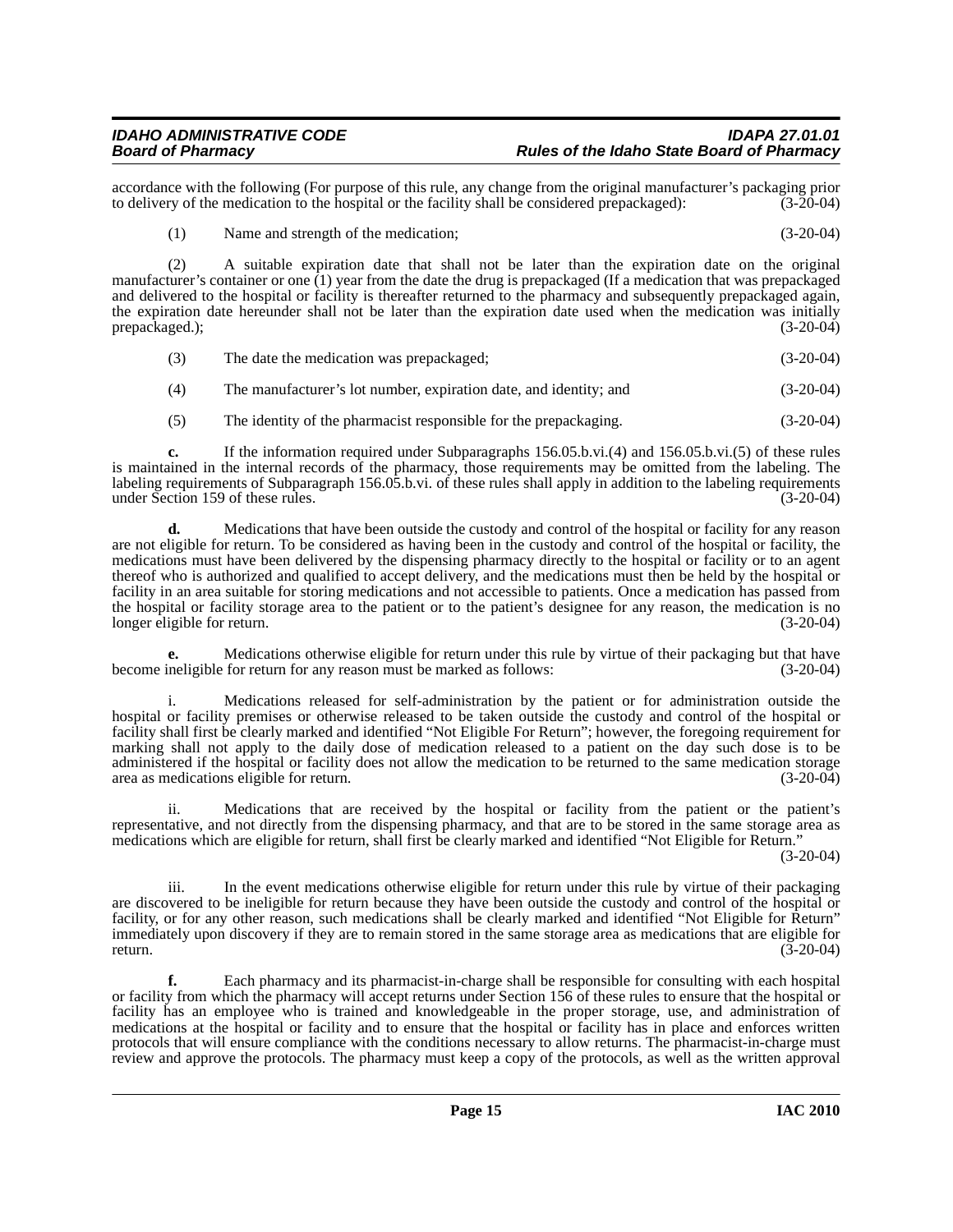accordance with the following (For purpose of this rule, any change from the original manufacturer's packaging prior to delivery of the medication to the hospital or the facility shall be considered prepackaged): (3-20-04)

(1) Name and strength of the medication; (3-20-04)

(2) A suitable expiration date that shall not be later than the expiration date on the original manufacturer's container or one (1) year from the date the drug is prepackaged (If a medication that was prepackaged and delivered to the hospital or facility is thereafter returned to the pharmacy and subsequently prepackaged again, the expiration date hereunder shall not be later than the expiration date used when the medication was initially prepackaged.); (3-20-04)

(3) The date the medication was prepackaged; (3-20-04)

(4) The manufacturer's lot number, expiration date, and identity; and (3-20-04)

(5) The identity of the pharmacist responsible for the prepackaging. (3-20-04)

**c.** If the information required under Subparagraphs 156.05.b.vi.(4) and 156.05.b.vi.(5) of these rules is maintained in the internal records of the pharmacy, those requirements may be omitted from the labeling. The labeling requirements of Subparagraph 156.05.b.vi. of these rules shall apply in addition to the labeling requirements under Section 159 of these rules. (3-20-04)

**d.** Medications that have been outside the custody and control of the hospital or facility for any reason are not eligible for return. To be considered as having been in the custody and control of the hospital or facility, the medications must have been delivered by the dispensing pharmacy directly to the hospital or facility or to an agent thereof who is authorized and qualified to accept delivery, and the medications must then be held by the hospital or facility in an area suitable for storing medications and not accessible to patients. Once a medication has passed from the hospital or facility storage area to the patient or to the patient's designee for any reason, the medication is no longer eligible for return. (3-20-04)

**e.** Medications otherwise eligible for return under this rule by virtue of their packaging but that have become ineligible for return for any reason must be marked as follows: (3-20-04)

i. Medications released for self-administration by the patient or for administration outside the hospital or facility premises or otherwise released to be taken outside the custody and control of the hospital or facility shall first be clearly marked and identified "Not Eligible For Return"; however, the foregoing requirement for marking shall not apply to the daily dose of medication released to a patient on the day such dose is to be administered if the hospital or facility does not allow the medication to be returned to the same medication storage area as medications eligible for return. (3-20-04)

ii. Medications that are received by the hospital or facility from the patient or the patient's representative, and not directly from the dispensing pharmacy, and that are to be stored in the same storage area as medications which are eligible for return, shall first be clearly marked and identified "Not Eligible for Return." (3-20-04)

iii. In the event medications otherwise eligible for return under this rule by virtue of their packaging are discovered to be ineligible for return because they have been outside the custody and control of the hospital or facility, or for any other reason, such medications shall be clearly marked and identified "Not Eligible for Return" immediately upon discovery if they are to remain stored in the same storage area as medications that are eligible for return. (3-20-04)

**f.** Each pharmacy and its pharmacist-in-charge shall be responsible for consulting with each hospital or facility from which the pharmacy will accept returns under Section 156 of these rules to ensure that the hospital or facility has an employee who is trained and knowledgeable in the proper storage, use, and administration of medications at the hospital or facility and to ensure that the hospital or facility has in place and enforces written protocols that will ensure compliance with the conditions necessary to allow returns. The pharmacist-in-charge must review and approve the protocols. The pharmacy must keep a copy of the protocols, as well as the written approval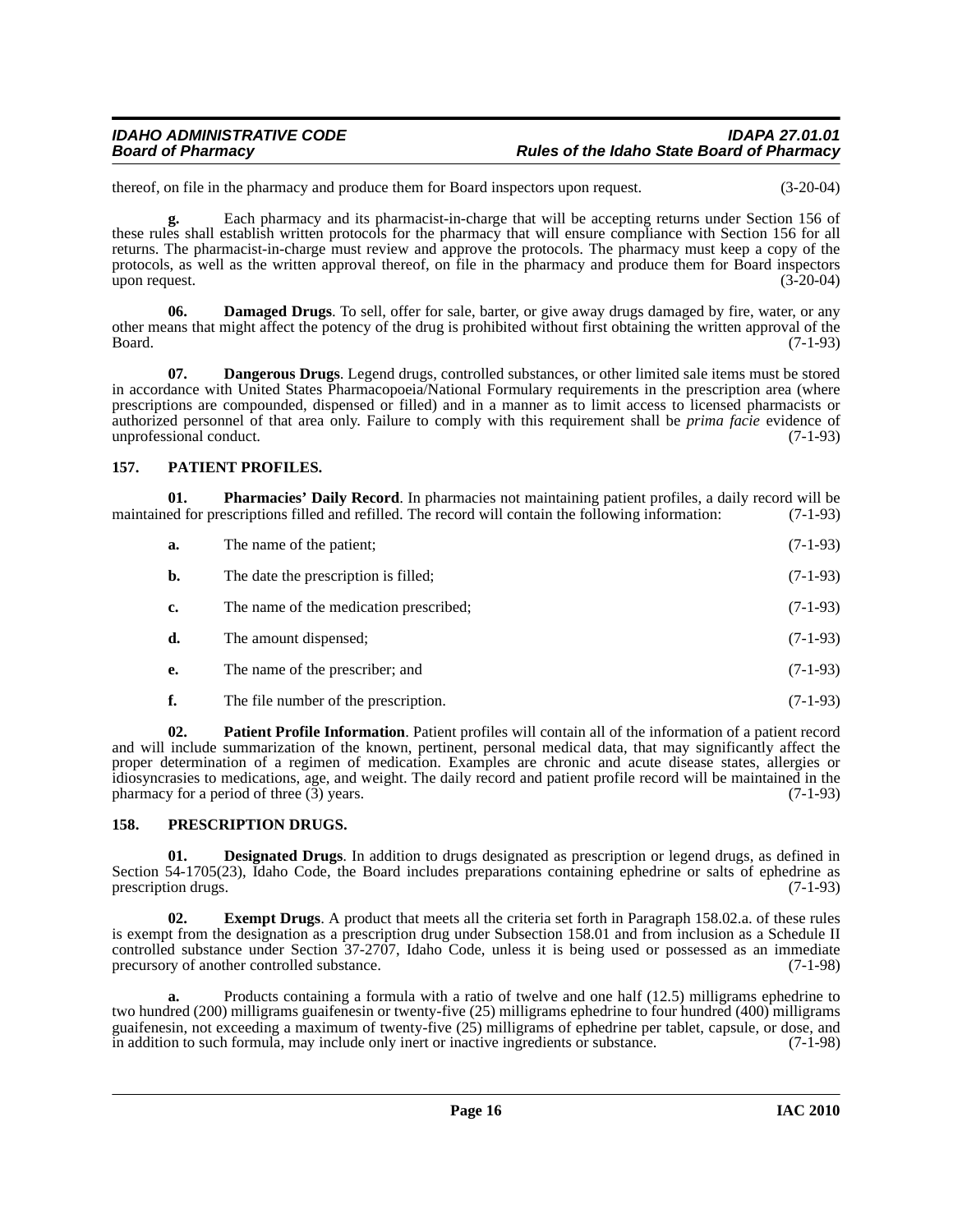thereof, on file in the pharmacy and produce them for Board inspectors upon request. (3-20-04)

**g.** Each pharmacy and its pharmacist-in-charge that will be accepting returns under Section 156 of these rules shall establish written protocols for the pharmacy that will ensure compliance with Section 156 for all returns. The pharmacist-in-charge must review and approve the protocols. The pharmacy must keep a copy of the protocols, as well as the written approval thereof, on file in the pharmacy and produce them for Board inspectors upon request. (3-20-04)

**06. Damaged Drugs**. To sell, offer for sale, barter, or give away drugs damaged by fire, water, or any other means that might affect the potency of the drug is prohibited without first obtaining the written approval of the Board. (7-1-93)

**07. Dangerous Drugs**. Legend drugs, controlled substances, or other limited sale items must be stored in accordance with United States Pharmacopoeia/National Formulary requirements in the prescription area (where prescriptions are compounded, dispensed or filled) and in a manner as to limit access to licensed pharmacists or authorized personnel of that area only. Failure to comply with this requirement shall be *prima facie* evidence of unprofessional conduct. (7-1-93)

## 157. PATIENT PROFILES.

**01. Pharmacies' Daily Record**. In pharmacies not maintaining patient profiles, a daily record will be maintained for prescriptions filled and refilled. The record will contain the following information: (7-1-93)

**a.** The name of the patient; (7-1-93)

**b.** The date the prescription is filled; (7-1-93)

**c.** The name of the medication prescribed; (7-1-93)

**d.** The amount dispensed; (7-1-93)

**e.** The name of the prescriber; and (7-1-93)

**f.** The file number of the prescription. (7-1-93)

**02. Patient Profile Information**. Patient profiles will contain all of the information of a patient record and will include summarization of the known, pertinent, personal medical data, that may significantly affect the proper determination of a regimen of medication. Examples are chronic and acute disease states, allergies or idiosyncrasies to medications, age, and weight. The daily record and patient profile record will be maintained in the pharmacy for a period of three (3) years. (7-1-93)

## 158. PRESCRIPTION DRUGS.

**01. Designated Drugs**. In addition to drugs designated as prescription or legend drugs, as defined in Section 54-1705(23), Idaho Code, the Board includes preparations containing ephedrine or salts of ephedrine as prescription drugs. (7-1-93)

**02. Exempt Drugs**. A product that meets all the criteria set forth in Paragraph 158.02.a. of these rules is exempt from the designation as a prescription drug under Subsection 158.01 and from inclusion as a Schedule II controlled substance under Section 37-2707, Idaho Code, unless it is being used or possessed as an immediate precursory of another controlled substance. (7-1-98)

**a.** Products containing a formula with a ratio of twelve and one half (12.5) milligrams ephedrine to two hundred (200) milligrams guaifenesin or twenty-five (25) milligrams ephedrine to four hundred (400) milligrams guaifenesin, not exceeding a maximum of twenty-five (25) milligrams of ephedrine per tablet, capsule, or dose, and in addition to such formula, may include only inert or inactive ingredients or substance. (7-1-98)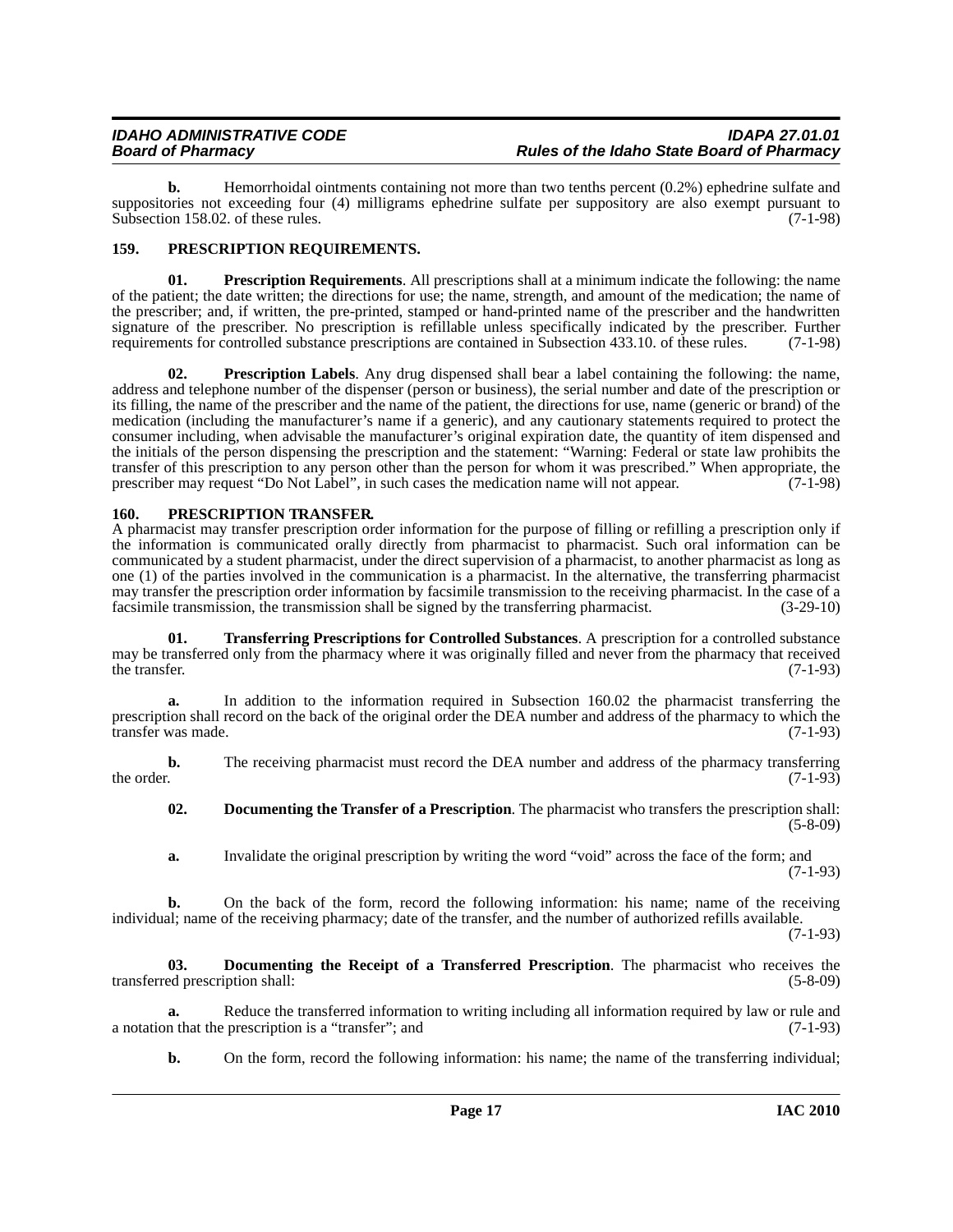**b.** Hemorrhoidal ointments containing not more than two tenths percent (0.2%) ephedrine sulfate and suppositories not exceeding four (4) milligrams ephedrine sulfate per suppository are also exempt pursuant to Subsection 158.02. of these rules. (7-1-98)

## 159. PRESCRIPTION REQUIREMENTS.

**01. Prescription Requirements**. All prescriptions shall at a minimum indicate the following: the name of the patient; the date written; the directions for use; the name, strength, and amount of the medication; the name of the prescriber; and, if written, the pre-printed, stamped or hand-printed name of the prescriber and the handwritten signature of the prescriber. No prescription is refillable unless specifically indicated by the prescriber. Further requirements for controlled substance prescriptions are contained in Subsection 433.10. of these rules. (7-1-98)

**02. Prescription Labels**. Any drug dispensed shall bear a label containing the following: the name, address and telephone number of the dispenser (person or business), the serial number and date of the prescription or its filling, the name of the prescriber and the name of the patient, the directions for use, name (generic or brand) of the medication (including the manufacturer's name if a generic), and any cautionary statements required to protect the consumer including, when advisable the manufacturer's original expiration date, the quantity of item dispensed and the initials of the person dispensing the prescription and the statement: "Warning: Federal or state law prohibits the transfer of this prescription to any person other than the person for whom it was prescribed." When appropriate, the prescriber may request "Do Not Label", in such cases the medication name will not appear. (7-1-98)

## 160. PRESCRIPTION TRANSFER.

A pharmacist may transfer prescription order information for the purpose of filling or refilling a prescription only if the information is communicated orally directly from pharmacist to pharmacist. Such oral information can be communicated by a student pharmacist, under the direct supervision of a pharmacist, to another pharmacist as long as one (1) of the parties involved in the communication is a pharmacist. In the alternative, the transferring pharmacist may transfer the prescription order information by facsimile transmission to the receiving pharmacist. In the case of a facsimile transmission, the transmission shall be signed by the transferring pharmacist. (3-29-10)

**01. Transferring Prescriptions for Controlled Substances**. A prescription for a controlled substance may be transferred only from the pharmacy where it was originally filled and never from the pharmacy that received the transfer. (7-1-93)

**a.** In addition to the information required in Subsection 160.02 the pharmacist transferring the prescription shall record on the back of the original order the DEA number and address of the pharmacy to which the transfer was made. (7-1-93)

**b.** The receiving pharmacist must record the DEA number and address of the pharmacy transferring the order. (7-1-93)

**02. Documenting the Transfer of a Prescription**. The pharmacist who transfers the prescription shall: (5-8-09)

**a.** Invalidate the original prescription by writing the word "void" across the face of the form; and (7-1-93)

**b.** On the back of the form, record the following information: his name; name of the receiving individual; name of the receiving pharmacy; date of the transfer, and the number of authorized refills available. (7-1-93)

**03. Documenting the Receipt of a Transferred Prescription**. The pharmacist who receives the transferred prescription shall: (5-8-09)

**a.** Reduce the transferred information to writing including all information required by law or rule and a notation that the prescription is a "transfer"; and (7-1-93)

**b.** On the form, record the following information: his name; the name of the transferring individual;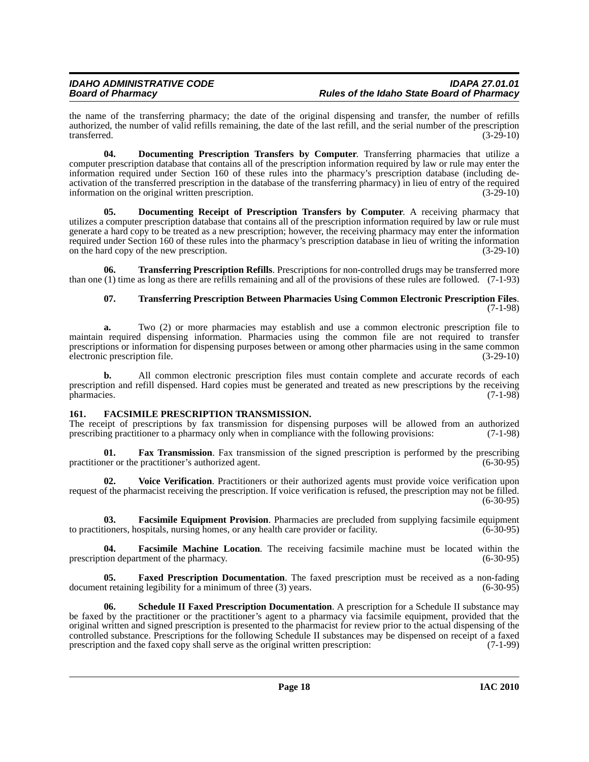the name of the transferring pharmacy; the date of the original dispensing and transfer, the number of refills authorized, the number of valid refills remaining, the date of the last refill, and the serial number of the prescription transferred. (3-29-10)

**04. Documenting Prescription Transfers by Computer**. Transferring pharmacies that utilize a computer prescription database that contains all of the prescription information required by law or rule may enter the information required under Section 160 of these rules into the pharmacy's prescription database (including de-activation of the transferred prescription in the database of the transferring pharmacy) in lieu of entry of the required information on the original written prescription. (3-29-10)

**05. Documenting Receipt of Prescription Transfers by Computer**. A receiving pharmacy that utilizes a computer prescription database that contains all of the prescription information required by law or rule must generate a hard copy to be treated as a new prescription; however, the receiving pharmacy may enter the information required under Section 160 of these rules into the pharmacy's prescription database in lieu of writing the information on the hard copy of the new prescription. (3-29-10)

**06. Transferring Prescription Refills**. Prescriptions for non-controlled drugs may be transferred more than one (1) time as long as there are refills remaining and all of the provisions of these rules are followed. (7-1-93)

**07. Transferring Prescription Between Pharmacies Using Common Electronic Prescription Files**. (7-1-98)

**a.** Two (2) or more pharmacies may establish and use a common electronic prescription file to maintain required dispensing information. Pharmacies using the common file are not required to transfer prescriptions or information for dispensing purposes between or among other pharmacies using in the same common electronic prescription file. (3-29-10)

**b.** All common electronic prescription files must contain complete and accurate records of each prescription and refill dispensed. Hard copies must be generated and treated as new prescriptions by the receiving pharmacies. (7-1-98)

## 161. FACSIMILE PRESCRIPTION TRANSMISSION.

The receipt of prescriptions by fax transmission for dispensing purposes will be allowed from an authorized prescribing practitioner to a pharmacy only when in compliance with the following provisions: (7-1-98)

**01. Fax Transmission**. Fax transmission of the signed prescription is performed by the prescribing practitioner or the practitioner's authorized agent. (6-30-95)

**02. Voice Verification**. Practitioners or their authorized agents must provide voice verification upon request of the pharmacist receiving the prescription. If voice verification is refused, the prescription may not be filled. (6-30-95)

**03. Facsimile Equipment Provision**. Pharmacies are precluded from supplying facsimile equipment to practitioners, hospitals, nursing homes, or any health care provider or facility. (6-30-95)

**04. Facsimile Machine Location**. The receiving facsimile machine must be located within the prescription department of the pharmacy. (6-30-95)

**05. Faxed Prescription Documentation**. The faxed prescription must be received as a non-fading document retaining legibility for a minimum of three (3) years. (6-30-95)

**06. Schedule II Faxed Prescription Documentation**. A prescription for a Schedule II substance may be faxed by the practitioner or the practitioner's agent to a pharmacy via facsimile equipment, provided that the original written and signed prescription is presented to the pharmacist for review prior to the actual dispensing of the controlled substance. Prescriptions for the following Schedule II substances may be dispensed on receipt of a faxed prescription and the faxed copy shall serve as the original written prescription: (7-1-99)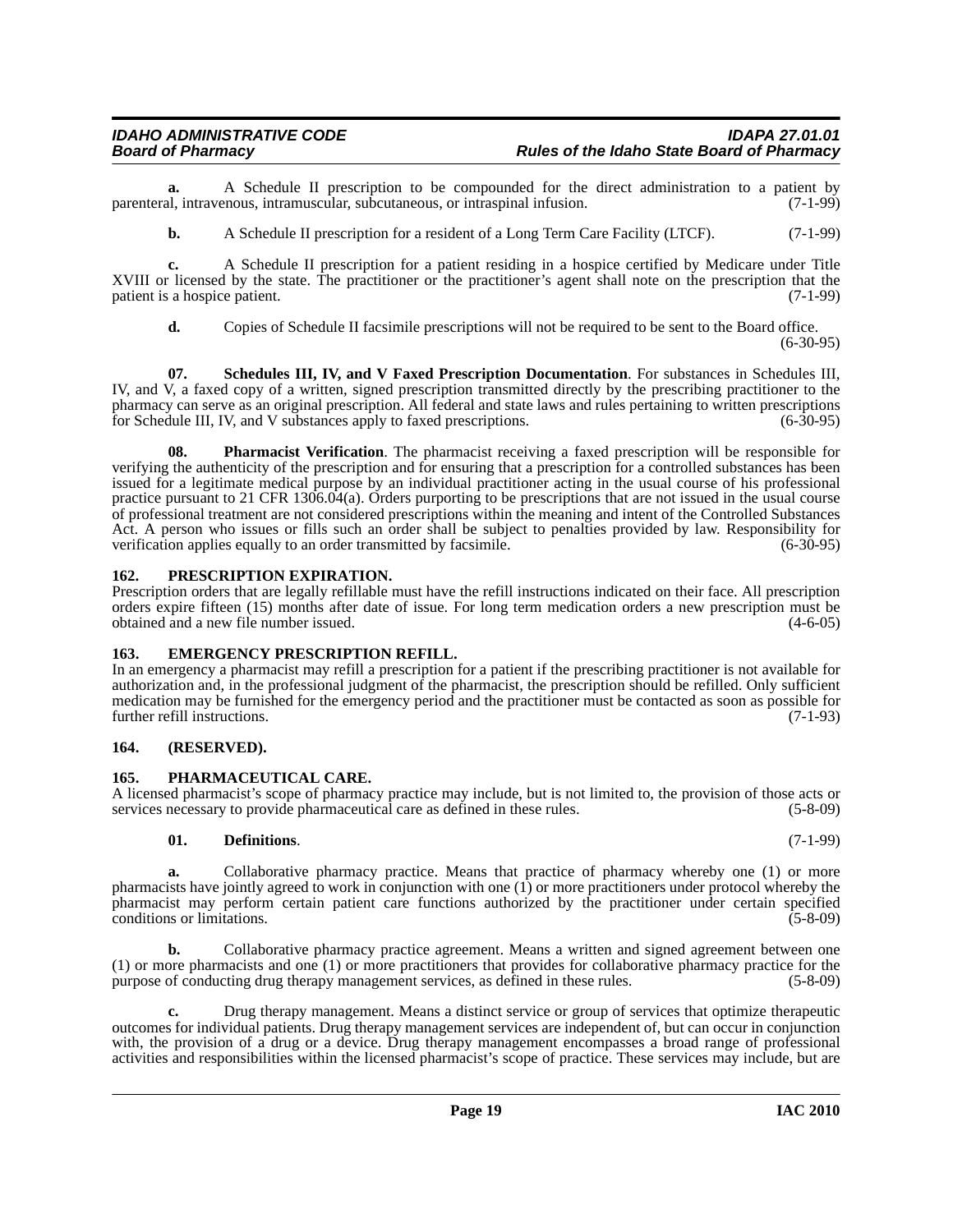**a.** A Schedule II prescription to be compounded for the direct administration to a patient by parenteral, intravenous, intramuscular, subcutaneous, or intraspinal infusion. (7-1-99)

**b.** A Schedule II prescription for a resident of a Long Term Care Facility (LTCF). (7-1-99)

**c.** A Schedule II prescription for a patient residing in a hospice certified by Medicare under Title XVIII or licensed by the state. The practitioner or the practitioner's agent shall note on the prescription that the patient is a hospice patient. (7-1-99)

**d.** Copies of Schedule II facsimile prescriptions will not be required to be sent to the Board office. (6-30-95)

**07. Schedules III, IV, and V Faxed Prescription Documentation**. For substances in Schedules III, IV, and V, a faxed copy of a written, signed prescription transmitted directly by the prescribing practitioner to the pharmacy can serve as an original prescription. All federal and state laws and rules pertaining to written prescriptions for Schedule III, IV, and V substances apply to faxed prescriptions. (6-30-95)

**08. Pharmacist Verification**. The pharmacist receiving a faxed prescription will be responsible for verifying the authenticity of the prescription and for ensuring that a prescription for a controlled substances has been issued for a legitimate medical purpose by an individual practitioner acting in the usual course of his professional practice pursuant to 21 CFR 1306.04(a). Orders purporting to be prescriptions that are not issued in the usual course of professional treatment are not considered prescriptions within the meaning and intent of the Controlled Substances Act. A person who issues or fills such an order shall be subject to penalties provided by law. Responsibility for verification applies equally to an order transmitted by facsimile. (6-30-95)

## 162. PRESCRIPTION EXPIRATION.

Prescription orders that are legally refillable must have the refill instructions indicated on their face. All prescription orders expire fifteen (15) months after date of issue. For long term medication orders a new prescription must be obtained and a new file number issued. (4-6-05)

## 163. EMERGENCY PRESCRIPTION REFILL.

In an emergency a pharmacist may refill a prescription for a patient if the prescribing practitioner is not available for authorization and, in the professional judgment of the pharmacist, the prescription should be refilled. Only sufficient medication may be furnished for the emergency period and the practitioner must be contacted as soon as possible for further refill instructions. (7-1-93)

## 164. (RESERVED).

## 165. PHARMACEUTICAL CARE.

A licensed pharmacist's scope of pharmacy practice may include, but is not limited to, the provision of those acts or services necessary to provide pharmaceutical care as defined in these rules. (5-8-09)

**01. Definitions**. (7-1-99)

**a.** Collaborative pharmacy practice. Means that practice of pharmacy whereby one (1) or more pharmacists have jointly agreed to work in conjunction with one (1) or more practitioners under protocol whereby the pharmacist may perform certain patient care functions authorized by the practitioner under certain specified conditions or limitations. (5-8-09)

**b.** Collaborative pharmacy practice agreement. Means a written and signed agreement between one (1) or more pharmacists and one (1) or more practitioners that provides for collaborative pharmacy practice for the purpose of conducting drug therapy management services, as defined in these rules. (5-8-09)

**c.** Drug therapy management. Means a distinct service or group of services that optimize therapeutic outcomes for individual patients. Drug therapy management services are independent of, but can occur in conjunction with, the provision of a drug or a device. Drug therapy management encompasses a broad range of professional activities and responsibilities within the licensed pharmacist's scope of practice. These services may include, but are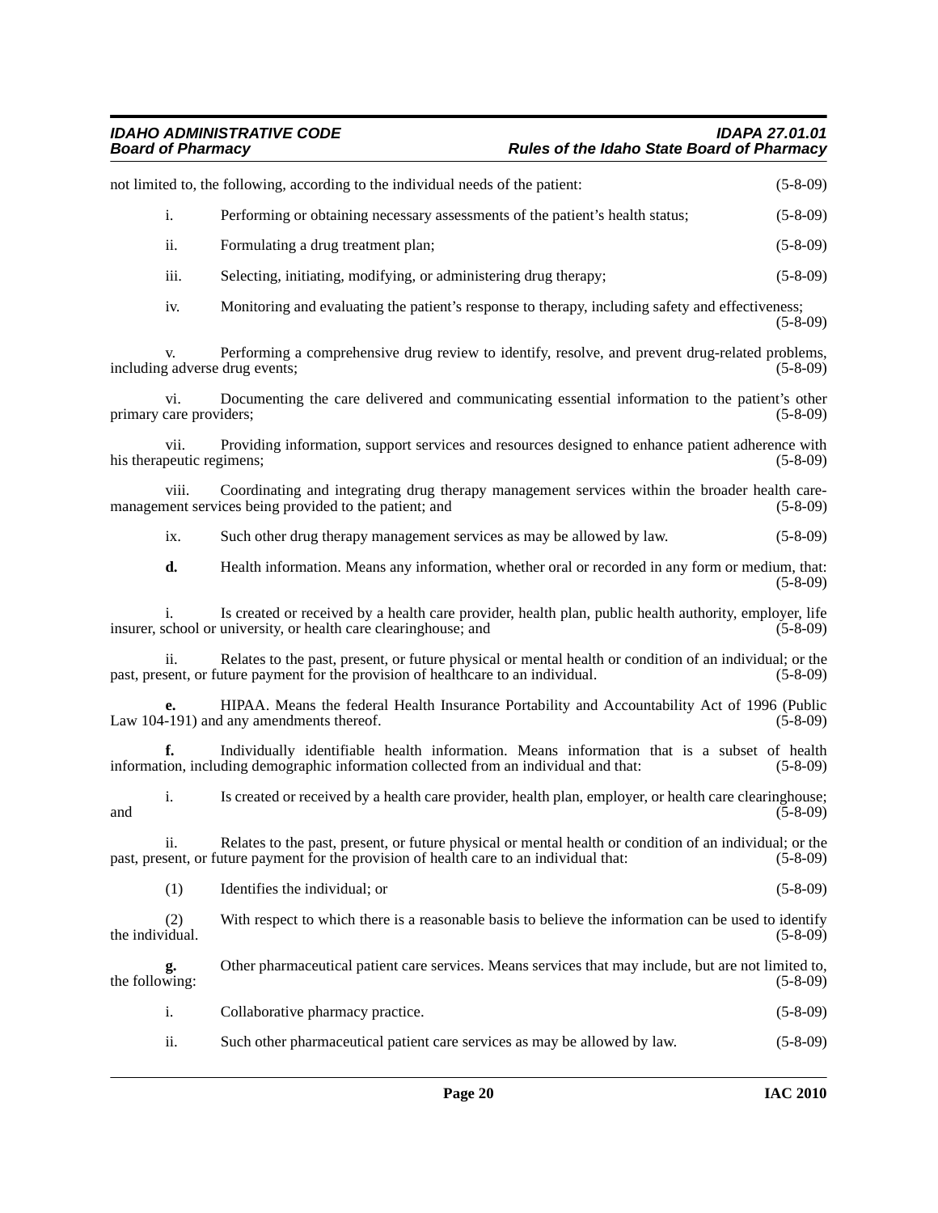not limited to, the following, according to the individual needs of the patient: (5-8-09)

i. Performing or obtaining necessary assessments of the patient's health status; (5-8-09)

ii. Formulating a drug treatment plan; (5-8-09)

iii. Selecting, initiating, modifying, or administering drug therapy; (5-8-09)

iv. Monitoring and evaluating the patient's response to therapy, including safety and effectiveness; (5-8-09)

v. Performing a comprehensive drug review to identify, resolve, and prevent drug-related problems, including adverse drug events; (5-8-09)

vi. Documenting the care delivered and communicating essential information to the patient's other primary care providers; (5-8-09)

vii. Providing information, support services and resources designed to enhance patient adherence with his therapeutic regimens; (5-8-09)

viii. Coordinating and integrating drug therapy management services within the broader health care-management services being provided to the patient; and (5-8-09)

ix. Such other drug therapy management services as may be allowed by law. (5-8-09)

**d.** Health information. Means any information, whether oral or recorded in any form or medium, that: (5-8-09)

i. Is created or received by a health care provider, health plan, public health authority, employer, life insurer, school or university, or health care clearinghouse; and (5-8-09)

ii. Relates to the past, present, or future physical or mental health or condition of an individual; or the past, present, or future payment for the provision of healthcare to an individual. (5-8-09)

**e.** HIPAA. Means the federal Health Insurance Portability and Accountability Act of 1996 (Public Law 104-191) and any amendments thereof. (5-8-09)

**f.** Individually identifiable health information. Means information that is a subset of health information, including demographic information collected from an individual and that: (5-8-09)

i. Is created or received by a health care provider, health plan, employer, or health care clearinghouse; and (5-8-09)

ii. Relates to the past, present, or future physical or mental health or condition of an individual; or the past, present, or future payment for the provision of health care to an individual that: (5-8-09)

(1) Identifies the individual; or (5-8-09)

(2) With respect to which there is a reasonable basis to believe the information can be used to identify the individual. (5-8-09)

**g.** Other pharmaceutical patient care services. Means services that may include, but are not limited to, the following: (5-8-09)

i. Collaborative pharmacy practice. (5-8-09)

ii. Such other pharmaceutical patient care services as may be allowed by law. (5-8-09)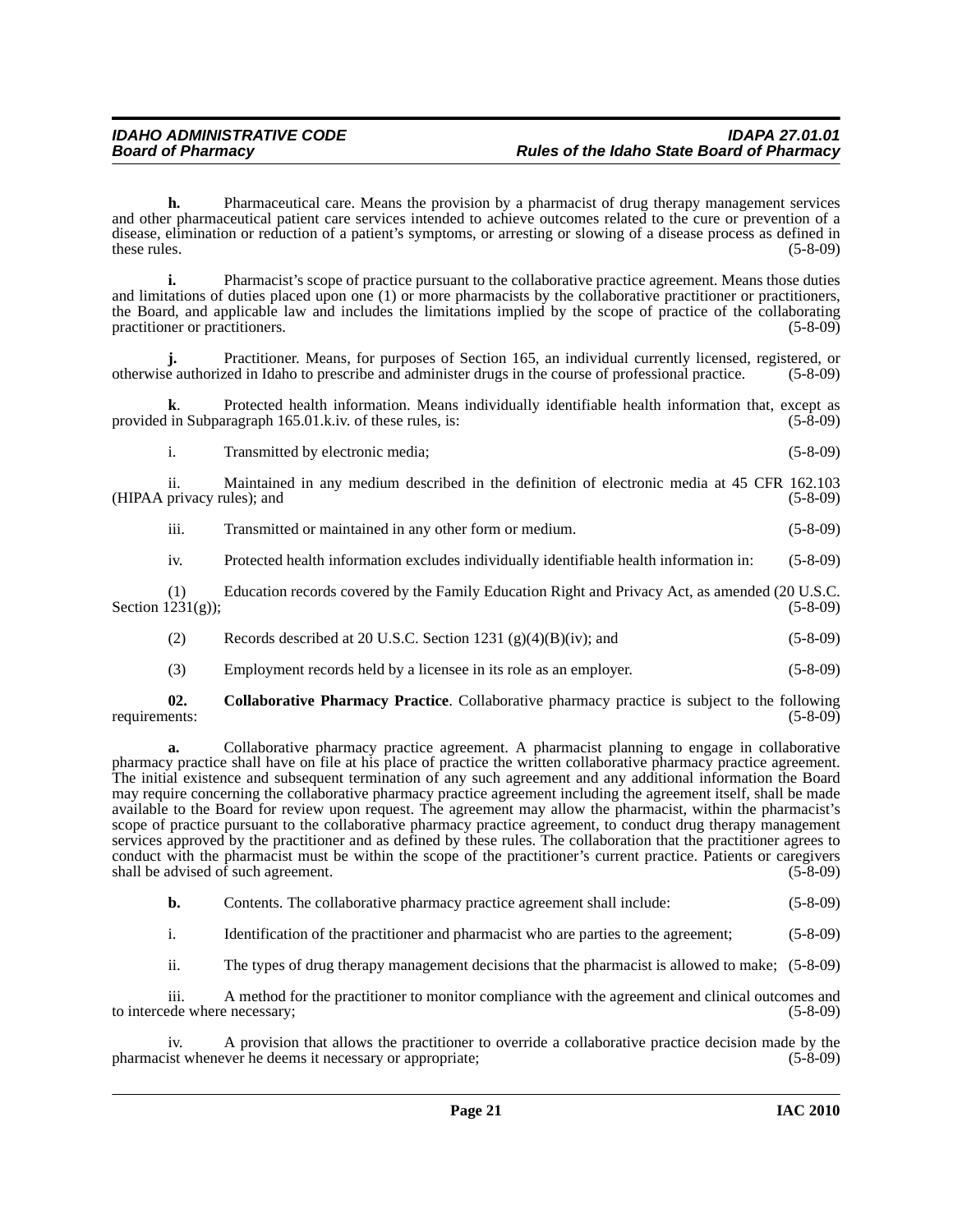**h.** Pharmaceutical care. Means the provision by a pharmacist of drug therapy management services and other pharmaceutical patient care services intended to achieve outcomes related to the cure or prevention of a disease, elimination or reduction of a patient's symptoms, or arresting or slowing of a disease process as defined in these rules. (5-8-09)

**i.** Pharmacist's scope of practice pursuant to the collaborative practice agreement. Means those duties and limitations of duties placed upon one (1) or more pharmacists by the collaborative practitioner or practitioners, the Board, and applicable law and includes the limitations implied by the scope of practice of the collaborating practitioner or practitioners. (5-8-09)

**j.** Practitioner. Means, for purposes of Section 165, an individual currently licensed, registered, or otherwise authorized in Idaho to prescribe and administer drugs in the course of professional practice. (5-8-09)

**k**. Protected health information. Means individually identifiable health information that, except as provided in Subparagraph 165.01.k.iv. of these rules, is: (5-8-09)

i. Transmitted by electronic media; (5-8-09)

ii. Maintained in any medium described in the definition of electronic media at 45 CFR 162.103 (HIPAA privacy rules); and (5-8-09)

iii. Transmitted or maintained in any other form or medium. (5-8-09)

iv. Protected health information excludes individually identifiable health information in: (5-8-09)

(1) Education records covered by the Family Education Right and Privacy Act, as amended (20 U.S.C. Section 1231(g)); (5-8-09)

(2) Records described at 20 U.S.C. Section 1231 (g)(4)(B)(iv); and (5-8-09)

(3) Employment records held by a licensee in its role as an employer. (5-8-09)

**02. Collaborative Pharmacy Practice**. Collaborative pharmacy practice is subject to the following requirements: (5-8-09)

**a.** Collaborative pharmacy practice agreement. A pharmacist planning to engage in collaborative pharmacy practice shall have on file at his place of practice the written collaborative pharmacy practice agreement. The initial existence and subsequent termination of any such agreement and any additional information the Board may require concerning the collaborative pharmacy practice agreement including the agreement itself, shall be made available to the Board for review upon request. The agreement may allow the pharmacist, within the pharmacist's scope of practice pursuant to the collaborative pharmacy practice agreement, to conduct drug therapy management services approved by the practitioner and as defined by these rules. The collaboration that the practitioner agrees to conduct with the pharmacist must be within the scope of the practitioner's current practice. Patients or caregivers shall be advised of such agreement. (5-8-09)

**b.** Contents. The collaborative pharmacy practice agreement shall include: (5-8-09)

i. Identification of the practitioner and pharmacist who are parties to the agreement; (5-8-09)

ii. The types of drug therapy management decisions that the pharmacist is allowed to make; (5-8-09)

iii. A method for the practitioner to monitor compliance with the agreement and clinical outcomes and to intercede where necessary; (5-8-09)

iv. A provision that allows the practitioner to override a collaborative practice decision made by the pharmacist whenever he deems it necessary or appropriate; (5-8-09)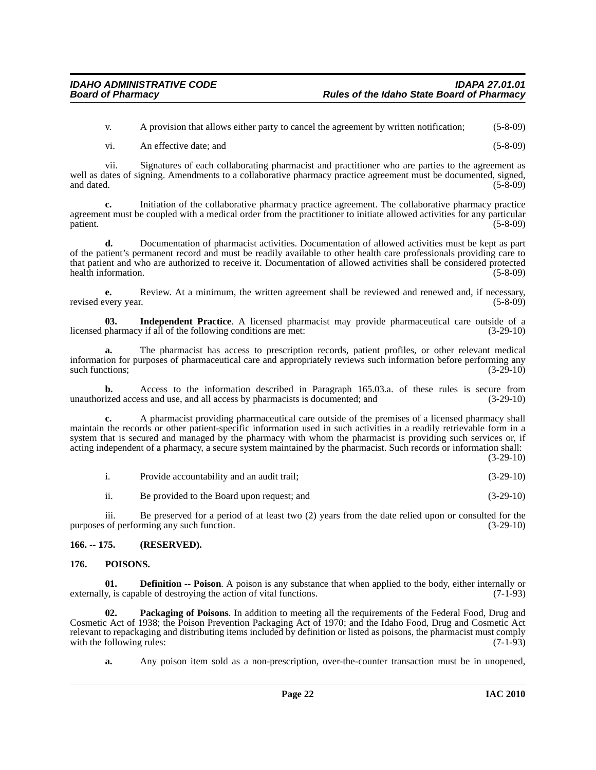v. A provision that allows either party to cancel the agreement by written notification; (5-8-09)

vi. An effective date; and (5-8-09)

vii. Signatures of each collaborating pharmacist and practitioner who are parties to the agreement as well as dates of signing. Amendments to a collaborative pharmacy practice agreement must be documented, signed, and dated. (5-8-09)

**c.** Initiation of the collaborative pharmacy practice agreement. The collaborative pharmacy practice agreement must be coupled with a medical order from the practitioner to initiate allowed activities for any particular patient. (5-8-09)

**d.** Documentation of pharmacist activities. Documentation of allowed activities must be kept as part of the patient's permanent record and must be readily available to other health care professionals providing care to that patient and who are authorized to receive it. Documentation of allowed activities shall be considered protected health information. (5-8-09)

**e.** Review. At a minimum, the written agreement shall be reviewed and renewed and, if necessary, revised every year. (5-8-09)

**03. Independent Practice**. A licensed pharmacist may provide pharmaceutical care outside of a licensed pharmacy if all of the following conditions are met: (3-29-10)

**a.** The pharmacist has access to prescription records, patient profiles, or other relevant medical information for purposes of pharmaceutical care and appropriately reviews such information before performing any such functions; (3-29-10)

**b.** Access to the information described in Paragraph 165.03.a. of these rules is secure from unauthorized access and use, and all access by pharmacists is documented; and (3-29-10)

**c.** A pharmacist providing pharmaceutical care outside of the premises of a licensed pharmacy shall maintain the records or other patient-specific information used in such activities in a readily retrievable form in a system that is secured and managed by the pharmacy with whom the pharmacist is providing such services or, if acting independent of a pharmacy, a secure system maintained by the pharmacist. Such records or information shall: (3-29-10)

i. Provide accountability and an audit trail; (3-29-10)

ii. Be provided to the Board upon request; and (3-29-10)

iii. Be preserved for a period of at least two (2) years from the date relied upon or consulted for the purposes of performing any such function. (3-29-10)

## 166. -- 175. (RESERVED).

## 176. POISONS.

**01. Definition -- Poison**. A poison is any substance that when applied to the body, either internally or externally, is capable of destroying the action of vital functions. (7-1-93)

**02. Packaging of Poisons**. In addition to meeting all the requirements of the Federal Food, Drug and Cosmetic Act of 1938; the Poison Prevention Packaging Act of 1970; and the Idaho Food, Drug and Cosmetic Act relevant to repackaging and distributing items included by definition or listed as poisons, the pharmacist must comply with the following rules: (7-1-93)

**a.** Any poison item sold as a non-prescription, over-the-counter transaction must be in unopened,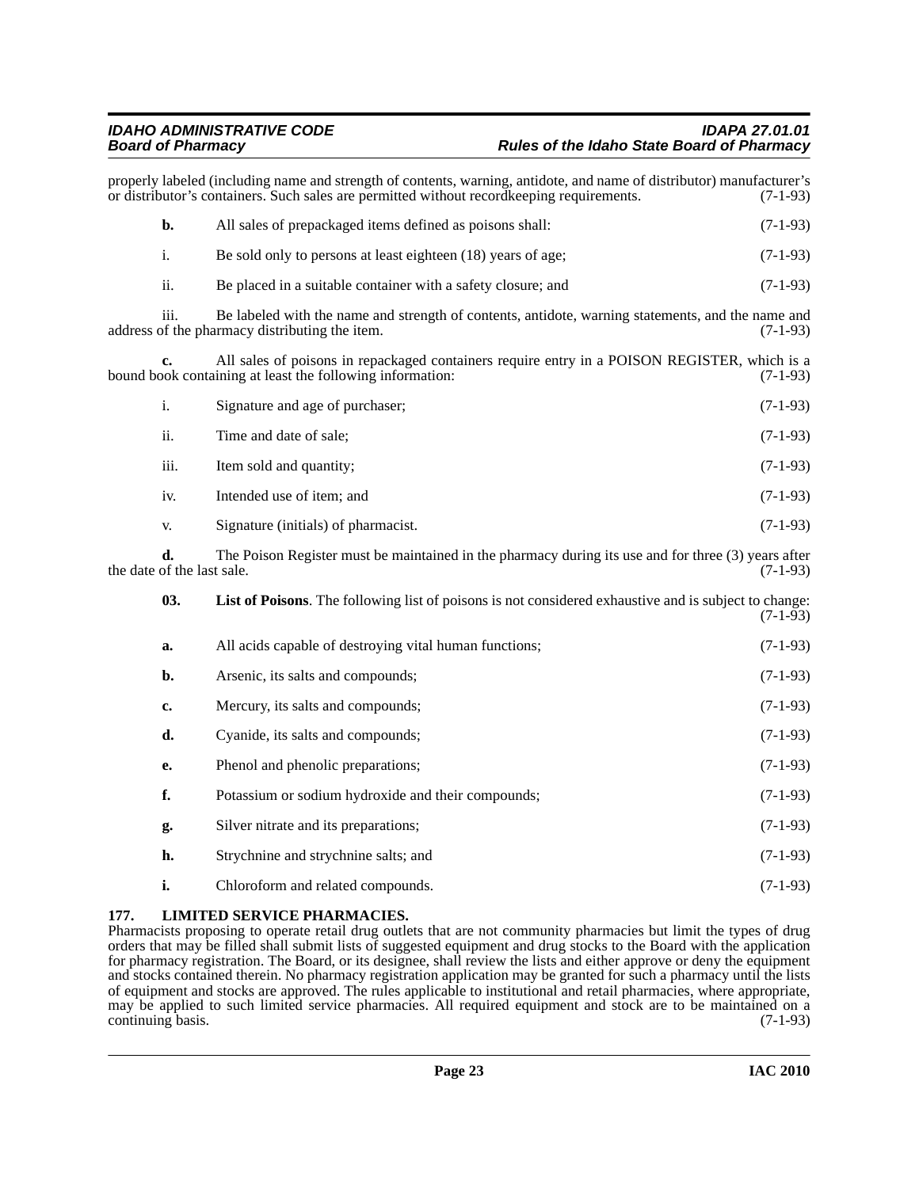properly labeled (including name and strength of contents, warning, antidote, and name of distributor) manufacturer's or distributor's containers. Such sales are permitted without recordkeeping requirements. (7-1-93)

**b.** All sales of prepackaged items defined as poisons shall: (7-1-93)

i. Be sold only to persons at least eighteen (18) years of age; (7-1-93)

ii. Be placed in a suitable container with a safety closure; and (7-1-93)

iii. Be labeled with the name and strength of contents, antidote, warning statements, and the name and address of the pharmacy distributing the item. (7-1-93)

**c.** All sales of poisons in repackaged containers require entry in a POISON REGISTER, which is a bound book containing at least the following information: (7-1-93)

i. Signature and age of purchaser; (7-1-93)

ii. Time and date of sale; (7-1-93)

iii. Item sold and quantity; (7-1-93)

iv. Intended use of item; and (7-1-93)

v. Signature (initials) of pharmacist. (7-1-93)

**d.** The Poison Register must be maintained in the pharmacy during its use and for three (3) years after the date of the last sale. (7-1-93)

**03. List of Poisons**. The following list of poisons is not considered exhaustive and is subject to change: (7-1-93)

**a.** All acids capable of destroying vital human functions; (7-1-93)

**b.** Arsenic, its salts and compounds; (7-1-93)

**c.** Mercury, its salts and compounds; (7-1-93)

**d.** Cyanide, its salts and compounds; (7-1-93)

**e.** Phenol and phenolic preparations; (7-1-93)

**f.** Potassium or sodium hydroxide and their compounds; (7-1-93)

**g.** Silver nitrate and its preparations; (7-1-93)

**h.** Strychnine and strychnine salts; and (7-1-93)

**i.** Chloroform and related compounds. (7-1-93)

## 177. LIMITED SERVICE PHARMACIES.

Pharmacists proposing to operate retail drug outlets that are not community pharmacies but limit the types of drug orders that may be filled shall submit lists of suggested equipment and drug stocks to the Board with the application for pharmacy registration. The Board, or its designee, shall review the lists and either approve or deny the equipment and stocks contained therein. No pharmacy registration application may be granted for such a pharmacy until the lists of equipment and stocks are approved. The rules applicable to institutional and retail pharmacies, where appropriate, may be applied to such limited service pharmacies. All required equipment and stock are to be maintained on a continuing basis. (7-1-93)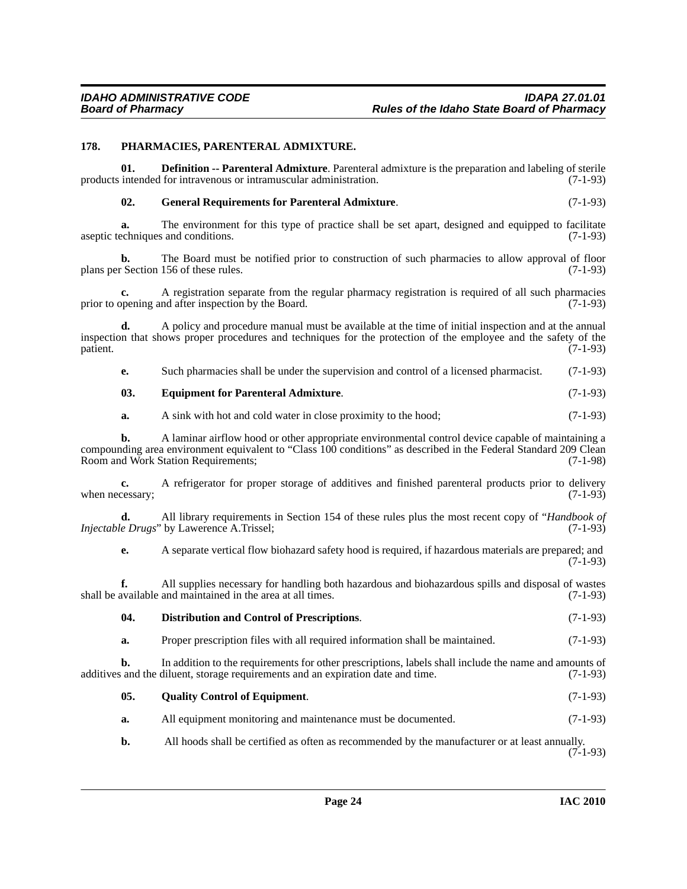## 178. PHARMACIES, PARENTERAL ADMIXTURE.

**01. Definition -- Parenteral Admixture**. Parenteral admixture is the preparation and labeling of sterile products intended for intravenous or intramuscular administration. (7-1-93)

**02. General Requirements for Parenteral Admixture**. (7-1-93)

**a.** The environment for this type of practice shall be set apart, designed and equipped to facilitate aseptic techniques and conditions. (7-1-93)

**b.** The Board must be notified prior to construction of such pharmacies to allow approval of floor plans per Section 156 of these rules. (7-1-93)

**c.** A registration separate from the regular pharmacy registration is required of all such pharmacies prior to opening and after inspection by the Board. (7-1-93)

**d.** A policy and procedure manual must be available at the time of initial inspection and at the annual inspection that shows proper procedures and techniques for the protection of the employee and the safety of the patient. (7-1-93)

**e.** Such pharmacies shall be under the supervision and control of a licensed pharmacist. (7-1-93)

**03. Equipment for Parenteral Admixture**. (7-1-93)

**a.** A sink with hot and cold water in close proximity to the hood; (7-1-93)

**b.** A laminar airflow hood or other appropriate environmental control device capable of maintaining a compounding area environment equivalent to "Class 100 conditions" as described in the Federal Standard 209 Clean Room and Work Station Requirements; (7-1-98)

**c.** A refrigerator for proper storage of additives and finished parenteral products prior to delivery when necessary; (7-1-93)

**d.** All library requirements in Section 154 of these rules plus the most recent copy of "*Handbook of Injectable Drugs*" by Lawerence A.Trissel; (7-1-93)

**e.** A separate vertical flow biohazard safety hood is required, if hazardous materials are prepared; and (7-1-93)

**f.** All supplies necessary for handling both hazardous and biohazardous spills and disposal of wastes shall be available and maintained in the area at all times. (7-1-93)

**04. Distribution and Control of Prescriptions**. (7-1-93)

**a.** Proper prescription files with all required information shall be maintained. (7-1-93)

**b.** In addition to the requirements for other prescriptions, labels shall include the name and amounts of additives and the diluent, storage requirements and an expiration date and time. (7-1-93)

**05. Quality Control of Equipment**. (7-1-93)

**a.** All equipment monitoring and maintenance must be documented. (7-1-93)

**b.** All hoods shall be certified as often as recommended by the manufacturer or at least annually. (7-1-93)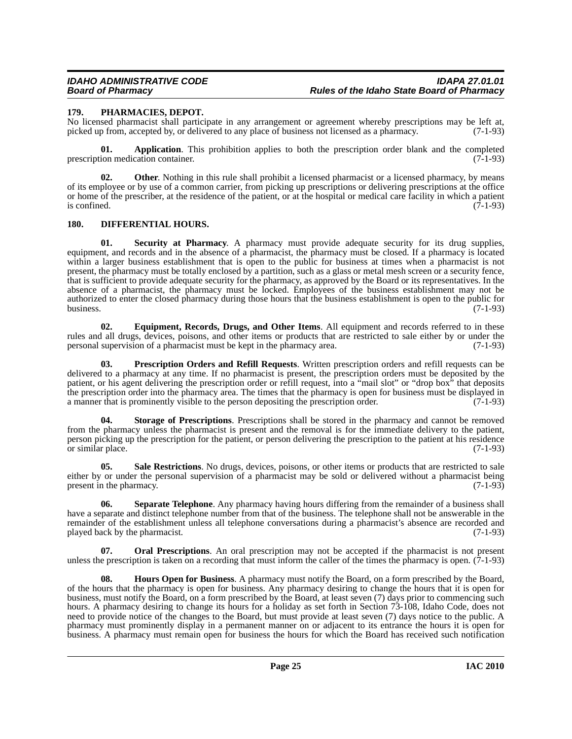## 179. PHARMACIES, DEPOT.

No licensed pharmacist shall participate in any arrangement or agreement whereby prescriptions may be left at, picked up from, accepted by, or delivered to any place of business not licensed as a pharmacy. (7-1-93)

**01. Application**. This prohibition applies to both the prescription order blank and the completed prescription medication container. (7-1-93)

**02. Other**. Nothing in this rule shall prohibit a licensed pharmacist or a licensed pharmacy, by means of its employee or by use of a common carrier, from picking up prescriptions or delivering prescriptions at the office or home of the prescriber, at the residence of the patient, or at the hospital or medical care facility in which a patient is confined. (7-1-93)

## 180. DIFFERENTIAL HOURS.

**01. Security at Pharmacy**. A pharmacy must provide adequate security for its drug supplies, equipment, and records and in the absence of a pharmacist, the pharmacy must be closed. If a pharmacy is located within a larger business establishment that is open to the public for business at times when a pharmacist is not present, the pharmacy must be totally enclosed by a partition, such as a glass or metal mesh screen or a security fence, that is sufficient to provide adequate security for the pharmacy, as approved by the Board or its representatives. In the absence of a pharmacist, the pharmacy must be locked. Employees of the business establishment may not be authorized to enter the closed pharmacy during those hours that the business establishment is open to the public for business. (7-1-93)

**02. Equipment, Records, Drugs, and Other Items**. All equipment and records referred to in these rules and all drugs, devices, poisons, and other items or products that are restricted to sale either by or under the personal supervision of a pharmacist must be kept in the pharmacy area. (7-1-93)

**03. Prescription Orders and Refill Requests**. Written prescription orders and refill requests can be delivered to a pharmacy at any time. If no pharmacist is present, the prescription orders must be deposited by the patient, or his agent delivering the prescription order or refill request, into a "mail slot" or "drop box" that deposits the prescription order into the pharmacy area. The times that the pharmacy is open for business must be displayed in a manner that is prominently visible to the person depositing the prescription order. (7-1-93)

**04. Storage of Prescriptions**. Prescriptions shall be stored in the pharmacy and cannot be removed from the pharmacy unless the pharmacist is present and the removal is for the immediate delivery to the patient, person picking up the prescription for the patient, or person delivering the prescription to the patient at his residence or similar place. (7-1-93)

**05. Sale Restrictions**. No drugs, devices, poisons, or other items or products that are restricted to sale either by or under the personal supervision of a pharmacist may be sold or delivered without a pharmacist being present in the pharmacy. (7-1-93)

**06. Separate Telephone**. Any pharmacy having hours differing from the remainder of a business shall have a separate and distinct telephone number from that of the business. The telephone shall not be answerable in the remainder of the establishment unless all telephone conversations during a pharmacist's absence are recorded and played back by the pharmacist. (7-1-93)

**07. Oral Prescriptions**. An oral prescription may not be accepted if the pharmacist is not present unless the prescription is taken on a recording that must inform the caller of the times the pharmacy is open. (7-1-93)

**08. Hours Open for Business**. A pharmacy must notify the Board, on a form prescribed by the Board, of the hours that the pharmacy is open for business. Any pharmacy desiring to change the hours that it is open for business, must notify the Board, on a form prescribed by the Board, at least seven (7) days prior to commencing such hours. A pharmacy desiring to change its hours for a holiday as set forth in Section 73-108, Idaho Code, does not need to provide notice of the changes to the Board, but must provide at least seven (7) days notice to the public. A pharmacy must prominently display in a permanent manner on or adjacent to its entrance the hours it is open for business. A pharmacy must remain open for business the hours for which the Board has received such notification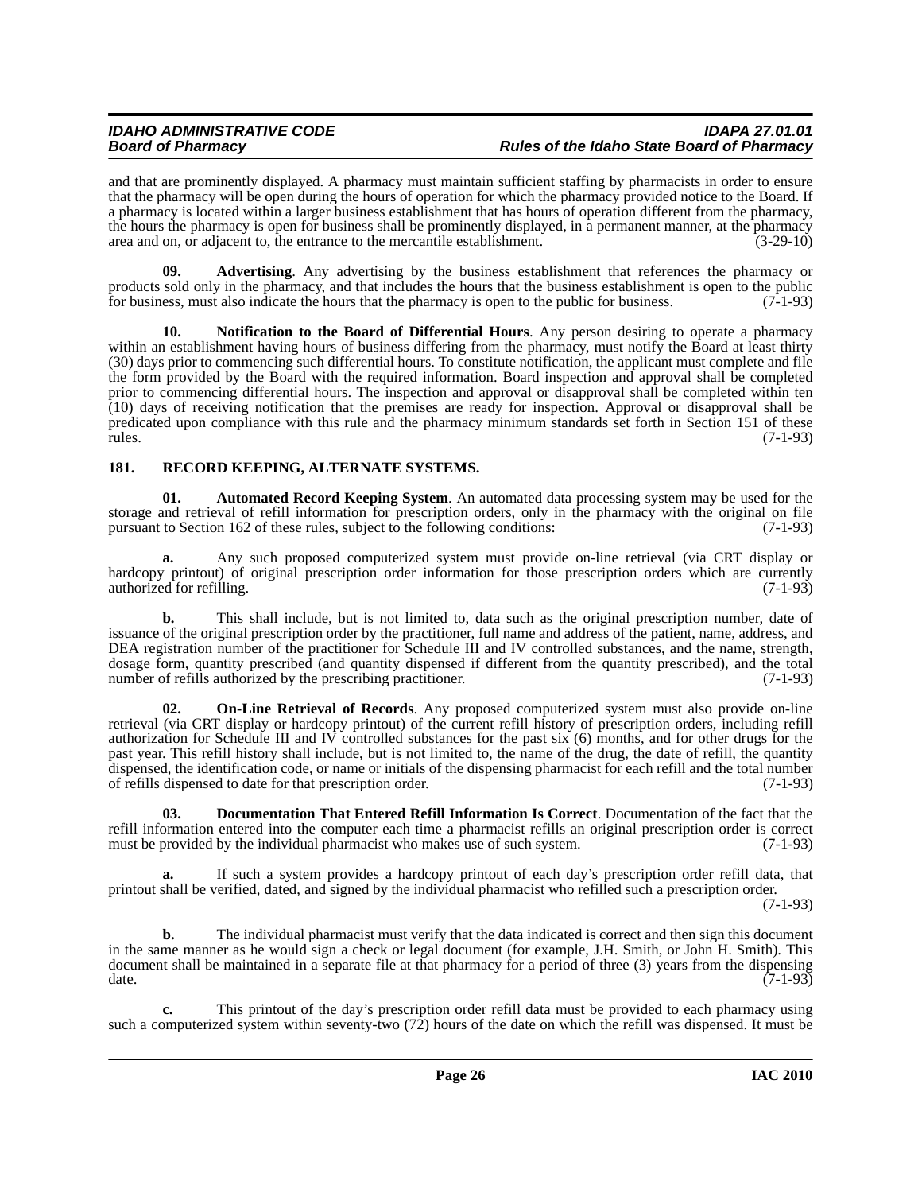and that are prominently displayed. A pharmacy must maintain sufficient staffing by pharmacists in order to ensure that the pharmacy will be open during the hours of operation for which the pharmacy provided notice to the Board. If a pharmacy is located within a larger business establishment that has hours of operation different from the pharmacy, the hours the pharmacy is open for business shall be prominently displayed, in a permanent manner, at the pharmacy area and on, or adjacent to, the entrance to the mercantile establishment. (3-29-10)

**09. Advertising**. Any advertising by the business establishment that references the pharmacy or products sold only in the pharmacy, and that includes the hours that the business establishment is open to the public for business, must also indicate the hours that the pharmacy is open to the public for business. (7-1-93)

**10. Notification to the Board of Differential Hours**. Any person desiring to operate a pharmacy within an establishment having hours of business differing from the pharmacy, must notify the Board at least thirty (30) days prior to commencing such differential hours. To constitute notification, the applicant must complete and file the form provided by the Board with the required information. Board inspection and approval shall be completed prior to commencing differential hours. The inspection and approval or disapproval shall be completed within ten (10) days of receiving notification that the premises are ready for inspection. Approval or disapproval shall be predicated upon compliance with this rule and the pharmacy minimum standards set forth in Section 151 of these rules. (7-1-93)

## 181. RECORD KEEPING, ALTERNATE SYSTEMS.

**01. Automated Record Keeping System**. An automated data processing system may be used for the storage and retrieval of refill information for prescription orders, only in the pharmacy with the original on file pursuant to Section 162 of these rules, subject to the following conditions: (7-1-93)

**a.** Any such proposed computerized system must provide on-line retrieval (via CRT display or hardcopy printout) of original prescription order information for those prescription orders which are currently authorized for refilling. (7-1-93)

**b.** This shall include, but is not limited to, data such as the original prescription number, date of issuance of the original prescription order by the practitioner, full name and address of the patient, name, address, and DEA registration number of the practitioner for Schedule III and IV controlled substances, and the name, strength, dosage form, quantity prescribed (and quantity dispensed if different from the quantity prescribed), and the total number of refills authorized by the prescribing practitioner. (7-1-93)

**02. On-Line Retrieval of Records**. Any proposed computerized system must also provide on-line retrieval (via CRT display or hardcopy printout) of the current refill history of prescription orders, including refill authorization for Schedule III and IV controlled substances for the past six (6) months, and for other drugs for the past year. This refill history shall include, but is not limited to, the name of the drug, the date of refill, the quantity dispensed, the identification code, or name or initials of the dispensing pharmacist for each refill and the total number of refills dispensed to date for that prescription order. (7-1-93)

**03. Documentation That Entered Refill Information Is Correct**. Documentation of the fact that the refill information entered into the computer each time a pharmacist refills an original prescription order is correct must be provided by the individual pharmacist who makes use of such system. (7-1-93)

**a.** If such a system provides a hardcopy printout of each day's prescription order refill data, that printout shall be verified, dated, and signed by the individual pharmacist who refilled such a prescription order. (7-1-93)

**b.** The individual pharmacist must verify that the data indicated is correct and then sign this document in the same manner as he would sign a check or legal document (for example, J.H. Smith, or John H. Smith). This document shall be maintained in a separate file at that pharmacy for a period of three (3) years from the dispensing date. (7-1-93)

**c.** This printout of the day's prescription order refill data must be provided to each pharmacy using such a computerized system within seventy-two (72) hours of the date on which the refill was dispensed. It must be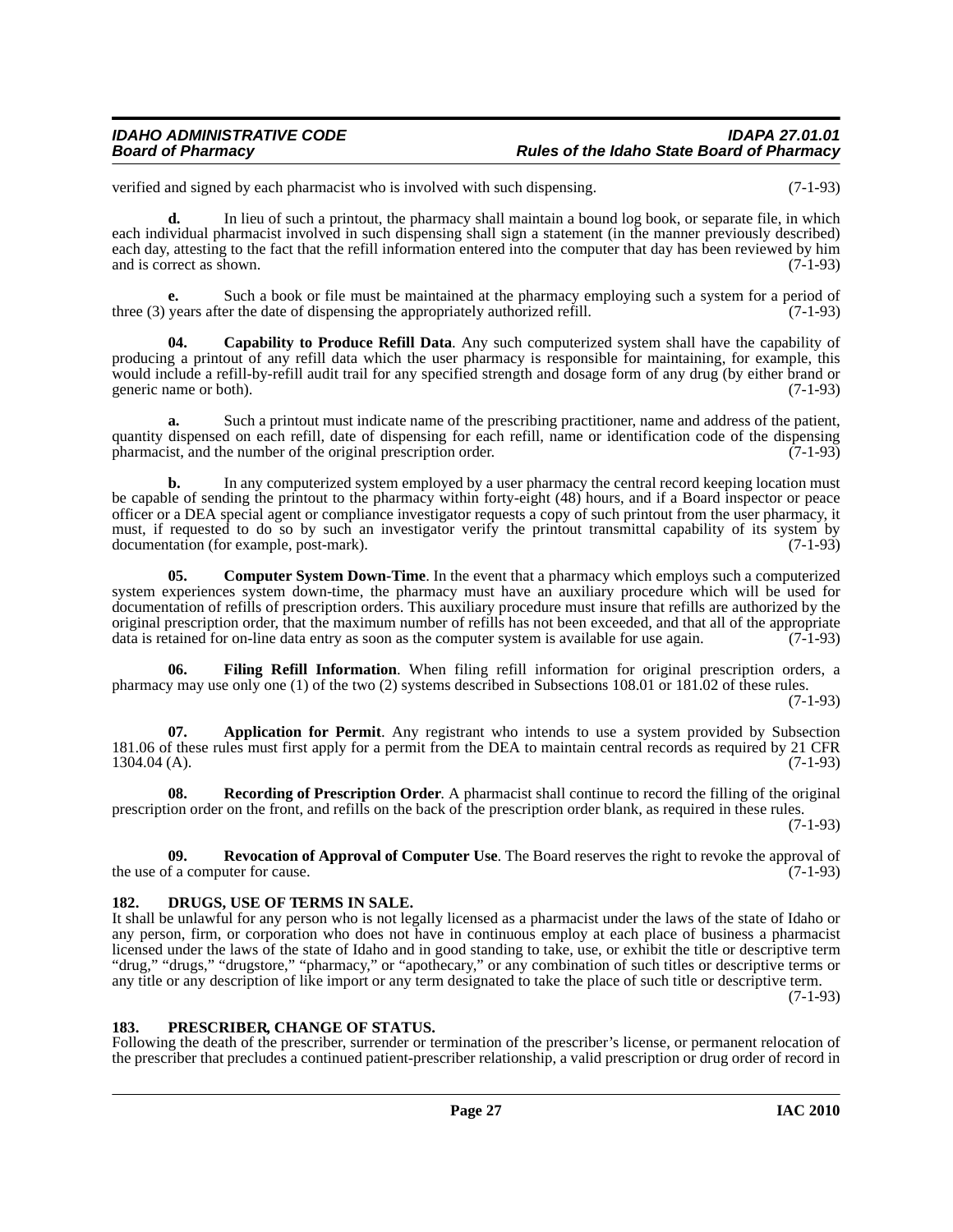verified and signed by each pharmacist who is involved with such dispensing. (7-1-93)

**d.** In lieu of such a printout, the pharmacy shall maintain a bound log book, or separate file, in which each individual pharmacist involved in such dispensing shall sign a statement (in the manner previously described) each day, attesting to the fact that the refill information entered into the computer that day has been reviewed by him and is correct as shown. (7-1-93)

**e.** Such a book or file must be maintained at the pharmacy employing such a system for a period of three (3) years after the date of dispensing the appropriately authorized refill. (7-1-93)

**04. Capability to Produce Refill Data**. Any such computerized system shall have the capability of producing a printout of any refill data which the user pharmacy is responsible for maintaining, for example, this would include a refill-by-refill audit trail for any specified strength and dosage form of any drug (by either brand or generic name or both). (7-1-93)

**a.** Such a printout must indicate name of the prescribing practitioner, name and address of the patient, quantity dispensed on each refill, date of dispensing for each refill, name or identification code of the dispensing pharmacist, and the number of the original prescription order. (7-1-93)

**b.** In any computerized system employed by a user pharmacy the central record keeping location must be capable of sending the printout to the pharmacy within forty-eight (48) hours, and if a Board inspector or peace officer or a DEA special agent or compliance investigator requests a copy of such printout from the user pharmacy, it must, if requested to do so by such an investigator verify the printout transmittal capability of its system by documentation (for example, post-mark). (7-1-93)

**05. Computer System Down-Time**. In the event that a pharmacy which employs such a computerized system experiences system down-time, the pharmacy must have an auxiliary procedure which will be used for documentation of refills of prescription orders. This auxiliary procedure must insure that refills are authorized by the original prescription order, that the maximum number of refills has not been exceeded, and that all of the appropriate data is retained for on-line data entry as soon as the computer system is available for use again. (7-1-93)

**06. Filing Refill Information**. When filing refill information for original prescription orders, a pharmacy may use only one (1) of the two (2) systems described in Subsections 108.01 or 181.02 of these rules. (7-1-93)

**07. Application for Permit**. Any registrant who intends to use a system provided by Subsection 181.06 of these rules must first apply for a permit from the DEA to maintain central records as required by 21 CFR 1304.04 (A). (7-1-93)

**08. Recording of Prescription Order**. A pharmacist shall continue to record the filling of the original prescription order on the front, and refills on the back of the prescription order blank, as required in these rules. (7-1-93)

**09. Revocation of Approval of Computer Use**. The Board reserves the right to revoke the approval of the use of a computer for cause. (7-1-93)

## 182. DRUGS, USE OF TERMS IN SALE.

It shall be unlawful for any person who is not legally licensed as a pharmacist under the laws of the state of Idaho or any person, firm, or corporation who does not have in continuous employ at each place of business a pharmacist licensed under the laws of the state of Idaho and in good standing to take, use, or exhibit the title or descriptive term "drug," "drugs," "drugstore," "pharmacy," or "apothecary," or any combination of such titles or descriptive terms or any title or any description of like import or any term designated to take the place of such title or descriptive term. (7-1-93)

## 183. PRESCRIBER, CHANGE OF STATUS.

Following the death of the prescriber, surrender or termination of the prescriber's license, or permanent relocation of the prescriber that precludes a continued patient-prescriber relationship, a valid prescription or drug order of record in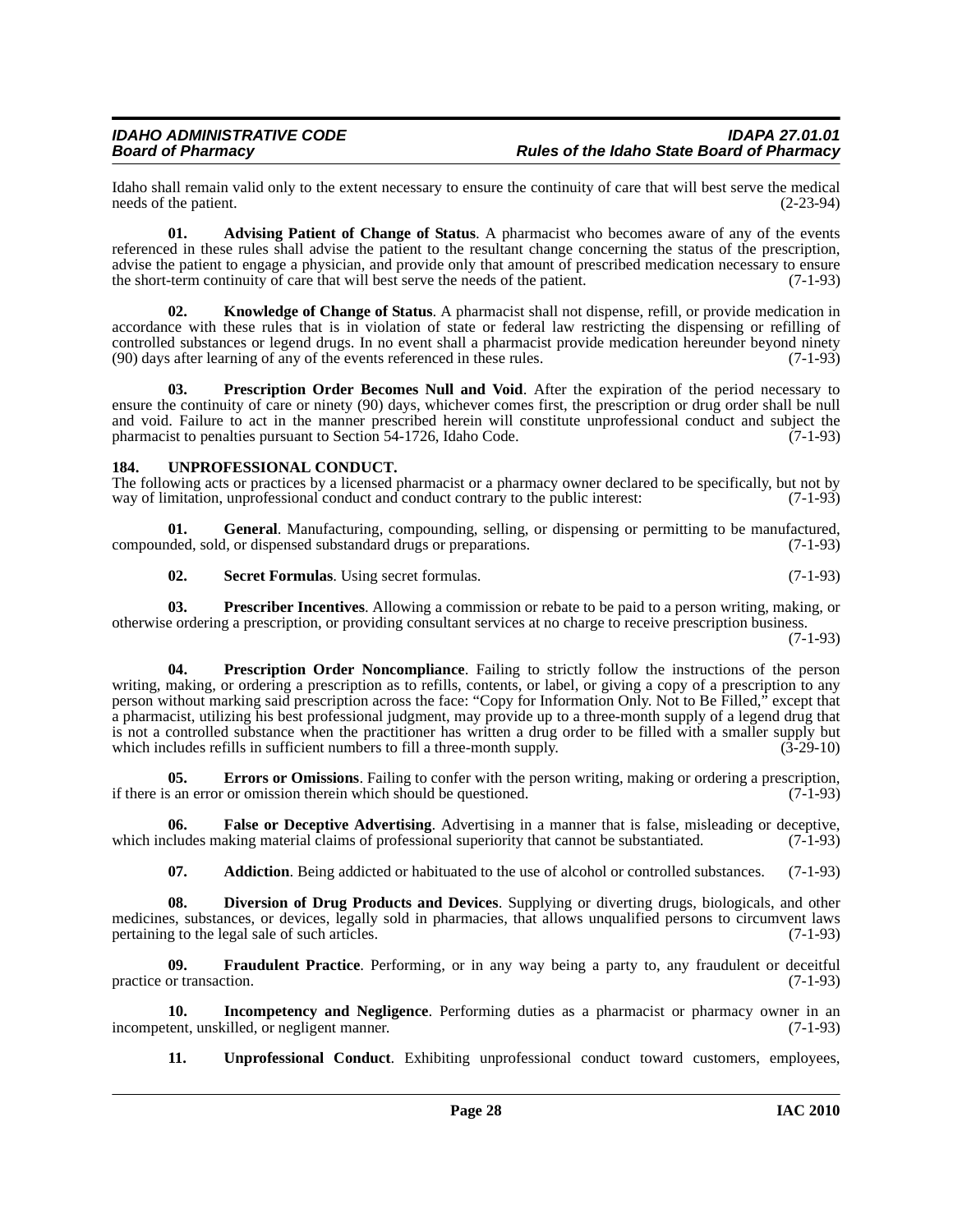Idaho shall remain valid only to the extent necessary to ensure the continuity of care that will best serve the medical needs of the patient. (2-23-94)

**01. Advising Patient of Change of Status**. A pharmacist who becomes aware of any of the events referenced in these rules shall advise the patient to the resultant change concerning the status of the prescription, advise the patient to engage a physician, and provide only that amount of prescribed medication necessary to ensure the short-term continuity of care that will best serve the needs of the patient. (7-1-93)

**02. Knowledge of Change of Status**. A pharmacist shall not dispense, refill, or provide medication in accordance with these rules that is in violation of state or federal law restricting the dispensing or refilling of controlled substances or legend drugs. In no event shall a pharmacist provide medication hereunder beyond ninety (90) days after learning of any of the events referenced in these rules. (7-1-93)

**03. Prescription Order Becomes Null and Void**. After the expiration of the period necessary to ensure the continuity of care or ninety (90) days, whichever comes first, the prescription or drug order shall be null and void. Failure to act in the manner prescribed herein will constitute unprofessional conduct and subject the pharmacist to penalties pursuant to Section 54-1726, Idaho Code. (7-1-93)

## 184. UNPROFESSIONAL CONDUCT.

The following acts or practices by a licensed pharmacist or a pharmacy owner declared to be specifically, but not by way of limitation, unprofessional conduct and conduct contrary to the public interest: (7-1-93)

**01. General**. Manufacturing, compounding, selling, or dispensing or permitting to be manufactured, compounded, sold, or dispensed substandard drugs or preparations. (7-1-93)

**02. Secret Formulas**. Using secret formulas. (7-1-93)

**03. Prescriber Incentives**. Allowing a commission or rebate to be paid to a person writing, making, or otherwise ordering a prescription, or providing consultant services at no charge to receive prescription business. (7-1-93)

**04. Prescription Order Noncompliance**. Failing to strictly follow the instructions of the person writing, making, or ordering a prescription as to refills, contents, or label, or giving a copy of a prescription to any person without marking said prescription across the face: "Copy for Information Only. Not to Be Filled," except that a pharmacist, utilizing his best professional judgment, may provide up to a three-month supply of a legend drug that is not a controlled substance when the practitioner has written a drug order to be filled with a smaller supply but which includes refills in sufficient numbers to fill a three-month supply. (3-29-10)

**05. Errors or Omissions**. Failing to confer with the person writing, making or ordering a prescription, if there is an error or omission therein which should be questioned. (7-1-93)

**06. False or Deceptive Advertising**. Advertising in a manner that is false, misleading or deceptive, which includes making material claims of professional superiority that cannot be substantiated. (7-1-93)

**07. Addiction**. Being addicted or habituated to the use of alcohol or controlled substances. (7-1-93)

**08. Diversion of Drug Products and Devices**. Supplying or diverting drugs, biologicals, and other medicines, substances, or devices, legally sold in pharmacies, that allows unqualified persons to circumvent laws pertaining to the legal sale of such articles. (7-1-93)

**09. Fraudulent Practice**. Performing, or in any way being a party to, any fraudulent or deceitful practice or transaction. (7-1-93)

**10. Incompetency and Negligence**. Performing duties as a pharmacist or pharmacy owner in an incompetent, unskilled, or negligent manner. (7-1-93)

**11. Unprofessional Conduct**. Exhibiting unprofessional conduct toward customers, employees,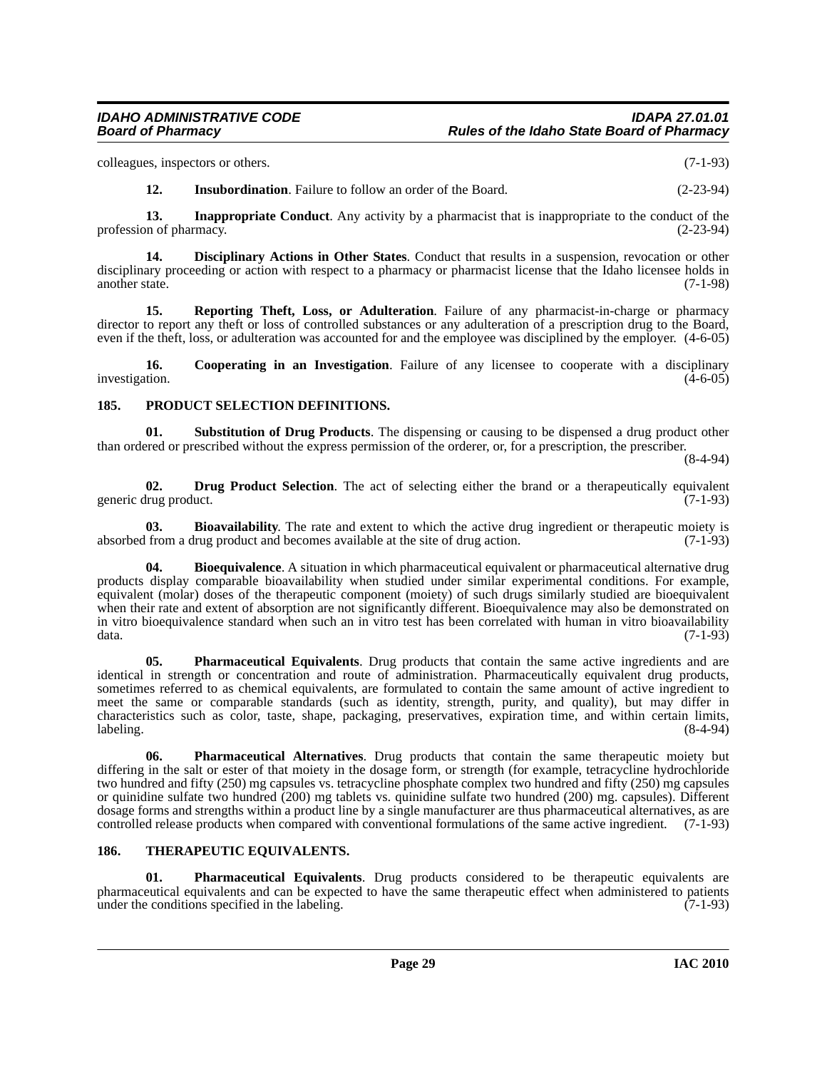colleagues, inspectors or others. (7-1-93)

**12. Insubordination**. Failure to follow an order of the Board. (2-23-94)

**13. Inappropriate Conduct**. Any activity by a pharmacist that is inappropriate to the conduct of the profession of pharmacy. (2-23-94)

**14. Disciplinary Actions in Other States**. Conduct that results in a suspension, revocation or other disciplinary proceeding or action with respect to a pharmacy or pharmacist license that the Idaho licensee holds in another state. (7-1-98)

**15. Reporting Theft, Loss, or Adulteration**. Failure of any pharmacist-in-charge or pharmacy director to report any theft or loss of controlled substances or any adulteration of a prescription drug to the Board, even if the theft, loss, or adulteration was accounted for and the employee was disciplined by the employer. (4-6-05)

**16. Cooperating in an Investigation**. Failure of any licensee to cooperate with a disciplinary investigation. (4-6-05)

## 185. PRODUCT SELECTION DEFINITIONS.

**01. Substitution of Drug Products**. The dispensing or causing to be dispensed a drug product other than ordered or prescribed without the express permission of the orderer, or, for a prescription, the prescriber. (8-4-94)

**02. Drug Product Selection**. The act of selecting either the brand or a therapeutically equivalent generic drug product. (7-1-93)

**03. Bioavailability**. The rate and extent to which the active drug ingredient or therapeutic moiety is absorbed from a drug product and becomes available at the site of drug action. (7-1-93)

**04. Bioequivalence**. A situation in which pharmaceutical equivalent or pharmaceutical alternative drug products display comparable bioavailability when studied under similar experimental conditions. For example, equivalent (molar) doses of the therapeutic component (moiety) of such drugs similarly studied are bioequivalent when their rate and extent of absorption are not significantly different. Bioequivalence may also be demonstrated on in vitro bioequivalence standard when such an in vitro test has been correlated with human in vitro bioavailability data. (7-1-93)

**05. Pharmaceutical Equivalents**. Drug products that contain the same active ingredients and are identical in strength or concentration and route of administration. Pharmaceutically equivalent drug products, sometimes referred to as chemical equivalents, are formulated to contain the same amount of active ingredient to meet the same or comparable standards (such as identity, strength, purity, and quality), but may differ in characteristics such as color, taste, shape, packaging, preservatives, expiration time, and within certain limits, labeling. (8-4-94)

**06. Pharmaceutical Alternatives**. Drug products that contain the same therapeutic moiety but differing in the salt or ester of that moiety in the dosage form, or strength (for example, tetracycline hydrochloride two hundred and fifty (250) mg capsules vs. tetracycline phosphate complex two hundred and fifty (250) mg capsules or quinidine sulfate two hundred (200) mg tablets vs. quinidine sulfate two hundred (200) mg. capsules). Different dosage forms and strengths within a product line by a single manufacturer are thus pharmaceutical alternatives, as are controlled release products when compared with conventional formulations of the same active ingredient. (7-1-93)

## 186. THERAPEUTIC EQUIVALENTS.

**01. Pharmaceutical Equivalents**. Drug products considered to be therapeutic equivalents are pharmaceutical equivalents and can be expected to have the same therapeutic effect when administered to patients under the conditions specified in the labeling. (7-1-93)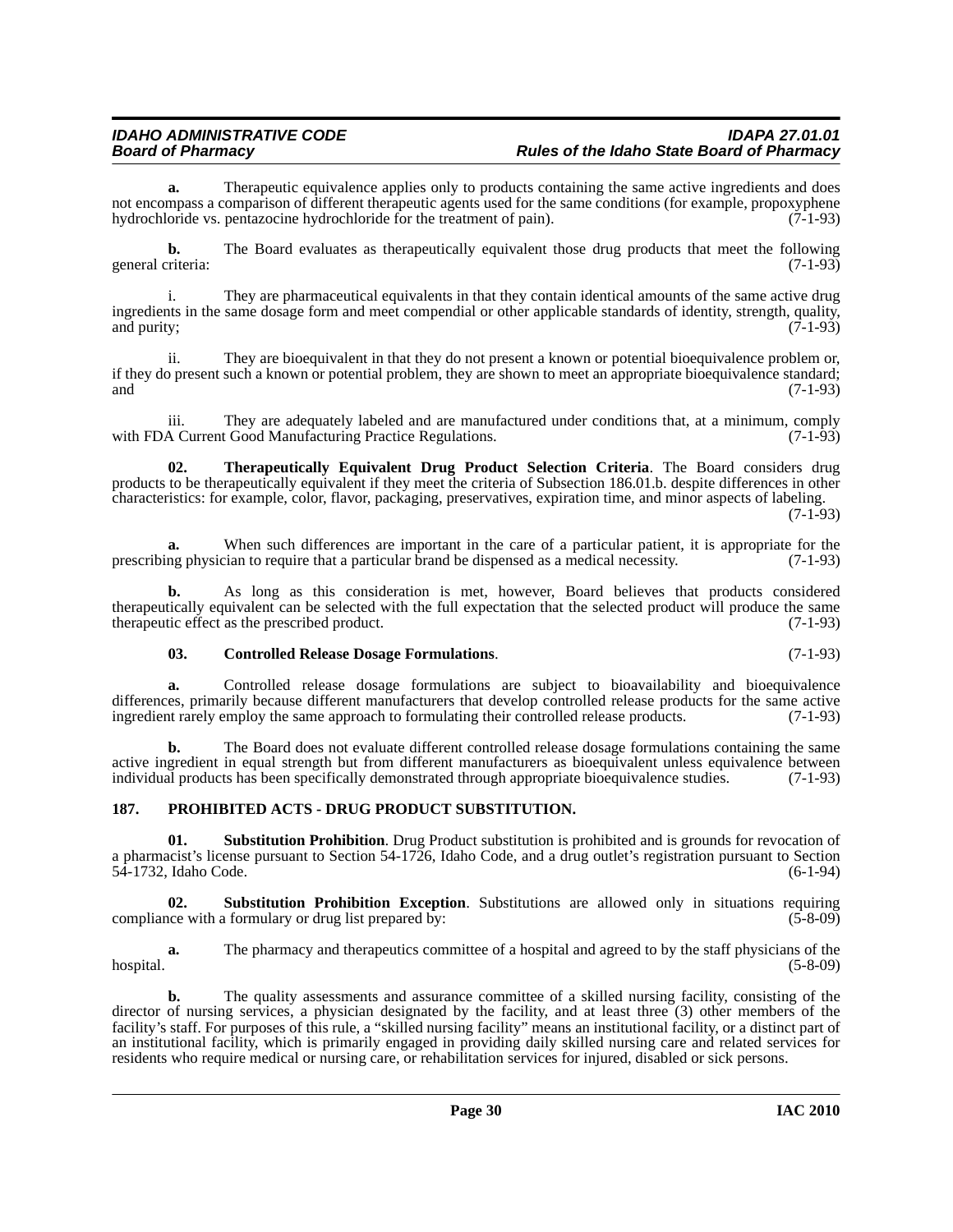**a.** Therapeutic equivalence applies only to products containing the same active ingredients and does not encompass a comparison of different therapeutic agents used for the same conditions (for example, propoxyphene hydrochloride vs. pentazocine hydrochloride for the treatment of pain). (7-1-93)

**b.** The Board evaluates as therapeutically equivalent those drug products that meet the following general criteria: (7-1-93)

i. They are pharmaceutical equivalents in that they contain identical amounts of the same active drug ingredients in the same dosage form and meet compendial or other applicable standards of identity, strength, quality, and purity; (7-1-93)

ii. They are bioequivalent in that they do not present a known or potential bioequivalence problem or, if they do present such a known or potential problem, they are shown to meet an appropriate bioequivalence standard; and (7-1-93)

iii. They are adequately labeled and are manufactured under conditions that, at a minimum, comply with FDA Current Good Manufacturing Practice Regulations. (7-1-93)

**02. Therapeutically Equivalent Drug Product Selection Criteria**. The Board considers drug products to be therapeutically equivalent if they meet the criteria of Subsection 186.01.b. despite differences in other characteristics: for example, color, flavor, packaging, preservatives, expiration time, and minor aspects of labeling. (7-1-93)

**a.** When such differences are important in the care of a particular patient, it is appropriate for the prescribing physician to require that a particular brand be dispensed as a medical necessity. (7-1-93)

**b.** As long as this consideration is met, however, Board believes that products considered therapeutically equivalent can be selected with the full expectation that the selected product will produce the same therapeutic effect as the prescribed product. (7-1-93)

**03. Controlled Release Dosage Formulations**. (7-1-93)

**a.** Controlled release dosage formulations are subject to bioavailability and bioequivalence differences, primarily because different manufacturers that develop controlled release products for the same active ingredient rarely employ the same approach to formulating their controlled release products. (7-1-93)

**b.** The Board does not evaluate different controlled release dosage formulations containing the same active ingredient in equal strength but from different manufacturers as bioequivalent unless equivalence between individual products has been specifically demonstrated through appropriate bioequivalence studies. (7-1-93)

## 187. PROHIBITED ACTS - DRUG PRODUCT SUBSTITUTION.

**01. Substitution Prohibition**. Drug Product substitution is prohibited and is grounds for revocation of a pharmacist's license pursuant to Section 54-1726, Idaho Code, and a drug outlet's registration pursuant to Section 54-1732, Idaho Code. (6-1-94)

**02. Substitution Prohibition Exception**. Substitutions are allowed only in situations requiring compliance with a formulary or drug list prepared by: (5-8-09)

**a.** The pharmacy and therapeutics committee of a hospital and agreed to by the staff physicians of the hospital. (5-8-09)

**b.** The quality assessments and assurance committee of a skilled nursing facility, consisting of the director of nursing services, a physician designated by the facility, and at least three (3) other members of the facility's staff. For purposes of this rule, a "skilled nursing facility" means an institutional facility, or a distinct part of an institutional facility, which is primarily engaged in providing daily skilled nursing care and related services for residents who require medical or nursing care, or rehabilitation services for injured, disabled or sick persons.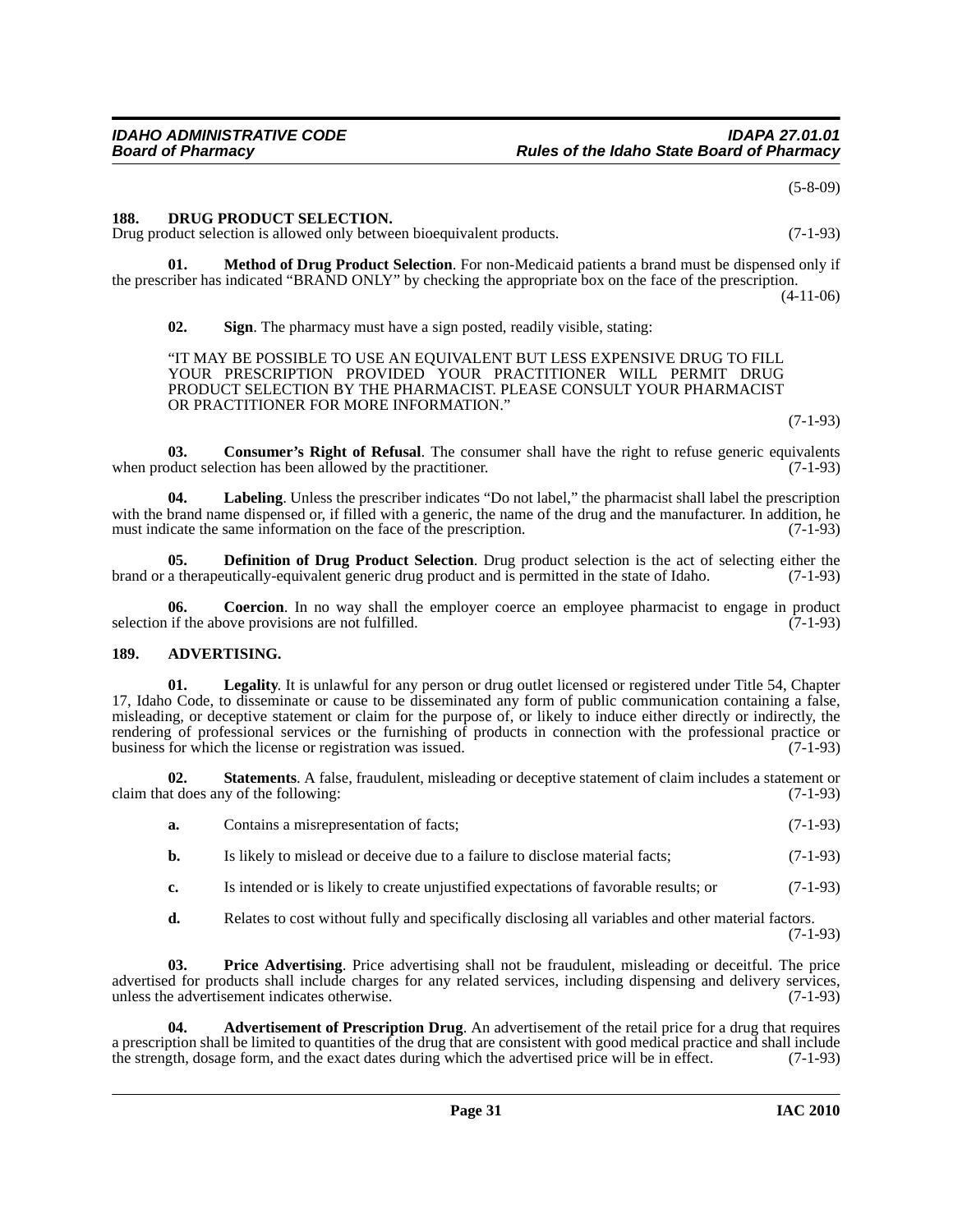(5-8-09)

## 188. DRUG PRODUCT SELECTION.

Drug product selection is allowed only between bioequivalent products. (7-1-93)

**01. Method of Drug Product Selection**. For non-Medicaid patients a brand must be dispensed only if the prescriber has indicated "BRAND ONLY" by checking the appropriate box on the face of the prescription. (4-11-06)

**02. Sign**. The pharmacy must have a sign posted, readily visible, stating:

"IT MAY BE POSSIBLE TO USE AN EQUIVALENT BUT LESS EXPENSIVE DRUG TO FILL YOUR PRESCRIPTION PROVIDED YOUR PRACTITIONER WILL PERMIT DRUG PRODUCT SELECTION BY THE PHARMACIST. PLEASE CONSULT YOUR PHARMACIST OR PRACTITIONER FOR MORE INFORMATION."

(7-1-93)

**03. Consumer's Right of Refusal**. The consumer shall have the right to refuse generic equivalents when product selection has been allowed by the practitioner. (7-1-93)

**04. Labeling**. Unless the prescriber indicates "Do not label," the pharmacist shall label the prescription with the brand name dispensed or, if filled with a generic, the name of the drug and the manufacturer. In addition, he must indicate the same information on the face of the prescription. (7-1-93)

**05. Definition of Drug Product Selection**. Drug product selection is the act of selecting either the brand or a therapeutically-equivalent generic drug product and is permitted in the state of Idaho. (7-1-93)

**06. Coercion**. In no way shall the employer coerce an employee pharmacist to engage in product selection if the above provisions are not fulfilled. (7-1-93)

## 189. ADVERTISING.

**01. Legality**. It is unlawful for any person or drug outlet licensed or registered under Title 54, Chapter 17, Idaho Code, to disseminate or cause to be disseminated any form of public communication containing a false, misleading, or deceptive statement or claim for the purpose of, or likely to induce either directly or indirectly, the rendering of professional services or the furnishing of products in connection with the professional practice or business for which the license or registration was issued. (7-1-93)

**02. Statements**. A false, fraudulent, misleading or deceptive statement of claim includes a statement or claim that does any of the following: (7-1-93)

**a.** Contains a misrepresentation of facts; (7-1-93)

**b.** Is likely to mislead or deceive due to a failure to disclose material facts; (7-1-93)

**c.** Is intended or is likely to create unjustified expectations of favorable results; or (7-1-93)

**d.** Relates to cost without fully and specifically disclosing all variables and other material factors. (7-1-93)

**03. Price Advertising**. Price advertising shall not be fraudulent, misleading or deceitful. The price advertised for products shall include charges for any related services, including dispensing and delivery services, unless the advertisement indicates otherwise. (7-1-93)

**04. Advertisement of Prescription Drug**. An advertisement of the retail price for a drug that requires a prescription shall be limited to quantities of the drug that are consistent with good medical practice and shall include the strength, dosage form, and the exact dates during which the advertised price will be in effect. (7-1-93)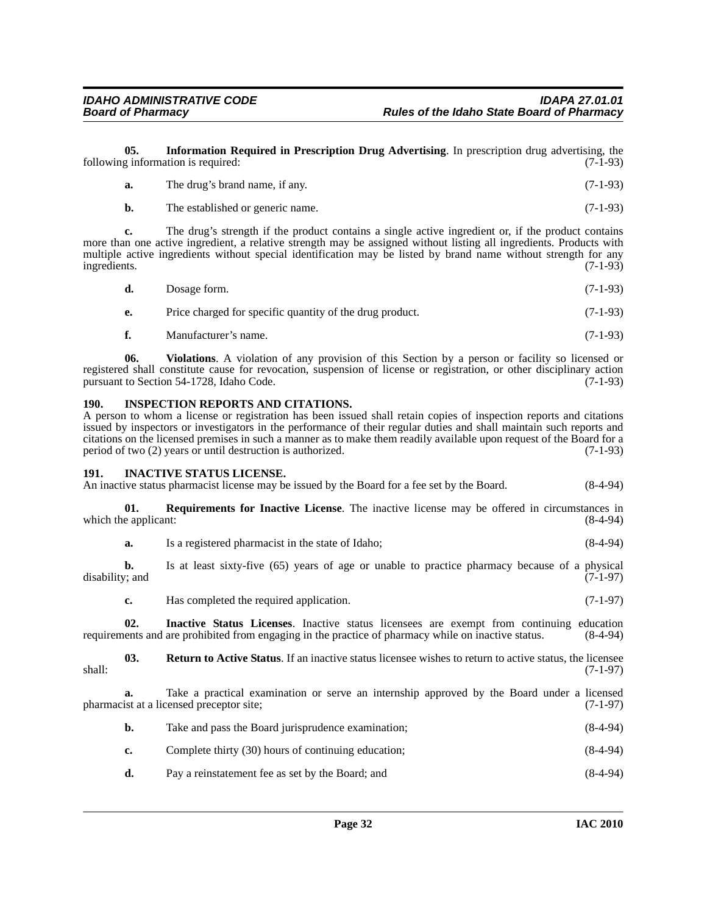**05. Information Required in Prescription Drug Advertising**. In prescription drug advertising, the following information is required: (7-1-93)

**a.** The drug's brand name, if any. (7-1-93)

**b.** The established or generic name. (7-1-93)

**c.** The drug's strength if the product contains a single active ingredient or, if the product contains more than one active ingredient, a relative strength may be assigned without listing all ingredients. Products with multiple active ingredients without special identification may be listed by brand name without strength for any ingredients. (7-1-93)

**d.** Dosage form. (7-1-93)

**e.** Price charged for specific quantity of the drug product. (7-1-93)

**f.** Manufacturer's name. (7-1-93)

**06. Violations**. A violation of any provision of this Section by a person or facility so licensed or registered shall constitute cause for revocation, suspension of license or registration, or other disciplinary action pursuant to Section 54-1728, Idaho Code. (7-1-93)

## 190. INSPECTION REPORTS AND CITATIONS.

A person to whom a license or registration has been issued shall retain copies of inspection reports and citations issued by inspectors or investigators in the performance of their regular duties and shall maintain such reports and citations on the licensed premises in such a manner as to make them readily available upon request of the Board for a period of two (2) years or until destruction is authorized. (7-1-93)

## 191. INACTIVE STATUS LICENSE.

An inactive status pharmacist license may be issued by the Board for a fee set by the Board. (8-4-94)

**01. Requirements for Inactive License**. The inactive license may be offered in circumstances in which the applicant: (8-4-94)

**a.** Is a registered pharmacist in the state of Idaho; (8-4-94)

**b.** Is at least sixty-five (65) years of age or unable to practice pharmacy because of a physical disability; and (7-1-97)

**c.** Has completed the required application. (7-1-97)

**02. Inactive Status Licenses**. Inactive status licensees are exempt from continuing education requirements and are prohibited from engaging in the practice of pharmacy while on inactive status. (8-4-94)

**03. Return to Active Status**. If an inactive status licensee wishes to return to active status, the licensee shall: (7-1-97)

**a.** Take a practical examination or serve an internship approved by the Board under a licensed pharmacist at a licensed preceptor site; (7-1-97)

**b.** Take and pass the Board jurisprudence examination; (8-4-94)

**c.** Complete thirty (30) hours of continuing education; (8-4-94)

**d.** Pay a reinstatement fee as set by the Board; and (8-4-94)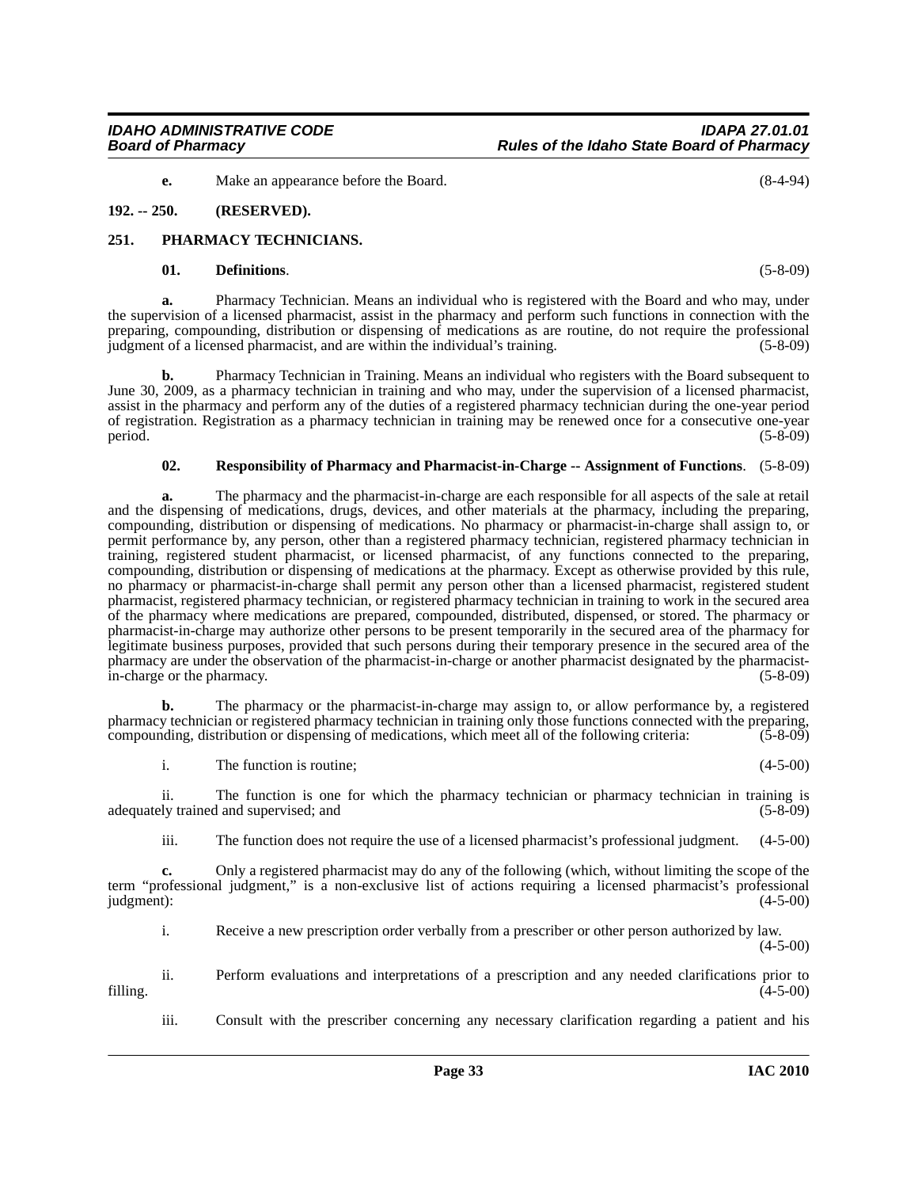**e.** Make an appearance before the Board. (8-4-94)

**192. -- 250. (RESERVED).**

## 251. PHARMACY TECHNICIANS.

**01. Definitions**. (5-8-09)

**a.** Pharmacy Technician. Means an individual who is registered with the Board and who may, under the supervision of a licensed pharmacist, assist in the pharmacy and perform such functions in connection with the preparing, compounding, distribution or dispensing of medications as are routine, do not require the professional judgment of a licensed pharmacist, and are within the individual's training. (5-8-09)

**b.** Pharmacy Technician in Training. Means an individual who registers with the Board subsequent to June 30, 2009, as a pharmacy technician in training and who may, under the supervision of a licensed pharmacist, assist in the pharmacy and perform any of the duties of a registered pharmacy technician during the one-year period of registration. Registration as a pharmacy technician in training may be renewed once for a consecutive one-year period. (5-8-09)

**02. Responsibility of Pharmacy and Pharmacist-in-Charge -- Assignment of Functions**. (5-8-09)

**a.** The pharmacy and the pharmacist-in-charge are each responsible for all aspects of the sale at retail and the dispensing of medications, drugs, devices, and other materials at the pharmacy, including the preparing, compounding, distribution or dispensing of medications. No pharmacy or pharmacist-in-charge shall assign to, or permit performance by, any person, other than a registered pharmacy technician, registered pharmacy technician in training, registered student pharmacist, or licensed pharmacist, of any functions connected to the preparing, compounding, distribution or dispensing of medications at the pharmacy. Except as otherwise provided by this rule, no pharmacy or pharmacist-in-charge shall permit any person other than a licensed pharmacist, registered student pharmacist, registered pharmacy technician, or registered pharmacy technician in training to work in the secured area of the pharmacy where medications are prepared, compounded, distributed, dispensed, or stored. The pharmacy or pharmacist-in-charge may authorize other persons to be present temporarily in the secured area of the pharmacy for legitimate business purposes, provided that such persons during their temporary presence in the secured area of the pharmacy are under the observation of the pharmacist-in-charge or another pharmacist designated by the pharmacist-in-charge or the pharmacy. (5-8-09)

**b.** The pharmacy or the pharmacist-in-charge may assign to, or allow performance by, a registered pharmacy technician or registered pharmacy technician in training only those functions connected with the preparing, compounding, distribution or dispensing of medications, which meet all of the following criteria: (5-8-09)

i. The function is routine; (4-5-00)

ii. The function is one for which the pharmacy technician or pharmacy technician in training is adequately trained and supervised; and (5-8-09)

iii. The function does not require the use of a licensed pharmacist's professional judgment. (4-5-00)

**c.** Only a registered pharmacist may do any of the following (which, without limiting the scope of the term "professional judgment," is a non-exclusive list of actions requiring a licensed pharmacist's professional judgment): (4-5-00)

i. Receive a new prescription order verbally from a prescriber or other person authorized by law. (4-5-00)

ii. Perform evaluations and interpretations of a prescription and any needed clarifications prior to filling. (4-5-00)

iii. Consult with the prescriber concerning any necessary clarification regarding a patient and his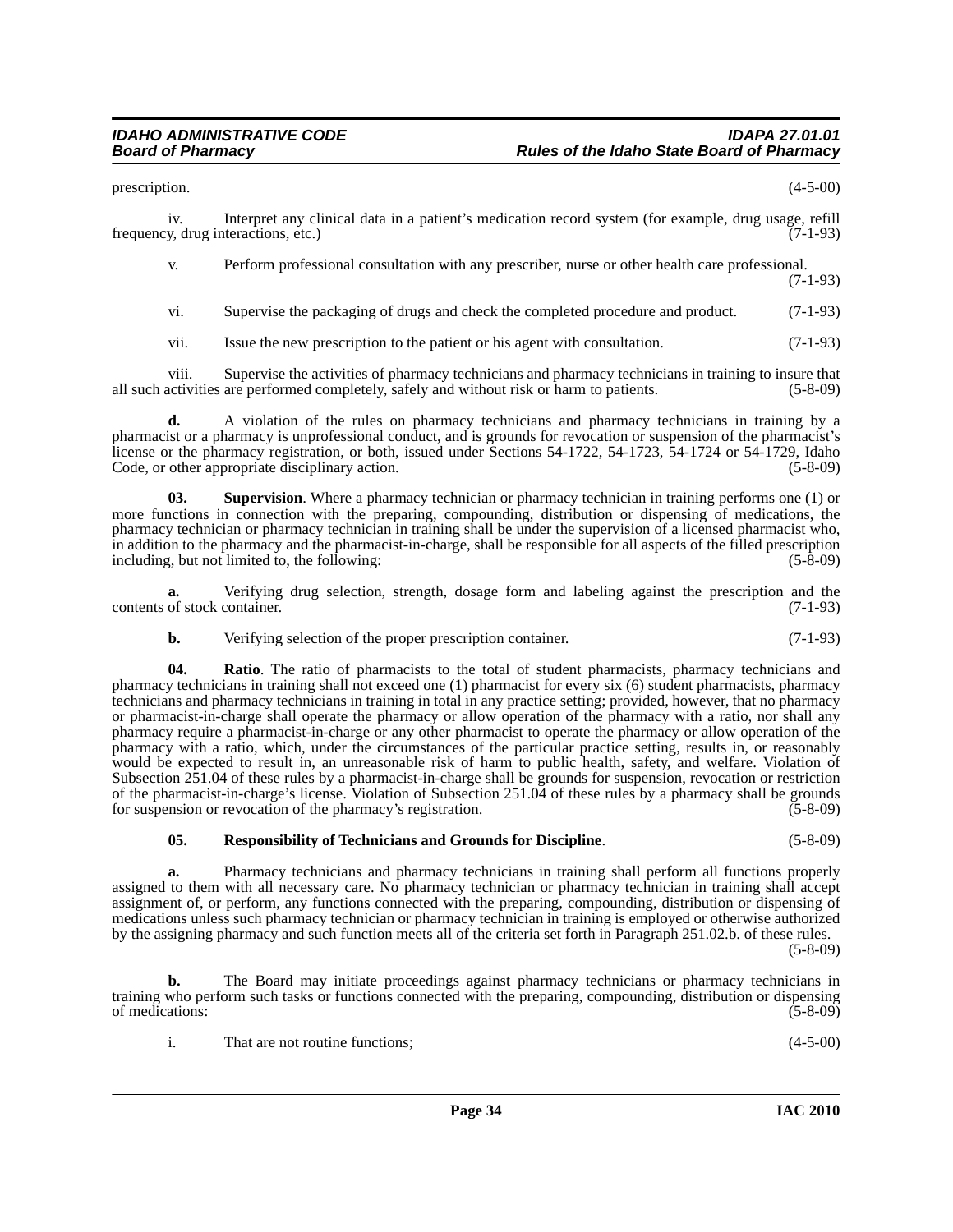prescription. (4-5-00)

iv. Interpret any clinical data in a patient's medication record system (for example, drug usage, refill frequency, drug interactions, etc.) (7-1-93)

v. Perform professional consultation with any prescriber, nurse or other health care professional. (7-1-93)

vi. Supervise the packaging of drugs and check the completed procedure and product. (7-1-93)

vii. Issue the new prescription to the patient or his agent with consultation. (7-1-93)

viii. Supervise the activities of pharmacy technicians and pharmacy technicians in training to insure that all such activities are performed completely, safely and without risk or harm to patients. (5-8-09)

**d.** A violation of the rules on pharmacy technicians and pharmacy technicians in training by a pharmacist or a pharmacy is unprofessional conduct, and is grounds for revocation or suspension of the pharmacist's license or the pharmacy registration, or both, issued under Sections 54-1722, 54-1723, 54-1724 or 54-1729, Idaho Code, or other appropriate disciplinary action. (5-8-09)

**03. Supervision**. Where a pharmacy technician or pharmacy technician in training performs one (1) or more functions in connection with the preparing, compounding, distribution or dispensing of medications, the pharmacy technician or pharmacy technician in training shall be under the supervision of a licensed pharmacist who, in addition to the pharmacy and the pharmacist-in-charge, shall be responsible for all aspects of the filled prescription including, but not limited to, the following: (5-8-09)

**a.** Verifying drug selection, strength, dosage form and labeling against the prescription and the contents of stock container. (7-1-93)

**b.** Verifying selection of the proper prescription container. (7-1-93)

**04. Ratio**. The ratio of pharmacists to the total of student pharmacists, pharmacy technicians and pharmacy technicians in training shall not exceed one (1) pharmacist for every six (6) student pharmacists, pharmacy technicians and pharmacy technicians in training in total in any practice setting; provided, however, that no pharmacy or pharmacist-in-charge shall operate the pharmacy or allow operation of the pharmacy with a ratio, nor shall any pharmacy require a pharmacist-in-charge or any other pharmacist to operate the pharmacy or allow operation of the pharmacy with a ratio, which, under the circumstances of the particular practice setting, results in, or reasonably would be expected to result in, an unreasonable risk of harm to public health, safety, and welfare. Violation of Subsection 251.04 of these rules by a pharmacist-in-charge shall be grounds for suspension, revocation or restriction of the pharmacist-in-charge's license. Violation of Subsection 251.04 of these rules by a pharmacy shall be grounds for suspension or revocation of the pharmacy's registration. (5-8-09)

**05. Responsibility of Technicians and Grounds for Discipline**. (5-8-09)

**a.** Pharmacy technicians and pharmacy technicians in training shall perform all functions properly assigned to them with all necessary care. No pharmacy technician or pharmacy technician in training shall accept assignment of, or perform, any functions connected with the preparing, compounding, distribution or dispensing of medications unless such pharmacy technician or pharmacy technician in training is employed or otherwise authorized by the assigning pharmacy and such function meets all of the criteria set forth in Paragraph 251.02.b. of these rules. (5-8-09)

**b.** The Board may initiate proceedings against pharmacy technicians or pharmacy technicians in training who perform such tasks or functions connected with the preparing, compounding, distribution or dispensing of medications: (5-8-09)

i. That are not routine functions; (4-5-00)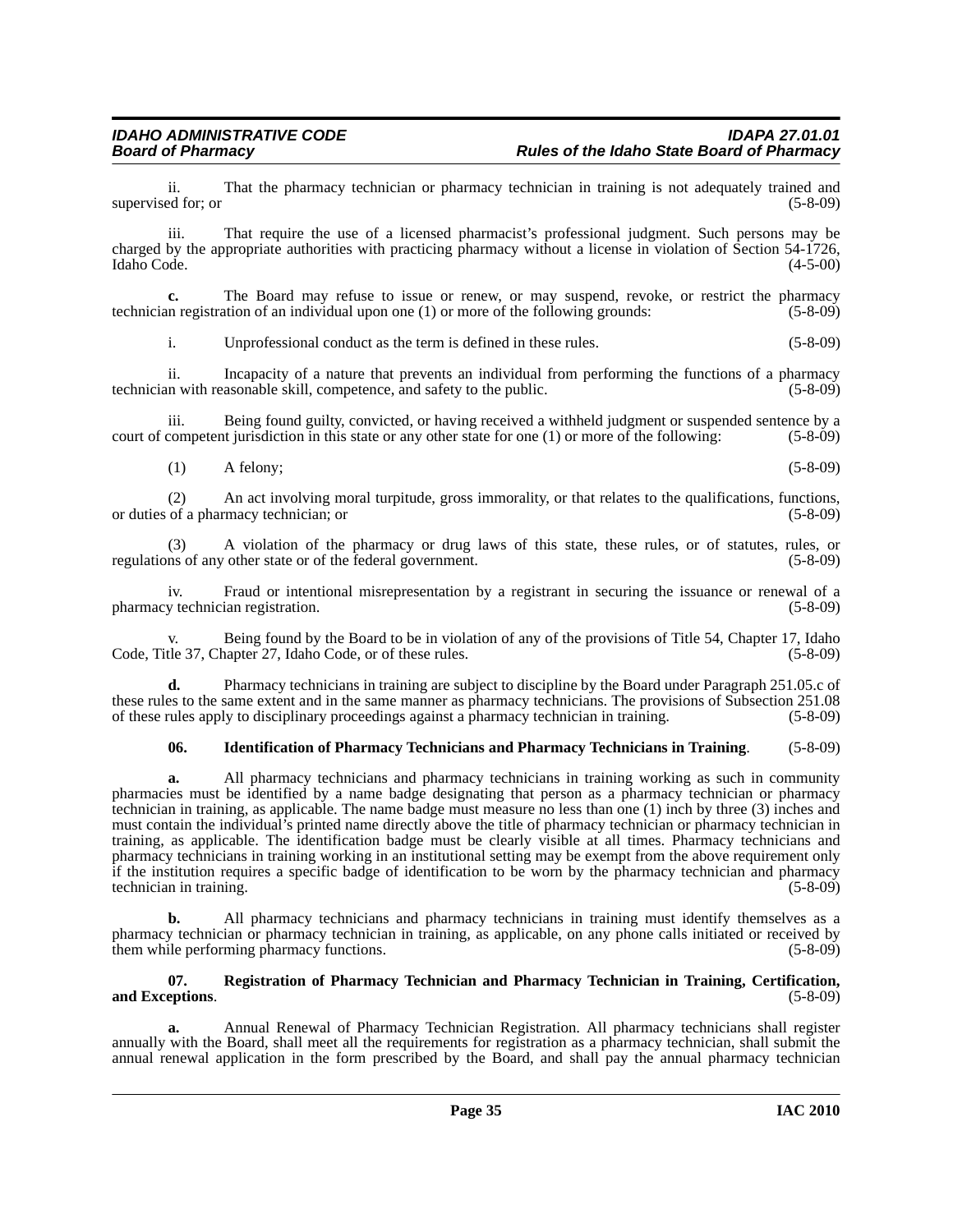ii. That the pharmacy technician or pharmacy technician in training is not adequately trained and supervised for; or (5-8-09)

iii. That require the use of a licensed pharmacist's professional judgment. Such persons may be charged by the appropriate authorities with practicing pharmacy without a license in violation of Section 54-1726, Idaho Code. (4-5-00)

**c.** The Board may refuse to issue or renew, or may suspend, revoke, or restrict the pharmacy technician registration of an individual upon one (1) or more of the following grounds: (5-8-09)

i. Unprofessional conduct as the term is defined in these rules. (5-8-09)

ii. Incapacity of a nature that prevents an individual from performing the functions of a pharmacy technician with reasonable skill, competence, and safety to the public. (5-8-09)

iii. Being found guilty, convicted, or having received a withheld judgment or suspended sentence by a court of competent jurisdiction in this state or any other state for one (1) or more of the following: (5-8-09)

(1) A felony; (5-8-09)

(2) An act involving moral turpitude, gross immorality, or that relates to the qualifications, functions, or duties of a pharmacy technician; or (5-8-09)

(3) A violation of the pharmacy or drug laws of this state, these rules, or of statutes, rules, or regulations of any other state or of the federal government. (5-8-09)

iv. Fraud or intentional misrepresentation by a registrant in securing the issuance or renewal of a pharmacy technician registration. (5-8-09)

v. Being found by the Board to be in violation of any of the provisions of Title 54, Chapter 17, Idaho Code, Title 37, Chapter 27, Idaho Code, or of these rules. (5-8-09)

**d.** Pharmacy technicians in training are subject to discipline by the Board under Paragraph 251.05.c of these rules to the same extent and in the same manner as pharmacy technicians. The provisions of Subsection 251.08 of these rules apply to disciplinary proceedings against a pharmacy technician in training. (5-8-09)

**06. Identification of Pharmacy Technicians and Pharmacy Technicians in Training**. (5-8-09)

**a.** All pharmacy technicians and pharmacy technicians in training working as such in community pharmacies must be identified by a name badge designating that person as a pharmacy technician or pharmacy technician in training, as applicable. The name badge must measure no less than one (1) inch by three (3) inches and must contain the individual's printed name directly above the title of pharmacy technician or pharmacy technician in training, as applicable. The identification badge must be clearly visible at all times. Pharmacy technicians and pharmacy technicians in training working in an institutional setting may be exempt from the above requirement only if the institution requires a specific badge of identification to be worn by the pharmacy technician and pharmacy technician in training. (5-8-09)

**b.** All pharmacy technicians and pharmacy technicians in training must identify themselves as a pharmacy technician or pharmacy technician in training, as applicable, on any phone calls initiated or received by them while performing pharmacy functions. (5-8-09)

**07. Registration of Pharmacy Technician and Pharmacy Technician in Training, Certification, and Exceptions**. (5-8-09)

**a.** Annual Renewal of Pharmacy Technician Registration. All pharmacy technicians shall register annually with the Board, shall meet all the requirements for registration as a pharmacy technician, shall submit the annual renewal application in the form prescribed by the Board, and shall pay the annual pharmacy technician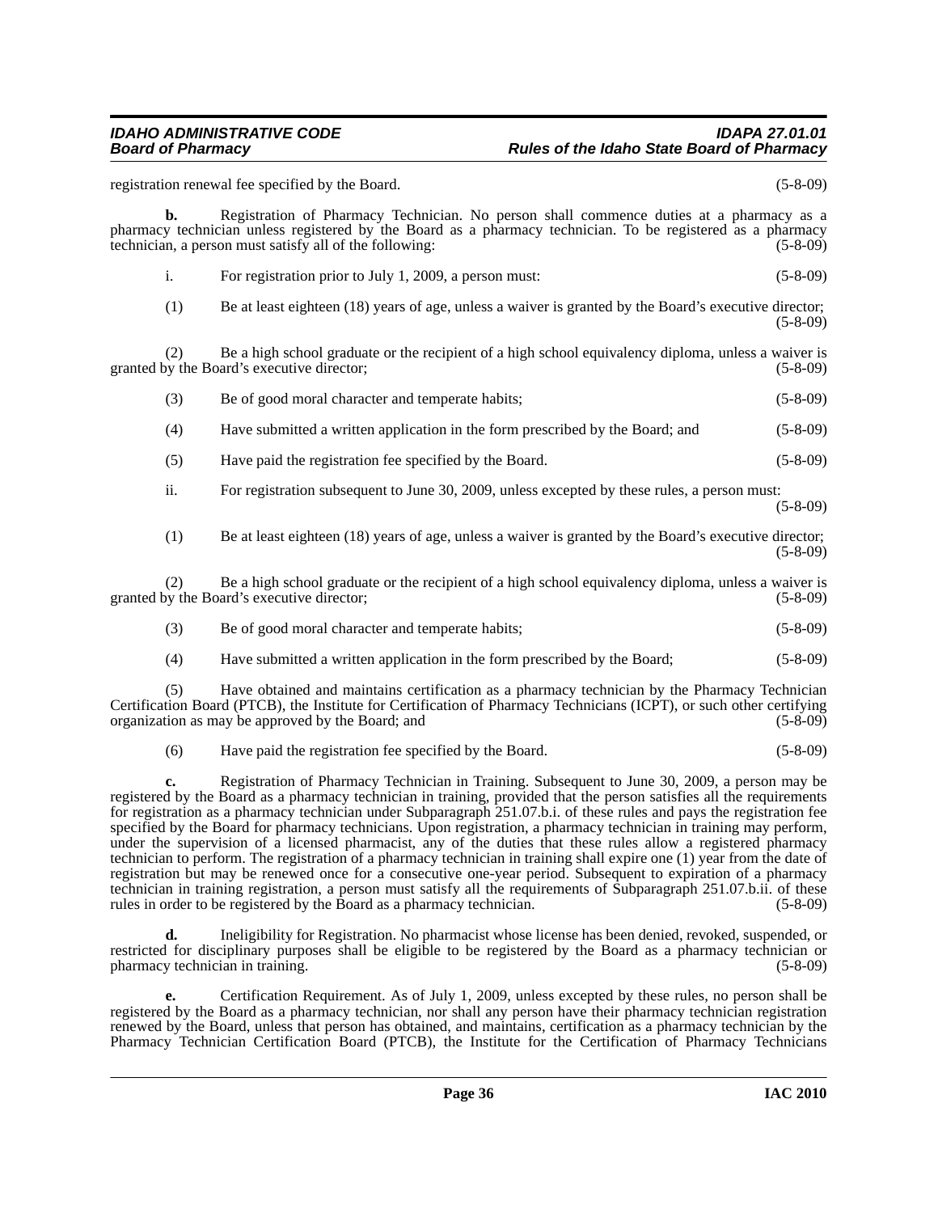registration renewal fee specified by the Board. (5-8-09)

**b.** Registration of Pharmacy Technician. No person shall commence duties at a pharmacy as a pharmacy technician unless registered by the Board as a pharmacy technician. To be registered as a pharmacy technician, a person must satisfy all of the following: (5-8-09)

i. For registration prior to July 1, 2009, a person must: (5-8-09)

(1) Be at least eighteen (18) years of age, unless a waiver is granted by the Board's executive director; (5-8-09)

(2) Be a high school graduate or the recipient of a high school equivalency diploma, unless a waiver is granted by the Board's executive director; (5-8-09)

(3) Be of good moral character and temperate habits; (5-8-09)

(4) Have submitted a written application in the form prescribed by the Board; and (5-8-09)

(5) Have paid the registration fee specified by the Board. (5-8-09)

ii. For registration subsequent to June 30, 2009, unless excepted by these rules, a person must: (5-8-09)

(1) Be at least eighteen (18) years of age, unless a waiver is granted by the Board's executive director; (5-8-09)

(2) Be a high school graduate or the recipient of a high school equivalency diploma, unless a waiver is granted by the Board's executive director; (5-8-09)

(3) Be of good moral character and temperate habits; (5-8-09)

(4) Have submitted a written application in the form prescribed by the Board; (5-8-09)

(5) Have obtained and maintains certification as a pharmacy technician by the Pharmacy Technician Certification Board (PTCB), the Institute for Certification of Pharmacy Technicians (ICPT), or such other certifying organization as may be approved by the Board; and (5-8-09)

(6) Have paid the registration fee specified by the Board. (5-8-09)

**c.** Registration of Pharmacy Technician in Training. Subsequent to June 30, 2009, a person may be registered by the Board as a pharmacy technician in training, provided that the person satisfies all the requirements for registration as a pharmacy technician under Subparagraph 251.07.b.i. of these rules and pays the registration fee specified by the Board for pharmacy technicians. Upon registration, a pharmacy technician in training may perform, under the supervision of a licensed pharmacist, any of the duties that these rules allow a registered pharmacy technician to perform. The registration of a pharmacy technician in training shall expire one (1) year from the date of registration but may be renewed once for a consecutive one-year period. Subsequent to expiration of a pharmacy technician in training registration, a person must satisfy all the requirements of Subparagraph 251.07.b.ii. of these rules in order to be registered by the Board as a pharmacy technician. (5-8-09)

**d.** Ineligibility for Registration. No pharmacist whose license has been denied, revoked, suspended, or restricted for disciplinary purposes shall be eligible to be registered by the Board as a pharmacy technician or pharmacy technician in training. (5-8-09)

**e.** Certification Requirement. As of July 1, 2009, unless excepted by these rules, no person shall be registered by the Board as a pharmacy technician, nor shall any person have their pharmacy technician registration renewed by the Board, unless that person has obtained, and maintains, certification as a pharmacy technician by the Pharmacy Technician Certification Board (PTCB), the Institute for the Certification of Pharmacy Technicians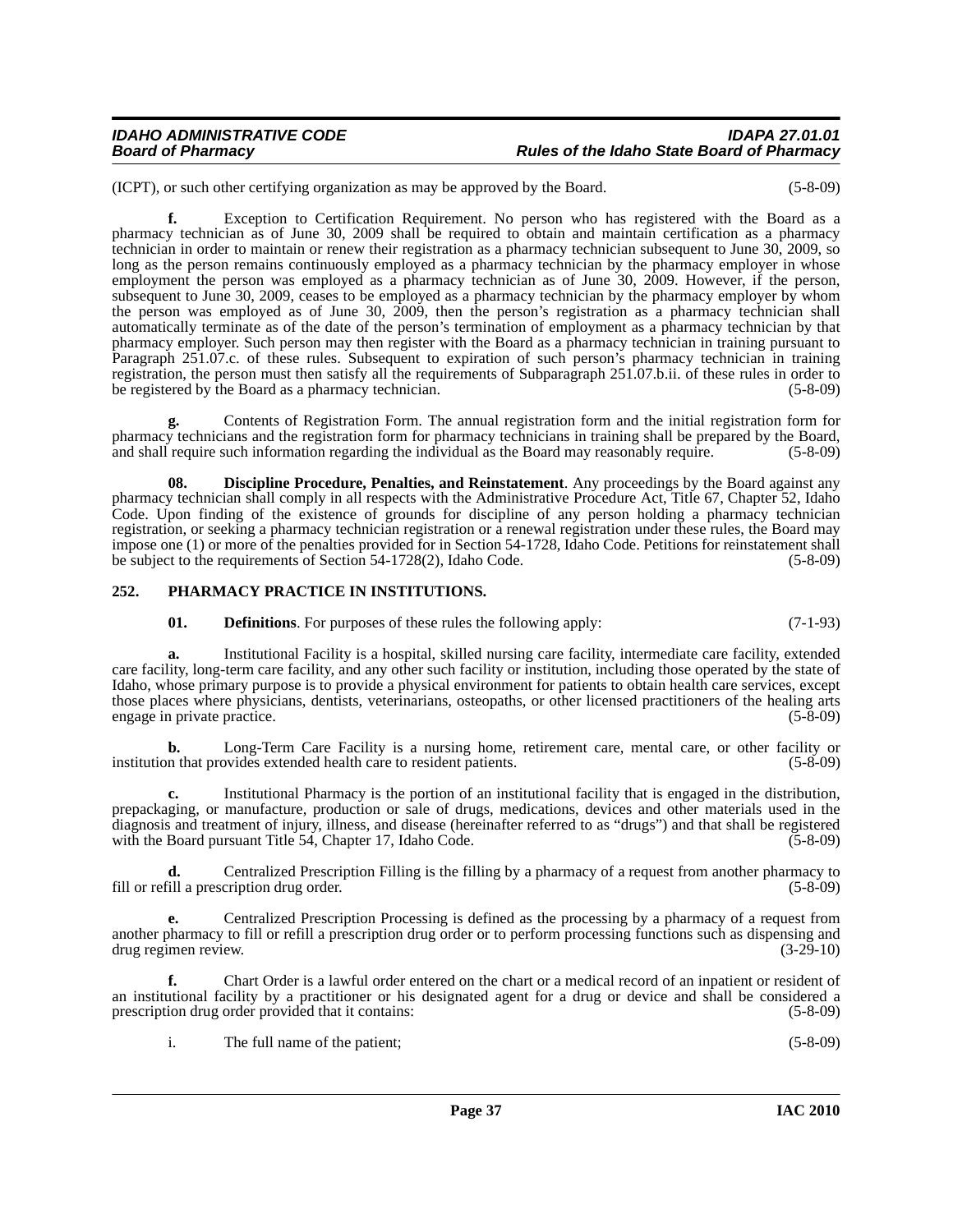(ICPT), or such other certifying organization as may be approved by the Board. (5-8-09)

**f.** Exception to Certification Requirement. No person who has registered with the Board as a pharmacy technician as of June 30, 2009 shall be required to obtain and maintain certification as a pharmacy technician in order to maintain or renew their registration as a pharmacy technician subsequent to June 30, 2009, so long as the person remains continuously employed as a pharmacy technician by the pharmacy employer in whose employment the person was employed as a pharmacy technician as of June 30, 2009. However, if the person, subsequent to June 30, 2009, ceases to be employed as a pharmacy technician by the pharmacy employer by whom the person was employed as of June 30, 2009, then the person's registration as a pharmacy technician shall automatically terminate as of the date of the person's termination of employment as a pharmacy technician by that pharmacy employer. Such person may then register with the Board as a pharmacy technician in training pursuant to Paragraph 251.07.c. of these rules. Subsequent to expiration of such person's pharmacy technician in training registration, the person must then satisfy all the requirements of Subparagraph 251.07.b.ii. of these rules in order to be registered by the Board as a pharmacy technician. (5-8-09)

**g.** Contents of Registration Form. The annual registration form and the initial registration form for pharmacy technicians and the registration form for pharmacy technicians in training shall be prepared by the Board, and shall require such information regarding the individual as the Board may reasonably require. (5-8-09)

**08. Discipline Procedure, Penalties, and Reinstatement**. Any proceedings by the Board against any pharmacy technician shall comply in all respects with the Administrative Procedure Act, Title 67, Chapter 52, Idaho Code. Upon finding of the existence of grounds for discipline of any person holding a pharmacy technician registration, or seeking a pharmacy technician registration or a renewal registration under these rules, the Board may impose one (1) or more of the penalties provided for in Section 54-1728, Idaho Code. Petitions for reinstatement shall be subject to the requirements of Section 54-1728(2), Idaho Code. (5-8-09)

## 252. PHARMACY PRACTICE IN INSTITUTIONS.

**01. Definitions**. For purposes of these rules the following apply: (7-1-93)

**a.** Institutional Facility is a hospital, skilled nursing care facility, intermediate care facility, extended care facility, long-term care facility, and any other such facility or institution, including those operated by the state of Idaho, whose primary purpose is to provide a physical environment for patients to obtain health care services, except those places where physicians, dentists, veterinarians, osteopaths, or other licensed practitioners of the healing arts engage in private practice. (5-8-09)

**b.** Long-Term Care Facility is a nursing home, retirement care, mental care, or other facility or institution that provides extended health care to resident patients. (5-8-09)

**c.** Institutional Pharmacy is the portion of an institutional facility that is engaged in the distribution, prepackaging, or manufacture, production or sale of drugs, medications, devices and other materials used in the diagnosis and treatment of injury, illness, and disease (hereinafter referred to as "drugs") and that shall be registered with the Board pursuant Title 54, Chapter 17, Idaho Code. (5-8-09)

**d.** Centralized Prescription Filling is the filling by a pharmacy of a request from another pharmacy to fill or refill a prescription drug order. (5-8-09)

**e.** Centralized Prescription Processing is defined as the processing by a pharmacy of a request from another pharmacy to fill or refill a prescription drug order or to perform processing functions such as dispensing and drug regimen review. (3-29-10)

**f.** Chart Order is a lawful order entered on the chart or a medical record of an inpatient or resident of an institutional facility by a practitioner or his designated agent for a drug or device and shall be considered a prescription drug order provided that it contains: (5-8-09)

i. The full name of the patient; (5-8-09)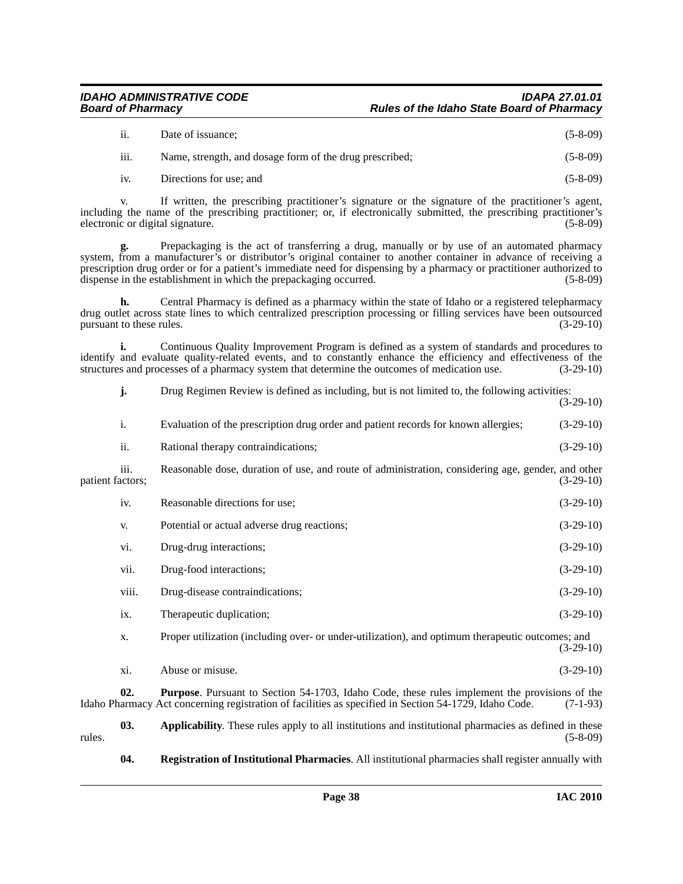ii. Date of issuance; (5-8-09)

iii. Name, strength, and dosage form of the drug prescribed; (5-8-09)

iv. Directions for use; and (5-8-09)

v. If written, the prescribing practitioner's signature or the signature of the practitioner's agent, including the name of the prescribing practitioner; or, if electronically submitted, the prescribing practitioner's electronic or digital signature. (5-8-09)

**g.** Prepackaging is the act of transferring a drug, manually or by use of an automated pharmacy system, from a manufacturer's or distributor's original container to another container in advance of receiving a prescription drug order or for a patient's immediate need for dispensing by a pharmacy or practitioner authorized to dispense in the establishment in which the prepackaging occurred. (5-8-09)

**h.** Central Pharmacy is defined as a pharmacy within the state of Idaho or a registered telepharmacy drug outlet across state lines to which centralized prescription processing or filling services have been outsourced pursuant to these rules. (3-29-10)

**i.** Continuous Quality Improvement Program is defined as a system of standards and procedures to identify and evaluate quality-related events, and to constantly enhance the efficiency and effectiveness of the structures and processes of a pharmacy system that determine the outcomes of medication use. (3-29-10)

**j.** Drug Regimen Review is defined as including, but is not limited to, the following activities: (3-29-10)

i. Evaluation of the prescription drug order and patient records for known allergies; (3-29-10)

ii. Rational therapy contraindications; (3-29-10)

iii. Reasonable dose, duration of use, and route of administration, considering age, gender, and other patient factors; (3-29-10)

iv. Reasonable directions for use; (3-29-10)

v. Potential or actual adverse drug reactions; (3-29-10)

vi. Drug-drug interactions; (3-29-10)

vii. Drug-food interactions; (3-29-10)

viii. Drug-disease contraindications; (3-29-10)

ix. Therapeutic duplication; (3-29-10)

x. Proper utilization (including over- or under-utilization), and optimum therapeutic outcomes; and (3-29-10)

xi. Abuse or misuse. (3-29-10)

**02. Purpose**. Pursuant to Section 54-1703, Idaho Code, these rules implement the provisions of the Idaho Pharmacy Act concerning registration of facilities as specified in Section 54-1729, Idaho Code. (7-1-93)

**03. Applicability**. These rules apply to all institutions and institutional pharmacies as defined in these rules. (5-8-09)

**04. Registration of Institutional Pharmacies**. All institutional pharmacies shall register annually with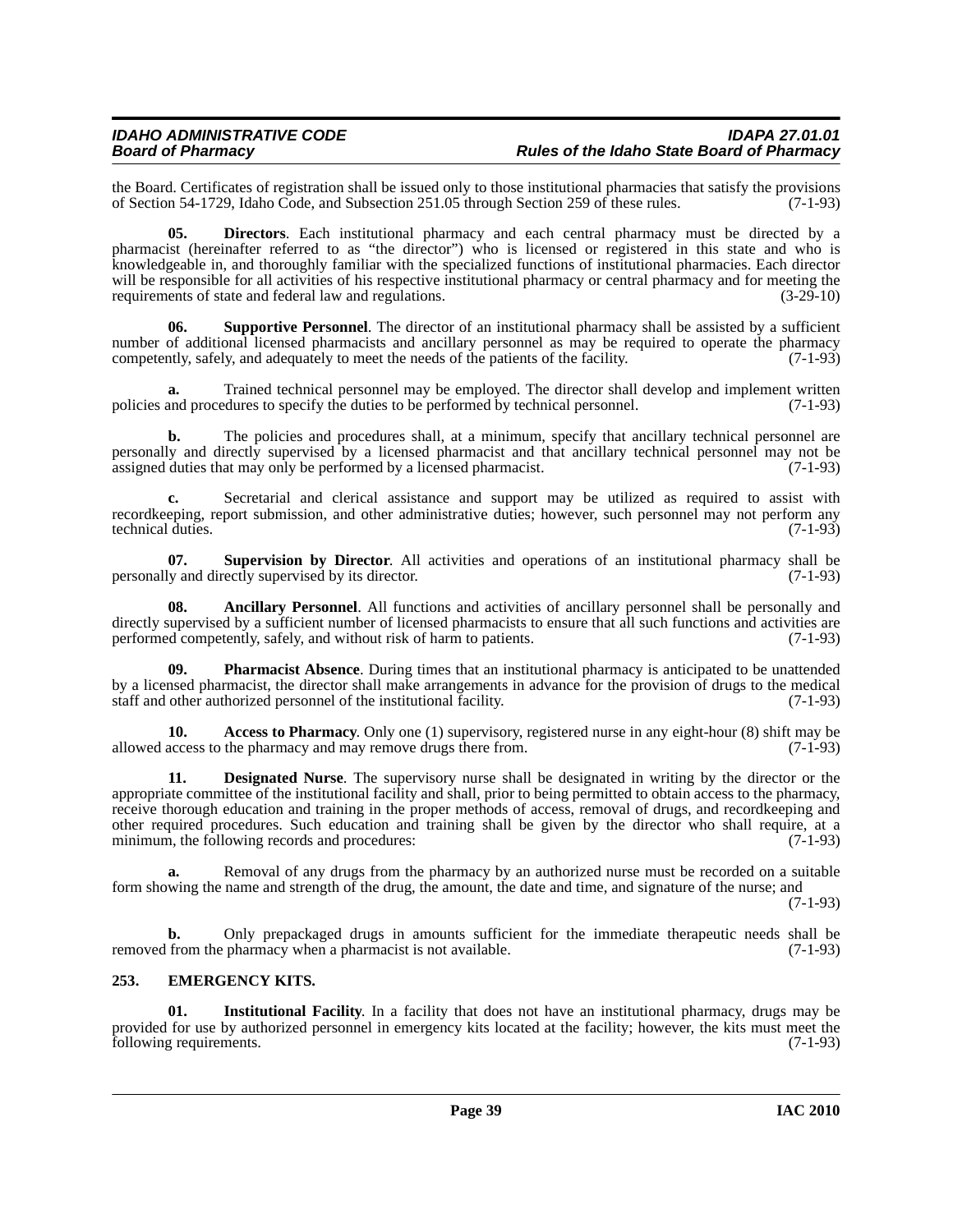the Board. Certificates of registration shall be issued only to those institutional pharmacies that satisfy the provisions of Section 54-1729, Idaho Code, and Subsection 251.05 through Section 259 of these rules. (7-1-93)

**05. Directors**. Each institutional pharmacy and each central pharmacy must be directed by a pharmacist (hereinafter referred to as "the director") who is licensed or registered in this state and who is knowledgeable in, and thoroughly familiar with the specialized functions of institutional pharmacies. Each director will be responsible for all activities of his respective institutional pharmacy or central pharmacy and for meeting the requirements of state and federal law and regulations. (3-29-10)

**06. Supportive Personnel**. The director of an institutional pharmacy shall be assisted by a sufficient number of additional licensed pharmacists and ancillary personnel as may be required to operate the pharmacy competently, safely, and adequately to meet the needs of the patients of the facility. (7-1-93)

**a.** Trained technical personnel may be employed. The director shall develop and implement written policies and procedures to specify the duties to be performed by technical personnel. (7-1-93)

**b.** The policies and procedures shall, at a minimum, specify that ancillary technical personnel are personally and directly supervised by a licensed pharmacist and that ancillary technical personnel may not be assigned duties that may only be performed by a licensed pharmacist. (7-1-93)

**c.** Secretarial and clerical assistance and support may be utilized as required to assist with recordkeeping, report submission, and other administrative duties; however, such personnel may not perform any technical duties. (7-1-93)

**07. Supervision by Director**. All activities and operations of an institutional pharmacy shall be personally and directly supervised by its director. (7-1-93)

**08. Ancillary Personnel**. All functions and activities of ancillary personnel shall be personally and directly supervised by a sufficient number of licensed pharmacists to ensure that all such functions and activities are performed competently, safely, and without risk of harm to patients. (7-1-93)

**09. Pharmacist Absence**. During times that an institutional pharmacy is anticipated to be unattended by a licensed pharmacist, the director shall make arrangements in advance for the provision of drugs to the medical staff and other authorized personnel of the institutional facility. (7-1-93)

**10. Access to Pharmacy**. Only one (1) supervisory, registered nurse in any eight-hour (8) shift may be allowed access to the pharmacy and may remove drugs there from. (7-1-93)

**11. Designated Nurse**. The supervisory nurse shall be designated in writing by the director or the appropriate committee of the institutional facility and shall, prior to being permitted to obtain access to the pharmacy, receive thorough education and training in the proper methods of access, removal of drugs, and recordkeeping and other required procedures. Such education and training shall be given by the director who shall require, at a minimum, the following records and procedures: (7-1-93)

**a.** Removal of any drugs from the pharmacy by an authorized nurse must be recorded on a suitable form showing the name and strength of the drug, the amount, the date and time, and signature of the nurse; and (7-1-93)

**b.** Only prepackaged drugs in amounts sufficient for the immediate therapeutic needs shall be removed from the pharmacy when a pharmacist is not available. (7-1-93)

## 253. EMERGENCY KITS.

**01. Institutional Facility**. In a facility that does not have an institutional pharmacy, drugs may be provided for use by authorized personnel in emergency kits located at the facility; however, the kits must meet the following requirements. (7-1-93)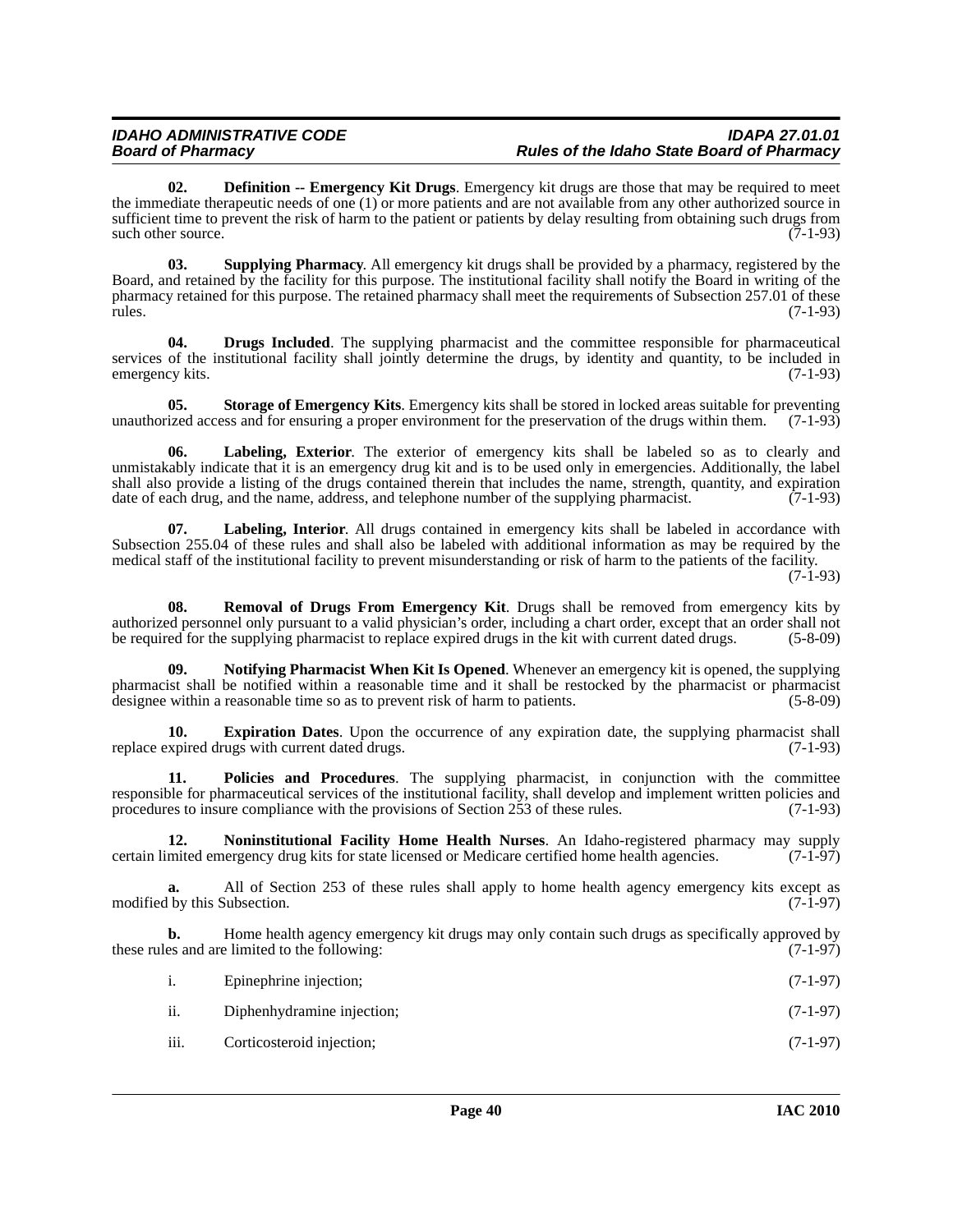**02. Definition -- Emergency Kit Drugs**. Emergency kit drugs are those that may be required to meet the immediate therapeutic needs of one (1) or more patients and are not available from any other authorized source in sufficient time to prevent the risk of harm to the patient or patients by delay resulting from obtaining such drugs from such other source. (7-1-93)

**03. Supplying Pharmacy**. All emergency kit drugs shall be provided by a pharmacy, registered by the Board, and retained by the facility for this purpose. The institutional facility shall notify the Board in writing of the pharmacy retained for this purpose. The retained pharmacy shall meet the requirements of Subsection 257.01 of these rules. (7-1-93)

**04. Drugs Included**. The supplying pharmacist and the committee responsible for pharmaceutical services of the institutional facility shall jointly determine the drugs, by identity and quantity, to be included in emergency kits. (7-1-93)

**05. Storage of Emergency Kits**. Emergency kits shall be stored in locked areas suitable for preventing unauthorized access and for ensuring a proper environment for the preservation of the drugs within them. (7-1-93)

**06. Labeling, Exterior**. The exterior of emergency kits shall be labeled so as to clearly and unmistakably indicate that it is an emergency drug kit and is to be used only in emergencies. Additionally, the label shall also provide a listing of the drugs contained therein that includes the name, strength, quantity, and expiration date of each drug, and the name, address, and telephone number of the supplying pharmacist. (7-1-93)

**07. Labeling, Interior**. All drugs contained in emergency kits shall be labeled in accordance with Subsection 255.04 of these rules and shall also be labeled with additional information as may be required by the medical staff of the institutional facility to prevent misunderstanding or risk of harm to the patients of the facility. (7-1-93)

**08. Removal of Drugs From Emergency Kit**. Drugs shall be removed from emergency kits by authorized personnel only pursuant to a valid physician's order, including a chart order, except that an order shall not be required for the supplying pharmacist to replace expired drugs in the kit with current dated drugs. (5-8-09)

**09. Notifying Pharmacist When Kit Is Opened**. Whenever an emergency kit is opened, the supplying pharmacist shall be notified within a reasonable time and it shall be restocked by the pharmacist or pharmacist designee within a reasonable time so as to prevent risk of harm to patients. (5-8-09)

**10. Expiration Dates**. Upon the occurrence of any expiration date, the supplying pharmacist shall replace expired drugs with current dated drugs. (7-1-93)

**11. Policies and Procedures**. The supplying pharmacist, in conjunction with the committee responsible for pharmaceutical services of the institutional facility, shall develop and implement written policies and procedures to insure compliance with the provisions of Section 253 of these rules. (7-1-93)

**12. Noninstitutional Facility Home Health Nurses**. An Idaho-registered pharmacy may supply certain limited emergency drug kits for state licensed or Medicare certified home health agencies. (7-1-97)

**a.** All of Section 253 of these rules shall apply to home health agency emergency kits except as modified by this Subsection. (7-1-97)

**b.** Home health agency emergency kit drugs may only contain such drugs as specifically approved by these rules and are limited to the following: (7-1-97)

i. Epinephrine injection; (7-1-97)

ii. Diphenhydramine injection; (7-1-97)

iii. Corticosteroid injection; (7-1-97)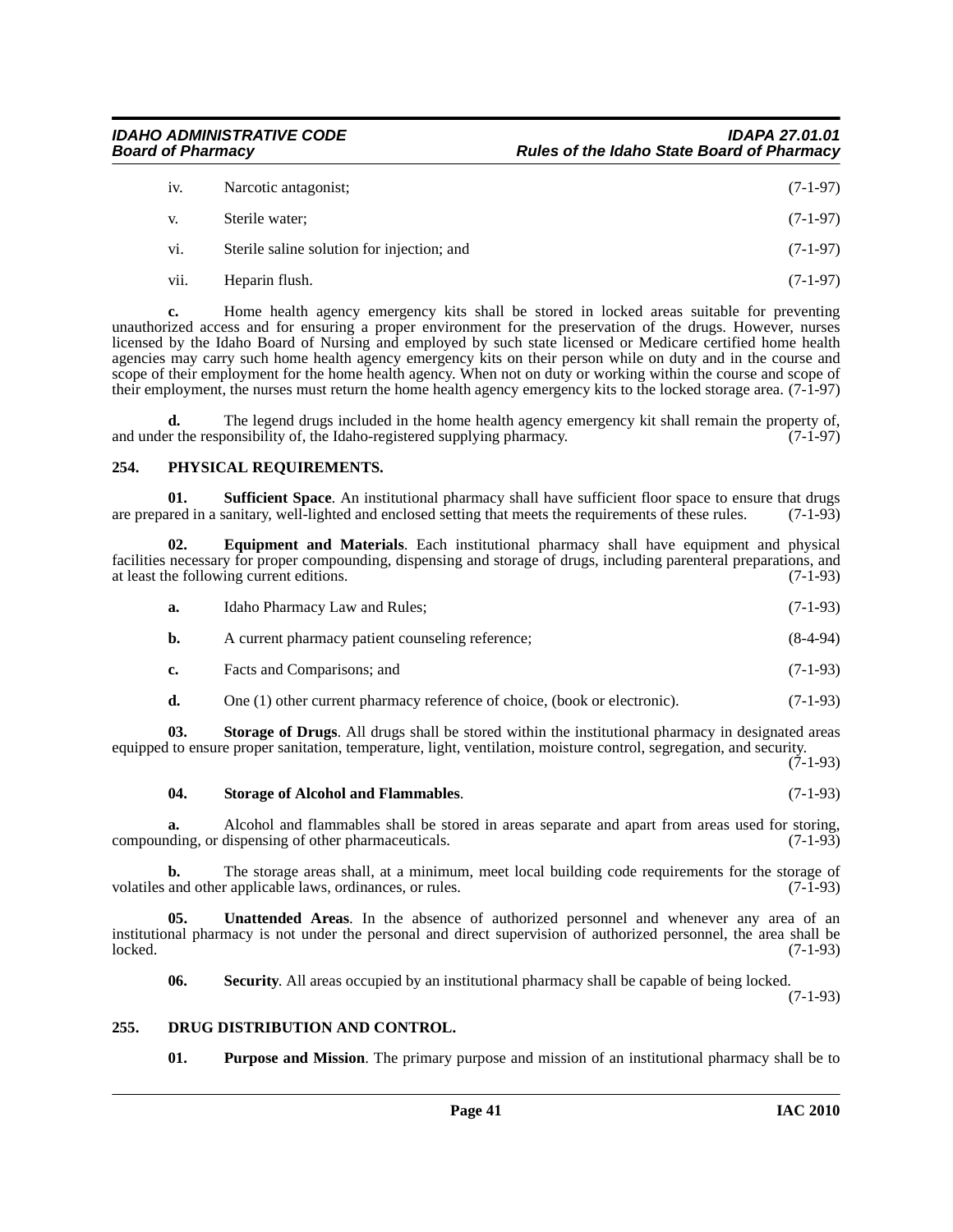iv. Narcotic antagonist; (7-1-97)

v. Sterile water; (7-1-97)

vi. Sterile saline solution for injection; and (7-1-97)

vii. Heparin flush. (7-1-97)

**c.** Home health agency emergency kits shall be stored in locked areas suitable for preventing unauthorized access and for ensuring a proper environment for the preservation of the drugs. However, nurses licensed by the Idaho Board of Nursing and employed by such state licensed or Medicare certified home health agencies may carry such home health agency emergency kits on their person while on duty and in the course and scope of their employment for the home health agency. When not on duty or working within the course and scope of their employment, the nurses must return the home health agency emergency kits to the locked storage area. (7-1-97)

**d.** The legend drugs included in the home health agency emergency kit shall remain the property of, and under the responsibility of, the Idaho-registered supplying pharmacy. (7-1-97)

### 254. PHYSICAL REQUIREMENTS.

**01. Sufficient Space**. An institutional pharmacy shall have sufficient floor space to ensure that drugs are prepared in a sanitary, well-lighted and enclosed setting that meets the requirements of these rules. (7-1-93)

**02. Equipment and Materials**. Each institutional pharmacy shall have equipment and physical facilities necessary for proper compounding, dispensing and storage of drugs, including parenteral preparations, and at least the following current editions. (7-1-93)

**a.** Idaho Pharmacy Law and Rules; (7-1-93)

**b.** A current pharmacy patient counseling reference; (8-4-94)

**c.** Facts and Comparisons; and (7-1-93)

**d.** One (1) other current pharmacy reference of choice, (book or electronic). (7-1-93)

**03. Storage of Drugs**. All drugs shall be stored within the institutional pharmacy in designated areas equipped to ensure proper sanitation, temperature, light, ventilation, moisture control, segregation, and security. (7-1-93)

**04. Storage of Alcohol and Flammables**. (7-1-93)

**a.** Alcohol and flammables shall be stored in areas separate and apart from areas used for storing, compounding, or dispensing of other pharmaceuticals. (7-1-93)

**b.** The storage areas shall, at a minimum, meet local building code requirements for the storage of volatiles and other applicable laws, ordinances, or rules. (7-1-93)

**05. Unattended Areas**. In the absence of authorized personnel and whenever any area of an institutional pharmacy is not under the personal and direct supervision of authorized personnel, the area shall be locked. (7-1-93)

**06. Security**. All areas occupied by an institutional pharmacy shall be capable of being locked. (7-1-93)

### 255. DRUG DISTRIBUTION AND CONTROL.

**01. Purpose and Mission**. The primary purpose and mission of an institutional pharmacy shall be to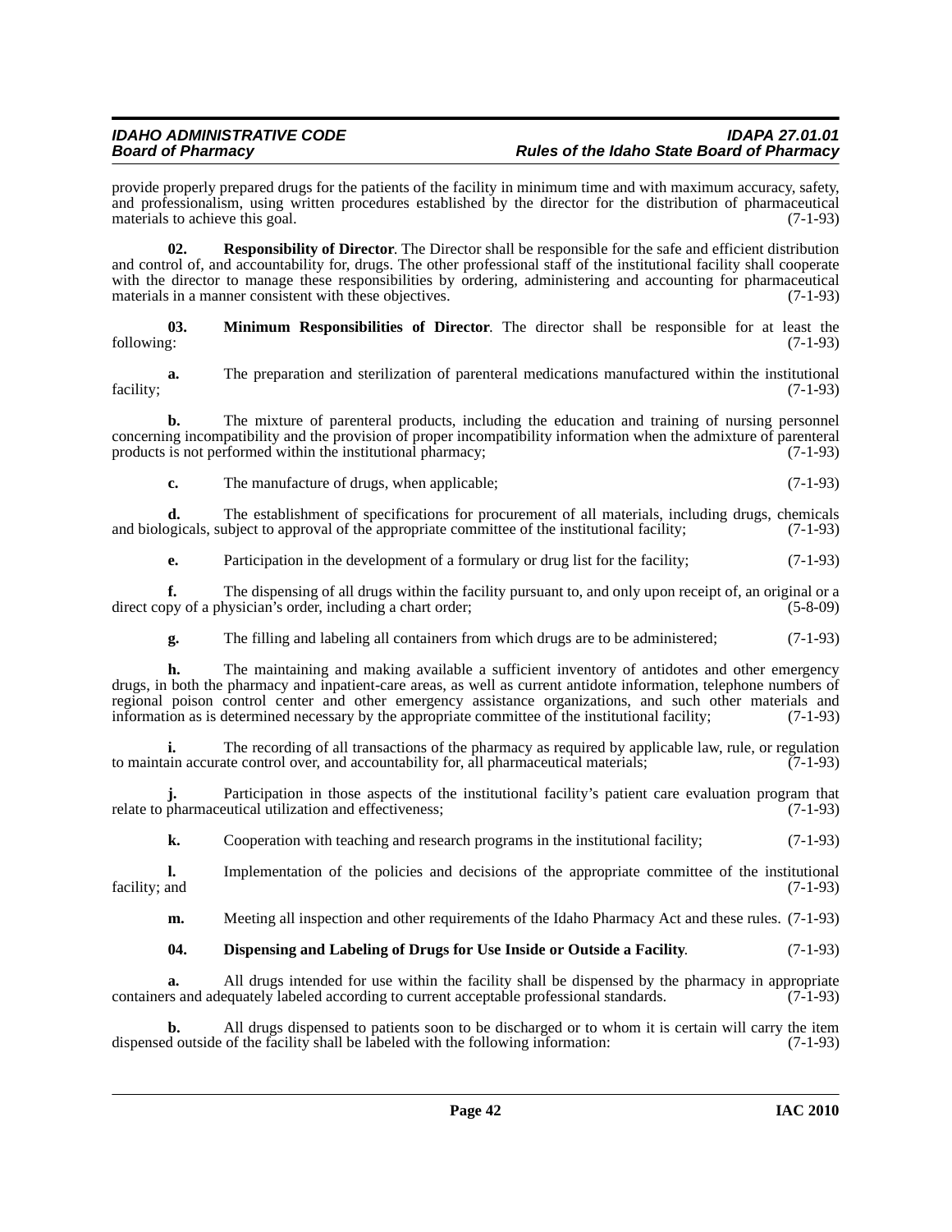provide properly prepared drugs for the patients of the facility in minimum time and with maximum accuracy, safety, and professionalism, using written procedures established by the director for the distribution of pharmaceutical materials to achieve this goal. (7-1-93)

**02. Responsibility of Director**. The Director shall be responsible for the safe and efficient distribution and control of, and accountability for, drugs. The other professional staff of the institutional facility shall cooperate with the director to manage these responsibilities by ordering, administering and accounting for pharmaceutical materials in a manner consistent with these objectives. (7-1-93)

**03. Minimum Responsibilities of Director**. The director shall be responsible for at least the following: (7-1-93)

**a.** The preparation and sterilization of parenteral medications manufactured within the institutional facility; (7-1-93)

**b.** The mixture of parenteral products, including the education and training of nursing personnel concerning incompatibility and the provision of proper incompatibility information when the admixture of parenteral products is not performed within the institutional pharmacy; (7-1-93)

**c.** The manufacture of drugs, when applicable; (7-1-93)

**d.** The establishment of specifications for procurement of all materials, including drugs, chemicals and biologicals, subject to approval of the appropriate committee of the institutional facility; (7-1-93)

**e.** Participation in the development of a formulary or drug list for the facility; (7-1-93)

**f.** The dispensing of all drugs within the facility pursuant to, and only upon receipt of, an original or a direct copy of a physician's order, including a chart order; (5-8-09)

**g.** The filling and labeling all containers from which drugs are to be administered; (7-1-93)

**h.** The maintaining and making available a sufficient inventory of antidotes and other emergency drugs, in both the pharmacy and inpatient-care areas, as well as current antidote information, telephone numbers of regional poison control center and other emergency assistance organizations, and such other materials and information as is determined necessary by the appropriate committee of the institutional facility; (7-1-93)

**i.** The recording of all transactions of the pharmacy as required by applicable law, rule, or regulation to maintain accurate control over, and accountability for, all pharmaceutical materials; (7-1-93)

**j.** Participation in those aspects of the institutional facility's patient care evaluation program that relate to pharmaceutical utilization and effectiveness; (7-1-93)

**k.** Cooperation with teaching and research programs in the institutional facility; (7-1-93)

**l.** Implementation of the policies and decisions of the appropriate committee of the institutional facility; and (7-1-93)

**m.** Meeting all inspection and other requirements of the Idaho Pharmacy Act and these rules. (7-1-93)

**04. Dispensing and Labeling of Drugs for Use Inside or Outside a Facility**. (7-1-93)

**a.** All drugs intended for use within the facility shall be dispensed by the pharmacy in appropriate containers and adequately labeled according to current acceptable professional standards. (7-1-93)

**b.** All drugs dispensed to patients soon to be discharged or to whom it is certain will carry the item dispensed outside of the facility shall be labeled with the following information: (7-1-93)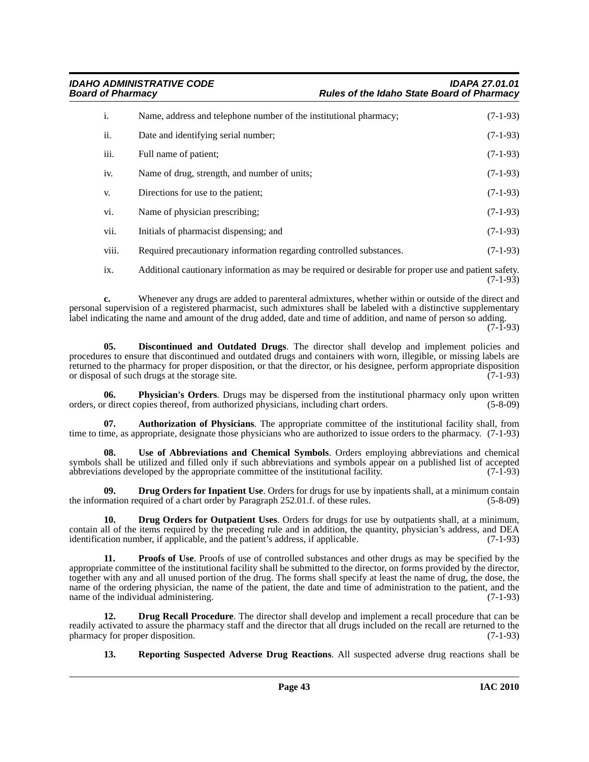i. Name, address and telephone number of the institutional pharmacy; (7-1-93)

ii. Date and identifying serial number; (7-1-93)

iii. Full name of patient; (7-1-93)

iv. Name of drug, strength, and number of units; (7-1-93)

v. Directions for use to the patient; (7-1-93)

vi. Name of physician prescribing; (7-1-93)

vii. Initials of pharmacist dispensing; and (7-1-93)

viii. Required precautionary information regarding controlled substances. (7-1-93)

ix. Additional cautionary information as may be required or desirable for proper use and patient safety. (7-1-93)

**c.** Whenever any drugs are added to parenteral admixtures, whether within or outside of the direct and personal supervision of a registered pharmacist, such admixtures shall be labeled with a distinctive supplementary label indicating the name and amount of the drug added, date and time of addition, and name of person so adding. (7-1-93)

**05. Discontinued and Outdated Drugs**. The director shall develop and implement policies and procedures to ensure that discontinued and outdated drugs and containers with worn, illegible, or missing labels are returned to the pharmacy for proper disposition, or that the director, or his designee, perform appropriate disposition or disposal of such drugs at the storage site. (7-1-93)

**06. Physician's Orders**. Drugs may be dispersed from the institutional pharmacy only upon written orders, or direct copies thereof, from authorized physicians, including chart orders. (5-8-09)

**07. Authorization of Physicians**. The appropriate committee of the institutional facility shall, from time to time, as appropriate, designate those physicians who are authorized to issue orders to the pharmacy. (7-1-93)

**08. Use of Abbreviations and Chemical Symbols**. Orders employing abbreviations and chemical symbols shall be utilized and filled only if such abbreviations and symbols appear on a published list of accepted abbreviations developed by the appropriate committee of the institutional facility. (7-1-93)

**09. Drug Orders for Inpatient Use**. Orders for drugs for use by inpatients shall, at a minimum contain the information required of a chart order by Paragraph 252.01.f. of these rules. (5-8-09)

**10. Drug Orders for Outpatient Uses**. Orders for drugs for use by outpatients shall, at a minimum, contain all of the items required by the preceding rule and in addition, the quantity, physician's address, and DEA identification number, if applicable, and the patient's address, if applicable. (7-1-93)

**11. Proofs of Use**. Proofs of use of controlled substances and other drugs as may be specified by the appropriate committee of the institutional facility shall be submitted to the director, on forms provided by the director, together with any and all unused portion of the drug. The forms shall specify at least the name of drug, the dose, the name of the ordering physician, the name of the patient, the date and time of administration to the patient, and the name of the individual administering. (7-1-93)

**12. Drug Recall Procedure**. The director shall develop and implement a recall procedure that can be readily activated to assure the pharmacy staff and the director that all drugs included on the recall are returned to the pharmacy for proper disposition. (7-1-93)

**13. Reporting Suspected Adverse Drug Reactions**. All suspected adverse drug reactions shall be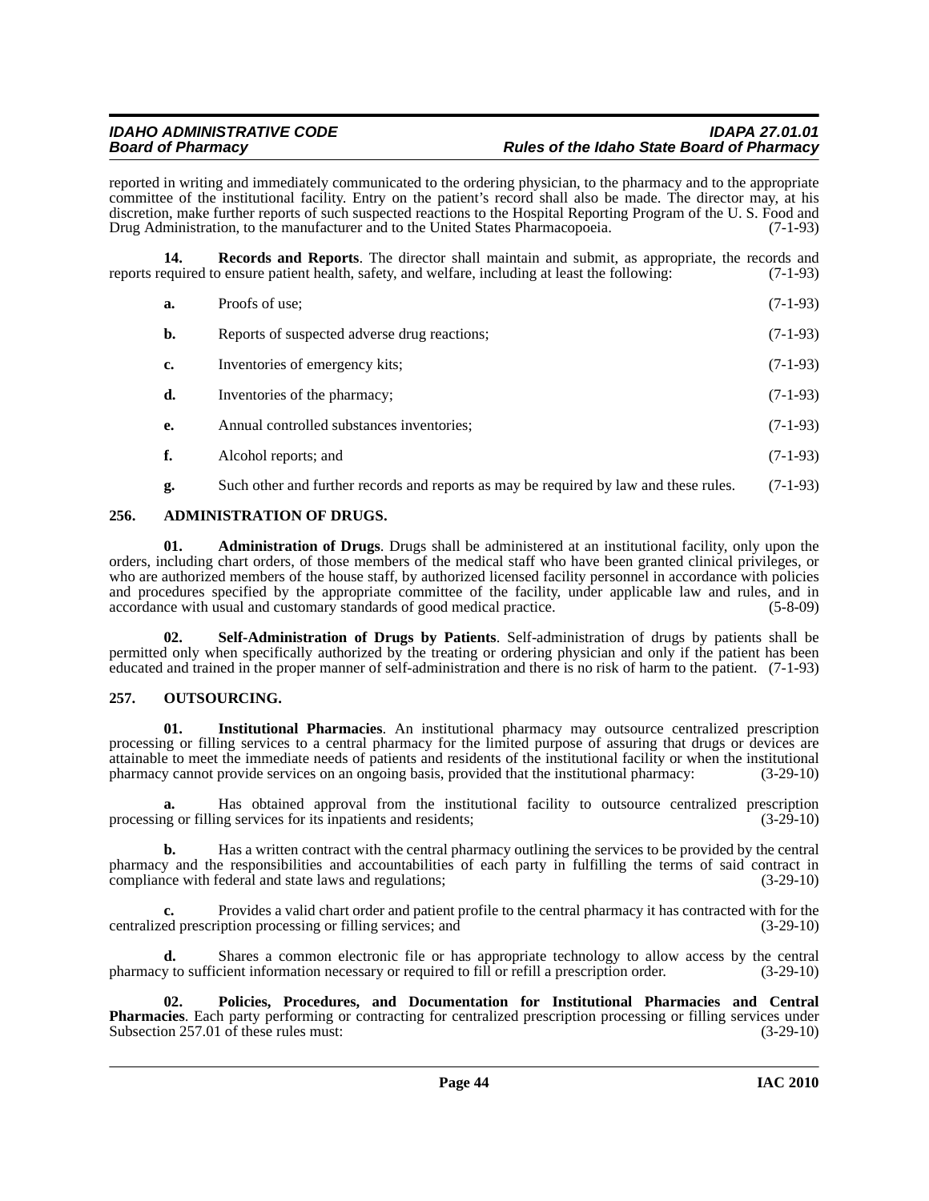reported in writing and immediately communicated to the ordering physician, to the pharmacy and to the appropriate committee of the institutional facility. Entry on the patient's record shall also be made. The director may, at his discretion, make further reports of such suspected reactions to the Hospital Reporting Program of the U. S. Food and Drug Administration, to the manufacturer and to the United States Pharmacopoeia. (7-1-93)

**14. Records and Reports**. The director shall maintain and submit, as appropriate, the records and reports required to ensure patient health, safety, and welfare, including at least the following: (7-1-93)

**a.** Proofs of use; (7-1-93)

**b.** Reports of suspected adverse drug reactions; (7-1-93)

**c.** Inventories of emergency kits; (7-1-93)

**d.** Inventories of the pharmacy; (7-1-93)

**e.** Annual controlled substances inventories; (7-1-93)

**f.** Alcohol reports; and (7-1-93)

**g.** Such other and further records and reports as may be required by law and these rules. (7-1-93)

## 256. ADMINISTRATION OF DRUGS.

**01. Administration of Drugs**. Drugs shall be administered at an institutional facility, only upon the orders, including chart orders, of those members of the medical staff who have been granted clinical privileges, or who are authorized members of the house staff, by authorized licensed facility personnel in accordance with policies and procedures specified by the appropriate committee of the facility, under applicable law and rules, and in accordance with usual and customary standards of good medical practice. (5-8-09)

**02. Self-Administration of Drugs by Patients**. Self-administration of drugs by patients shall be permitted only when specifically authorized by the treating or ordering physician and only if the patient has been educated and trained in the proper manner of self-administration and there is no risk of harm to the patient. (7-1-93)

## 257. OUTSOURCING.

**01. Institutional Pharmacies**. An institutional pharmacy may outsource centralized prescription processing or filling services to a central pharmacy for the limited purpose of assuring that drugs or devices are attainable to meet the immediate needs of patients and residents of the institutional facility or when the institutional pharmacy cannot provide services on an ongoing basis, provided that the institutional pharmacy: (3-29-10)

**a.** Has obtained approval from the institutional facility to outsource centralized prescription processing or filling services for its inpatients and residents; (3-29-10)

**b.** Has a written contract with the central pharmacy outlining the services to be provided by the central pharmacy and the responsibilities and accountabilities of each party in fulfilling the terms of said contract in compliance with federal and state laws and regulations; (3-29-10)

**c.** Provides a valid chart order and patient profile to the central pharmacy it has contracted with for the centralized prescription processing or filling services; and (3-29-10)

**d.** Shares a common electronic file or has appropriate technology to allow access by the central pharmacy to sufficient information necessary or required to fill or refill a prescription order. (3-29-10)

**02. Policies, Procedures, and Documentation for Institutional Pharmacies and Central Pharmacies**. Each party performing or contracting for centralized prescription processing or filling services under Subsection 257.01 of these rules must: (3-29-10)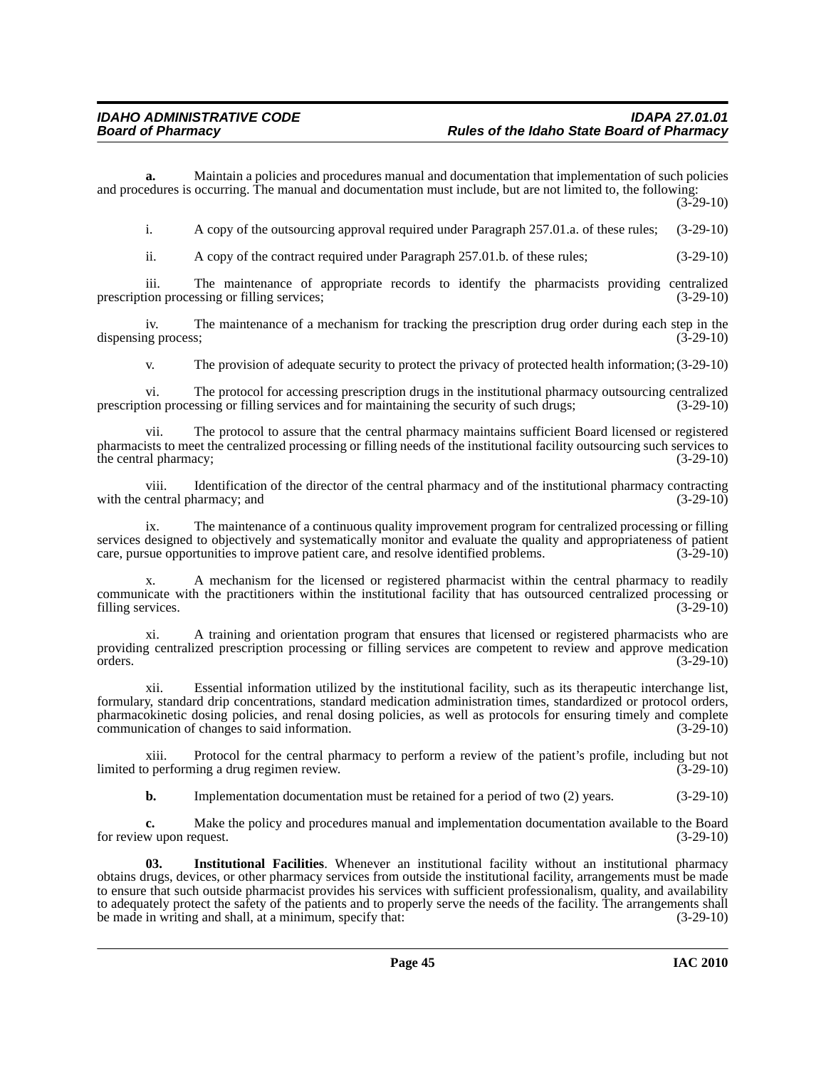**a.** Maintain a policies and procedures manual and documentation that implementation of such policies and procedures is occurring. The manual and documentation must include, but are not limited to, the following: (3-29-10)

i. A copy of the outsourcing approval required under Paragraph 257.01.a. of these rules; (3-29-10)

ii. A copy of the contract required under Paragraph 257.01.b. of these rules; (3-29-10)

iii. The maintenance of appropriate records to identify the pharmacists providing centralized prescription processing or filling services; (3-29-10)

iv. The maintenance of a mechanism for tracking the prescription drug order during each step in the dispensing process; (3-29-10)

v. The provision of adequate security to protect the privacy of protected health information; (3-29-10)

vi. The protocol for accessing prescription drugs in the institutional pharmacy outsourcing centralized prescription processing or filling services and for maintaining the security of such drugs; (3-29-10)

vii. The protocol to assure that the central pharmacy maintains sufficient Board licensed or registered pharmacists to meet the centralized processing or filling needs of the institutional facility outsourcing such services to the central pharmacy; (3-29-10)

viii. Identification of the director of the central pharmacy and of the institutional pharmacy contracting with the central pharmacy; and (3-29-10)

ix. The maintenance of a continuous quality improvement program for centralized processing or filling services designed to objectively and systematically monitor and evaluate the quality and appropriateness of patient care, pursue opportunities to improve patient care, and resolve identified problems. (3-29-10)

x. A mechanism for the licensed or registered pharmacist within the central pharmacy to readily communicate with the practitioners within the institutional facility that has outsourced centralized processing or filling services. (3-29-10)

xi. A training and orientation program that ensures that licensed or registered pharmacists who are providing centralized prescription processing or filling services are competent to review and approve medication orders. (3-29-10)

xii. Essential information utilized by the institutional facility, such as its therapeutic interchange list, formulary, standard drip concentrations, standard medication administration times, standardized or protocol orders, pharmacokinetic dosing policies, and renal dosing policies, as well as protocols for ensuring timely and complete communication of changes to said information. (3-29-10)

xiii. Protocol for the central pharmacy to perform a review of the patient's profile, including but not limited to performing a drug regimen review. (3-29-10)

**b.** Implementation documentation must be retained for a period of two (2) years. (3-29-10)

**c.** Make the policy and procedures manual and implementation documentation available to the Board for review upon request. (3-29-10)

**03. Institutional Facilities**. Whenever an institutional facility without an institutional pharmacy obtains drugs, devices, or other pharmacy services from outside the institutional facility, arrangements must be made to ensure that such outside pharmacist provides his services with sufficient professionalism, quality, and availability to adequately protect the safety of the patients and to properly serve the needs of the facility. The arrangements shall be made in writing and shall, at a minimum, specify that: (3-29-10)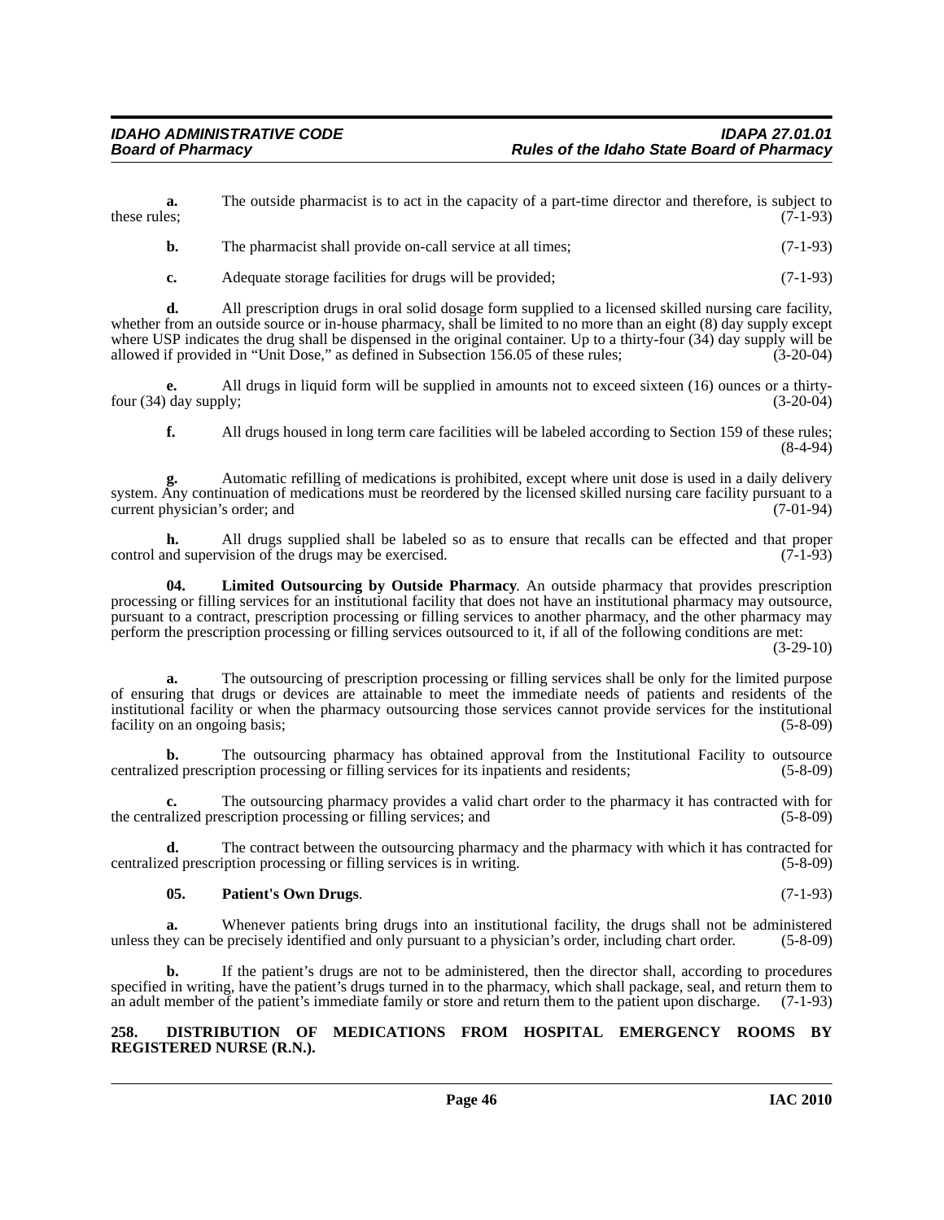**a.** The outside pharmacist is to act in the capacity of a part-time director and therefore, is subject to these rules; (7-1-93)

**b.** The pharmacist shall provide on-call service at all times; (7-1-93)

**c.** Adequate storage facilities for drugs will be provided; (7-1-93)

**d.** All prescription drugs in oral solid dosage form supplied to a licensed skilled nursing care facility, whether from an outside source or in-house pharmacy, shall be limited to no more than an eight (8) day supply except where USP indicates the drug shall be dispensed in the original container. Up to a thirty-four (34) day supply will be allowed if provided in "Unit Dose," as defined in Subsection 156.05 of these rules; (3-20-04)

**e.** All drugs in liquid form will be supplied in amounts not to exceed sixteen (16) ounces or a thirty-four (34) day supply; (3-20-04)

**f.** All drugs housed in long term care facilities will be labeled according to Section 159 of these rules; (8-4-94)

**g.** Automatic refilling of medications is prohibited, except where unit dose is used in a daily delivery system. Any continuation of medications must be reordered by the licensed skilled nursing care facility pursuant to a current physician's order; and (7-01-94)

**h.** All drugs supplied shall be labeled so as to ensure that recalls can be effected and that proper control and supervision of the drugs may be exercised. (7-1-93)

**04. Limited Outsourcing by Outside Pharmacy**. An outside pharmacy that provides prescription processing or filling services for an institutional facility that does not have an institutional pharmacy may outsource, pursuant to a contract, prescription processing or filling services to another pharmacy, and the other pharmacy may perform the prescription processing or filling services outsourced to it, if all of the following conditions are met: (3-29-10)

**a.** The outsourcing of prescription processing or filling services shall be only for the limited purpose of ensuring that drugs or devices are attainable to meet the immediate needs of patients and residents of the institutional facility or when the pharmacy outsourcing those services cannot provide services for the institutional facility on an ongoing basis; (5-8-09)

**b.** The outsourcing pharmacy has obtained approval from the Institutional Facility to outsource centralized prescription processing or filling services for its inpatients and residents; (5-8-09)

**c.** The outsourcing pharmacy provides a valid chart order to the pharmacy it has contracted with for the centralized prescription processing or filling services; and (5-8-09)

**d.** The contract between the outsourcing pharmacy and the pharmacy with which it has contracted for centralized prescription processing or filling services is in writing. (5-8-09)

**05. Patient's Own Drugs**. (7-1-93)

**a.** Whenever patients bring drugs into an institutional facility, the drugs shall not be administered unless they can be precisely identified and only pursuant to a physician's order, including chart order. (5-8-09)

**b.** If the patient's drugs are not to be administered, then the director shall, according to procedures specified in writing, have the patient's drugs turned in to the pharmacy, which shall package, seal, and return them to an adult member of the patient's immediate family or store and return them to the patient upon discharge. (7-1-93)

## 258. DISTRIBUTION OF MEDICATIONS FROM HOSPITAL EMERGENCY ROOMS BY REGISTERED NURSE (R.N.).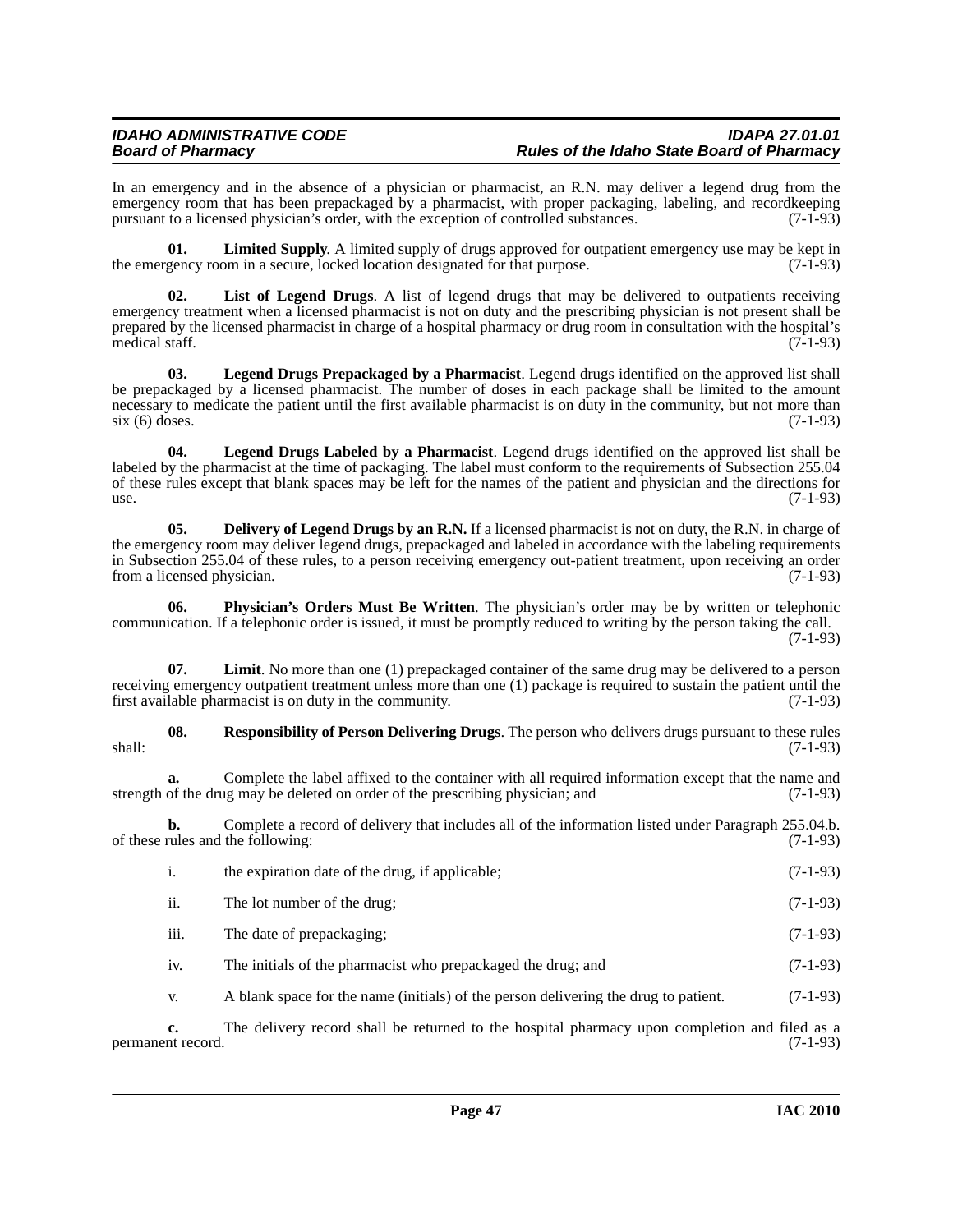In an emergency and in the absence of a physician or pharmacist, an R.N. may deliver a legend drug from the emergency room that has been prepackaged by a pharmacist, with proper packaging, labeling, and recordkeeping pursuant to a licensed physician's order, with the exception of controlled substances. (7-1-93)

**01. Limited Supply**. A limited supply of drugs approved for outpatient emergency use may be kept in the emergency room in a secure, locked location designated for that purpose. (7-1-93)

**02. List of Legend Drugs**. A list of legend drugs that may be delivered to outpatients receiving emergency treatment when a licensed pharmacist is not on duty and the prescribing physician is not present shall be prepared by the licensed pharmacist in charge of a hospital pharmacy or drug room in consultation with the hospital's medical staff. (7-1-93)

**03. Legend Drugs Prepackaged by a Pharmacist**. Legend drugs identified on the approved list shall be prepackaged by a licensed pharmacist. The number of doses in each package shall be limited to the amount necessary to medicate the patient until the first available pharmacist is on duty in the community, but not more than six (6) doses. (7-1-93)

**04. Legend Drugs Labeled by a Pharmacist**. Legend drugs identified on the approved list shall be labeled by the pharmacist at the time of packaging. The label must conform to the requirements of Subsection 255.04 of these rules except that blank spaces may be left for the names of the patient and physician and the directions for use. (7-1-93)

**05. Delivery of Legend Drugs by an R.N.** If a licensed pharmacist is not on duty, the R.N. in charge of the emergency room may deliver legend drugs, prepackaged and labeled in accordance with the labeling requirements in Subsection 255.04 of these rules, to a person receiving emergency out-patient treatment, upon receiving an order from a licensed physician. (7-1-93)

**06. Physician's Orders Must Be Written**. The physician's order may be by written or telephonic communication. If a telephonic order is issued, it must be promptly reduced to writing by the person taking the call. (7-1-93)

**07. Limit**. No more than one (1) prepackaged container of the same drug may be delivered to a person receiving emergency outpatient treatment unless more than one (1) package is required to sustain the patient until the first available pharmacist is on duty in the community. (7-1-93)

**08. Responsibility of Person Delivering Drugs**. The person who delivers drugs pursuant to these rules shall: (7-1-93)

**a.** Complete the label affixed to the container with all required information except that the name and strength of the drug may be deleted on order of the prescribing physician; and (7-1-93)

**b.** Complete a record of delivery that includes all of the information listed under Paragraph 255.04.b. of these rules and the following: (7-1-93)

i. the expiration date of the drug, if applicable; (7-1-93)

ii. The lot number of the drug; (7-1-93)

iii. The date of prepackaging; (7-1-93)

iv. The initials of the pharmacist who prepackaged the drug; and (7-1-93)

v. A blank space for the name (initials) of the person delivering the drug to patient. (7-1-93)

**c.** The delivery record shall be returned to the hospital pharmacy upon completion and filed as a permanent record. (7-1-93)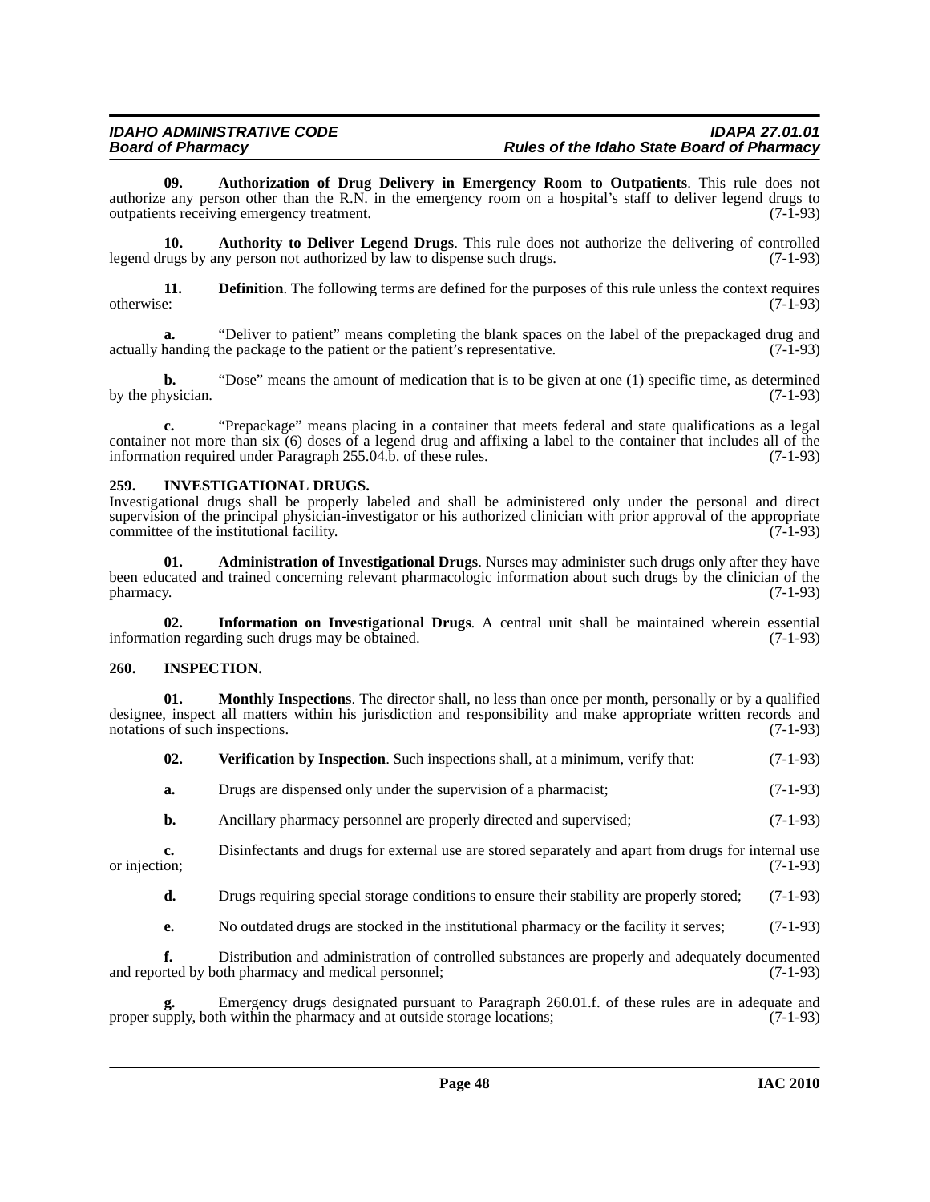**09. Authorization of Drug Delivery in Emergency Room to Outpatients**. This rule does not authorize any person other than the R.N. in the emergency room on a hospital's staff to deliver legend drugs to outpatients receiving emergency treatment. (7-1-93)

**10. Authority to Deliver Legend Drugs**. This rule does not authorize the delivering of controlled legend drugs by any person not authorized by law to dispense such drugs. (7-1-93)

**11. Definition**. The following terms are defined for the purposes of this rule unless the context requires otherwise: (7-1-93)

**a.** "Deliver to patient" means completing the blank spaces on the label of the prepackaged drug and actually handing the package to the patient or the patient's representative. (7-1-93)

**b.** "Dose" means the amount of medication that is to be given at one (1) specific time, as determined by the physician. (7-1-93)

**c.** "Prepackage" means placing in a container that meets federal and state qualifications as a legal container not more than six (6) doses of a legend drug and affixing a label to the container that includes all of the information required under Paragraph 255.04.b. of these rules. (7-1-93)

## 259. INVESTIGATIONAL DRUGS.

Investigational drugs shall be properly labeled and shall be administered only under the personal and direct supervision of the principal physician-investigator or his authorized clinician with prior approval of the appropriate committee of the institutional facility. (7-1-93)

**01. Administration of Investigational Drugs**. Nurses may administer such drugs only after they have been educated and trained concerning relevant pharmacologic information about such drugs by the clinician of the pharmacy. (7-1-93)

**02. Information on Investigational Drugs**. A central unit shall be maintained wherein essential information regarding such drugs may be obtained. (7-1-93)

## 260. INSPECTION.

**01. Monthly Inspections**. The director shall, no less than once per month, personally or by a qualified designee, inspect all matters within his jurisdiction and responsibility and make appropriate written records and notations of such inspections. (7-1-93)

**02. Verification by Inspection**. Such inspections shall, at a minimum, verify that: (7-1-93)

**a.** Drugs are dispensed only under the supervision of a pharmacist; (7-1-93)

**b.** Ancillary pharmacy personnel are properly directed and supervised; (7-1-93)

**c.** Disinfectants and drugs for external use are stored separately and apart from drugs for internal use or injection; (7-1-93)

**d.** Drugs requiring special storage conditions to ensure their stability are properly stored; (7-1-93)

**e.** No outdated drugs are stocked in the institutional pharmacy or the facility it serves; (7-1-93)

**f.** Distribution and administration of controlled substances are properly and adequately documented and reported by both pharmacy and medical personnel; (7-1-93)

**g.** Emergency drugs designated pursuant to Paragraph 260.01.f. of these rules are in adequate and proper supply, both within the pharmacy and at outside storage locations; (7-1-93)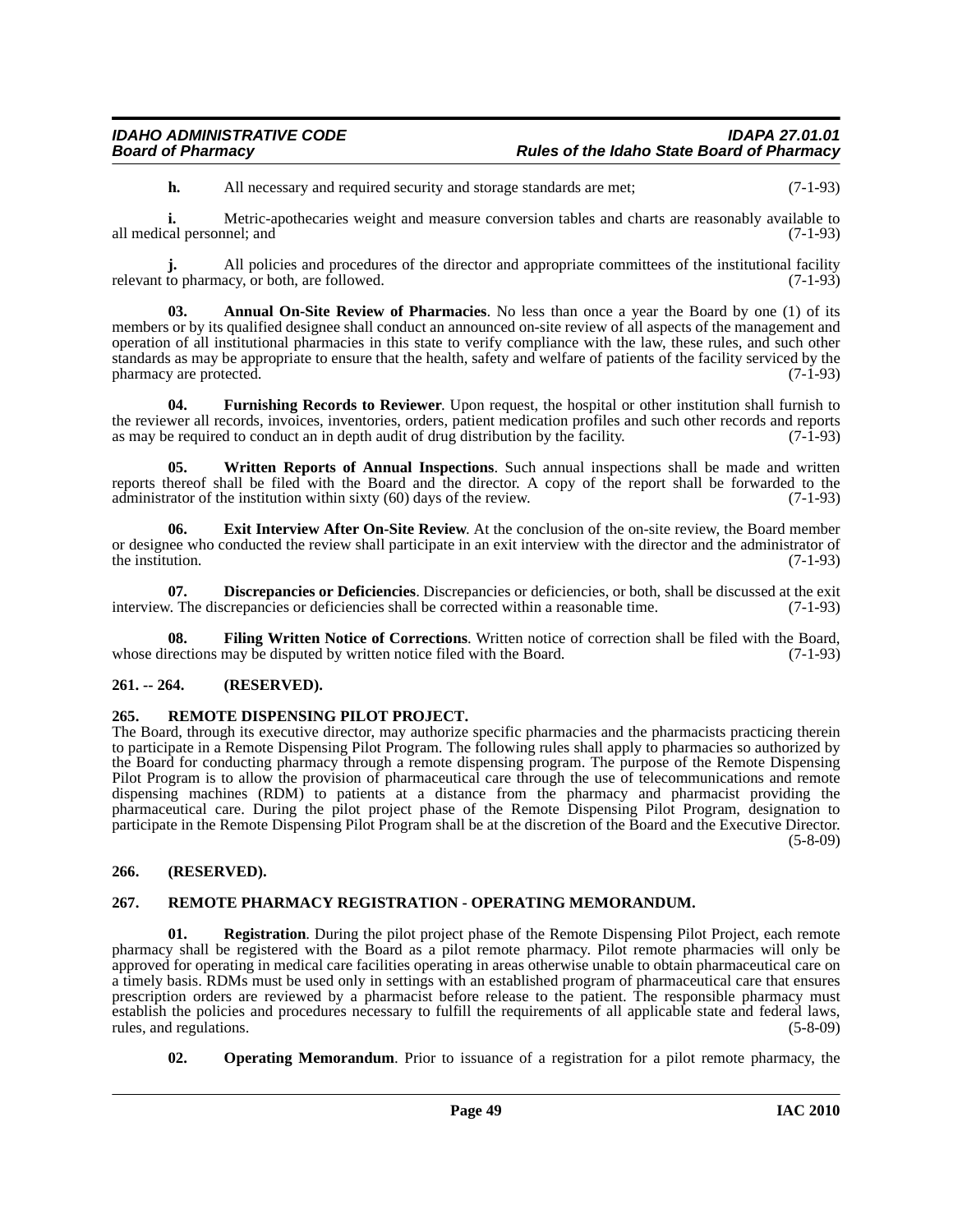**h.** All necessary and required security and storage standards are met; (7-1-93)

**i.** Metric-apothecaries weight and measure conversion tables and charts are reasonably available to all medical personnel; and (7-1-93)

**j.** All policies and procedures of the director and appropriate committees of the institutional facility relevant to pharmacy, or both, are followed. (7-1-93)

**03. Annual On-Site Review of Pharmacies**. No less than once a year the Board by one (1) of its members or by its qualified designee shall conduct an announced on-site review of all aspects of the management and operation of all institutional pharmacies in this state to verify compliance with the law, these rules, and such other standards as may be appropriate to ensure that the health, safety and welfare of patients of the facility serviced by the pharmacy are protected. (7-1-93)

**04. Furnishing Records to Reviewer**. Upon request, the hospital or other institution shall furnish to the reviewer all records, invoices, inventories, orders, patient medication profiles and such other records and reports as may be required to conduct an in depth audit of drug distribution by the facility. (7-1-93)

**05. Written Reports of Annual Inspections**. Such annual inspections shall be made and written reports thereof shall be filed with the Board and the director. A copy of the report shall be forwarded to the administrator of the institution within sixty (60) days of the review. (7-1-93)

**06. Exit Interview After On-Site Review**. At the conclusion of the on-site review, the Board member or designee who conducted the review shall participate in an exit interview with the director and the administrator of the institution. (7-1-93)

**07. Discrepancies or Deficiencies**. Discrepancies or deficiencies, or both, shall be discussed at the exit interview. The discrepancies or deficiencies shall be corrected within a reasonable time. (7-1-93)

**08. Filing Written Notice of Corrections**. Written notice of correction shall be filed with the Board, whose directions may be disputed by written notice filed with the Board. (7-1-93)

## 261. -- 264. (RESERVED).

## 265. REMOTE DISPENSING PILOT PROJECT.

The Board, through its executive director, may authorize specific pharmacies and the pharmacists practicing therein to participate in a Remote Dispensing Pilot Program. The following rules shall apply to pharmacies so authorized by the Board for conducting pharmacy through a remote dispensing program. The purpose of the Remote Dispensing Pilot Program is to allow the provision of pharmaceutical care through the use of telecommunications and remote dispensing machines (RDM) to patients at a distance from the pharmacy and pharmacist providing the pharmaceutical care. During the pilot project phase of the Remote Dispensing Pilot Program, designation to participate in the Remote Dispensing Pilot Program shall be at the discretion of the Board and the Executive Director. (5-8-09)

## 266. (RESERVED).

## 267. REMOTE PHARMACY REGISTRATION - OPERATING MEMORANDUM.

**01. Registration**. During the pilot project phase of the Remote Dispensing Pilot Project, each remote pharmacy shall be registered with the Board as a pilot remote pharmacy. Pilot remote pharmacies will only be approved for operating in medical care facilities operating in areas otherwise unable to obtain pharmaceutical care on a timely basis. RDMs must be used only in settings with an established program of pharmaceutical care that ensures prescription orders are reviewed by a pharmacist before release to the patient. The responsible pharmacy must establish the policies and procedures necessary to fulfill the requirements of all applicable state and federal laws, rules, and regulations. (5-8-09)

**02. Operating Memorandum**. Prior to issuance of a registration for a pilot remote pharmacy, the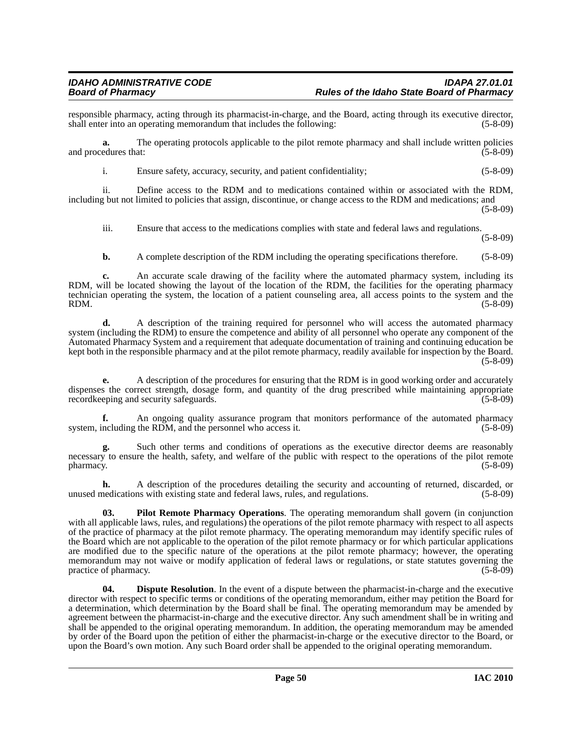responsible pharmacy, acting through its pharmacist-in-charge, and the Board, acting through its executive director, shall enter into an operating memorandum that includes the following: (5-8-09)

**a.** The operating protocols applicable to the pilot remote pharmacy and shall include written policies and procedures that: (5-8-09)

i. Ensure safety, accuracy, security, and patient confidentiality; (5-8-09)

ii. Define access to the RDM and to medications contained within or associated with the RDM, including but not limited to policies that assign, discontinue, or change access to the RDM and medications; and (5-8-09)

iii. Ensure that access to the medications complies with state and federal laws and regulations. (5-8-09)

**b.** A complete description of the RDM including the operating specifications therefore. (5-8-09)

**c.** An accurate scale drawing of the facility where the automated pharmacy system, including its RDM, will be located showing the layout of the location of the RDM, the facilities for the operating pharmacy technician operating the system, the location of a patient counseling area, all access points to the system and the RDM. (5-8-09)

**d.** A description of the training required for personnel who will access the automated pharmacy system (including the RDM) to ensure the competence and ability of all personnel who operate any component of the Automated Pharmacy System and a requirement that adequate documentation of training and continuing education be kept both in the responsible pharmacy and at the pilot remote pharmacy, readily available for inspection by the Board. (5-8-09)

**e.** A description of the procedures for ensuring that the RDM is in good working order and accurately dispenses the correct strength, dosage form, and quantity of the drug prescribed while maintaining appropriate recordkeeping and security safeguards. (5-8-09)

**f.** An ongoing quality assurance program that monitors performance of the automated pharmacy system, including the RDM, and the personnel who access it. (5-8-09)

**g.** Such other terms and conditions of operations as the executive director deems are reasonably necessary to ensure the health, safety, and welfare of the public with respect to the operations of the pilot remote pharmacy. (5-8-09)

**h.** A description of the procedures detailing the security and accounting of returned, discarded, or unused medications with existing state and federal laws, rules, and regulations. (5-8-09)

**03. Pilot Remote Pharmacy Operations**. The operating memorandum shall govern (in conjunction with all applicable laws, rules, and regulations) the operations of the pilot remote pharmacy with respect to all aspects of the practice of pharmacy at the pilot remote pharmacy. The operating memorandum may identify specific rules of the Board which are not applicable to the operation of the pilot remote pharmacy or for which particular applications are modified due to the specific nature of the operations at the pilot remote pharmacy; however, the operating memorandum may not waive or modify application of federal laws or regulations, or state statutes governing the practice of pharmacy. (5-8-09)

**04. Dispute Resolution**. In the event of a dispute between the pharmacist-in-charge and the executive director with respect to specific terms or conditions of the operating memorandum, either may petition the Board for a determination, which determination by the Board shall be final. The operating memorandum may be amended by agreement between the pharmacist-in-charge and the executive director. Any such amendment shall be in writing and shall be appended to the original operating memorandum. In addition, the operating memorandum may be amended by order of the Board upon the petition of either the pharmacist-in-charge or the executive director to the Board, or upon the Board's own motion. Any such Board order shall be appended to the original operating memorandum.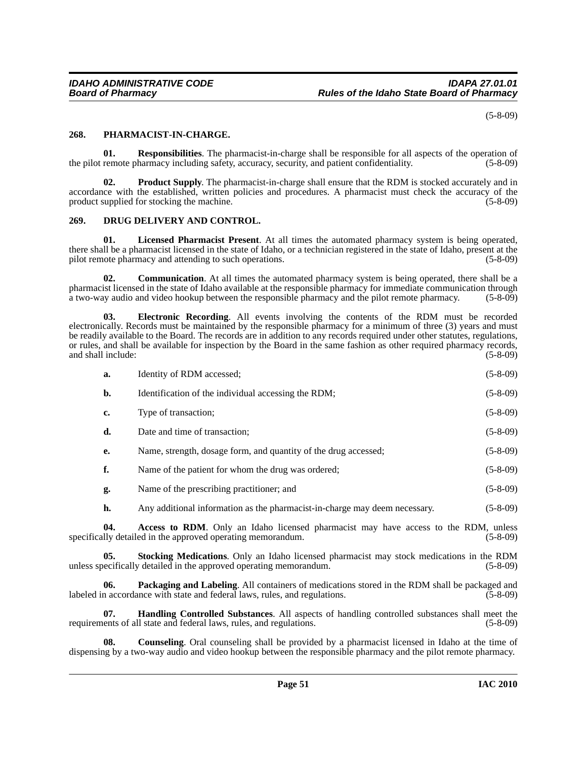(5-8-09)

## 268. PHARMACIST-IN-CHARGE.

**01. Responsibilities**. The pharmacist-in-charge shall be responsible for all aspects of the operation of the pilot remote pharmacy including safety, accuracy, security, and patient confidentiality. (5-8-09)

**02. Product Supply**. The pharmacist-in-charge shall ensure that the RDM is stocked accurately and in accordance with the established, written policies and procedures. A pharmacist must check the accuracy of the product supplied for stocking the machine. (5-8-09)

## 269. DRUG DELIVERY AND CONTROL.

**01. Licensed Pharmacist Present**. At all times the automated pharmacy system is being operated, there shall be a pharmacist licensed in the state of Idaho, or a technician registered in the state of Idaho, present at the pilot remote pharmacy and attending to such operations. (5-8-09)

**02. Communication**. At all times the automated pharmacy system is being operated, there shall be a pharmacist licensed in the state of Idaho available at the responsible pharmacy for immediate communication through a two-way audio and video hookup between the responsible pharmacy and the pilot remote pharmacy. (5-8-09)

**03. Electronic Recording**. All events involving the contents of the RDM must be recorded electronically. Records must be maintained by the responsible pharmacy for a minimum of three (3) years and must be readily available to the Board. The records are in addition to any records required under other statutes, regulations, or rules, and shall be available for inspection by the Board in the same fashion as other required pharmacy records, and shall include: (5-8-09)

**a.** Identity of RDM accessed; (5-8-09)

**b.** Identification of the individual accessing the RDM; (5-8-09)

**c.** Type of transaction; (5-8-09)

**d.** Date and time of transaction; (5-8-09)

**e.** Name, strength, dosage form, and quantity of the drug accessed; (5-8-09)

**f.** Name of the patient for whom the drug was ordered; (5-8-09)

**g.** Name of the prescribing practitioner; and (5-8-09)

**h.** Any additional information as the pharmacist-in-charge may deem necessary. (5-8-09)

**04. Access to RDM**. Only an Idaho licensed pharmacist may have access to the RDM, unless specifically detailed in the approved operating memorandum. (5-8-09)

**05. Stocking Medications**. Only an Idaho licensed pharmacist may stock medications in the RDM unless specifically detailed in the approved operating memorandum. (5-8-09)

**06. Packaging and Labeling**. All containers of medications stored in the RDM shall be packaged and labeled in accordance with state and federal laws, rules, and regulations. (5-8-09)

**07. Handling Controlled Substances**. All aspects of handling controlled substances shall meet the requirements of all state and federal laws, rules, and regulations. (5-8-09)

**08. Counseling**. Oral counseling shall be provided by a pharmacist licensed in Idaho at the time of dispensing by a two-way audio and video hookup between the responsible pharmacy and the pilot remote pharmacy.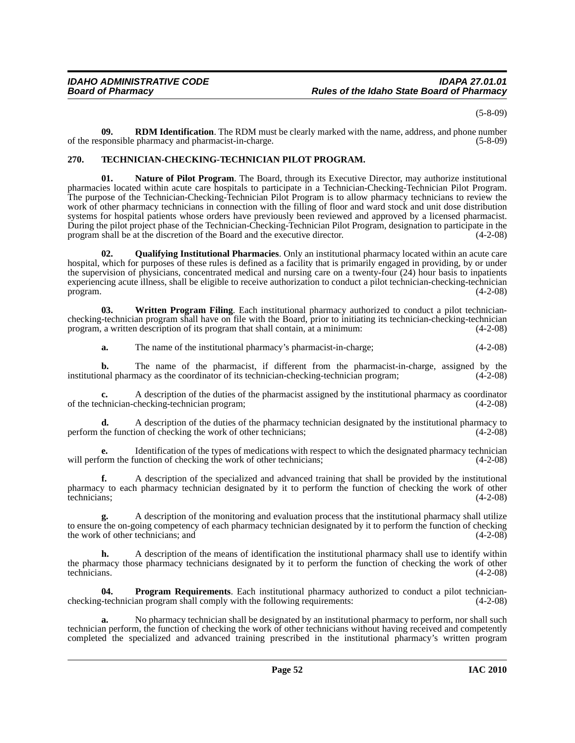(5-8-09)

**09. RDM Identification**. The RDM must be clearly marked with the name, address, and phone number of the responsible pharmacy and pharmacist-in-charge. (5-8-09)

## 270. TECHNICIAN-CHECKING-TECHNICIAN PILOT PROGRAM.

**01. Nature of Pilot Program**. The Board, through its Executive Director, may authorize institutional pharmacies located within acute care hospitals to participate in a Technician-Checking-Technician Pilot Program. The purpose of the Technician-Checking-Technician Pilot Program is to allow pharmacy technicians to review the work of other pharmacy technicians in connection with the filling of floor and ward stock and unit dose distribution systems for hospital patients whose orders have previously been reviewed and approved by a licensed pharmacist. During the pilot project phase of the Technician-Checking-Technician Pilot Program, designation to participate in the program shall be at the discretion of the Board and the executive director. (4-2-08)

**02. Qualifying Institutional Pharmacies**. Only an institutional pharmacy located within an acute care hospital, which for purposes of these rules is defined as a facility that is primarily engaged in providing, by or under the supervision of physicians, concentrated medical and nursing care on a twenty-four (24) hour basis to inpatients experiencing acute illness, shall be eligible to receive authorization to conduct a pilot technician-checking-technician program. (4-2-08)

**03. Written Program Filing**. Each institutional pharmacy authorized to conduct a pilot technician-checking-technician program shall have on file with the Board, prior to initiating its technician-checking-technician program, a written description of its program that shall contain, at a minimum: (4-2-08)

**a.** The name of the institutional pharmacy's pharmacist-in-charge; (4-2-08)

**b.** The name of the pharmacist, if different from the pharmacist-in-charge, assigned by the institutional pharmacy as the coordinator of its technician-checking-technician program; (4-2-08)

**c.** A description of the duties of the pharmacist assigned by the institutional pharmacy as coordinator of the technician-checking-technician program; (4-2-08)

**d.** A description of the duties of the pharmacy technician designated by the institutional pharmacy to perform the function of checking the work of other technicians; (4-2-08)

**e.** Identification of the types of medications with respect to which the designated pharmacy technician will perform the function of checking the work of other technicians; (4-2-08)

**f.** A description of the specialized and advanced training that shall be provided by the institutional pharmacy to each pharmacy technician designated by it to perform the function of checking the work of other technicians; (4-2-08)

**g.** A description of the monitoring and evaluation process that the institutional pharmacy shall utilize to ensure the on-going competency of each pharmacy technician designated by it to perform the function of checking the work of other technicians; and (4-2-08)

**h.** A description of the means of identification the institutional pharmacy shall use to identify within the pharmacy those pharmacy technicians designated by it to perform the function of checking the work of other technicians. (4-2-08)

**04. Program Requirements**. Each institutional pharmacy authorized to conduct a pilot technician-checking-technician program shall comply with the following requirements: (4-2-08)

**a.** No pharmacy technician shall be designated by an institutional pharmacy to perform, nor shall such technician perform, the function of checking the work of other technicians without having received and competently completed the specialized and advanced training prescribed in the institutional pharmacy's written program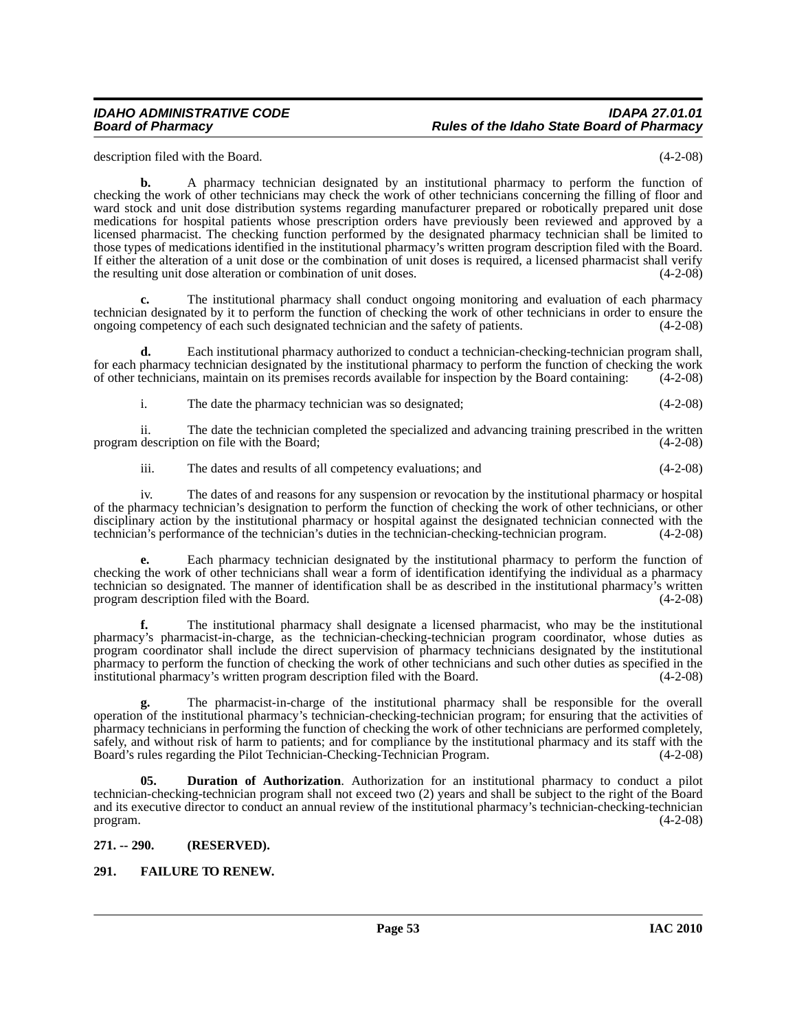description filed with the Board. (4-2-08)

**b.** A pharmacy technician designated by an institutional pharmacy to perform the function of checking the work of other technicians may check the work of other technicians concerning the filling of floor and ward stock and unit dose distribution systems regarding manufacturer prepared or robotically prepared unit dose medications for hospital patients whose prescription orders have previously been reviewed and approved by a licensed pharmacist. The checking function performed by the designated pharmacy technician shall be limited to those types of medications identified in the institutional pharmacy's written program description filed with the Board. If either the alteration of a unit dose or the combination of unit doses is required, a licensed pharmacist shall verify the resulting unit dose alteration or combination of unit doses. (4-2-08)

**c.** The institutional pharmacy shall conduct ongoing monitoring and evaluation of each pharmacy technician designated by it to perform the function of checking the work of other technicians in order to ensure the ongoing competency of each such designated technician and the safety of patients. (4-2-08)

**d.** Each institutional pharmacy authorized to conduct a technician-checking-technician program shall, for each pharmacy technician designated by the institutional pharmacy to perform the function of checking the work of other technicians, maintain on its premises records available for inspection by the Board containing: (4-2-08)

i. The date the pharmacy technician was so designated; (4-2-08)

ii. The date the technician completed the specialized and advancing training prescribed in the written program description on file with the Board; (4-2-08)

iii. The dates and results of all competency evaluations; and (4-2-08)

iv. The dates of and reasons for any suspension or revocation by the institutional pharmacy or hospital of the pharmacy technician's designation to perform the function of checking the work of other technicians, or other disciplinary action by the institutional pharmacy or hospital against the designated technician connected with the technician's performance of the technician's duties in the technician-checking-technician program. (4-2-08)

**e.** Each pharmacy technician designated by the institutional pharmacy to perform the function of checking the work of other technicians shall wear a form of identification identifying the individual as a pharmacy technician so designated. The manner of identification shall be as described in the institutional pharmacy's written program description filed with the Board. (4-2-08)

**f.** The institutional pharmacy shall designate a licensed pharmacist, who may be the institutional pharmacy's pharmacist-in-charge, as the technician-checking-technician program coordinator, whose duties as program coordinator shall include the direct supervision of pharmacy technicians designated by the institutional pharmacy to perform the function of checking the work of other technicians and such other duties as specified in the institutional pharmacy's written program description filed with the Board. (4-2-08)

**g.** The pharmacist-in-charge of the institutional pharmacy shall be responsible for the overall operation of the institutional pharmacy's technician-checking-technician program; for ensuring that the activities of pharmacy technicians in performing the function of checking the work of other technicians are performed completely, safely, and without risk of harm to patients; and for compliance by the institutional pharmacy and its staff with the Board's rules regarding the Pilot Technician-Checking-Technician Program. (4-2-08)

**05. Duration of Authorization**. Authorization for an institutional pharmacy to conduct a pilot technician-checking-technician program shall not exceed two (2) years and shall be subject to the right of the Board and its executive director to conduct an annual review of the institutional pharmacy's technician-checking-technician program. (4-2-08)

**271. -- 290. (RESERVED).**

**291. FAILURE TO RENEW.**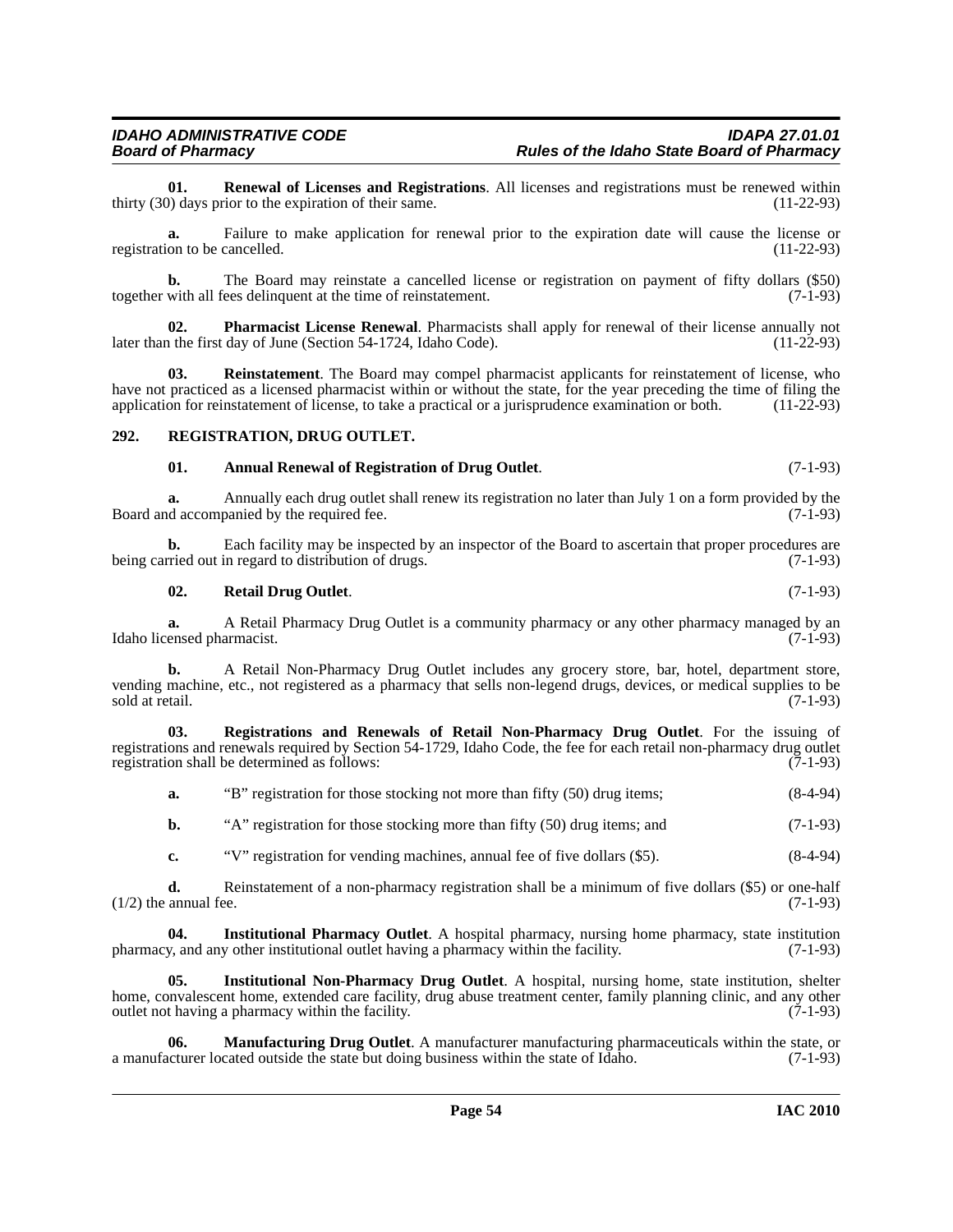**01. Renewal of Licenses and Registrations**. All licenses and registrations must be renewed within thirty (30) days prior to the expiration of their same. (11-22-93)

**a.** Failure to make application for renewal prior to the expiration date will cause the license or registration to be cancelled. (11-22-93)

**b.** The Board may reinstate a cancelled license or registration on payment of fifty dollars ($50) together with all fees delinquent at the time of reinstatement. (7-1-93)

**02. Pharmacist License Renewal**. Pharmacists shall apply for renewal of their license annually not later than the first day of June (Section 54-1724, Idaho Code). (11-22-93)

**03. Reinstatement**. The Board may compel pharmacist applicants for reinstatement of license, who have not practiced as a licensed pharmacist within or without the state, for the year preceding the time of filing the application for reinstatement of license, to take a practical or a jurisprudence examination or both. (11-22-93)

## 292. REGISTRATION, DRUG OUTLET.

**01. Annual Renewal of Registration of Drug Outlet**. (7-1-93)

**a.** Annually each drug outlet shall renew its registration no later than July 1 on a form provided by the Board and accompanied by the required fee. (7-1-93)

**b.** Each facility may be inspected by an inspector of the Board to ascertain that proper procedures are being carried out in regard to distribution of drugs. (7-1-93)

**02. Retail Drug Outlet**. (7-1-93)

**a.** A Retail Pharmacy Drug Outlet is a community pharmacy or any other pharmacy managed by an Idaho licensed pharmacist. (7-1-93)

**b.** A Retail Non-Pharmacy Drug Outlet includes any grocery store, bar, hotel, department store, vending machine, etc., not registered as a pharmacy that sells non-legend drugs, devices, or medical supplies to be sold at retail. (7-1-93)

**03. Registrations and Renewals of Retail Non-Pharmacy Drug Outlet**. For the issuing of registrations and renewals required by Section 54-1729, Idaho Code, the fee for each retail non-pharmacy drug outlet registration shall be determined as follows: (7-1-93)

**a.** "B" registration for those stocking not more than fifty (50) drug items; (8-4-94)

**b.** "A" registration for those stocking more than fifty (50) drug items; and (7-1-93)

**c.** "V" registration for vending machines, annual fee of five dollars ($5). (8-4-94)

**d.** Reinstatement of a non-pharmacy registration shall be a minimum of five dollars ($5) or one-half (1/2) the annual fee. (7-1-93)

**04. Institutional Pharmacy Outlet**. A hospital pharmacy, nursing home pharmacy, state institution pharmacy, and any other institutional outlet having a pharmacy within the facility. (7-1-93)

**05. Institutional Non-Pharmacy Drug Outlet**. A hospital, nursing home, state institution, shelter home, convalescent home, extended care facility, drug abuse treatment center, family planning clinic, and any other outlet not having a pharmacy within the facility. (7-1-93)

**06. Manufacturing Drug Outlet**. A manufacturer manufacturing pharmaceuticals within the state, or a manufacturer located outside the state but doing business within the state of Idaho. (7-1-93)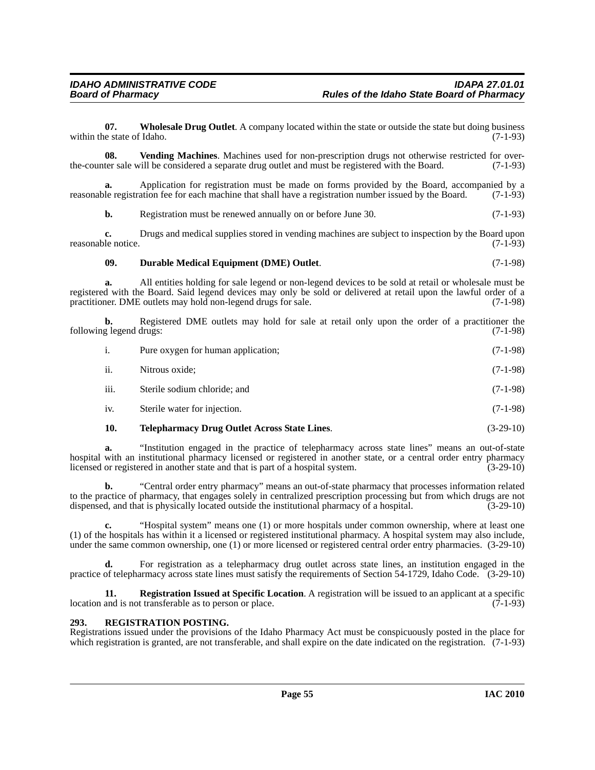**07. Wholesale Drug Outlet**. A company located within the state or outside the state but doing business within the state of Idaho. (7-1-93)

**08. Vending Machines**. Machines used for non-prescription drugs not otherwise restricted for over-the-counter sale will be considered a separate drug outlet and must be registered with the Board. (7-1-93)

**a.** Application for registration must be made on forms provided by the Board, accompanied by a reasonable registration fee for each machine that shall have a registration number issued by the Board. (7-1-93)

**b.** Registration must be renewed annually on or before June 30. (7-1-93)

**c.** Drugs and medical supplies stored in vending machines are subject to inspection by the Board upon reasonable notice. (7-1-93)

**09. Durable Medical Equipment (DME) Outlet**. (7-1-98)

**a.** All entities holding for sale legend or non-legend devices to be sold at retail or wholesale must be registered with the Board. Said legend devices may only be sold or delivered at retail upon the lawful order of a practitioner. DME outlets may hold non-legend drugs for sale. (7-1-98)

**b.** Registered DME outlets may hold for sale at retail only upon the order of a practitioner the following legend drugs: (7-1-98)

i. Pure oxygen for human application; (7-1-98)

ii. Nitrous oxide; (7-1-98)

iii. Sterile sodium chloride; and (7-1-98)

iv. Sterile water for injection. (7-1-98)

**10. Telepharmacy Drug Outlet Across State Lines**. (3-29-10)

**a.** "Institution engaged in the practice of telepharmacy across state lines" means an out-of-state hospital with an institutional pharmacy licensed or registered in another state, or a central order entry pharmacy licensed or registered in another state and that is part of a hospital system. (3-29-10)

**b.** "Central order entry pharmacy" means an out-of-state pharmacy that processes information related to the practice of pharmacy, that engages solely in centralized prescription processing but from which drugs are not dispensed, and that is physically located outside the institutional pharmacy of a hospital. (3-29-10)

**c.** "Hospital system" means one (1) or more hospitals under common ownership, where at least one (1) of the hospitals has within it a licensed or registered institutional pharmacy. A hospital system may also include, under the same common ownership, one (1) or more licensed or registered central order entry pharmacies. (3-29-10)

**d.** For registration as a telepharmacy drug outlet across state lines, an institution engaged in the practice of telepharmacy across state lines must satisfy the requirements of Section 54-1729, Idaho Code. (3-29-10)

**11. Registration Issued at Specific Location**. A registration will be issued to an applicant at a specific location and is not transferable as to person or place. (7-1-93)

## 293. REGISTRATION POSTING.

Registrations issued under the provisions of the Idaho Pharmacy Act must be conspicuously posted in the place for which registration is granted, are not transferable, and shall expire on the date indicated on the registration. (7-1-93)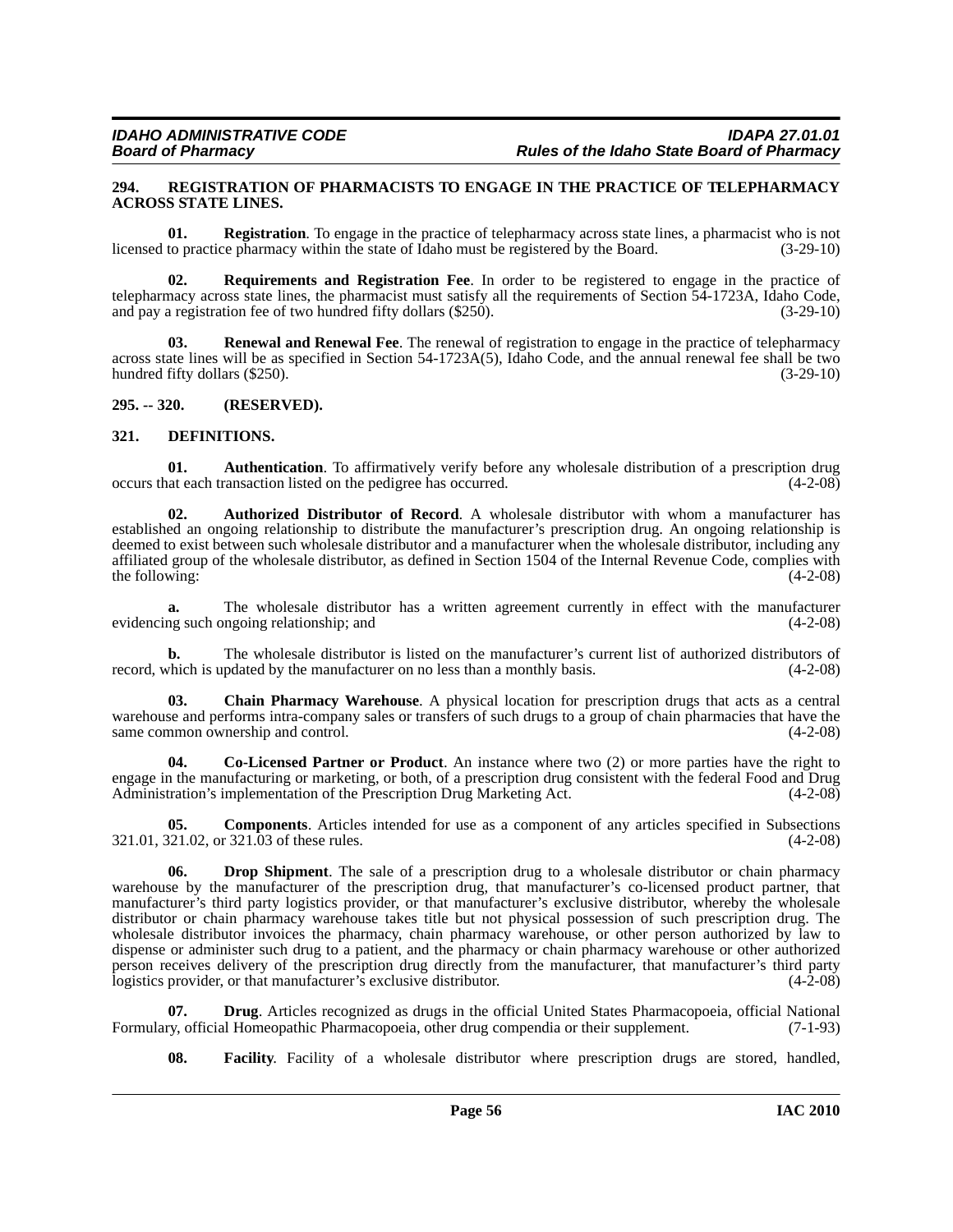## 294. REGISTRATION OF PHARMACISTS TO ENGAGE IN THE PRACTICE OF TELEPHARMACY ACROSS STATE LINES.

**01. Registration**. To engage in the practice of telepharmacy across state lines, a pharmacist who is not licensed to practice pharmacy within the state of Idaho must be registered by the Board. (3-29-10)

**02. Requirements and Registration Fee**. In order to be registered to engage in the practice of telepharmacy across state lines, the pharmacist must satisfy all the requirements of Section 54-1723A, Idaho Code, and pay a registration fee of two hundred fifty dollars ($250). (3-29-10)

**03. Renewal and Renewal Fee**. The renewal of registration to engage in the practice of telepharmacy across state lines will be as specified in Section 54-1723A(5), Idaho Code, and the annual renewal fee shall be two hundred fifty dollars ($250). (3-29-10)

## 295. -- 320. (RESERVED).

## 321. DEFINITIONS.

**01. Authentication**. To affirmatively verify before any wholesale distribution of a prescription drug occurs that each transaction listed on the pedigree has occurred. (4-2-08)

**02. Authorized Distributor of Record**. A wholesale distributor with whom a manufacturer has established an ongoing relationship to distribute the manufacturer's prescription drug. An ongoing relationship is deemed to exist between such wholesale distributor and a manufacturer when the wholesale distributor, including any affiliated group of the wholesale distributor, as defined in Section 1504 of the Internal Revenue Code, complies with the following: (4-2-08)

**a.** The wholesale distributor has a written agreement currently in effect with the manufacturer evidencing such ongoing relationship; and (4-2-08)

**b.** The wholesale distributor is listed on the manufacturer's current list of authorized distributors of record, which is updated by the manufacturer on no less than a monthly basis. (4-2-08)

**03. Chain Pharmacy Warehouse**. A physical location for prescription drugs that acts as a central warehouse and performs intra-company sales or transfers of such drugs to a group of chain pharmacies that have the same common ownership and control. (4-2-08)

**04. Co-Licensed Partner or Product**. An instance where two (2) or more parties have the right to engage in the manufacturing or marketing, or both, of a prescription drug consistent with the federal Food and Drug Administration's implementation of the Prescription Drug Marketing Act. (4-2-08)

**05. Components**. Articles intended for use as a component of any articles specified in Subsections 321.01, 321.02, or 321.03 of these rules. (4-2-08)

**06. Drop Shipment**. The sale of a prescription drug to a wholesale distributor or chain pharmacy warehouse by the manufacturer of the prescription drug, that manufacturer's co-licensed product partner, that manufacturer's third party logistics provider, or that manufacturer's exclusive distributor, whereby the wholesale distributor or chain pharmacy warehouse takes title but not physical possession of such prescription drug. The wholesale distributor invoices the pharmacy, chain pharmacy warehouse, or other person authorized by law to dispense or administer such drug to a patient, and the pharmacy or chain pharmacy warehouse or other authorized person receives delivery of the prescription drug directly from the manufacturer, that manufacturer's third party logistics provider, or that manufacturer's exclusive distributor. (4-2-08)

**07. Drug**. Articles recognized as drugs in the official United States Pharmacopoeia, official National Formulary, official Homeopathic Pharmacopoeia, other drug compendia or their supplement. (7-1-93)

**08. Facility**. Facility of a wholesale distributor where prescription drugs are stored, handled,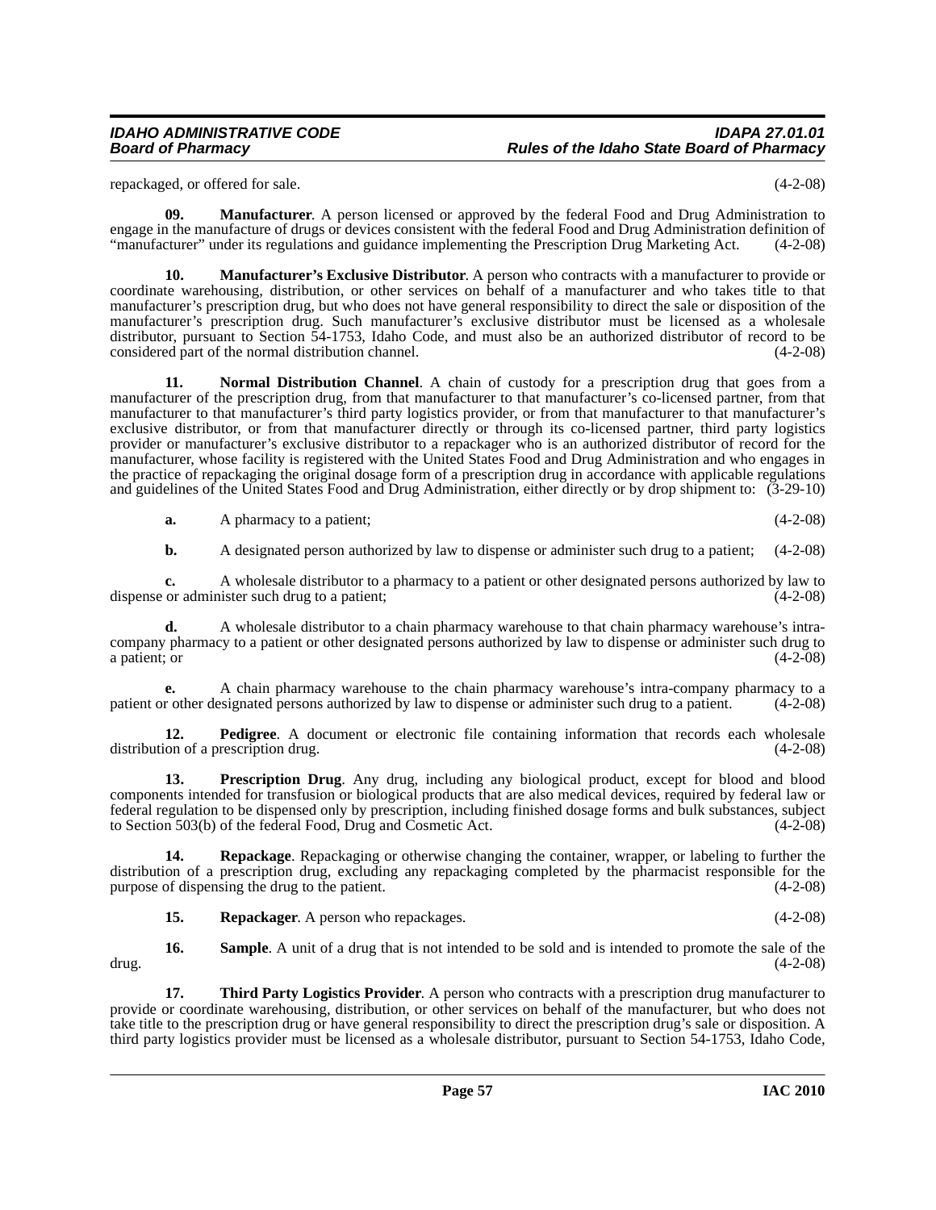repackaged, or offered for sale. (4-2-08)

**09. Manufacturer**. A person licensed or approved by the federal Food and Drug Administration to engage in the manufacture of drugs or devices consistent with the federal Food and Drug Administration definition of "manufacturer" under its regulations and guidance implementing the Prescription Drug Marketing Act. (4-2-08)

**10. Manufacturer's Exclusive Distributor**. A person who contracts with a manufacturer to provide or coordinate warehousing, distribution, or other services on behalf of a manufacturer and who takes title to that manufacturer's prescription drug, but who does not have general responsibility to direct the sale or disposition of the manufacturer's prescription drug. Such manufacturer's exclusive distributor must be licensed as a wholesale distributor, pursuant to Section 54-1753, Idaho Code, and must also be an authorized distributor of record to be considered part of the normal distribution channel. (4-2-08)

**11. Normal Distribution Channel**. A chain of custody for a prescription drug that goes from a manufacturer of the prescription drug, from that manufacturer to that manufacturer's co-licensed partner, from that manufacturer to that manufacturer's third party logistics provider, or from that manufacturer to that manufacturer's exclusive distributor, or from that manufacturer directly or through its co-licensed partner, third party logistics provider or manufacturer's exclusive distributor to a repackager who is an authorized distributor of record for the manufacturer, whose facility is registered with the United States Food and Drug Administration and who engages in the practice of repackaging the original dosage form of a prescription drug in accordance with applicable regulations and guidelines of the United States Food and Drug Administration, either directly or by drop shipment to: (3-29-10)

**a.** A pharmacy to a patient; (4-2-08)

**b.** A designated person authorized by law to dispense or administer such drug to a patient; (4-2-08)

**c.** A wholesale distributor to a pharmacy to a patient or other designated persons authorized by law to dispense or administer such drug to a patient; (4-2-08)

**d.** A wholesale distributor to a chain pharmacy warehouse to that chain pharmacy warehouse's intra-company pharmacy to a patient or other designated persons authorized by law to dispense or administer such drug to a patient; or (4-2-08)

**e.** A chain pharmacy warehouse to the chain pharmacy warehouse's intra-company pharmacy to a patient or other designated persons authorized by law to dispense or administer such drug to a patient. (4-2-08)

**12. Pedigree**. A document or electronic file containing information that records each wholesale distribution of a prescription drug. (4-2-08)

**13. Prescription Drug**. Any drug, including any biological product, except for blood and blood components intended for transfusion or biological products that are also medical devices, required by federal law or federal regulation to be dispensed only by prescription, including finished dosage forms and bulk substances, subject to Section 503(b) of the federal Food, Drug and Cosmetic Act. (4-2-08)

**14. Repackage**. Repackaging or otherwise changing the container, wrapper, or labeling to further the distribution of a prescription drug, excluding any repackaging completed by the pharmacist responsible for the purpose of dispensing the drug to the patient. (4-2-08)

**15. Repackager**. A person who repackages. (4-2-08)

**16. Sample**. A unit of a drug that is not intended to be sold and is intended to promote the sale of the drug. (4-2-08)

**17. Third Party Logistics Provider**. A person who contracts with a prescription drug manufacturer to provide or coordinate warehousing, distribution, or other services on behalf of the manufacturer, but who does not take title to the prescription drug or have general responsibility to direct the prescription drug's sale or disposition. A third party logistics provider must be licensed as a wholesale distributor, pursuant to Section 54-1753, Idaho Code,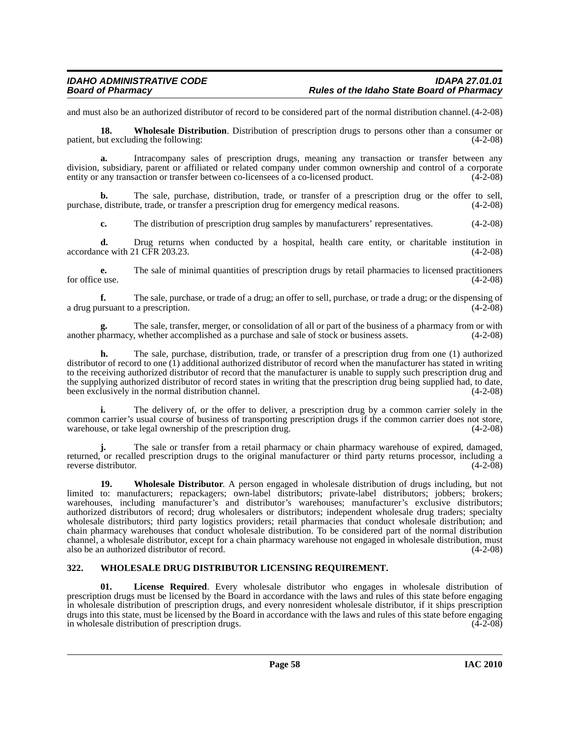and must also be an authorized distributor of record to be considered part of the normal distribution channel. (4-2-08)

**18. Wholesale Distribution**. Distribution of prescription drugs to persons other than a consumer or patient, but excluding the following: (4-2-08)

**a.** Intracompany sales of prescription drugs, meaning any transaction or transfer between any division, subsidiary, parent or affiliated or related company under common ownership and control of a corporate entity or any transaction or transfer between co-licensees of a co-licensed product. (4-2-08)

**b.** The sale, purchase, distribution, trade, or transfer of a prescription drug or the offer to sell, purchase, distribute, trade, or transfer a prescription drug for emergency medical reasons. (4-2-08)

**c.** The distribution of prescription drug samples by manufacturers' representatives. (4-2-08)

**d.** Drug returns when conducted by a hospital, health care entity, or charitable institution in accordance with 21 CFR 203.23. (4-2-08)

**e.** The sale of minimal quantities of prescription drugs by retail pharmacies to licensed practitioners for office use. (4-2-08)

**f.** The sale, purchase, or trade of a drug; an offer to sell, purchase, or trade a drug; or the dispensing of a drug pursuant to a prescription. (4-2-08)

**g.** The sale, transfer, merger, or consolidation of all or part of the business of a pharmacy from or with another pharmacy, whether accomplished as a purchase and sale of stock or business assets. (4-2-08)

**h.** The sale, purchase, distribution, trade, or transfer of a prescription drug from one (1) authorized distributor of record to one (1) additional authorized distributor of record when the manufacturer has stated in writing to the receiving authorized distributor of record that the manufacturer is unable to supply such prescription drug and the supplying authorized distributor of record states in writing that the prescription drug being supplied had, to date, been exclusively in the normal distribution channel. (4-2-08)

**i.** The delivery of, or the offer to deliver, a prescription drug by a common carrier solely in the common carrier's usual course of business of transporting prescription drugs if the common carrier does not store, warehouse, or take legal ownership of the prescription drug. (4-2-08)

**j.** The sale or transfer from a retail pharmacy or chain pharmacy warehouse of expired, damaged, returned, or recalled prescription drugs to the original manufacturer or third party returns processor, including a reverse distributor. (4-2-08)

**19. Wholesale Distributor**. A person engaged in wholesale distribution of drugs including, but not limited to: manufacturers; repackagers; own-label distributors; private-label distributors; jobbers; brokers; warehouses, including manufacturer's and distributor's warehouses; manufacturer's exclusive distributors; authorized distributors of record; drug wholesalers or distributors; independent wholesale drug traders; specialty wholesale distributors; third party logistics providers; retail pharmacies that conduct wholesale distribution; and chain pharmacy warehouses that conduct wholesale distribution. To be considered part of the normal distribution channel, a wholesale distributor, except for a chain pharmacy warehouse not engaged in wholesale distribution, must also be an authorized distributor of record. (4-2-08)

## 322. WHOLESALE DRUG DISTRIBUTOR LICENSING REQUIREMENT.

**01. License Required**. Every wholesale distributor who engages in wholesale distribution of prescription drugs must be licensed by the Board in accordance with the laws and rules of this state before engaging in wholesale distribution of prescription drugs, and every nonresident wholesale distributor, if it ships prescription drugs into this state, must be licensed by the Board in accordance with the laws and rules of this state before engaging in wholesale distribution of prescription drugs. (4-2-08)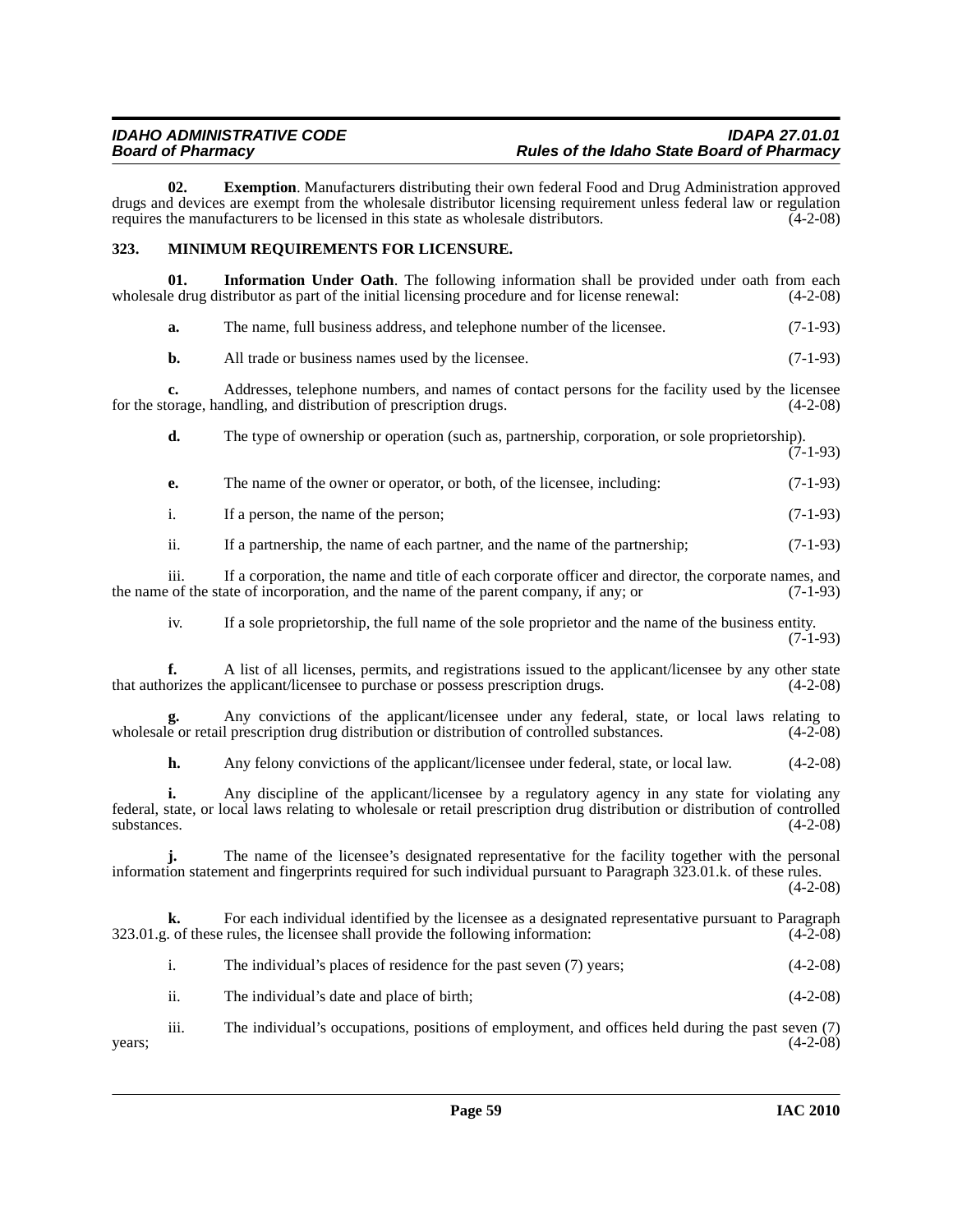**02. Exemption**. Manufacturers distributing their own federal Food and Drug Administration approved drugs and devices are exempt from the wholesale distributor licensing requirement unless federal law or regulation requires the manufacturers to be licensed in this state as wholesale distributors. (4-2-08)

### 323. MINIMUM REQUIREMENTS FOR LICENSURE.

**01. Information Under Oath**. The following information shall be provided under oath from each wholesale drug distributor as part of the initial licensing procedure and for license renewal: (4-2-08)

**a.** The name, full business address, and telephone number of the licensee. (7-1-93)

**b.** All trade or business names used by the licensee. (7-1-93)

**c.** Addresses, telephone numbers, and names of contact persons for the facility used by the licensee for the storage, handling, and distribution of prescription drugs. (4-2-08)

**d.** The type of ownership or operation (such as, partnership, corporation, or sole proprietorship). (7-1-93)

**e.** The name of the owner or operator, or both, of the licensee, including: (7-1-93)

i. If a person, the name of the person; (7-1-93)

ii. If a partnership, the name of each partner, and the name of the partnership; (7-1-93)

iii. If a corporation, the name and title of each corporate officer and director, the corporate names, and the name of the state of incorporation, and the name of the parent company, if any; or (7-1-93)

iv. If a sole proprietorship, the full name of the sole proprietor and the name of the business entity. (7-1-93)

**f.** A list of all licenses, permits, and registrations issued to the applicant/licensee by any other state that authorizes the applicant/licensee to purchase or possess prescription drugs. (4-2-08)

**g.** Any convictions of the applicant/licensee under any federal, state, or local laws relating to wholesale or retail prescription drug distribution or distribution of controlled substances. (4-2-08)

**h.** Any felony convictions of the applicant/licensee under federal, state, or local law. (4-2-08)

**i.** Any discipline of the applicant/licensee by a regulatory agency in any state for violating any federal, state, or local laws relating to wholesale or retail prescription drug distribution or distribution of controlled substances. (4-2-08)

**j.** The name of the licensee's designated representative for the facility together with the personal information statement and fingerprints required for such individual pursuant to Paragraph 323.01.k. of these rules. (4-2-08)

**k.** For each individual identified by the licensee as a designated representative pursuant to Paragraph 323.01.g. of these rules, the licensee shall provide the following information: (4-2-08)

i. The individual's places of residence for the past seven (7) years; (4-2-08)

ii. The individual's date and place of birth; (4-2-08)

iii. The individual's occupations, positions of employment, and offices held during the past seven (7) years; (4-2-08)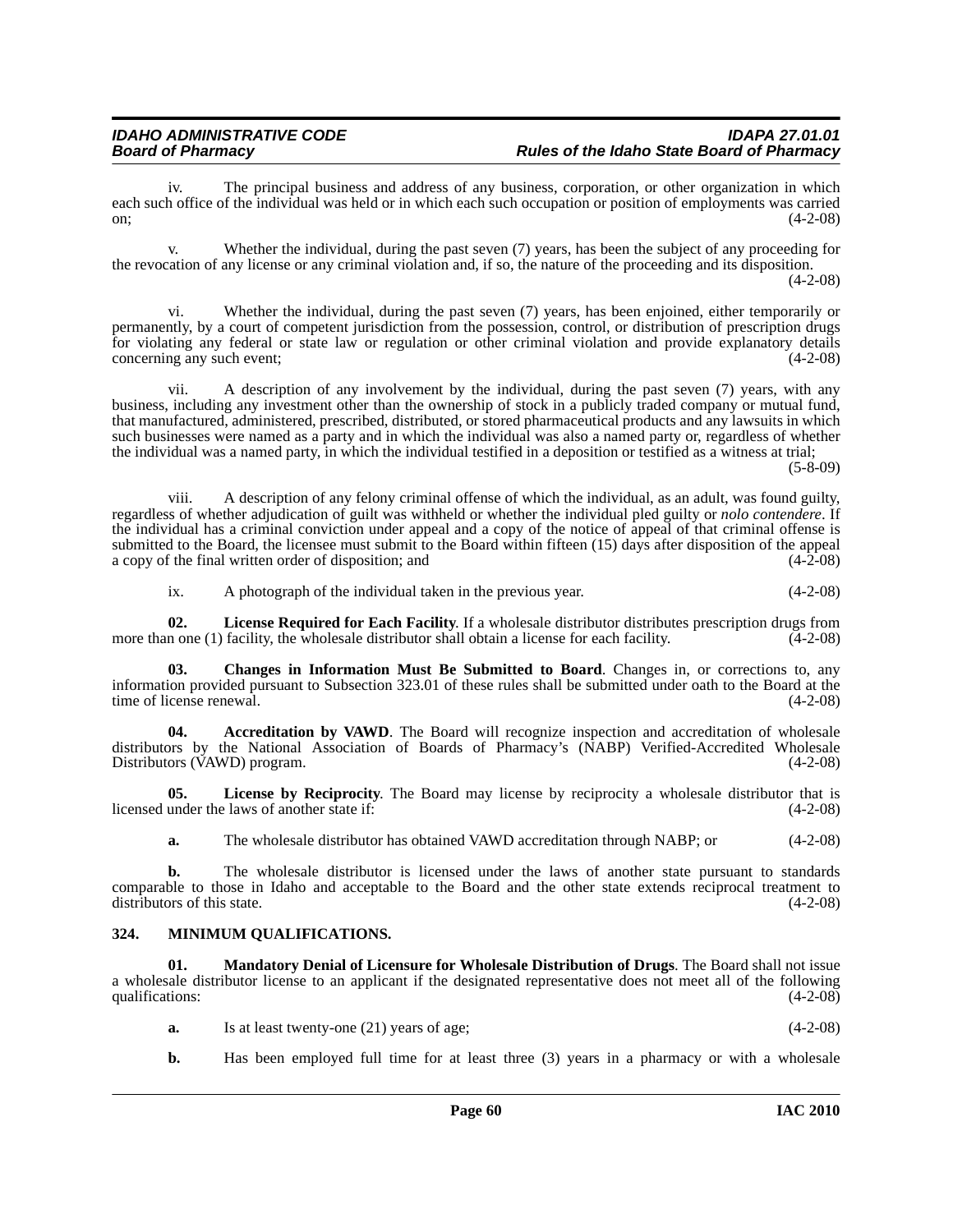iv. The principal business and address of any business, corporation, or other organization in which each such office of the individual was held or in which each such occupation or position of employments was carried on; (4-2-08)

v. Whether the individual, during the past seven (7) years, has been the subject of any proceeding for the revocation of any license or any criminal violation and, if so, the nature of the proceeding and its disposition. (4-2-08)

vi. Whether the individual, during the past seven (7) years, has been enjoined, either temporarily or permanently, by a court of competent jurisdiction from the possession, control, or distribution of prescription drugs for violating any federal or state law or regulation or other criminal violation and provide explanatory details concerning any such event; (4-2-08)

vii. A description of any involvement by the individual, during the past seven (7) years, with any business, including any investment other than the ownership of stock in a publicly traded company or mutual fund, that manufactured, administered, prescribed, distributed, or stored pharmaceutical products and any lawsuits in which such businesses were named as a party and in which the individual was also a named party or, regardless of whether the individual was a named party, in which the individual testified in a deposition or testified as a witness at trial; (5-8-09)

viii. A description of any felony criminal offense of which the individual, as an adult, was found guilty, regardless of whether adjudication of guilt was withheld or whether the individual pled guilty or *nolo contendere*. If the individual has a criminal conviction under appeal and a copy of the notice of appeal of that criminal offense is submitted to the Board, the licensee must submit to the Board within fifteen (15) days after disposition of the appeal a copy of the final written order of disposition; and (4-2-08)

ix. A photograph of the individual taken in the previous year. (4-2-08)

**02. License Required for Each Facility**. If a wholesale distributor distributes prescription drugs from more than one (1) facility, the wholesale distributor shall obtain a license for each facility. (4-2-08)

**03. Changes in Information Must Be Submitted to Board**. Changes in, or corrections to, any information provided pursuant to Subsection 323.01 of these rules shall be submitted under oath to the Board at the time of license renewal. (4-2-08)

**04. Accreditation by VAWD**. The Board will recognize inspection and accreditation of wholesale distributors by the National Association of Boards of Pharmacy's (NABP) Verified-Accredited Wholesale Distributors (VAWD) program. (4-2-08)

**05. License by Reciprocity**. The Board may license by reciprocity a wholesale distributor that is licensed under the laws of another state if: (4-2-08)

**a.** The wholesale distributor has obtained VAWD accreditation through NABP; or (4-2-08)

**b.** The wholesale distributor is licensed under the laws of another state pursuant to standards comparable to those in Idaho and acceptable to the Board and the other state extends reciprocal treatment to distributors of this state. (4-2-08)

## 324. MINIMUM QUALIFICATIONS.

**01. Mandatory Denial of Licensure for Wholesale Distribution of Drugs**. The Board shall not issue a wholesale distributor license to an applicant if the designated representative does not meet all of the following qualifications: (4-2-08)

**a.** Is at least twenty-one (21) years of age; (4-2-08)

**b.** Has been employed full time for at least three (3) years in a pharmacy or with a wholesale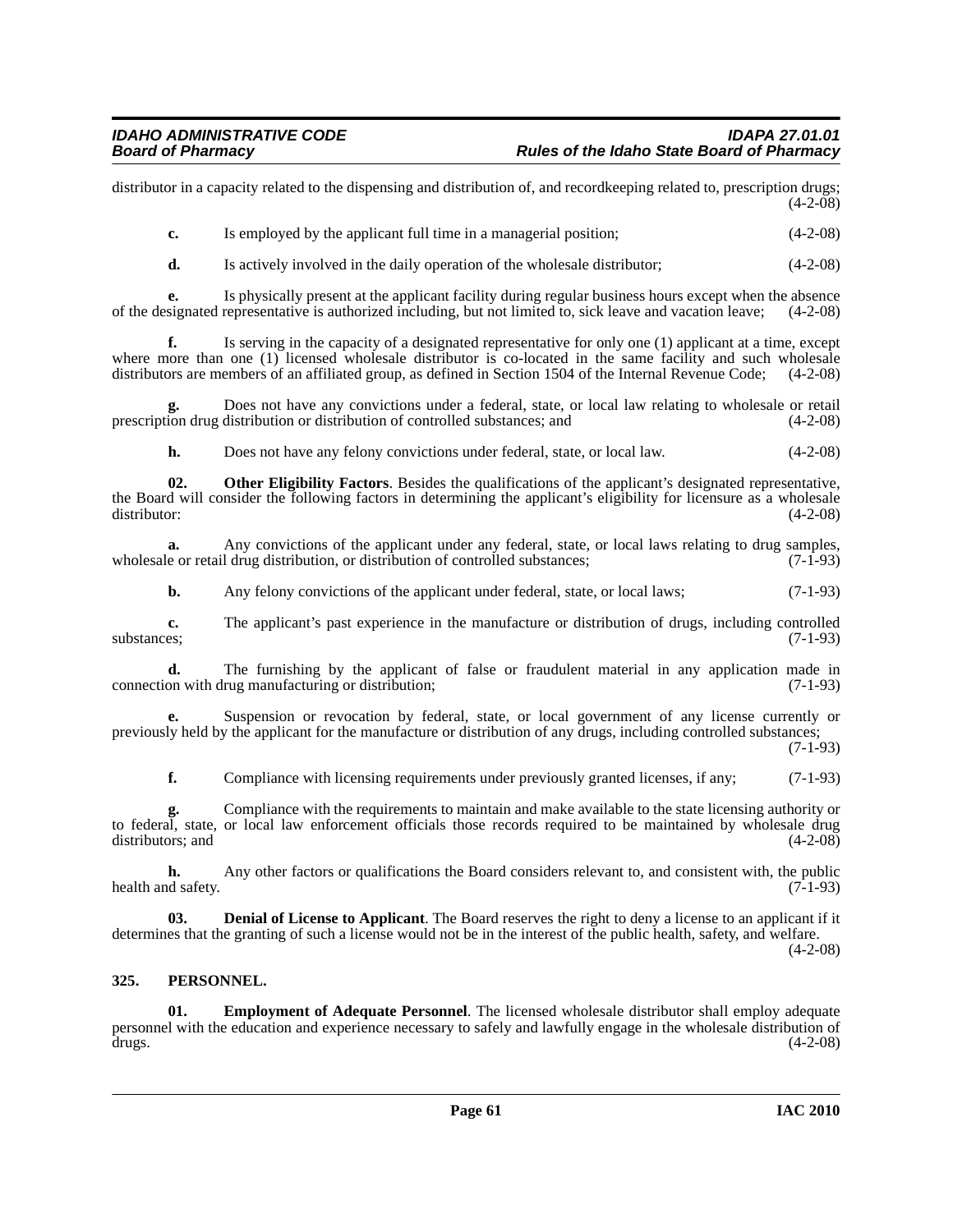distributor in a capacity related to the dispensing and distribution of, and recordkeeping related to, prescription drugs; (4-2-08)

**c.** Is employed by the applicant full time in a managerial position; (4-2-08)

**d.** Is actively involved in the daily operation of the wholesale distributor; (4-2-08)

**e.** Is physically present at the applicant facility during regular business hours except when the absence of the designated representative is authorized including, but not limited to, sick leave and vacation leave; (4-2-08)

**f.** Is serving in the capacity of a designated representative for only one (1) applicant at a time, except where more than one (1) licensed wholesale distributor is co-located in the same facility and such wholesale distributors are members of an affiliated group, as defined in Section 1504 of the Internal Revenue Code; (4-2-08)

**g.** Does not have any convictions under a federal, state, or local law relating to wholesale or retail prescription drug distribution or distribution of controlled substances; and (4-2-08)

**h.** Does not have any felony convictions under federal, state, or local law. (4-2-08)

**02. Other Eligibility Factors**. Besides the qualifications of the applicant's designated representative, the Board will consider the following factors in determining the applicant's eligibility for licensure as a wholesale distributor: (4-2-08)

**a.** Any convictions of the applicant under any federal, state, or local laws relating to drug samples, wholesale or retail drug distribution, or distribution of controlled substances; (7-1-93)

**b.** Any felony convictions of the applicant under federal, state, or local laws; (7-1-93)

**c.** The applicant's past experience in the manufacture or distribution of drugs, including controlled substances; (7-1-93)

**d.** The furnishing by the applicant of false or fraudulent material in any application made in connection with drug manufacturing or distribution; (7-1-93)

**e.** Suspension or revocation by federal, state, or local government of any license currently or previously held by the applicant for the manufacture or distribution of any drugs, including controlled substances; (7-1-93)

**f.** Compliance with licensing requirements under previously granted licenses, if any; (7-1-93)

**g.** Compliance with the requirements to maintain and make available to the state licensing authority or to federal, state, or local law enforcement officials those records required to be maintained by wholesale drug distributors; and (4-2-08)

**h.** Any other factors or qualifications the Board considers relevant to, and consistent with, the public health and safety. (7-1-93)

**03. Denial of License to Applicant**. The Board reserves the right to deny a license to an applicant if it determines that the granting of such a license would not be in the interest of the public health, safety, and welfare. (4-2-08)

## 325. PERSONNEL.

**01. Employment of Adequate Personnel**. The licensed wholesale distributor shall employ adequate personnel with the education and experience necessary to safely and lawfully engage in the wholesale distribution of drugs. (4-2-08)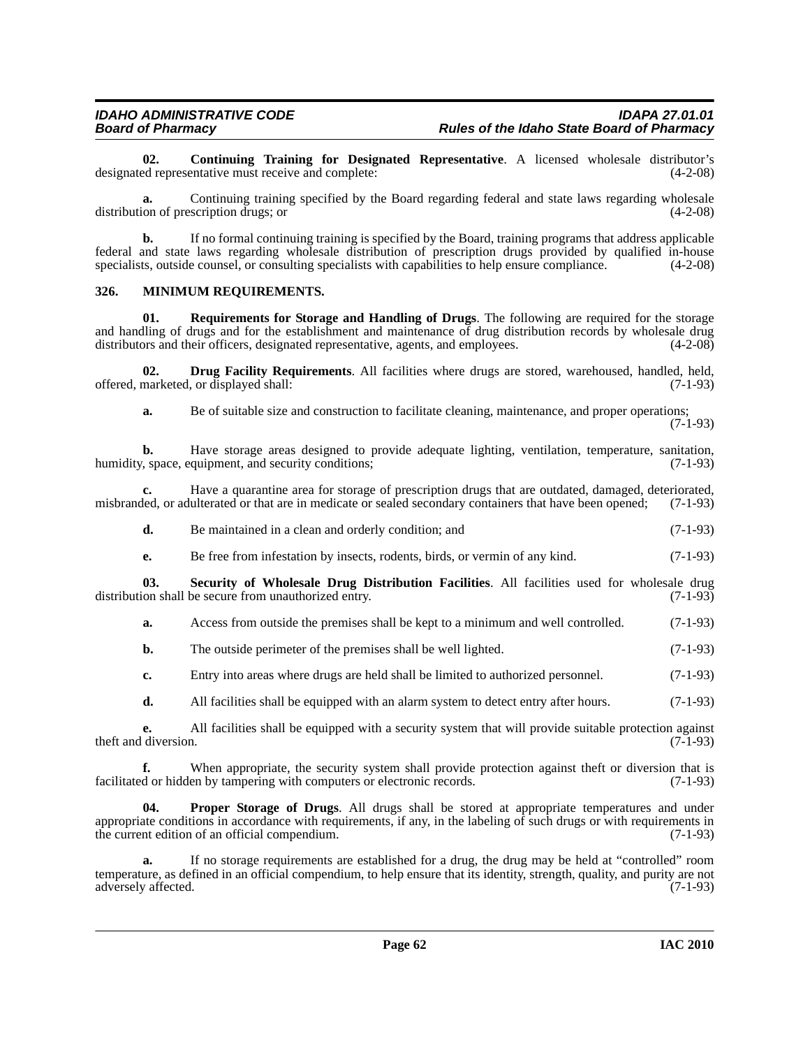**02. Continuing Training for Designated Representative**. A licensed wholesale distributor's designated representative must receive and complete: (4-2-08)

**a.** Continuing training specified by the Board regarding federal and state laws regarding wholesale distribution of prescription drugs; or (4-2-08)

**b.** If no formal continuing training is specified by the Board, training programs that address applicable federal and state laws regarding wholesale distribution of prescription drugs provided by qualified in-house specialists, outside counsel, or consulting specialists with capabilities to help ensure compliance. (4-2-08)

## 326. MINIMUM REQUIREMENTS.

**01. Requirements for Storage and Handling of Drugs**. The following are required for the storage and handling of drugs and for the establishment and maintenance of drug distribution records by wholesale drug distributors and their officers, designated representative, agents, and employees. (4-2-08)

**02. Drug Facility Requirements**. All facilities where drugs are stored, warehoused, handled, held, offered, marketed, or displayed shall: (7-1-93)

**a.** Be of suitable size and construction to facilitate cleaning, maintenance, and proper operations; (7-1-93)

**b.** Have storage areas designed to provide adequate lighting, ventilation, temperature, sanitation, humidity, space, equipment, and security conditions; (7-1-93)

**c.** Have a quarantine area for storage of prescription drugs that are outdated, damaged, deteriorated, misbranded, or adulterated or that are in medicate or sealed secondary containers that have been opened; (7-1-93)

**d.** Be maintained in a clean and orderly condition; and (7-1-93)

**e.** Be free from infestation by insects, rodents, birds, or vermin of any kind. (7-1-93)

**03. Security of Wholesale Drug Distribution Facilities**. All facilities used for wholesale drug distribution shall be secure from unauthorized entry. (7-1-93)

**a.** Access from outside the premises shall be kept to a minimum and well controlled. (7-1-93)

**b.** The outside perimeter of the premises shall be well lighted. (7-1-93)

**c.** Entry into areas where drugs are held shall be limited to authorized personnel. (7-1-93)

**d.** All facilities shall be equipped with an alarm system to detect entry after hours. (7-1-93)

**e.** All facilities shall be equipped with a security system that will provide suitable protection against theft and diversion. (7-1-93)

**f.** When appropriate, the security system shall provide protection against theft or diversion that is facilitated or hidden by tampering with computers or electronic records. (7-1-93)

**04. Proper Storage of Drugs**. All drugs shall be stored at appropriate temperatures and under appropriate conditions in accordance with requirements, if any, in the labeling of such drugs or with requirements in the current edition of an official compendium. (7-1-93)

**a.** If no storage requirements are established for a drug, the drug may be held at "controlled" room temperature, as defined in an official compendium, to help ensure that its identity, strength, quality, and purity are not adversely affected. (7-1-93)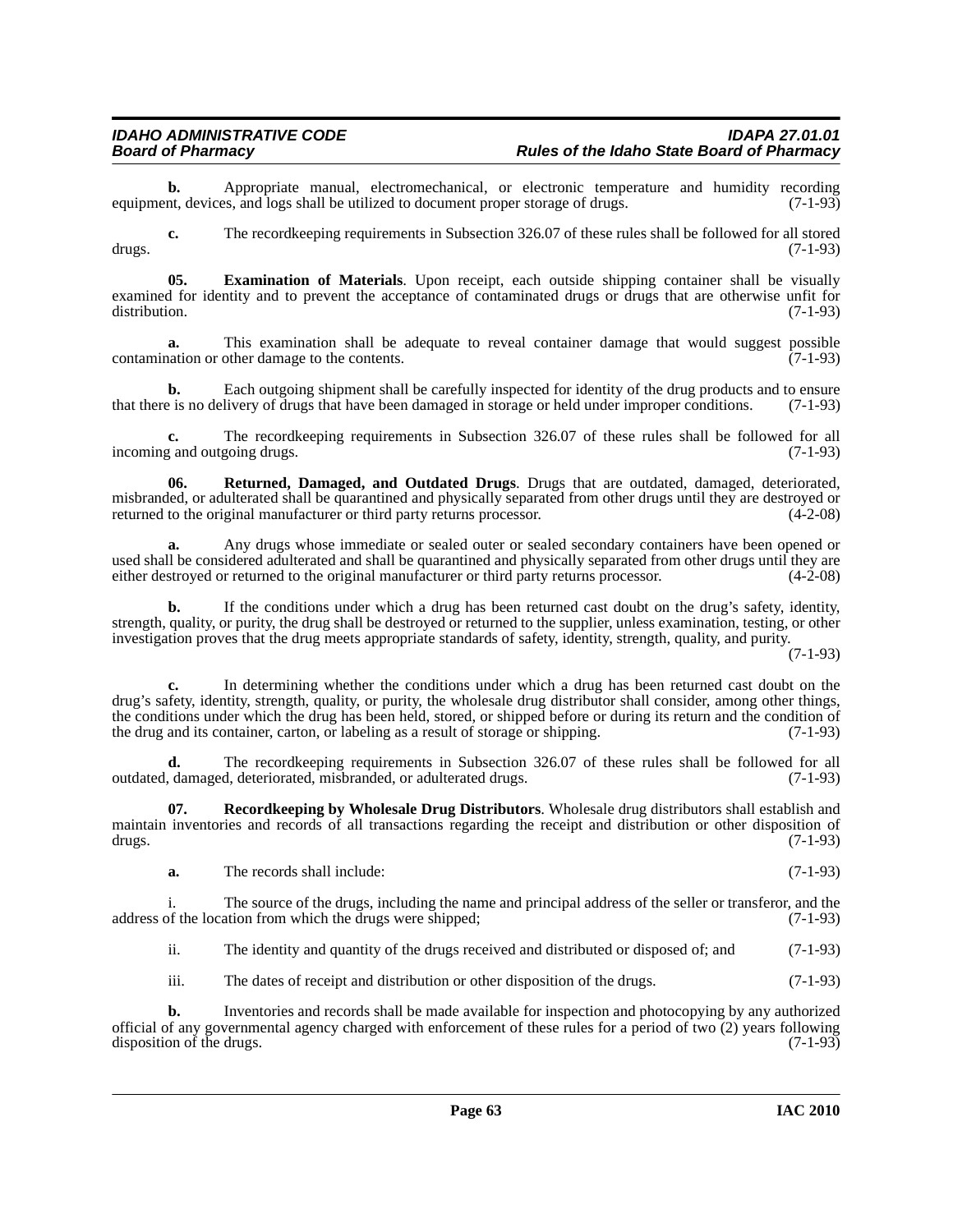**b.** Appropriate manual, electromechanical, or electronic temperature and humidity recording equipment, devices, and logs shall be utilized to document proper storage of drugs. (7-1-93)

**c.** The recordkeeping requirements in Subsection 326.07 of these rules shall be followed for all stored drugs. (7-1-93)

**05. Examination of Materials**. Upon receipt, each outside shipping container shall be visually examined for identity and to prevent the acceptance of contaminated drugs or drugs that are otherwise unfit for distribution. (7-1-93)

**a.** This examination shall be adequate to reveal container damage that would suggest possible contamination or other damage to the contents. (7-1-93)

**b.** Each outgoing shipment shall be carefully inspected for identity of the drug products and to ensure that there is no delivery of drugs that have been damaged in storage or held under improper conditions. (7-1-93)

**c.** The recordkeeping requirements in Subsection 326.07 of these rules shall be followed for all incoming and outgoing drugs. (7-1-93)

**06. Returned, Damaged, and Outdated Drugs**. Drugs that are outdated, damaged, deteriorated, misbranded, or adulterated shall be quarantined and physically separated from other drugs until they are destroyed or returned to the original manufacturer or third party returns processor. (4-2-08)

**a.** Any drugs whose immediate or sealed outer or sealed secondary containers have been opened or used shall be considered adulterated and shall be quarantined and physically separated from other drugs until they are either destroyed or returned to the original manufacturer or third party returns processor. (4-2-08)

**b.** If the conditions under which a drug has been returned cast doubt on the drug's safety, identity, strength, quality, or purity, the drug shall be destroyed or returned to the supplier, unless examination, testing, or other investigation proves that the drug meets appropriate standards of safety, identity, strength, quality, and purity. (7-1-93)

**c.** In determining whether the conditions under which a drug has been returned cast doubt on the drug's safety, identity, strength, quality, or purity, the wholesale drug distributor shall consider, among other things, the conditions under which the drug has been held, stored, or shipped before or during its return and the condition of the drug and its container, carton, or labeling as a result of storage or shipping. (7-1-93)

**d.** The recordkeeping requirements in Subsection 326.07 of these rules shall be followed for all outdated, damaged, deteriorated, misbranded, or adulterated drugs. (7-1-93)

**07. Recordkeeping by Wholesale Drug Distributors**. Wholesale drug distributors shall establish and maintain inventories and records of all transactions regarding the receipt and distribution or other disposition of drugs. (7-1-93)

**a.** The records shall include: (7-1-93)

i. The source of the drugs, including the name and principal address of the seller or transferor, and the address of the location from which the drugs were shipped; (7-1-93)

ii. The identity and quantity of the drugs received and distributed or disposed of; and (7-1-93)

iii. The dates of receipt and distribution or other disposition of the drugs. (7-1-93)

**b.** Inventories and records shall be made available for inspection and photocopying by any authorized official of any governmental agency charged with enforcement of these rules for a period of two (2) years following disposition of the drugs. (7-1-93)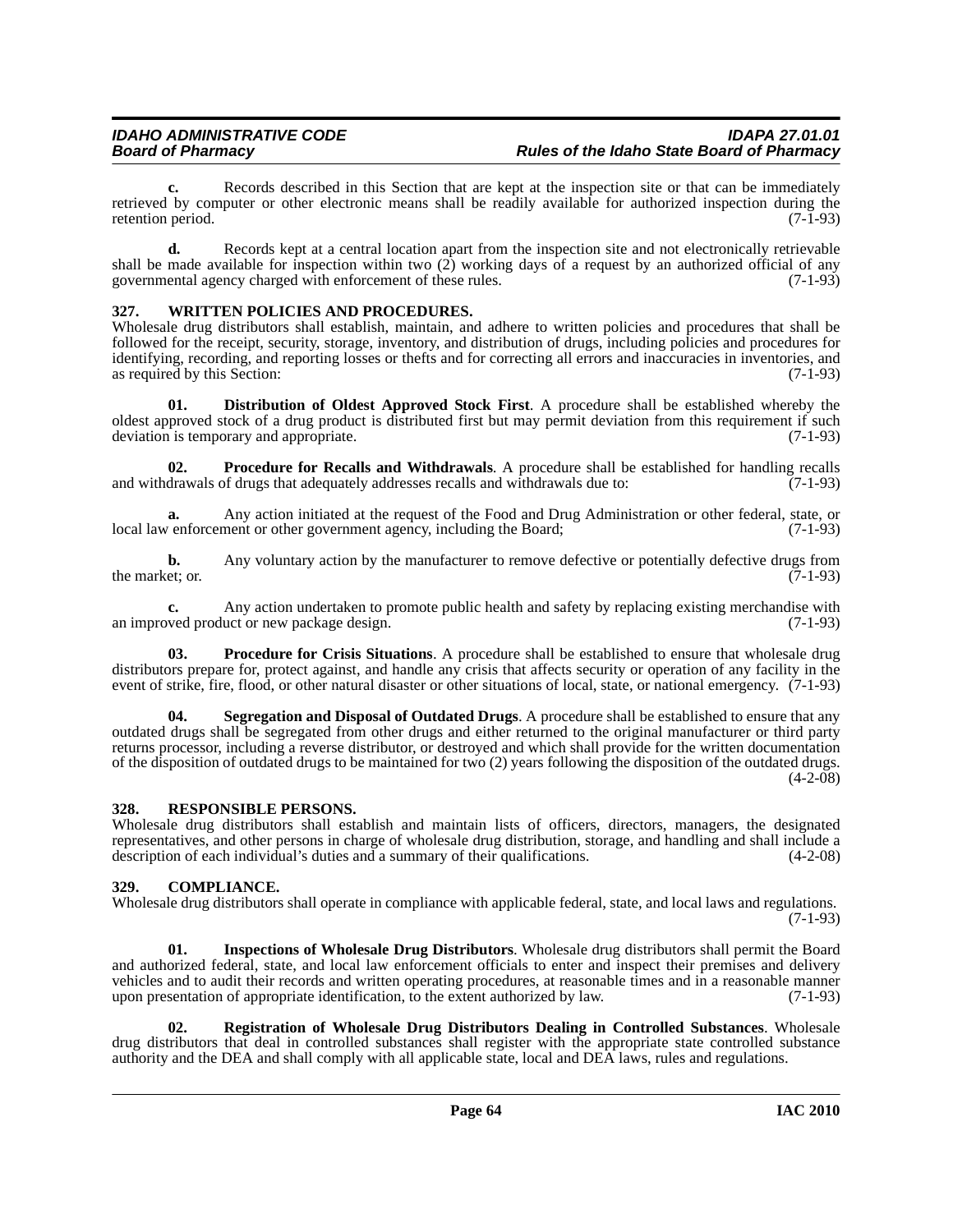**c.** Records described in this Section that are kept at the inspection site or that can be immediately retrieved by computer or other electronic means shall be readily available for authorized inspection during the retention period. (7-1-93)

**d.** Records kept at a central location apart from the inspection site and not electronically retrievable shall be made available for inspection within two (2) working days of a request by an authorized official of any governmental agency charged with enforcement of these rules. (7-1-93)

### 327. WRITTEN POLICIES AND PROCEDURES.

Wholesale drug distributors shall establish, maintain, and adhere to written policies and procedures that shall be followed for the receipt, security, storage, inventory, and distribution of drugs, including policies and procedures for identifying, recording, and reporting losses or thefts and for correcting all errors and inaccuracies in inventories, and as required by this Section: (7-1-93)

**01. Distribution of Oldest Approved Stock First**. A procedure shall be established whereby the oldest approved stock of a drug product is distributed first but may permit deviation from this requirement if such deviation is temporary and appropriate. (7-1-93)

**02. Procedure for Recalls and Withdrawals**. A procedure shall be established for handling recalls and withdrawals of drugs that adequately addresses recalls and withdrawals due to: (7-1-93)

**a.** Any action initiated at the request of the Food and Drug Administration or other federal, state, or local law enforcement or other government agency, including the Board; (7-1-93)

**b.** Any voluntary action by the manufacturer to remove defective or potentially defective drugs from the market; or. (7-1-93)

**c.** Any action undertaken to promote public health and safety by replacing existing merchandise with an improved product or new package design. (7-1-93)

**03. Procedure for Crisis Situations**. A procedure shall be established to ensure that wholesale drug distributors prepare for, protect against, and handle any crisis that affects security or operation of any facility in the event of strike, fire, flood, or other natural disaster or other situations of local, state, or national emergency. (7-1-93)

**04. Segregation and Disposal of Outdated Drugs**. A procedure shall be established to ensure that any outdated drugs shall be segregated from other drugs and either returned to the original manufacturer or third party returns processor, including a reverse distributor, or destroyed and which shall provide for the written documentation of the disposition of outdated drugs to be maintained for two (2) years following the disposition of the outdated drugs. (4-2-08)

### 328. RESPONSIBLE PERSONS.

Wholesale drug distributors shall establish and maintain lists of officers, directors, managers, the designated representatives, and other persons in charge of wholesale drug distribution, storage, and handling and shall include a description of each individual's duties and a summary of their qualifications. (4-2-08)

### 329. COMPLIANCE.

Wholesale drug distributors shall operate in compliance with applicable federal, state, and local laws and regulations. (7-1-93)

**01. Inspections of Wholesale Drug Distributors**. Wholesale drug distributors shall permit the Board and authorized federal, state, and local law enforcement officials to enter and inspect their premises and delivery vehicles and to audit their records and written operating procedures, at reasonable times and in a reasonable manner upon presentation of appropriate identification, to the extent authorized by law. (7-1-93)

**02. Registration of Wholesale Drug Distributors Dealing in Controlled Substances**. Wholesale drug distributors that deal in controlled substances shall register with the appropriate state controlled substance authority and the DEA and shall comply with all applicable state, local and DEA laws, rules and regulations.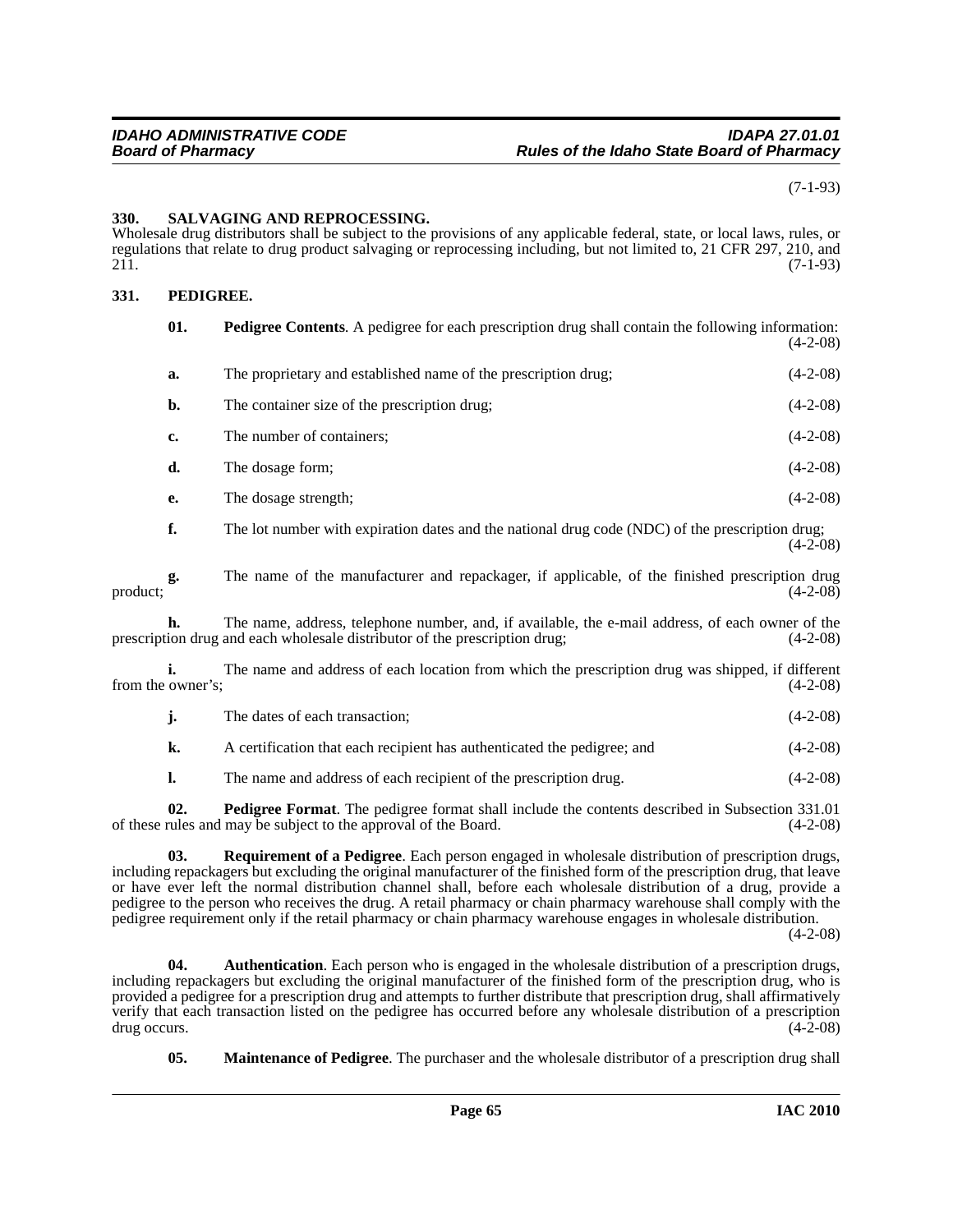(7-1-93)

### 330. SALVAGING AND REPROCESSING.

Wholesale drug distributors shall be subject to the provisions of any applicable federal, state, or local laws, rules, or regulations that relate to drug product salvaging or reprocessing including, but not limited to, 21 CFR 297, 210, and 211. (7-1-93)

### 331. PEDIGREE.

**01. Pedigree Contents**. A pedigree for each prescription drug shall contain the following information: (4-2-08)

**a.** The proprietary and established name of the prescription drug; (4-2-08)

**b.** The container size of the prescription drug; (4-2-08)

**c.** The number of containers; (4-2-08)

**d.** The dosage form; (4-2-08)

**e.** The dosage strength; (4-2-08)

**f.** The lot number with expiration dates and the national drug code (NDC) of the prescription drug; (4-2-08)

**g.** The name of the manufacturer and repackager, if applicable, of the finished prescription drug product; (4-2-08)

**h.** The name, address, telephone number, and, if available, the e-mail address, of each owner of the prescription drug and each wholesale distributor of the prescription drug; (4-2-08)

**i.** The name and address of each location from which the prescription drug was shipped, if different from the owner's; (4-2-08)

**j.** The dates of each transaction; (4-2-08)

**k.** A certification that each recipient has authenticated the pedigree; and (4-2-08)

**l.** The name and address of each recipient of the prescription drug. (4-2-08)

**02. Pedigree Format**. The pedigree format shall include the contents described in Subsection 331.01 of these rules and may be subject to the approval of the Board. (4-2-08)

**03. Requirement of a Pedigree**. Each person engaged in wholesale distribution of prescription drugs, including repackagers but excluding the original manufacturer of the finished form of the prescription drug, that leave or have ever left the normal distribution channel shall, before each wholesale distribution of a drug, provide a pedigree to the person who receives the drug. A retail pharmacy or chain pharmacy warehouse shall comply with the pedigree requirement only if the retail pharmacy or chain pharmacy warehouse engages in wholesale distribution. (4-2-08)

**04. Authentication**. Each person who is engaged in the wholesale distribution of a prescription drugs, including repackagers but excluding the original manufacturer of the finished form of the prescription drug, who is provided a pedigree for a prescription drug and attempts to further distribute that prescription drug, shall affirmatively verify that each transaction listed on the pedigree has occurred before any wholesale distribution of a prescription drug occurs. (4-2-08)

**05. Maintenance of Pedigree**. The purchaser and the wholesale distributor of a prescription drug shall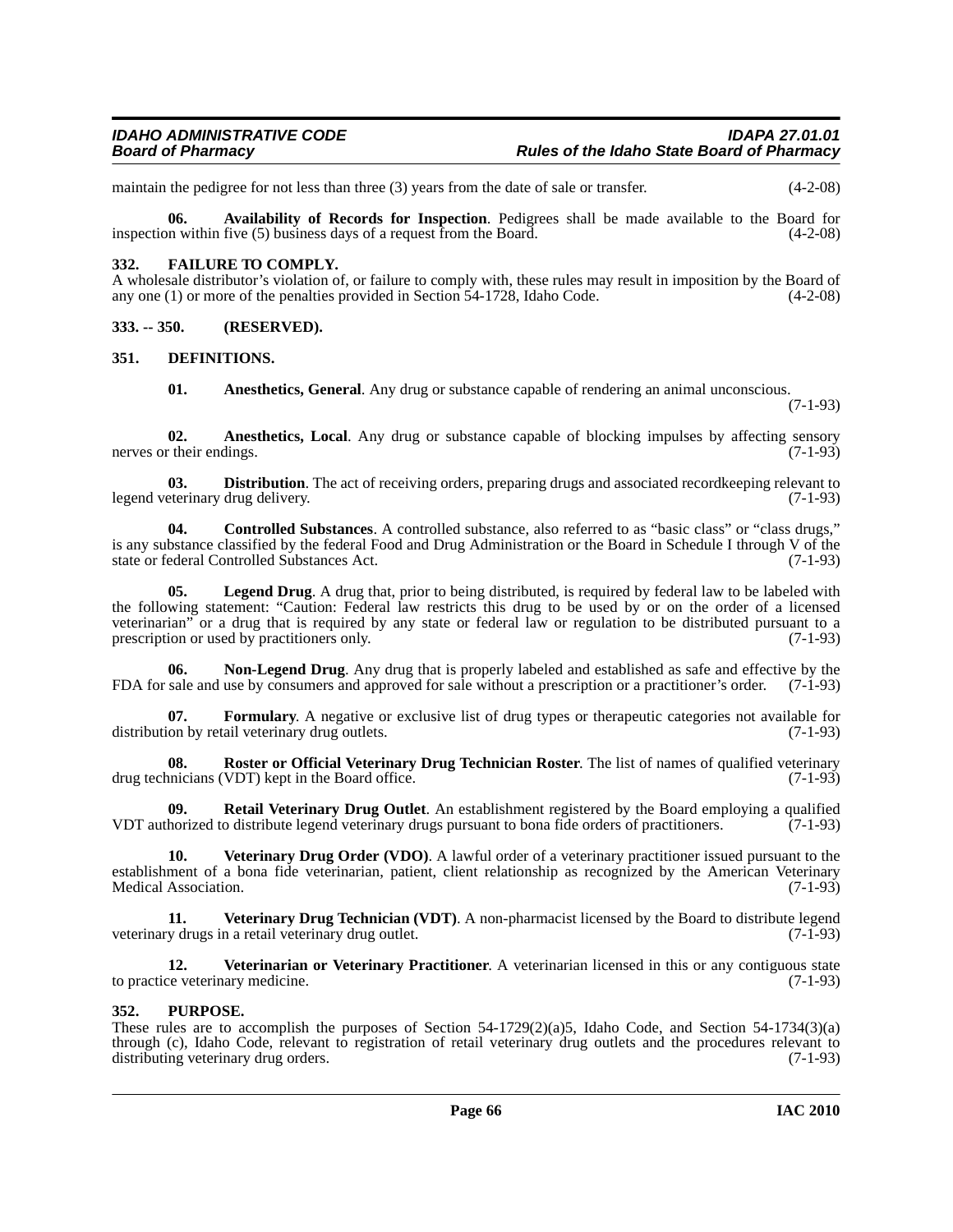maintain the pedigree for not less than three (3) years from the date of sale or transfer. (4-2-08)

**06. Availability of Records for Inspection**. Pedigrees shall be made available to the Board for inspection within five (5) business days of a request from the Board. (4-2-08)

### 332. FAILURE TO COMPLY.

A wholesale distributor's violation of, or failure to comply with, these rules may result in imposition by the Board of any one (1) or more of the penalties provided in Section 54-1728, Idaho Code. (4-2-08)

### 333. -- 350. (RESERVED).

### 351. DEFINITIONS.

**01. Anesthetics, General**. Any drug or substance capable of rendering an animal unconscious. (7-1-93)

**02. Anesthetics, Local**. Any drug or substance capable of blocking impulses by affecting sensory nerves or their endings. (7-1-93)

**03. Distribution**. The act of receiving orders, preparing drugs and associated recordkeeping relevant to legend veterinary drug delivery. (7-1-93)

**04. Controlled Substances**. A controlled substance, also referred to as "basic class" or "class drugs," is any substance classified by the federal Food and Drug Administration or the Board in Schedule I through V of the state or federal Controlled Substances Act. (7-1-93)

**05. Legend Drug**. A drug that, prior to being distributed, is required by federal law to be labeled with the following statement: "Caution: Federal law restricts this drug to be used by or on the order of a licensed veterinarian" or a drug that is required by any state or federal law or regulation to be distributed pursuant to a prescription or used by practitioners only. (7-1-93)

**06. Non-Legend Drug**. Any drug that is properly labeled and established as safe and effective by the FDA for sale and use by consumers and approved for sale without a prescription or a practitioner's order. (7-1-93)

**07. Formulary**. A negative or exclusive list of drug types or therapeutic categories not available for distribution by retail veterinary drug outlets. (7-1-93)

**08. Roster or Official Veterinary Drug Technician Roster**. The list of names of qualified veterinary drug technicians (VDT) kept in the Board office. (7-1-93)

**09. Retail Veterinary Drug Outlet**. An establishment registered by the Board employing a qualified VDT authorized to distribute legend veterinary drugs pursuant to bona fide orders of practitioners. (7-1-93)

**10. Veterinary Drug Order (VDO)**. A lawful order of a veterinary practitioner issued pursuant to the establishment of a bona fide veterinarian, patient, client relationship as recognized by the American Veterinary Medical Association. (7-1-93)

**11. Veterinary Drug Technician (VDT)**. A non-pharmacist licensed by the Board to distribute legend veterinary drugs in a retail veterinary drug outlet. (7-1-93)

**12. Veterinarian or Veterinary Practitioner**. A veterinarian licensed in this or any contiguous state to practice veterinary medicine. (7-1-93)

### 352. PURPOSE.

These rules are to accomplish the purposes of Section 54-1729(2)(a)5, Idaho Code, and Section 54-1734(3)(a) through (c), Idaho Code, relevant to registration of retail veterinary drug outlets and the procedures relevant to distributing veterinary drug orders. (7-1-93)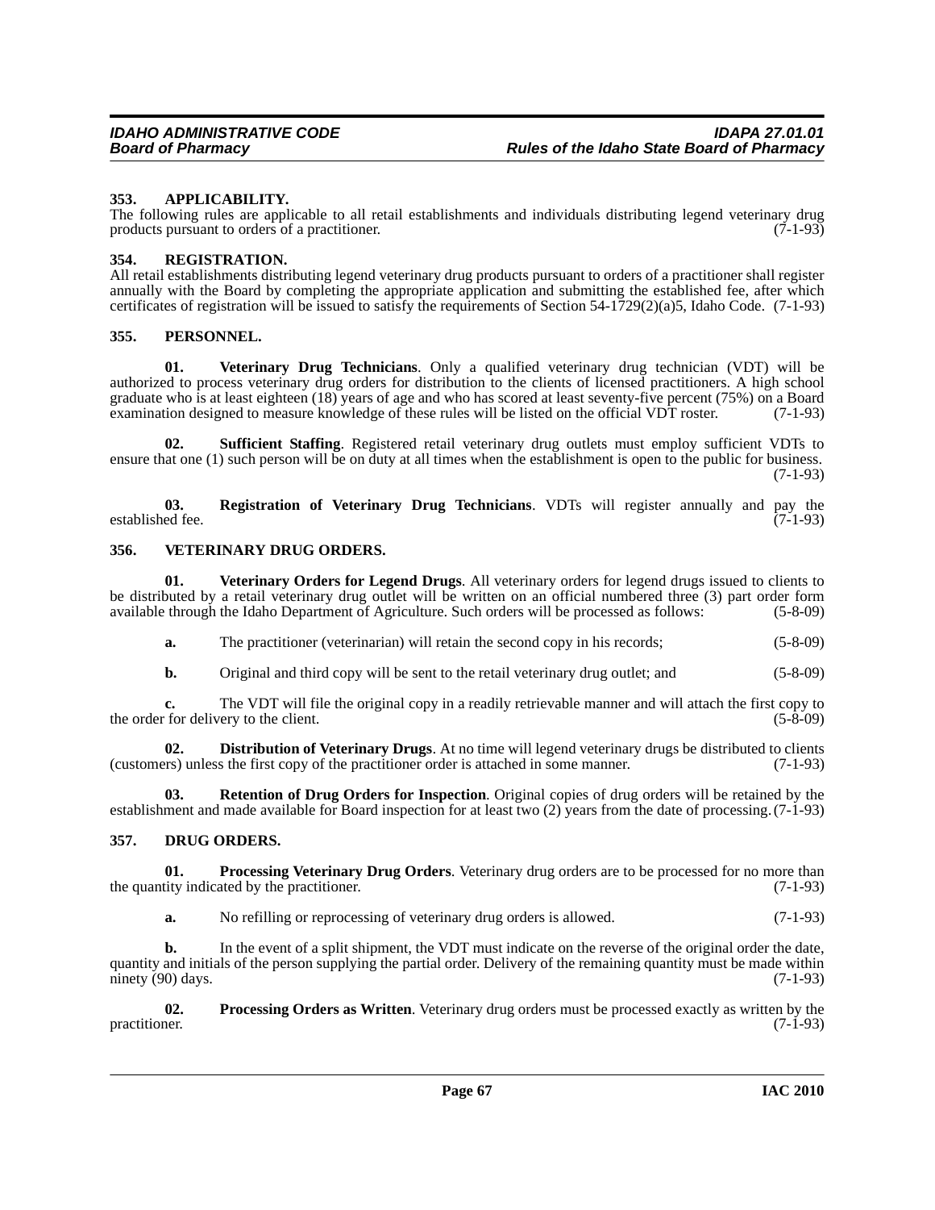### 353. APPLICABILITY.

The following rules are applicable to all retail establishments and individuals distributing legend veterinary drug products pursuant to orders of a practitioner. (7-1-93)

### 354. REGISTRATION.

All retail establishments distributing legend veterinary drug products pursuant to orders of a practitioner shall register annually with the Board by completing the appropriate application and submitting the established fee, after which certificates of registration will be issued to satisfy the requirements of Section 54-1729(2)(a)5, Idaho Code. (7-1-93)

### 355. PERSONNEL.

**01. Veterinary Drug Technicians**. Only a qualified veterinary drug technician (VDT) will be authorized to process veterinary drug orders for distribution to the clients of licensed practitioners. A high school graduate who is at least eighteen (18) years of age and who has scored at least seventy-five percent (75%) on a Board examination designed to measure knowledge of these rules will be listed on the official VDT roster. (7-1-93)

**02. Sufficient Staffing**. Registered retail veterinary drug outlets must employ sufficient VDTs to ensure that one (1) such person will be on duty at all times when the establishment is open to the public for business. (7-1-93)

**03. Registration of Veterinary Drug Technicians**. VDTs will register annually and pay the established fee. (7-1-93)

### 356. VETERINARY DRUG ORDERS.

**01. Veterinary Orders for Legend Drugs**. All veterinary orders for legend drugs issued to clients to be distributed by a retail veterinary drug outlet will be written on an official numbered three (3) part order form available through the Idaho Department of Agriculture. Such orders will be processed as follows: (5-8-09)

**a.** The practitioner (veterinarian) will retain the second copy in his records; (5-8-09)

**b.** Original and third copy will be sent to the retail veterinary drug outlet; and (5-8-09)

**c.** The VDT will file the original copy in a readily retrievable manner and will attach the first copy to the order for delivery to the client. (5-8-09)

**02. Distribution of Veterinary Drugs**. At no time will legend veterinary drugs be distributed to clients (customers) unless the first copy of the practitioner order is attached in some manner. (7-1-93)

**03. Retention of Drug Orders for Inspection**. Original copies of drug orders will be retained by the establishment and made available for Board inspection for at least two (2) years from the date of processing. (7-1-93)

### 357. DRUG ORDERS.

**01. Processing Veterinary Drug Orders**. Veterinary drug orders are to be processed for no more than the quantity indicated by the practitioner. (7-1-93)

**a.** No refilling or reprocessing of veterinary drug orders is allowed. (7-1-93)

**b.** In the event of a split shipment, the VDT must indicate on the reverse of the original order the date, quantity and initials of the person supplying the partial order. Delivery of the remaining quantity must be made within ninety (90) days. (7-1-93)

**02. Processing Orders as Written**. Veterinary drug orders must be processed exactly as written by the practitioner. (7-1-93)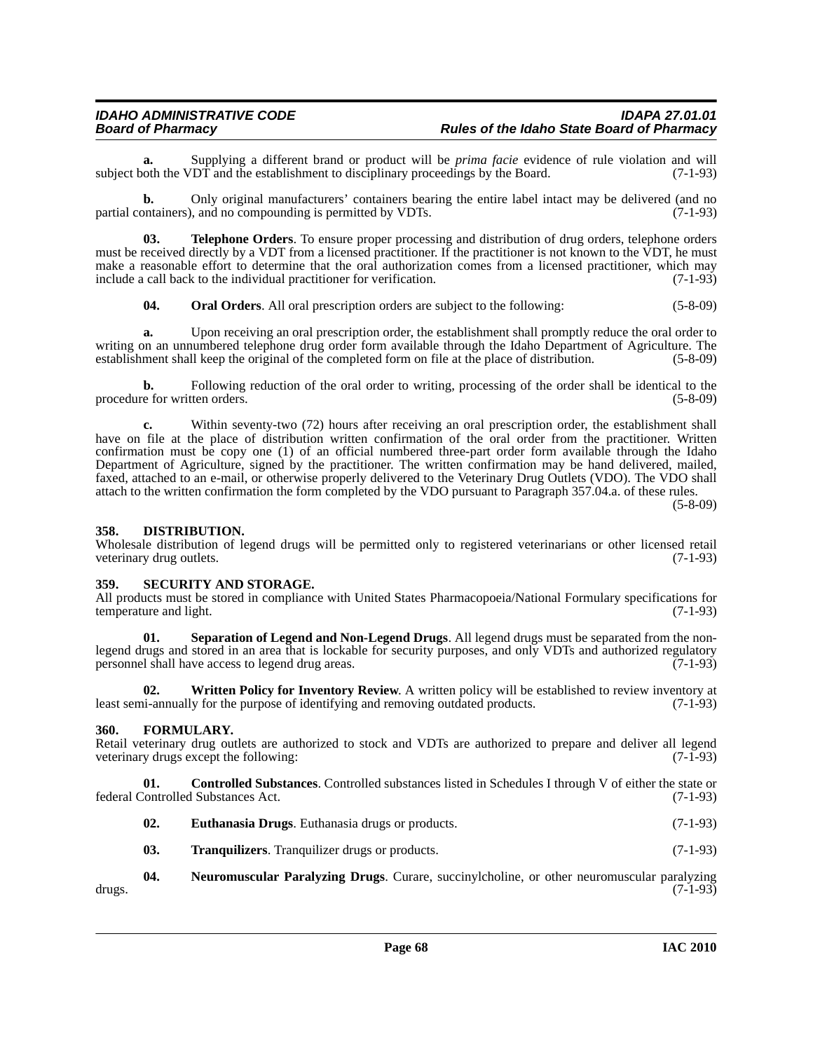**a.** Supplying a different brand or product will be *prima facie* evidence of rule violation and will subject both the VDT and the establishment to disciplinary proceedings by the Board. (7-1-93)

**b.** Only original manufacturers' containers bearing the entire label intact may be delivered (and no partial containers), and no compounding is permitted by VDTs. (7-1-93)

**03. Telephone Orders**. To ensure proper processing and distribution of drug orders, telephone orders must be received directly by a VDT from a licensed practitioner. If the practitioner is not known to the VDT, he must make a reasonable effort to determine that the oral authorization comes from a licensed practitioner, which may include a call back to the individual practitioner for verification. (7-1-93)

**04. Oral Orders**. All oral prescription orders are subject to the following: (5-8-09)

**a.** Upon receiving an oral prescription order, the establishment shall promptly reduce the oral order to writing on an unnumbered telephone drug order form available through the Idaho Department of Agriculture. The establishment shall keep the original of the completed form on file at the place of distribution. (5-8-09)

**b.** Following reduction of the oral order to writing, processing of the order shall be identical to the procedure for written orders. (5-8-09)

**c.** Within seventy-two (72) hours after receiving an oral prescription order, the establishment shall have on file at the place of distribution written confirmation of the oral order from the practitioner. Written confirmation must be copy one (1) of an official numbered three-part order form available through the Idaho Department of Agriculture, signed by the practitioner. The written confirmation may be hand delivered, mailed, faxed, attached to an e-mail, or otherwise properly delivered to the Veterinary Drug Outlets (VDO). The VDO shall attach to the written confirmation the form completed by the VDO pursuant to Paragraph 357.04.a. of these rules. (5-8-09)

## 358. DISTRIBUTION.

Wholesale distribution of legend drugs will be permitted only to registered veterinarians or other licensed retail veterinary drug outlets. (7-1-93)

## 359. SECURITY AND STORAGE.

All products must be stored in compliance with United States Pharmacopoeia/National Formulary specifications for temperature and light. (7-1-93)

**01. Separation of Legend and Non-Legend Drugs**. All legend drugs must be separated from the non-legend drugs and stored in an area that is lockable for security purposes, and only VDTs and authorized regulatory personnel shall have access to legend drug areas. (7-1-93)

**02. Written Policy for Inventory Review**. A written policy will be established to review inventory at least semi-annually for the purpose of identifying and removing outdated products. (7-1-93)

## 360. FORMULARY.

Retail veterinary drug outlets are authorized to stock and VDTs are authorized to prepare and deliver all legend veterinary drugs except the following: (7-1-93)

**01. Controlled Substances**. Controlled substances listed in Schedules I through V of either the state or federal Controlled Substances Act. (7-1-93)

**02. Euthanasia Drugs**. Euthanasia drugs or products. (7-1-93)

**03. Tranquilizers**. Tranquilizer drugs or products. (7-1-93)

**04. Neuromuscular Paralyzing Drugs**. Curare, succinylcholine, or other neuromuscular paralyzing drugs. (7-1-93)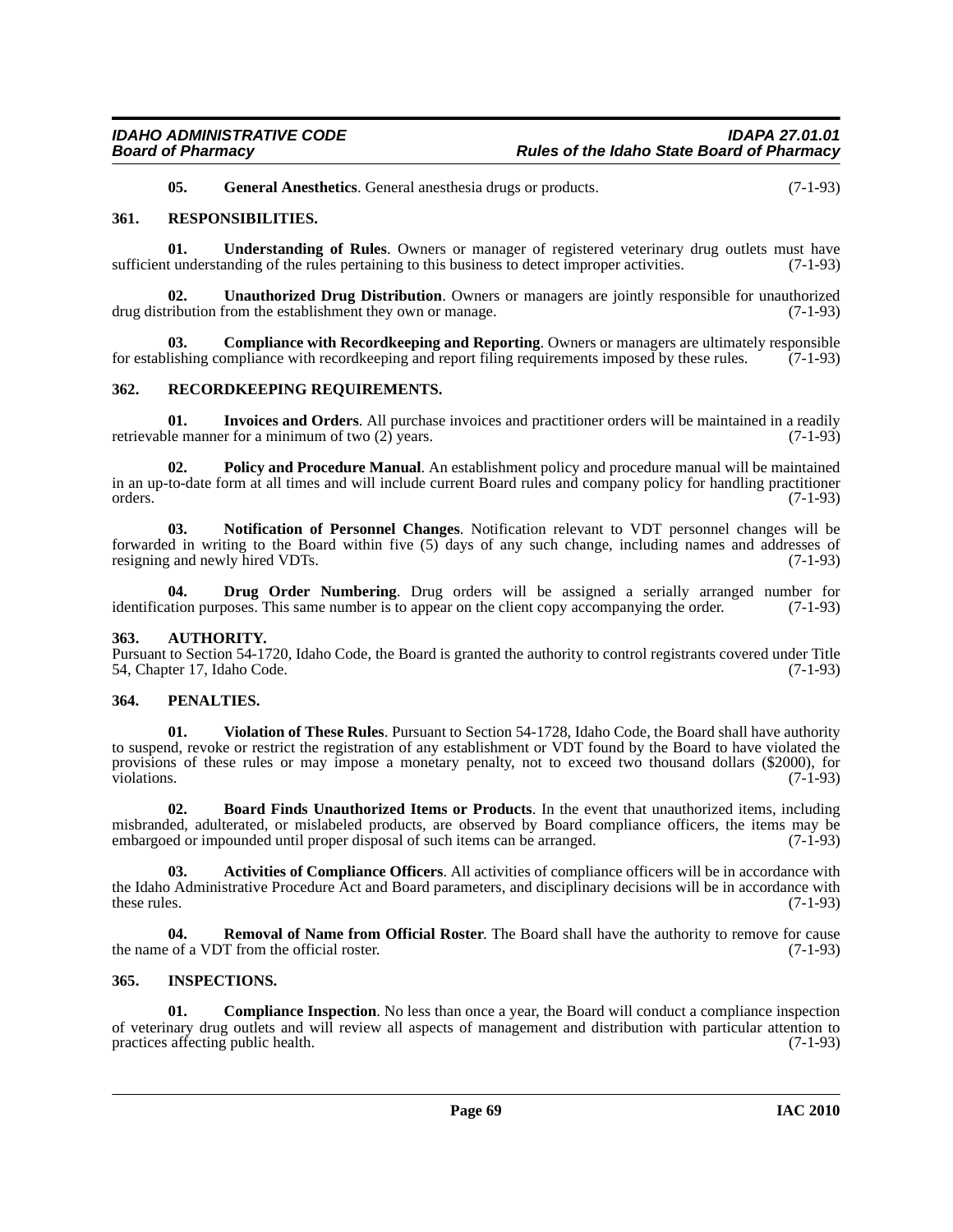**05. General Anesthetics**. General anesthesia drugs or products. (7-1-93)

## 361. RESPONSIBILITIES.

**01. Understanding of Rules**. Owners or manager of registered veterinary drug outlets must have sufficient understanding of the rules pertaining to this business to detect improper activities. (7-1-93)

**02. Unauthorized Drug Distribution**. Owners or managers are jointly responsible for unauthorized drug distribution from the establishment they own or manage. (7-1-93)

**03. Compliance with Recordkeeping and Reporting**. Owners or managers are ultimately responsible for establishing compliance with recordkeeping and report filing requirements imposed by these rules. (7-1-93)

## 362. RECORDKEEPING REQUIREMENTS.

**01. Invoices and Orders**. All purchase invoices and practitioner orders will be maintained in a readily retrievable manner for a minimum of two (2) years. (7-1-93)

**02. Policy and Procedure Manual**. An establishment policy and procedure manual will be maintained in an up-to-date form at all times and will include current Board rules and company policy for handling practitioner orders. (7-1-93)

**03. Notification of Personnel Changes**. Notification relevant to VDT personnel changes will be forwarded in writing to the Board within five (5) days of any such change, including names and addresses of resigning and newly hired VDTs. (7-1-93)

**04. Drug Order Numbering**. Drug orders will be assigned a serially arranged number for identification purposes. This same number is to appear on the client copy accompanying the order. (7-1-93)

## 363. AUTHORITY.

Pursuant to Section 54-1720, Idaho Code, the Board is granted the authority to control registrants covered under Title 54, Chapter 17, Idaho Code. (7-1-93)

## 364. PENALTIES.

**01. Violation of These Rules**. Pursuant to Section 54-1728, Idaho Code, the Board shall have authority to suspend, revoke or restrict the registration of any establishment or VDT found by the Board to have violated the provisions of these rules or may impose a monetary penalty, not to exceed two thousand dollars ($2000), for violations. (7-1-93)

**02. Board Finds Unauthorized Items or Products**. In the event that unauthorized items, including misbranded, adulterated, or mislabeled products, are observed by Board compliance officers, the items may be embargoed or impounded until proper disposal of such items can be arranged. (7-1-93)

**03. Activities of Compliance Officers**. All activities of compliance officers will be in accordance with the Idaho Administrative Procedure Act and Board parameters, and disciplinary decisions will be in accordance with these rules. (7-1-93)

**04. Removal of Name from Official Roster**. The Board shall have the authority to remove for cause the name of a VDT from the official roster. (7-1-93)

## 365. INSPECTIONS.

**01. Compliance Inspection**. No less than once a year, the Board will conduct a compliance inspection of veterinary drug outlets and will review all aspects of management and distribution with particular attention to practices affecting public health. (7-1-93)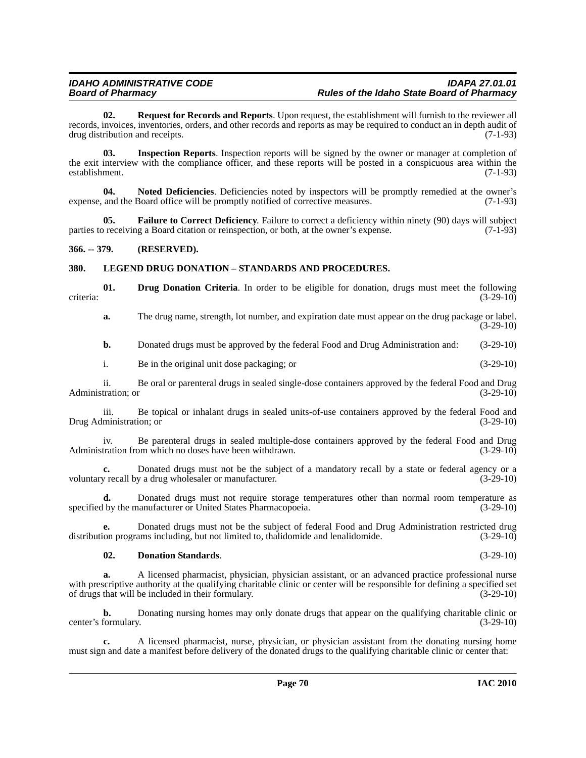**02. Request for Records and Reports**. Upon request, the establishment will furnish to the reviewer all records, invoices, inventories, orders, and other records and reports as may be required to conduct an in depth audit of drug distribution and receipts. (7-1-93)

**03. Inspection Reports**. Inspection reports will be signed by the owner or manager at completion of the exit interview with the compliance officer, and these reports will be posted in a conspicuous area within the establishment. (7-1-93)

**04. Noted Deficiencies**. Deficiencies noted by inspectors will be promptly remedied at the owner's expense, and the Board office will be promptly notified of corrective measures. (7-1-93)

**05. Failure to Correct Deficiency**. Failure to correct a deficiency within ninety (90) days will subject parties to receiving a Board citation or reinspection, or both, at the owner's expense. (7-1-93)

## 366. -- 379. (RESERVED).

## 380. LEGEND DRUG DONATION – STANDARDS AND PROCEDURES.

**01. Drug Donation Criteria**. In order to be eligible for donation, drugs must meet the following criteria: (3-29-10)

**a.** The drug name, strength, lot number, and expiration date must appear on the drug package or label. (3-29-10)

**b.** Donated drugs must be approved by the federal Food and Drug Administration and: (3-29-10)

i. Be in the original unit dose packaging; or (3-29-10)

ii. Be oral or parenteral drugs in sealed single-dose containers approved by the federal Food and Drug Administration; or (3-29-10)

iii. Be topical or inhalant drugs in sealed units-of-use containers approved by the federal Food and Drug Administration; or (3-29-10)

iv. Be parenteral drugs in sealed multiple-dose containers approved by the federal Food and Drug Administration from which no doses have been withdrawn. (3-29-10)

**c.** Donated drugs must not be the subject of a mandatory recall by a state or federal agency or a voluntary recall by a drug wholesaler or manufacturer. (3-29-10)

**d.** Donated drugs must not require storage temperatures other than normal room temperature as specified by the manufacturer or United States Pharmacopoeia. (3-29-10)

**e.** Donated drugs must not be the subject of federal Food and Drug Administration restricted drug distribution programs including, but not limited to, thalidomide and lenalidomide. (3-29-10)

**02. Donation Standards**. (3-29-10)

**a.** A licensed pharmacist, physician, physician assistant, or an advanced practice professional nurse with prescriptive authority at the qualifying charitable clinic or center will be responsible for defining a specified set of drugs that will be included in their formulary. (3-29-10)

**b.** Donating nursing homes may only donate drugs that appear on the qualifying charitable clinic or center's formulary. (3-29-10)

**c.** A licensed pharmacist, nurse, physician, or physician assistant from the donating nursing home must sign and date a manifest before delivery of the donated drugs to the qualifying charitable clinic or center that: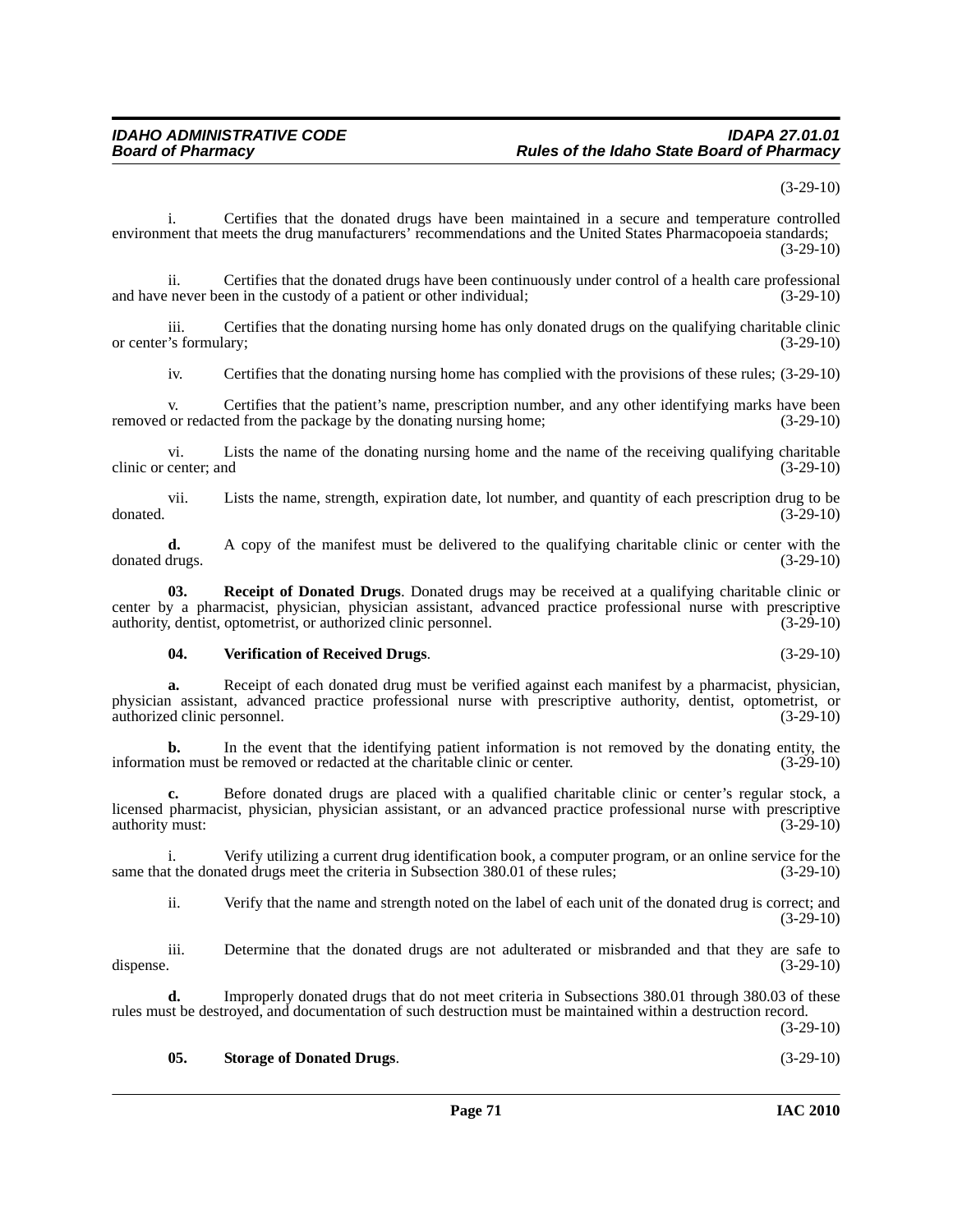(3-29-10)

i. Certifies that the donated drugs have been maintained in a secure and temperature controlled environment that meets the drug manufacturers' recommendations and the United States Pharmacopoeia standards; (3-29-10)

ii. Certifies that the donated drugs have been continuously under control of a health care professional and have never been in the custody of a patient or other individual; (3-29-10)

iii. Certifies that the donating nursing home has only donated drugs on the qualifying charitable clinic or center's formulary; (3-29-10)

iv. Certifies that the donating nursing home has complied with the provisions of these rules; (3-29-10)

v. Certifies that the patient's name, prescription number, and any other identifying marks have been removed or redacted from the package by the donating nursing home; (3-29-10)

vi. Lists the name of the donating nursing home and the name of the receiving qualifying charitable clinic or center; and (3-29-10)

vii. Lists the name, strength, expiration date, lot number, and quantity of each prescription drug to be donated. (3-29-10)

**d.** A copy of the manifest must be delivered to the qualifying charitable clinic or center with the donated drugs. (3-29-10)

**03. Receipt of Donated Drugs**. Donated drugs may be received at a qualifying charitable clinic or center by a pharmacist, physician, physician assistant, advanced practice professional nurse with prescriptive authority, dentist, optometrist, or authorized clinic personnel. (3-29-10)

**04. Verification of Received Drugs**. (3-29-10)

**a.** Receipt of each donated drug must be verified against each manifest by a pharmacist, physician, physician assistant, advanced practice professional nurse with prescriptive authority, dentist, optometrist, or authorized clinic personnel. (3-29-10)

**b.** In the event that the identifying patient information is not removed by the donating entity, the information must be removed or redacted at the charitable clinic or center. (3-29-10)

**c.** Before donated drugs are placed with a qualified charitable clinic or center's regular stock, a licensed pharmacist, physician, physician assistant, or an advanced practice professional nurse with prescriptive authority must: (3-29-10)

i. Verify utilizing a current drug identification book, a computer program, or an online service for the same that the donated drugs meet the criteria in Subsection 380.01 of these rules; (3-29-10)

ii. Verify that the name and strength noted on the label of each unit of the donated drug is correct; and (3-29-10)

iii. Determine that the donated drugs are not adulterated or misbranded and that they are safe to dispense. (3-29-10)

**d.** Improperly donated drugs that do not meet criteria in Subsections 380.01 through 380.03 of these rules must be destroyed, and documentation of such destruction must be maintained within a destruction record. (3-29-10)

**05. Storage of Donated Drugs**. (3-29-10)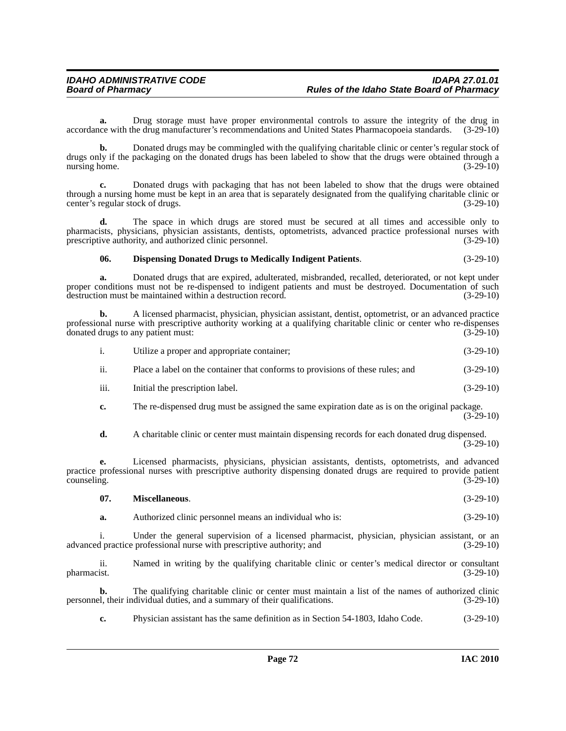**a.** Drug storage must have proper environmental controls to assure the integrity of the drug in accordance with the drug manufacturer's recommendations and United States Pharmacopoeia standards. (3-29-10)

**b.** Donated drugs may be commingled with the qualifying charitable clinic or center's regular stock of drugs only if the packaging on the donated drugs has been labeled to show that the drugs were obtained through a nursing home. (3-29-10)

**c.** Donated drugs with packaging that has not been labeled to show that the drugs were obtained through a nursing home must be kept in an area that is separately designated from the qualifying charitable clinic or center's regular stock of drugs. (3-29-10)

**d.** The space in which drugs are stored must be secured at all times and accessible only to pharmacists, physicians, physician assistants, dentists, optometrists, advanced practice professional nurses with prescriptive authority, and authorized clinic personnel. (3-29-10)

**06. Dispensing Donated Drugs to Medically Indigent Patients**. (3-29-10)

**a.** Donated drugs that are expired, adulterated, misbranded, recalled, deteriorated, or not kept under proper conditions must not be re-dispensed to indigent patients and must be destroyed. Documentation of such destruction must be maintained within a destruction record. (3-29-10)

**b.** A licensed pharmacist, physician, physician assistant, dentist, optometrist, or an advanced practice professional nurse with prescriptive authority working at a qualifying charitable clinic or center who re-dispenses donated drugs to any patient must: (3-29-10)

i. Utilize a proper and appropriate container; (3-29-10)

ii. Place a label on the container that conforms to provisions of these rules; and (3-29-10)

iii. Initial the prescription label. (3-29-10)

**c.** The re-dispensed drug must be assigned the same expiration date as is on the original package. (3-29-10)

**d.** A charitable clinic or center must maintain dispensing records for each donated drug dispensed. (3-29-10)

**e.** Licensed pharmacists, physicians, physician assistants, dentists, optometrists, and advanced practice professional nurses with prescriptive authority dispensing donated drugs are required to provide patient counseling. (3-29-10)

**07. Miscellaneous**. (3-29-10)

**a.** Authorized clinic personnel means an individual who is: (3-29-10)

i. Under the general supervision of a licensed pharmacist, physician, physician assistant, or an advanced practice professional nurse with prescriptive authority; and (3-29-10)

ii. Named in writing by the qualifying charitable clinic or center's medical director or consultant pharmacist. (3-29-10)

**b.** The qualifying charitable clinic or center must maintain a list of the names of authorized clinic personnel, their individual duties, and a summary of their qualifications. (3-29-10)

**c.** Physician assistant has the same definition as in Section 54-1803, Idaho Code. (3-29-10)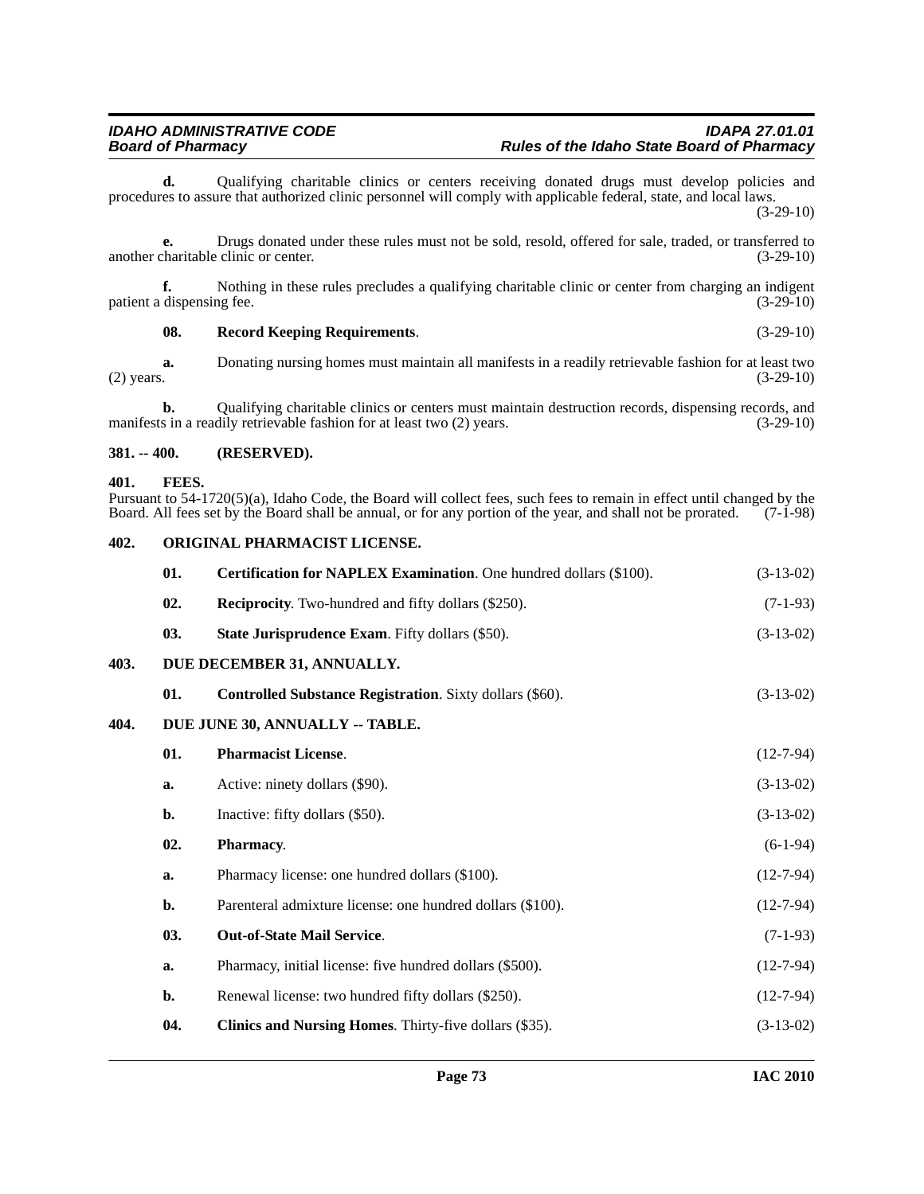**d.** Qualifying charitable clinics or centers receiving donated drugs must develop policies and procedures to assure that authorized clinic personnel will comply with applicable federal, state, and local laws. (3-29-10)

**e.** Drugs donated under these rules must not be sold, resold, offered for sale, traded, or transferred to another charitable clinic or center. (3-29-10)

**f.** Nothing in these rules precludes a qualifying charitable clinic or center from charging an indigent patient a dispensing fee. (3-29-10)

**08. Record Keeping Requirements**. (3-29-10)

**a.** Donating nursing homes must maintain all manifests in a readily retrievable fashion for at least two (2) years. (3-29-10)

**b.** Qualifying charitable clinics or centers must maintain destruction records, dispensing records, and manifests in a readily retrievable fashion for at least two (2) years. (3-29-10)

## 381. -- 400. (RESERVED).

## 401. FEES.

Pursuant to 54-1720(5)(a), Idaho Code, the Board will collect fees, such fees to remain in effect until changed by the Board. All fees set by the Board shall be annual, or for any portion of the year, and shall not be prorated. (7-1-98)

## 402. ORIGINAL PHARMACIST LICENSE.

**01. Certification for NAPLEX Examination**. One hundred dollars ($100). (3-13-02)

**02. Reciprocity**. Two-hundred and fifty dollars ($250). (7-1-93)

**03. State Jurisprudence Exam**. Fifty dollars ($50). (3-13-02)

## 403. DUE DECEMBER 31, ANNUALLY.

**01. Controlled Substance Registration**. Sixty dollars ($60). (3-13-02)

## 404. DUE JUNE 30, ANNUALLY -- TABLE.

**01. Pharmacist License**. (12-7-94)

**a.** Active: ninety dollars ($90). (3-13-02)

**b.** Inactive: fifty dollars ($50). (3-13-02)

**02. Pharmacy**. (6-1-94)

**a.** Pharmacy license: one hundred dollars ($100). (12-7-94)

**b.** Parenteral admixture license: one hundred dollars ($100). (12-7-94)

**03. Out-of-State Mail Service**. (7-1-93)

**a.** Pharmacy, initial license: five hundred dollars ($500). (12-7-94)

**b.** Renewal license: two hundred fifty dollars ($250). (12-7-94)

**04. Clinics and Nursing Homes**. Thirty-five dollars ($35). (3-13-02)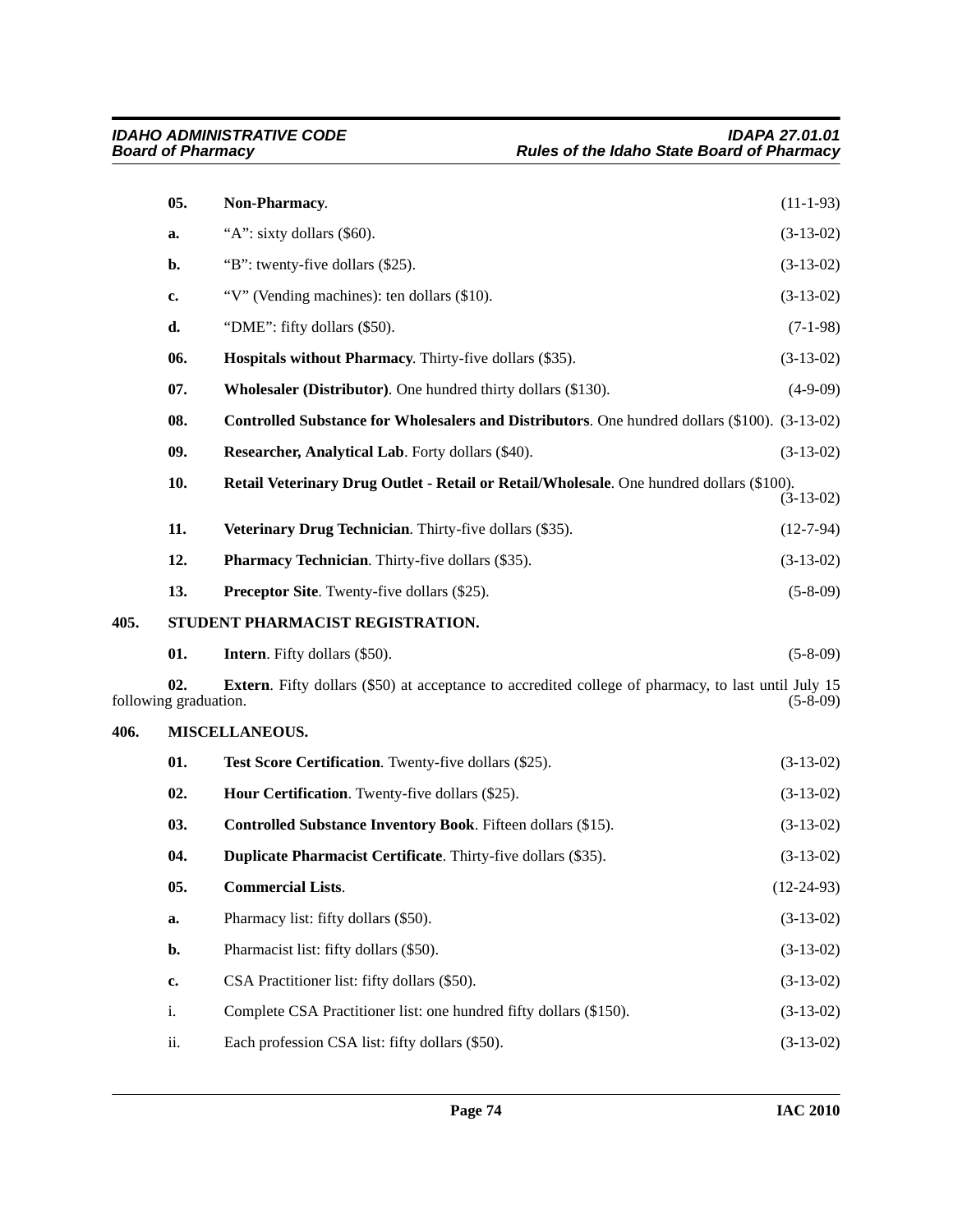**05. Non-Pharmacy**. (11-1-93)

**a.** "A": sixty dollars ($60). (3-13-02)

**b.** "B": twenty-five dollars ($25). (3-13-02)

**c.** "V" (Vending machines): ten dollars ($10). (3-13-02)

**d.** "DME": fifty dollars ($50). (7-1-98)

**06. Hospitals without Pharmacy**. Thirty-five dollars ($35). (3-13-02)

**07. Wholesaler (Distributor)**. One hundred thirty dollars ($130). (4-9-09)

**08. Controlled Substance for Wholesalers and Distributors**. One hundred dollars ($100). (3-13-02)

**09. Researcher, Analytical Lab**. Forty dollars ($40). (3-13-02)

**10. Retail Veterinary Drug Outlet - Retail or Retail/Wholesale**. One hundred dollars ($100). (3-13-02)

**11. Veterinary Drug Technician**. Thirty-five dollars ($35). (12-7-94)

**12. Pharmacy Technician**. Thirty-five dollars ($35). (3-13-02)

**13. Preceptor Site**. Twenty-five dollars ($25). (5-8-09)

## 405. STUDENT PHARMACIST REGISTRATION.

**01. Intern**. Fifty dollars ($50). (5-8-09)

**02. Extern**. Fifty dollars ($50) at acceptance to accredited college of pharmacy, to last until July 15 following graduation. (5-8-09)

## 406. MISCELLANEOUS.

**01. Test Score Certification**. Twenty-five dollars ($25). (3-13-02)

**02. Hour Certification**. Twenty-five dollars ($25). (3-13-02)

**03. Controlled Substance Inventory Book**. Fifteen dollars ($15). (3-13-02)

**04. Duplicate Pharmacist Certificate**. Thirty-five dollars ($35). (3-13-02)

**05. Commercial Lists**. (12-24-93)

**a.** Pharmacy list: fifty dollars ($50). (3-13-02)

**b.** Pharmacist list: fifty dollars ($50). (3-13-02)

**c.** CSA Practitioner list: fifty dollars ($50). (3-13-02)

i. Complete CSA Practitioner list: one hundred fifty dollars ($150). (3-13-02)

ii. Each profession CSA list: fifty dollars ($50). (3-13-02)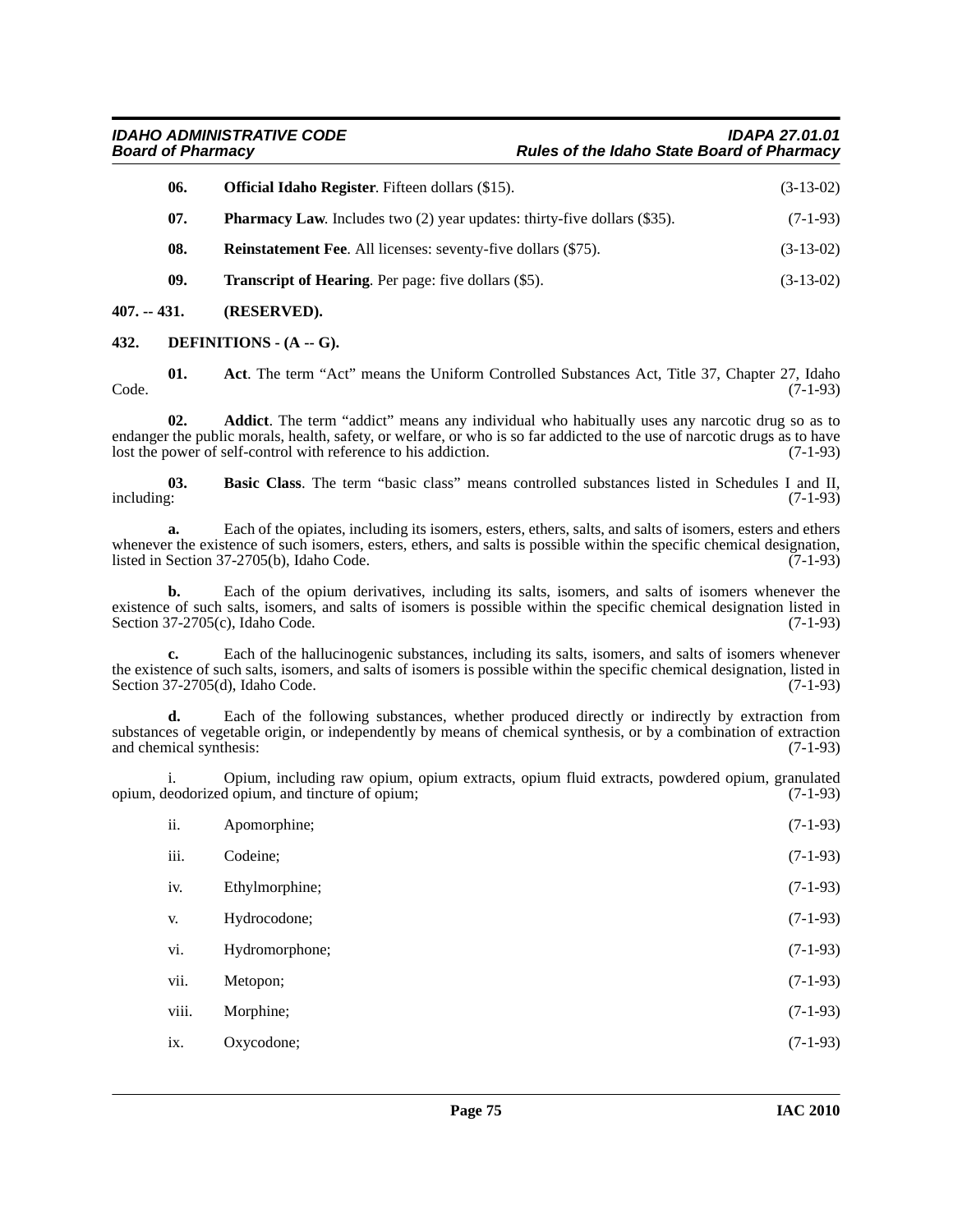**06. Official Idaho Register**. Fifteen dollars ($15). (3-13-02)

**07. Pharmacy Law**. Includes two (2) year updates: thirty-five dollars ($35). (7-1-93)

**08. Reinstatement Fee**. All licenses: seventy-five dollars ($75). (3-13-02)

**09. Transcript of Hearing**. Per page: five dollars ($5). (3-13-02)

## 407. -- 431. (RESERVED).

## 432. DEFINITIONS - (A -- G).

**01. Act**. The term "Act" means the Uniform Controlled Substances Act, Title 37, Chapter 27, Idaho Code. (7-1-93)

**02. Addict**. The term "addict" means any individual who habitually uses any narcotic drug so as to endanger the public morals, health, safety, or welfare, or who is so far addicted to the use of narcotic drugs as to have lost the power of self-control with reference to his addiction. (7-1-93)

**03. Basic Class**. The term "basic class" means controlled substances listed in Schedules I and II, including: (7-1-93)

**a.** Each of the opiates, including its isomers, esters, ethers, salts, and salts of isomers, esters and ethers whenever the existence of such isomers, esters, ethers, and salts is possible within the specific chemical designation, listed in Section 37-2705(b), Idaho Code. (7-1-93)

**b.** Each of the opium derivatives, including its salts, isomers, and salts of isomers whenever the existence of such salts, isomers, and salts of isomers is possible within the specific chemical designation listed in Section 37-2705(c), Idaho Code. (7-1-93)

**c.** Each of the hallucinogenic substances, including its salts, isomers, and salts of isomers whenever the existence of such salts, isomers, and salts of isomers is possible within the specific chemical designation, listed in Section 37-2705(d), Idaho Code. (7-1-93)

**d.** Each of the following substances, whether produced directly or indirectly by extraction from substances of vegetable origin, or independently by means of chemical synthesis, or by a combination of extraction and chemical synthesis: (7-1-93)

i. Opium, including raw opium, opium extracts, opium fluid extracts, powdered opium, granulated opium, deodorized opium, and tincture of opium; (7-1-93)

ii. Apomorphine; (7-1-93)

iii. Codeine; (7-1-93)

iv. Ethylmorphine; (7-1-93)

v. Hydrocodone; (7-1-93)

vi. Hydromorphone; (7-1-93)

vii. Metopon; (7-1-93)

viii. Morphine; (7-1-93)

ix. Oxycodone; (7-1-93)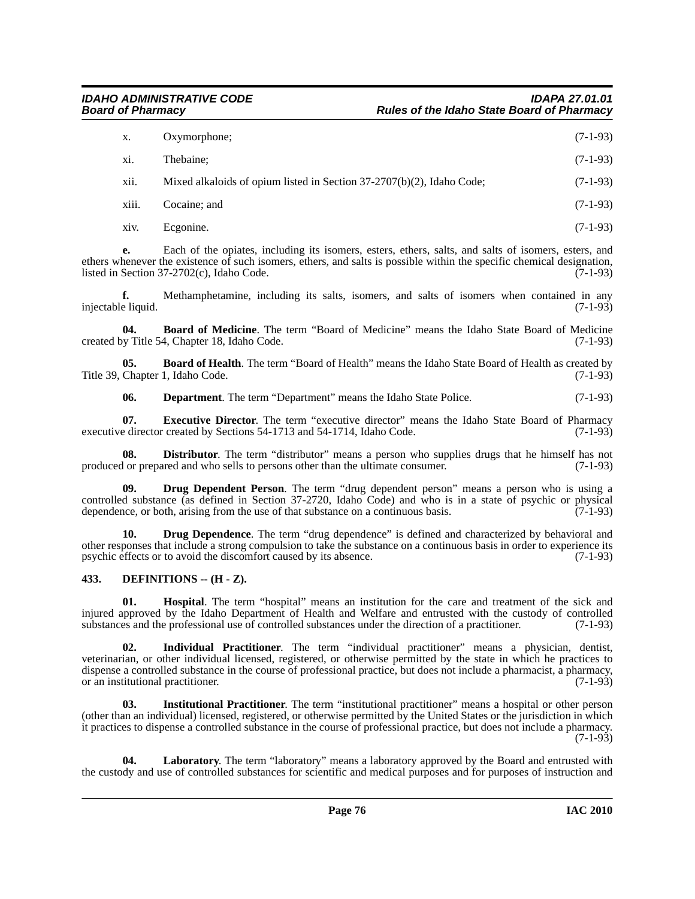x. Oxymorphone; (7-1-93)

xi. Thebaine; (7-1-93)

xii. Mixed alkaloids of opium listed in Section 37-2707(b)(2), Idaho Code; (7-1-93)

xiii. Cocaine; and (7-1-93)

xiv. Ecgonine. (7-1-93)

**e.** Each of the opiates, including its isomers, esters, ethers, salts, and salts of isomers, esters, and ethers whenever the existence of such isomers, ethers, and salts is possible within the specific chemical designation, listed in Section 37-2702(c), Idaho Code. (7-1-93)

**f.** Methamphetamine, including its salts, isomers, and salts of isomers when contained in any injectable liquid. (7-1-93)

**04. Board of Medicine**. The term "Board of Medicine" means the Idaho State Board of Medicine created by Title 54, Chapter 18, Idaho Code. (7-1-93)

**05. Board of Health**. The term "Board of Health" means the Idaho State Board of Health as created by Title 39, Chapter 1, Idaho Code. (7-1-93)

**06. Department**. The term "Department" means the Idaho State Police. (7-1-93)

**07. Executive Director**. The term "executive director" means the Idaho State Board of Pharmacy executive director created by Sections 54-1713 and 54-1714, Idaho Code. (7-1-93)

**08. Distributor**. The term "distributor" means a person who supplies drugs that he himself has not produced or prepared and who sells to persons other than the ultimate consumer. (7-1-93)

**09. Drug Dependent Person**. The term "drug dependent person" means a person who is using a controlled substance (as defined in Section 37-2720, Idaho Code) and who is in a state of psychic or physical dependence, or both, arising from the use of that substance on a continuous basis. (7-1-93)

**10. Drug Dependence**. The term "drug dependence" is defined and characterized by behavioral and other responses that include a strong compulsion to take the substance on a continuous basis in order to experience its psychic effects or to avoid the discomfort caused by its absence. (7-1-93)

## 433. DEFINITIONS -- (H - Z).

**01. Hospital**. The term "hospital" means an institution for the care and treatment of the sick and injured approved by the Idaho Department of Health and Welfare and entrusted with the custody of controlled substances and the professional use of controlled substances under the direction of a practitioner. (7-1-93)

**02. Individual Practitioner**. The term "individual practitioner" means a physician, dentist, veterinarian, or other individual licensed, registered, or otherwise permitted by the state in which he practices to dispense a controlled substance in the course of professional practice, but does not include a pharmacist, a pharmacy, or an institutional practitioner. (7-1-93)

**03. Institutional Practitioner**. The term "institutional practitioner" means a hospital or other person (other than an individual) licensed, registered, or otherwise permitted by the United States or the jurisdiction in which it practices to dispense a controlled substance in the course of professional practice, but does not include a pharmacy. (7-1-93)

**04. Laboratory**. The term "laboratory" means a laboratory approved by the Board and entrusted with the custody and use of controlled substances for scientific and medical purposes and for purposes of instruction and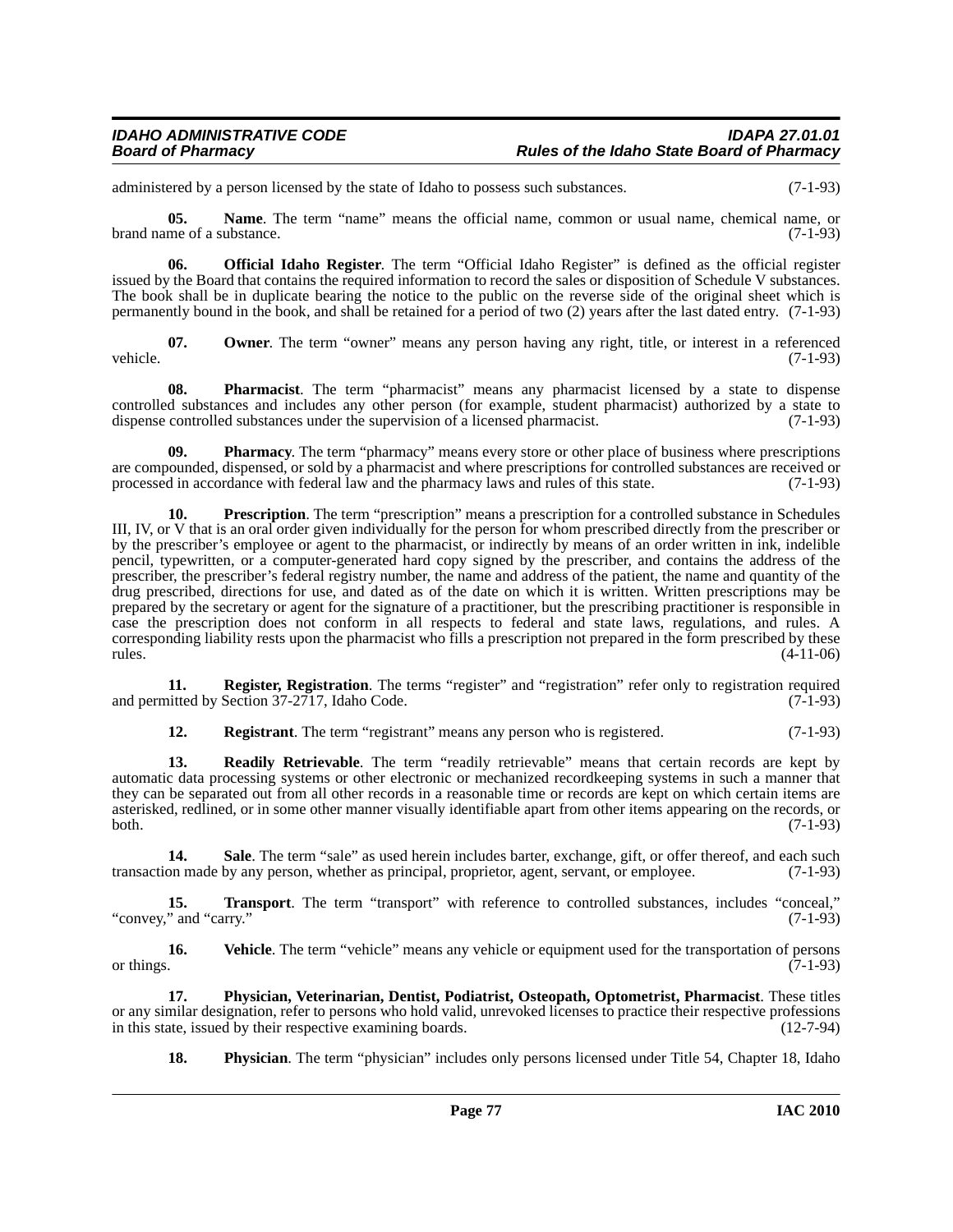administered by a person licensed by the state of Idaho to possess such substances. (7-1-93)

**05. Name**. The term "name" means the official name, common or usual name, chemical name, or brand name of a substance. (7-1-93)

**06. Official Idaho Register**. The term "Official Idaho Register" is defined as the official register issued by the Board that contains the required information to record the sales or disposition of Schedule V substances. The book shall be in duplicate bearing the notice to the public on the reverse side of the original sheet which is permanently bound in the book, and shall be retained for a period of two (2) years after the last dated entry. (7-1-93)

**07. Owner**. The term "owner" means any person having any right, title, or interest in a referenced vehicle. (7-1-93)

**08. Pharmacist**. The term "pharmacist" means any pharmacist licensed by a state to dispense controlled substances and includes any other person (for example, student pharmacist) authorized by a state to dispense controlled substances under the supervision of a licensed pharmacist. (7-1-93)

**09. Pharmacy**. The term "pharmacy" means every store or other place of business where prescriptions are compounded, dispensed, or sold by a pharmacist and where prescriptions for controlled substances are received or processed in accordance with federal law and the pharmacy laws and rules of this state. (7-1-93)

**10. Prescription**. The term "prescription" means a prescription for a controlled substance in Schedules III, IV, or V that is an oral order given individually for the person for whom prescribed directly from the prescriber or by the prescriber's employee or agent to the pharmacist, or indirectly by means of an order written in ink, indelible pencil, typewritten, or a computer-generated hard copy signed by the prescriber, and contains the address of the prescriber, the prescriber's federal registry number, the name and address of the patient, the name and quantity of the drug prescribed, directions for use, and dated as of the date on which it is written. Written prescriptions may be prepared by the secretary or agent for the signature of a practitioner, but the prescribing practitioner is responsible in case the prescription does not conform in all respects to federal and state laws, regulations, and rules. A corresponding liability rests upon the pharmacist who fills a prescription not prepared in the form prescribed by these rules. (4-11-06)

**11. Register, Registration**. The terms "register" and "registration" refer only to registration required and permitted by Section 37-2717, Idaho Code. (7-1-93)

**12. Registrant**. The term "registrant" means any person who is registered. (7-1-93)

**13. Readily Retrievable**. The term "readily retrievable" means that certain records are kept by automatic data processing systems or other electronic or mechanized recordkeeping systems in such a manner that they can be separated out from all other records in a reasonable time or records are kept on which certain items are asterisked, redlined, or in some other manner visually identifiable apart from other items appearing on the records, or both. (7-1-93)

**14. Sale**. The term "sale" as used herein includes barter, exchange, gift, or offer thereof, and each such transaction made by any person, whether as principal, proprietor, agent, servant, or employee. (7-1-93)

**15. Transport**. The term "transport" with reference to controlled substances, includes "conceal," "convey," and "carry." (7-1-93)

**16. Vehicle**. The term "vehicle" means any vehicle or equipment used for the transportation of persons or things. (7-1-93)

**17. Physician, Veterinarian, Dentist, Podiatrist, Osteopath, Optometrist, Pharmacist**. These titles or any similar designation, refer to persons who hold valid, unrevoked licenses to practice their respective professions in this state, issued by their respective examining boards. (12-7-94)

**18. Physician**. The term "physician" includes only persons licensed under Title 54, Chapter 18, Idaho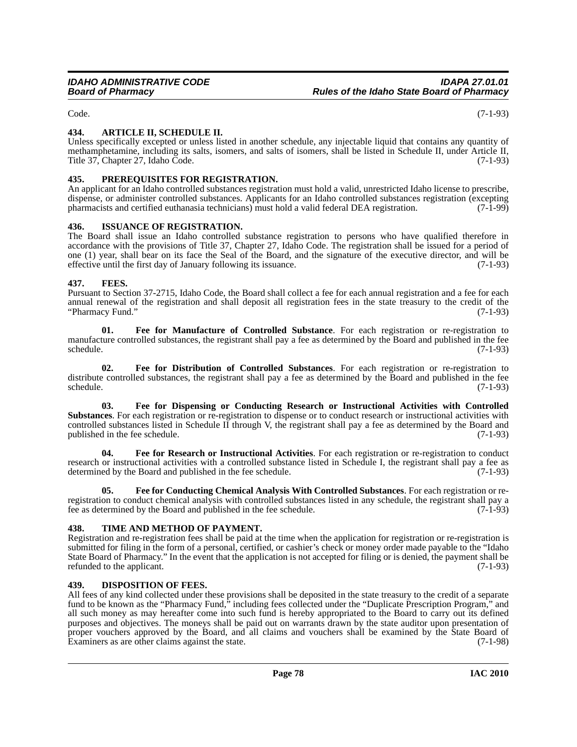Code. (7-1-93)

## 434. ARTICLE II, SCHEDULE II.

Unless specifically excepted or unless listed in another schedule, any injectable liquid that contains any quantity of methamphetamine, including its salts, isomers, and salts of isomers, shall be listed in Schedule II, under Article II, Title 37, Chapter 27, Idaho Code. (7-1-93)

## 435. PREREQUISITES FOR REGISTRATION.

An applicant for an Idaho controlled substances registration must hold a valid, unrestricted Idaho license to prescribe, dispense, or administer controlled substances. Applicants for an Idaho controlled substances registration (excepting pharmacists and certified euthanasia technicians) must hold a valid federal DEA registration. (7-1-99)

## 436. ISSUANCE OF REGISTRATION.

The Board shall issue an Idaho controlled substance registration to persons who have qualified therefore in accordance with the provisions of Title 37, Chapter 27, Idaho Code. The registration shall be issued for a period of one (1) year, shall bear on its face the Seal of the Board, and the signature of the executive director, and will be effective until the first day of January following its issuance. (7-1-93)

## 437. FEES.

Pursuant to Section 37-2715, Idaho Code, the Board shall collect a fee for each annual registration and a fee for each annual renewal of the registration and shall deposit all registration fees in the state treasury to the credit of the "Pharmacy Fund." (7-1-93)

**01. Fee for Manufacture of Controlled Substance**. For each registration or re-registration to manufacture controlled substances, the registrant shall pay a fee as determined by the Board and published in the fee schedule. (7-1-93)

**02. Fee for Distribution of Controlled Substances**. For each registration or re-registration to distribute controlled substances, the registrant shall pay a fee as determined by the Board and published in the fee schedule. (7-1-93)

**03. Fee for Dispensing or Conducting Research or Instructional Activities with Controlled Substances**. For each registration or re-registration to dispense or to conduct research or instructional activities with controlled substances listed in Schedule II through V, the registrant shall pay a fee as determined by the Board and published in the fee schedule. (7-1-93)

**04. Fee for Research or Instructional Activities**. For each registration or re-registration to conduct research or instructional activities with a controlled substance listed in Schedule I, the registrant shall pay a fee as determined by the Board and published in the fee schedule. (7-1-93)

**05. Fee for Conducting Chemical Analysis With Controlled Substances**. For each registration or re-registration to conduct chemical analysis with controlled substances listed in any schedule, the registrant shall pay a fee as determined by the Board and published in the fee schedule. (7-1-93)

## 438. TIME AND METHOD OF PAYMENT.

Registration and re-registration fees shall be paid at the time when the application for registration or re-registration is submitted for filing in the form of a personal, certified, or cashier's check or money order made payable to the "Idaho State Board of Pharmacy." In the event that the application is not accepted for filing or is denied, the payment shall be refunded to the applicant. (7-1-93)

## 439. DISPOSITION OF FEES.

All fees of any kind collected under these provisions shall be deposited in the state treasury to the credit of a separate fund to be known as the "Pharmacy Fund," including fees collected under the "Duplicate Prescription Program," and all such money as may hereafter come into such fund is hereby appropriated to the Board to carry out its defined purposes and objectives. The moneys shall be paid out on warrants drawn by the state auditor upon presentation of proper vouchers approved by the Board, and all claims and vouchers shall be examined by the State Board of Examiners as are other claims against the state. (7-1-98)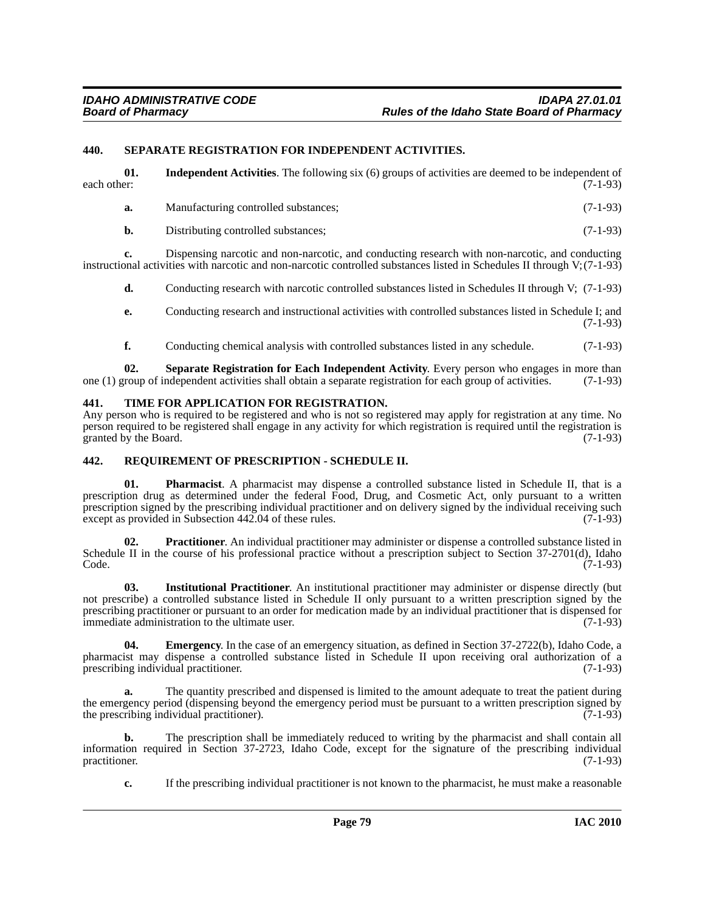## 440. SEPARATE REGISTRATION FOR INDEPENDENT ACTIVITIES.

**01. Independent Activities**. The following six (6) groups of activities are deemed to be independent of each other: (7-1-93)

**a.** Manufacturing controlled substances; (7-1-93)

**b.** Distributing controlled substances; (7-1-93)

**c.** Dispensing narcotic and non-narcotic, and conducting research with non-narcotic, and conducting instructional activities with narcotic and non-narcotic controlled substances listed in Schedules II through V; (7-1-93)

**d.** Conducting research with narcotic controlled substances listed in Schedules II through V; (7-1-93)

**e.** Conducting research and instructional activities with controlled substances listed in Schedule I; and (7-1-93)

**f.** Conducting chemical analysis with controlled substances listed in any schedule. (7-1-93)

**02. Separate Registration for Each Independent Activity**. Every person who engages in more than one (1) group of independent activities shall obtain a separate registration for each group of activities. (7-1-93)

## 441. TIME FOR APPLICATION FOR REGISTRATION.

Any person who is required to be registered and who is not so registered may apply for registration at any time. No person required to be registered shall engage in any activity for which registration is required until the registration is granted by the Board. (7-1-93)

## 442. REQUIREMENT OF PRESCRIPTION - SCHEDULE II.

**01. Pharmacist**. A pharmacist may dispense a controlled substance listed in Schedule II, that is a prescription drug as determined under the federal Food, Drug, and Cosmetic Act, only pursuant to a written prescription signed by the prescribing individual practitioner and on delivery signed by the individual receiving such except as provided in Subsection 442.04 of these rules. (7-1-93)

**02. Practitioner**. An individual practitioner may administer or dispense a controlled substance listed in Schedule II in the course of his professional practice without a prescription subject to Section 37-2701(d), Idaho Code. (7-1-93)

**03. Institutional Practitioner**. An institutional practitioner may administer or dispense directly (but not prescribe) a controlled substance listed in Schedule II only pursuant to a written prescription signed by the prescribing practitioner or pursuant to an order for medication made by an individual practitioner that is dispensed for immediate administration to the ultimate user. (7-1-93)

**04. Emergency**. In the case of an emergency situation, as defined in Section 37-2722(b), Idaho Code, a pharmacist may dispense a controlled substance listed in Schedule II upon receiving oral authorization of a prescribing individual practitioner. (7-1-93)

**a.** The quantity prescribed and dispensed is limited to the amount adequate to treat the patient during the emergency period (dispensing beyond the emergency period must be pursuant to a written prescription signed by the prescribing individual practitioner). (7-1-93)

**b.** The prescription shall be immediately reduced to writing by the pharmacist and shall contain all information required in Section 37-2723, Idaho Code, except for the signature of the prescribing individual practitioner. (7-1-93)

**c.** If the prescribing individual practitioner is not known to the pharmacist, he must make a reasonable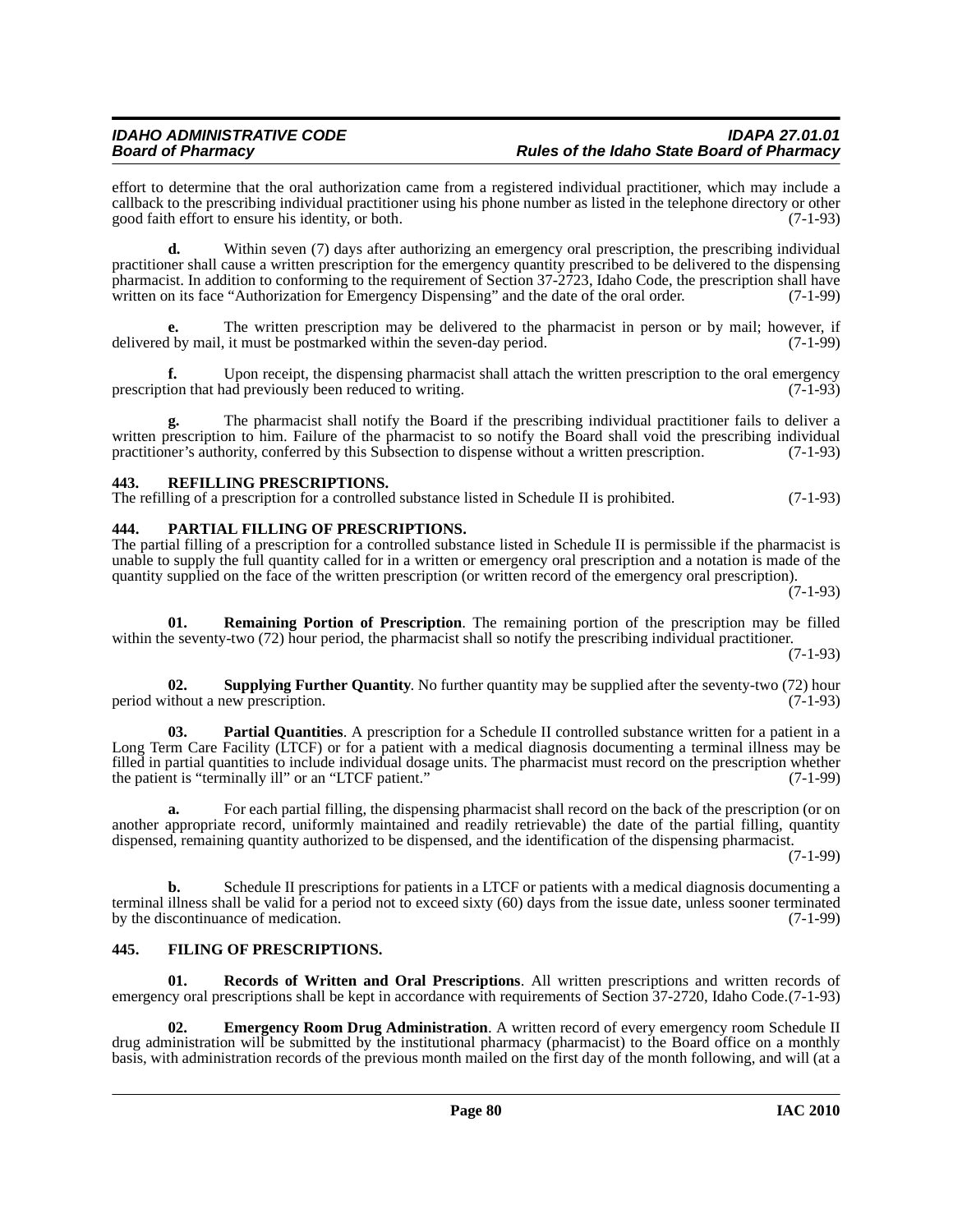effort to determine that the oral authorization came from a registered individual practitioner, which may include a callback to the prescribing individual practitioner using his phone number as listed in the telephone directory or other good faith effort to ensure his identity, or both. (7-1-93)

**d.** Within seven (7) days after authorizing an emergency oral prescription, the prescribing individual practitioner shall cause a written prescription for the emergency quantity prescribed to be delivered to the dispensing pharmacist. In addition to conforming to the requirement of Section 37-2723, Idaho Code, the prescription shall have written on its face "Authorization for Emergency Dispensing" and the date of the oral order. (7-1-99)

**e.** The written prescription may be delivered to the pharmacist in person or by mail; however, if delivered by mail, it must be postmarked within the seven-day period. (7-1-99)

**f.** Upon receipt, the dispensing pharmacist shall attach the written prescription to the oral emergency prescription that had previously been reduced to writing. (7-1-93)

**g.** The pharmacist shall notify the Board if the prescribing individual practitioner fails to deliver a written prescription to him. Failure of the pharmacist to so notify the Board shall void the prescribing individual practitioner's authority, conferred by this Subsection to dispense without a written prescription. (7-1-93)

### 443. REFILLING PRESCRIPTIONS.

The refilling of a prescription for a controlled substance listed in Schedule II is prohibited. (7-1-93)

### 444. PARTIAL FILLING OF PRESCRIPTIONS.

The partial filling of a prescription for a controlled substance listed in Schedule II is permissible if the pharmacist is unable to supply the full quantity called for in a written or emergency oral prescription and a notation is made of the quantity supplied on the face of the written prescription (or written record of the emergency oral prescription). (7-1-93)

**01. Remaining Portion of Prescription**. The remaining portion of the prescription may be filled within the seventy-two (72) hour period, the pharmacist shall so notify the prescribing individual practitioner. (7-1-93)

**02. Supplying Further Quantity**. No further quantity may be supplied after the seventy-two (72) hour period without a new prescription. (7-1-93)

**03. Partial Quantities**. A prescription for a Schedule II controlled substance written for a patient in a Long Term Care Facility (LTCF) or for a patient with a medical diagnosis documenting a terminal illness may be filled in partial quantities to include individual dosage units. The pharmacist must record on the prescription whether the patient is "terminally ill" or an "LTCF patient." (7-1-99)

**a.** For each partial filling, the dispensing pharmacist shall record on the back of the prescription (or on another appropriate record, uniformly maintained and readily retrievable) the date of the partial filling, quantity dispensed, remaining quantity authorized to be dispensed, and the identification of the dispensing pharmacist. (7-1-99)

**b.** Schedule II prescriptions for patients in a LTCF or patients with a medical diagnosis documenting a terminal illness shall be valid for a period not to exceed sixty (60) days from the issue date, unless sooner terminated by the discontinuance of medication. (7-1-99)

### 445. FILING OF PRESCRIPTIONS.

**01. Records of Written and Oral Prescriptions**. All written prescriptions and written records of emergency oral prescriptions shall be kept in accordance with requirements of Section 37-2720, Idaho Code. (7-1-93)

**02. Emergency Room Drug Administration**. A written record of every emergency room Schedule II drug administration will be submitted by the institutional pharmacy (pharmacist) to the Board office on a monthly basis, with administration records of the previous month mailed on the first day of the month following, and will (at a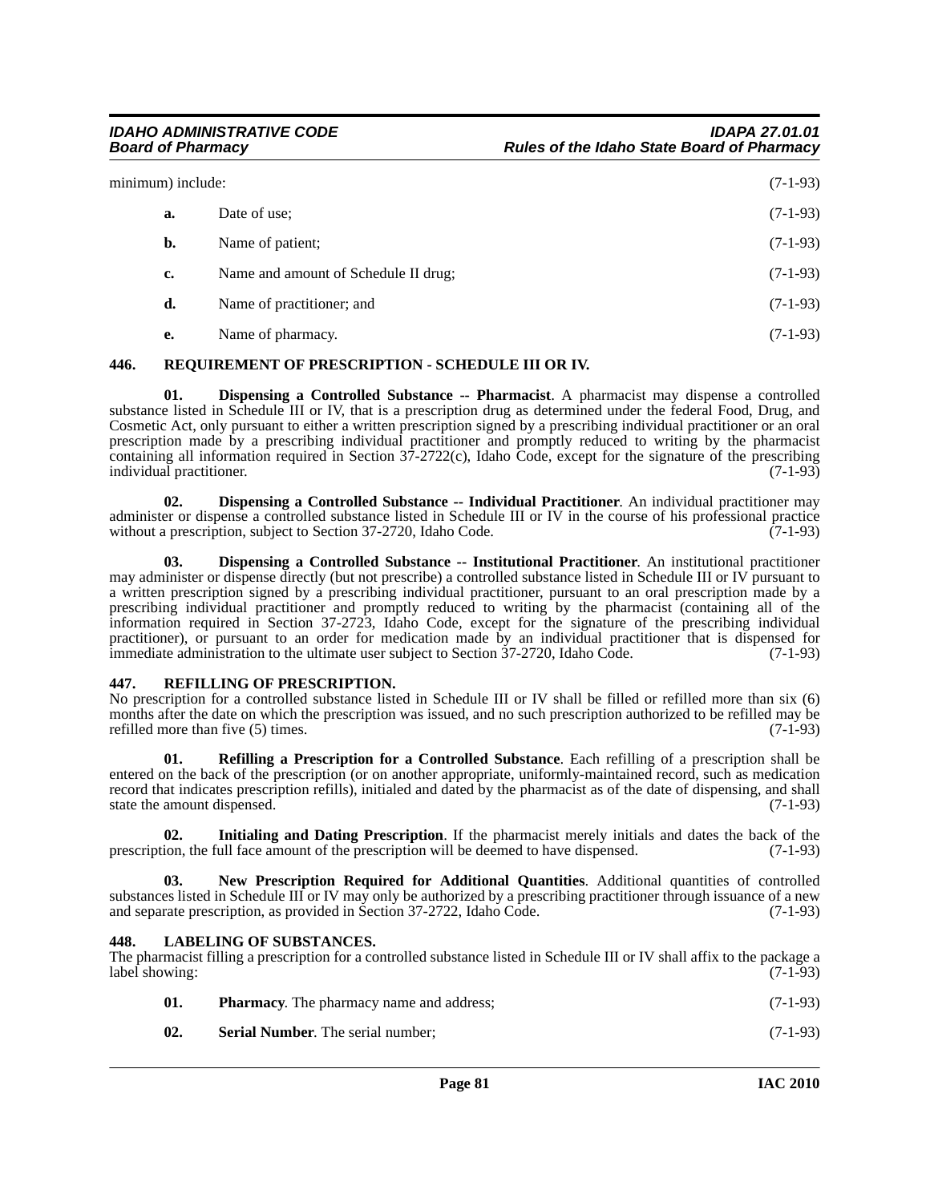minimum) include: (7-1-93)

**a.** Date of use; (7-1-93)

**b.** Name of patient; (7-1-93)

**c.** Name and amount of Schedule II drug; (7-1-93)

**d.** Name of practitioner; and (7-1-93)

**e.** Name of pharmacy. (7-1-93)

### 446. REQUIREMENT OF PRESCRIPTION - SCHEDULE III OR IV.

**01. Dispensing a Controlled Substance -- Pharmacist**. A pharmacist may dispense a controlled substance listed in Schedule III or IV, that is a prescription drug as determined under the federal Food, Drug, and Cosmetic Act, only pursuant to either a written prescription signed by a prescribing individual practitioner or an oral prescription made by a prescribing individual practitioner and promptly reduced to writing by the pharmacist containing all information required in Section 37-2722(c), Idaho Code, except for the signature of the prescribing individual practitioner. (7-1-93)

**02. Dispensing a Controlled Substance -- Individual Practitioner**. An individual practitioner may administer or dispense a controlled substance listed in Schedule III or IV in the course of his professional practice without a prescription, subject to Section 37-2720, Idaho Code. (7-1-93)

**03. Dispensing a Controlled Substance -- Institutional Practitioner**. An institutional practitioner may administer or dispense directly (but not prescribe) a controlled substance listed in Schedule III or IV pursuant to a written prescription signed by a prescribing individual practitioner, pursuant to an oral prescription made by a prescribing individual practitioner and promptly reduced to writing by the pharmacist (containing all of the information required in Section 37-2723, Idaho Code, except for the signature of the prescribing individual practitioner), or pursuant to an order for medication made by an individual practitioner that is dispensed for immediate administration to the ultimate user subject to Section 37-2720, Idaho Code. (7-1-93)

### 447. REFILLING OF PRESCRIPTION.

No prescription for a controlled substance listed in Schedule III or IV shall be filled or refilled more than six (6) months after the date on which the prescription was issued, and no such prescription authorized to be refilled may be refilled more than five (5) times. (7-1-93)

**01. Refilling a Prescription for a Controlled Substance**. Each refilling of a prescription shall be entered on the back of the prescription (or on another appropriate, uniformly-maintained record, such as medication record that indicates prescription refills), initialed and dated by the pharmacist as of the date of dispensing, and shall state the amount dispensed. (7-1-93)

**02. Initialing and Dating Prescription**. If the pharmacist merely initials and dates the back of the prescription, the full face amount of the prescription will be deemed to have dispensed. (7-1-93)

**03. New Prescription Required for Additional Quantities**. Additional quantities of controlled substances listed in Schedule III or IV may only be authorized by a prescribing practitioner through issuance of a new and separate prescription, as provided in Section 37-2722, Idaho Code. (7-1-93)

### 448. LABELING OF SUBSTANCES.

The pharmacist filling a prescription for a controlled substance listed in Schedule III or IV shall affix to the package a label showing: (7-1-93)

**01. Pharmacy**. The pharmacy name and address; (7-1-93)

**02. Serial Number**. The serial number; (7-1-93)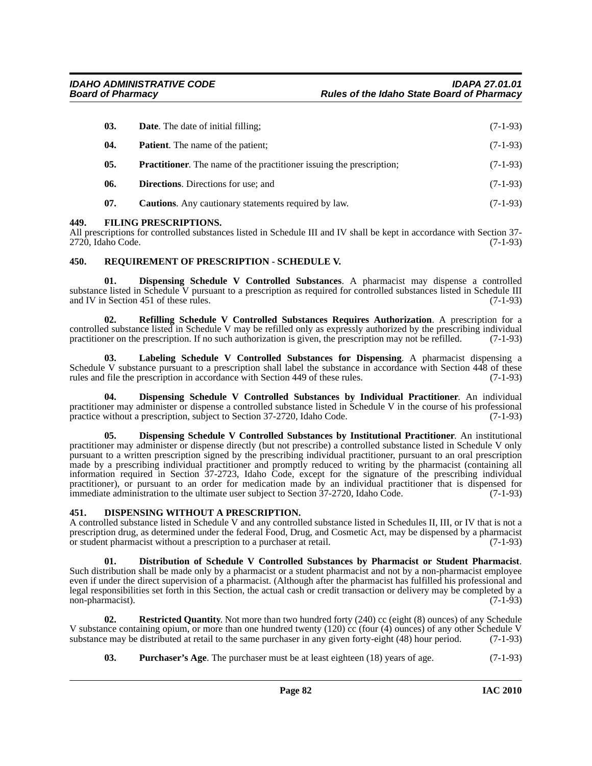**03. Date**. The date of initial filling; (7-1-93)

**04. Patient**. The name of the patient; (7-1-93)

**05. Practitioner**. The name of the practitioner issuing the prescription; (7-1-93)

**06. Directions**. Directions for use; and (7-1-93)

**07. Cautions**. Any cautionary statements required by law. (7-1-93)

## 449. FILING PRESCRIPTIONS.

All prescriptions for controlled substances listed in Schedule III and IV shall be kept in accordance with Section 37-2720, Idaho Code. (7-1-93)

## 450. REQUIREMENT OF PRESCRIPTION - SCHEDULE V.

**01. Dispensing Schedule V Controlled Substances**. A pharmacist may dispense a controlled substance listed in Schedule V pursuant to a prescription as required for controlled substances listed in Schedule III and IV in Section 451 of these rules. (7-1-93)

**02. Refilling Schedule V Controlled Substances Requires Authorization**. A prescription for a controlled substance listed in Schedule V may be refilled only as expressly authorized by the prescribing individual practitioner on the prescription. If no such authorization is given, the prescription may not be refilled. (7-1-93)

**03. Labeling Schedule V Controlled Substances for Dispensing**. A pharmacist dispensing a Schedule V substance pursuant to a prescription shall label the substance in accordance with Section 448 of these rules and file the prescription in accordance with Section 449 of these rules. (7-1-93)

**04. Dispensing Schedule V Controlled Substances by Individual Practitioner**. An individual practitioner may administer or dispense a controlled substance listed in Schedule V in the course of his professional practice without a prescription, subject to Section 37-2720, Idaho Code. (7-1-93)

**05. Dispensing Schedule V Controlled Substances by Institutional Practitioner**. An institutional practitioner may administer or dispense directly (but not prescribe) a controlled substance listed in Schedule V only pursuant to a written prescription signed by the prescribing individual practitioner, pursuant to an oral prescription made by a prescribing individual practitioner and promptly reduced to writing by the pharmacist (containing all information required in Section 37-2723, Idaho Code, except for the signature of the prescribing individual practitioner), or pursuant to an order for medication made by an individual practitioner that is dispensed for immediate administration to the ultimate user subject to Section 37-2720, Idaho Code. (7-1-93)

## 451. DISPENSING WITHOUT A PRESCRIPTION.

A controlled substance listed in Schedule V and any controlled substance listed in Schedules II, III, or IV that is not a prescription drug, as determined under the federal Food, Drug, and Cosmetic Act, may be dispensed by a pharmacist or student pharmacist without a prescription to a purchaser at retail. (7-1-93)

**01. Distribution of Schedule V Controlled Substances by Pharmacist or Student Pharmacist**. Such distribution shall be made only by a pharmacist or a student pharmacist and not by a non-pharmacist employee even if under the direct supervision of a pharmacist. (Although after the pharmacist has fulfilled his professional and legal responsibilities set forth in this Section, the actual cash or credit transaction or delivery may be completed by a non-pharmacist). (7-1-93)

**02. Restricted Quantity**. Not more than two hundred forty (240) cc (eight (8) ounces) of any Schedule V substance containing opium, or more than one hundred twenty (120) cc (four (4) ounces) of any other Schedule V substance may be distributed at retail to the same purchaser in any given forty-eight (48) hour period. (7-1-93)

**03. Purchaser's Age**. The purchaser must be at least eighteen (18) years of age. (7-1-93)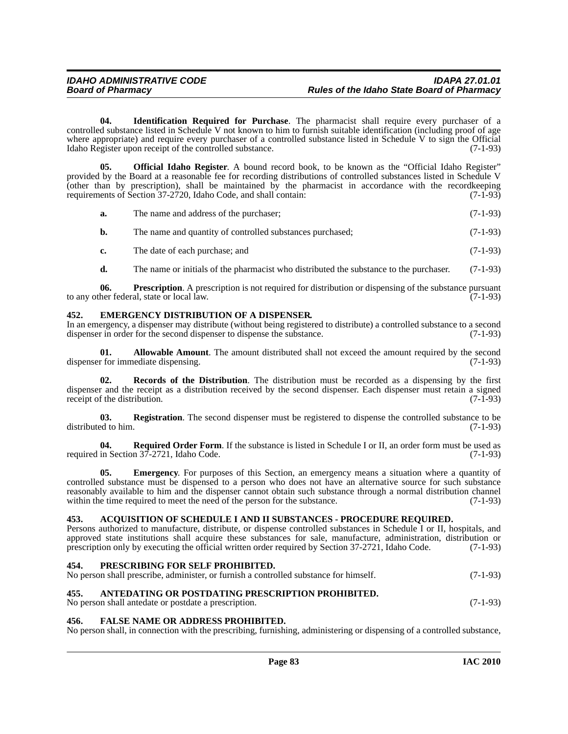**04. Identification Required for Purchase**. The pharmacist shall require every purchaser of a controlled substance listed in Schedule V not known to him to furnish suitable identification (including proof of age where appropriate) and require every purchaser of a controlled substance listed in Schedule V to sign the Official Idaho Register upon receipt of the controlled substance. (7-1-93)

**05. Official Idaho Register**. A bound record book, to be known as the "Official Idaho Register" provided by the Board at a reasonable fee for recording distributions of controlled substances listed in Schedule V (other than by prescription), shall be maintained by the pharmacist in accordance with the recordkeeping requirements of Section 37-2720, Idaho Code, and shall contain: (7-1-93)

**a.** The name and address of the purchaser; (7-1-93)

**b.** The name and quantity of controlled substances purchased; (7-1-93)

**c.** The date of each purchase; and (7-1-93)

**d.** The name or initials of the pharmacist who distributed the substance to the purchaser. (7-1-93)

**06. Prescription**. A prescription is not required for distribution or dispensing of the substance pursuant to any other federal, state or local law. (7-1-93)

## 452. EMERGENCY DISTRIBUTION OF A DISPENSER.

In an emergency, a dispenser may distribute (without being registered to distribute) a controlled substance to a second dispenser in order for the second dispenser to dispense the substance. (7-1-93)

**01. Allowable Amount**. The amount distributed shall not exceed the amount required by the second dispenser for immediate dispensing. (7-1-93)

**02. Records of the Distribution**. The distribution must be recorded as a dispensing by the first dispenser and the receipt as a distribution received by the second dispenser. Each dispenser must retain a signed receipt of the distribution. (7-1-93)

**03. Registration**. The second dispenser must be registered to dispense the controlled substance to be distributed to him. (7-1-93)

**04. Required Order Form**. If the substance is listed in Schedule I or II, an order form must be used as required in Section 37-2721, Idaho Code. (7-1-93)

**05. Emergency**. For purposes of this Section, an emergency means a situation where a quantity of controlled substance must be dispensed to a person who does not have an alternative source for such substance reasonably available to him and the dispenser cannot obtain such substance through a normal distribution channel within the time required to meet the need of the person for the substance. (7-1-93)

## 453. ACQUISITION OF SCHEDULE I AND II SUBSTANCES - PROCEDURE REQUIRED.

Persons authorized to manufacture, distribute, or dispense controlled substances in Schedule I or II, hospitals, and approved state institutions shall acquire these substances for sale, manufacture, administration, distribution or prescription only by executing the official written order required by Section 37-2721, Idaho Code. (7-1-93)

## 454. PRESCRIBING FOR SELF PROHIBITED.

No person shall prescribe, administer, or furnish a controlled substance for himself. (7-1-93)

## 455. ANTEDATING OR POSTDATING PRESCRIPTION PROHIBITED.

No person shall antedate or postdate a prescription. (7-1-93)

## 456. FALSE NAME OR ADDRESS PROHIBITED.

No person shall, in connection with the prescribing, furnishing, administering or dispensing of a controlled substance,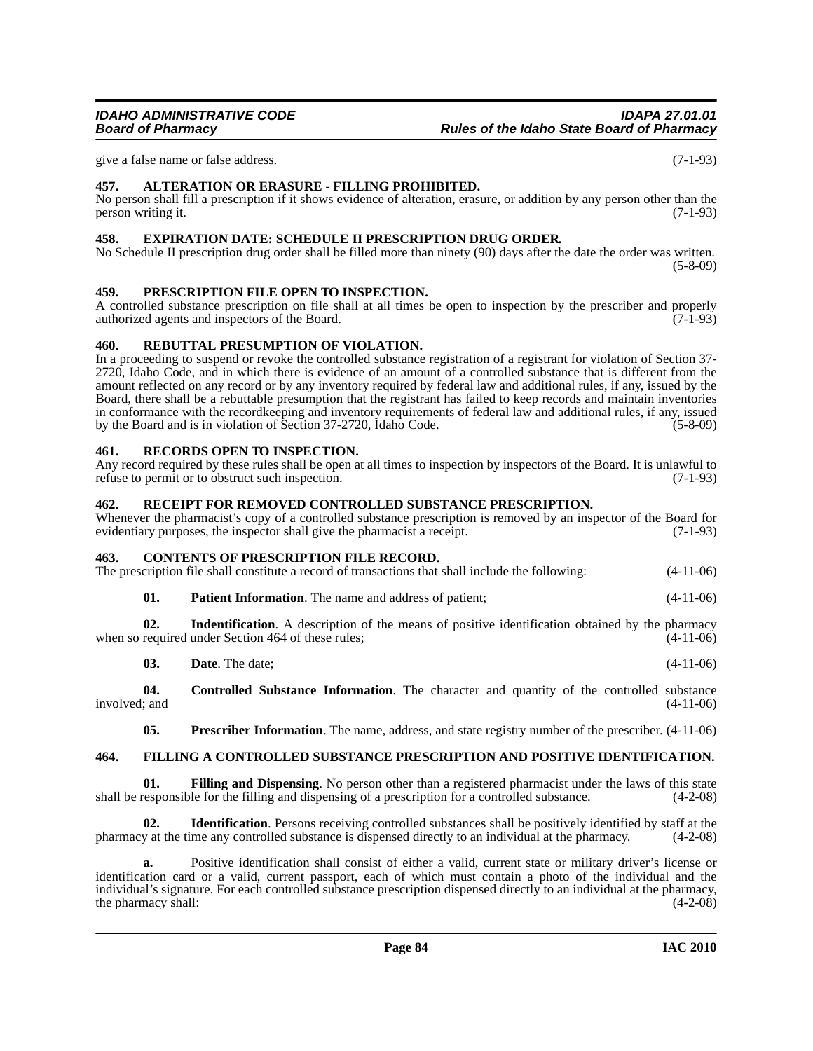give a false name or false address. (7-1-93)

### 457. ALTERATION OR ERASURE - FILLING PROHIBITED.

No person shall fill a prescription if it shows evidence of alteration, erasure, or addition by any person other than the person writing it. (7-1-93)

### 458. EXPIRATION DATE: SCHEDULE II PRESCRIPTION DRUG ORDER.

No Schedule II prescription drug order shall be filled more than ninety (90) days after the date the order was written. (5-8-09)

### 459. PRESCRIPTION FILE OPEN TO INSPECTION.

A controlled substance prescription on file shall at all times be open to inspection by the prescriber and properly authorized agents and inspectors of the Board. (7-1-93)

### 460. REBUTTAL PRESUMPTION OF VIOLATION.

In a proceeding to suspend or revoke the controlled substance registration of a registrant for violation of Section 37-2720, Idaho Code, and in which there is evidence of an amount of a controlled substance that is different from the amount reflected on any record or by any inventory required by federal law and additional rules, if any, issued by the Board, there shall be a rebuttable presumption that the registrant has failed to keep records and maintain inventories in conformance with the recordkeeping and inventory requirements of federal law and additional rules, if any, issued by the Board and is in violation of Section 37-2720, Idaho Code. (5-8-09)

### 461. RECORDS OPEN TO INSPECTION.

Any record required by these rules shall be open at all times to inspection by inspectors of the Board. It is unlawful to refuse to permit or to obstruct such inspection. (7-1-93)

### 462. RECEIPT FOR REMOVED CONTROLLED SUBSTANCE PRESCRIPTION.

Whenever the pharmacist's copy of a controlled substance prescription is removed by an inspector of the Board for evidentiary purposes, the inspector shall give the pharmacist a receipt. (7-1-93)

### 463. CONTENTS OF PRESCRIPTION FILE RECORD.

The prescription file shall constitute a record of transactions that shall include the following: (4-11-06)

**01. Patient Information**. The name and address of patient; (4-11-06)

**02. Indentification**. A description of the means of positive identification obtained by the pharmacy when so required under Section 464 of these rules; (4-11-06)

**03. Date**. The date; (4-11-06)

**04. Controlled Substance Information**. The character and quantity of the controlled substance involved; and (4-11-06)

**05. Prescriber Information**. The name, address, and state registry number of the prescriber. (4-11-06)

### 464. FILLING A CONTROLLED SUBSTANCE PRESCRIPTION AND POSITIVE IDENTIFICATION.

**01. Filling and Dispensing**. No person other than a registered pharmacist under the laws of this state shall be responsible for the filling and dispensing of a prescription for a controlled substance. (4-2-08)

**02. Identification**. Persons receiving controlled substances shall be positively identified by staff at the pharmacy at the time any controlled substance is dispensed directly to an individual at the pharmacy. (4-2-08)

**a.** Positive identification shall consist of either a valid, current state or military driver's license or identification card or a valid, current passport, each of which must contain a photo of the individual and the individual's signature. For each controlled substance prescription dispensed directly to an individual at the pharmacy, the pharmacy shall: (4-2-08)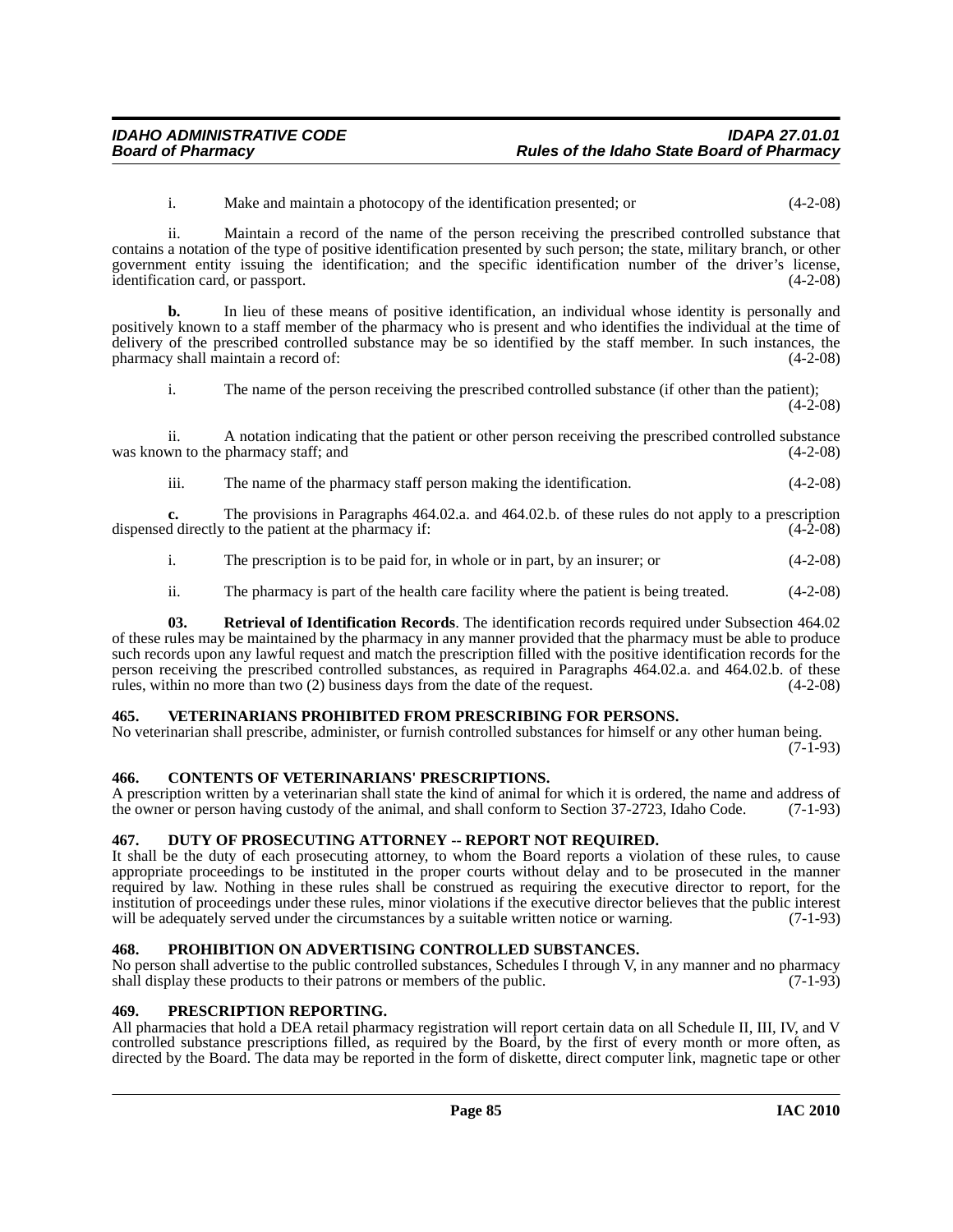i. Make and maintain a photocopy of the identification presented; or (4-2-08)

ii. Maintain a record of the name of the person receiving the prescribed controlled substance that contains a notation of the type of positive identification presented by such person; the state, military branch, or other government entity issuing the identification; and the specific identification number of the driver's license, identification card, or passport. (4-2-08)

**b.** In lieu of these means of positive identification, an individual whose identity is personally and positively known to a staff member of the pharmacy who is present and who identifies the individual at the time of delivery of the prescribed controlled substance may be so identified by the staff member. In such instances, the pharmacy shall maintain a record of: (4-2-08)

i. The name of the person receiving the prescribed controlled substance (if other than the patient); (4-2-08)

ii. A notation indicating that the patient or other person receiving the prescribed controlled substance was known to the pharmacy staff; and (4-2-08)

iii. The name of the pharmacy staff person making the identification. (4-2-08)

**c.** The provisions in Paragraphs 464.02.a. and 464.02.b. of these rules do not apply to a prescription dispensed directly to the patient at the pharmacy if: (4-2-08)

i. The prescription is to be paid for, in whole or in part, by an insurer; or (4-2-08)

ii. The pharmacy is part of the health care facility where the patient is being treated. (4-2-08)

**03. Retrieval of Identification Records**. The identification records required under Subsection 464.02 of these rules may be maintained by the pharmacy in any manner provided that the pharmacy must be able to produce such records upon any lawful request and match the prescription filled with the positive identification records for the person receiving the prescribed controlled substances, as required in Paragraphs 464.02.a. and 464.02.b. of these rules, within no more than two (2) business days from the date of the request. (4-2-08)

## 465. VETERINARIANS PROHIBITED FROM PRESCRIBING FOR PERSONS.

No veterinarian shall prescribe, administer, or furnish controlled substances for himself or any other human being. (7-1-93)

## 466. CONTENTS OF VETERINARIANS' PRESCRIPTIONS.

A prescription written by a veterinarian shall state the kind of animal for which it is ordered, the name and address of the owner or person having custody of the animal, and shall conform to Section 37-2723, Idaho Code. (7-1-93)

## 467. DUTY OF PROSECUTING ATTORNEY -- REPORT NOT REQUIRED.

It shall be the duty of each prosecuting attorney, to whom the Board reports a violation of these rules, to cause appropriate proceedings to be instituted in the proper courts without delay and to be prosecuted in the manner required by law. Nothing in these rules shall be construed as requiring the executive director to report, for the institution of proceedings under these rules, minor violations if the executive director believes that the public interest will be adequately served under the circumstances by a suitable written notice or warning. (7-1-93)

## 468. PROHIBITION ON ADVERTISING CONTROLLED SUBSTANCES.

No person shall advertise to the public controlled substances, Schedules I through V, in any manner and no pharmacy shall display these products to their patrons or members of the public. (7-1-93)

## 469. PRESCRIPTION REPORTING.

All pharmacies that hold a DEA retail pharmacy registration will report certain data on all Schedule II, III, IV, and V controlled substance prescriptions filled, as required by the Board, by the first of every month or more often, as directed by the Board. The data may be reported in the form of diskette, direct computer link, magnetic tape or other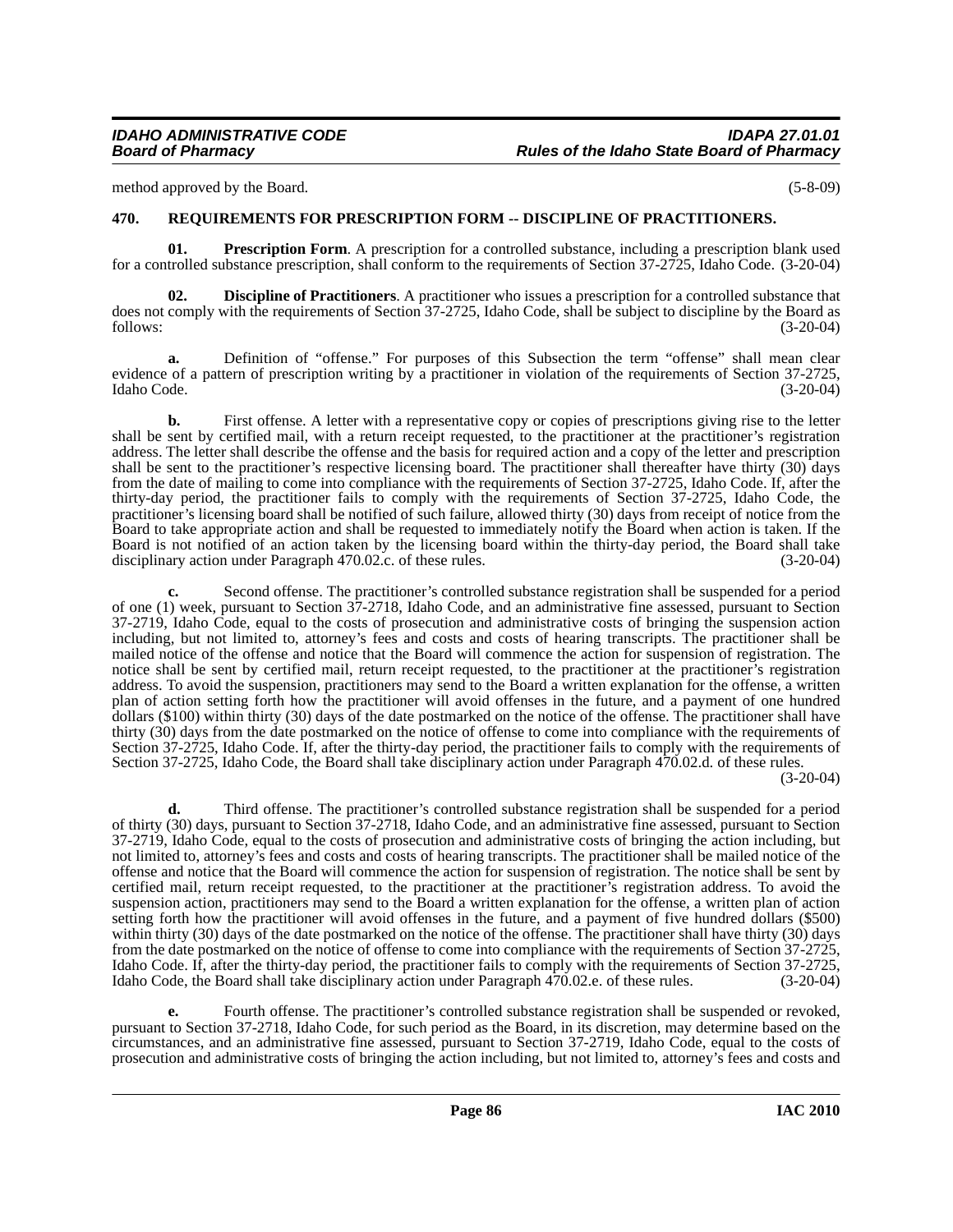method approved by the Board. (5-8-09)

## 470. REQUIREMENTS FOR PRESCRIPTION FORM -- DISCIPLINE OF PRACTITIONERS.

**01. Prescription Form**. A prescription for a controlled substance, including a prescription blank used for a controlled substance prescription, shall conform to the requirements of Section 37-2725, Idaho Code. (3-20-04)

**02. Discipline of Practitioners**. A practitioner who issues a prescription for a controlled substance that does not comply with the requirements of Section 37-2725, Idaho Code, shall be subject to discipline by the Board as follows: (3-20-04)

**a.** Definition of "offense." For purposes of this Subsection the term "offense" shall mean clear evidence of a pattern of prescription writing by a practitioner in violation of the requirements of Section 37-2725, Idaho Code. (3-20-04)

**b.** First offense. A letter with a representative copy or copies of prescriptions giving rise to the letter shall be sent by certified mail, with a return receipt requested, to the practitioner at the practitioner's registration address. The letter shall describe the offense and the basis for required action and a copy of the letter and prescription shall be sent to the practitioner's respective licensing board. The practitioner shall thereafter have thirty (30) days from the date of mailing to come into compliance with the requirements of Section 37-2725, Idaho Code. If, after the thirty-day period, the practitioner fails to comply with the requirements of Section 37-2725, Idaho Code, the practitioner's licensing board shall be notified of such failure, allowed thirty (30) days from receipt of notice from the Board to take appropriate action and shall be requested to immediately notify the Board when action is taken. If the Board is not notified of an action taken by the licensing board within the thirty-day period, the Board shall take disciplinary action under Paragraph 470.02.c. of these rules. (3-20-04)

**c.** Second offense. The practitioner's controlled substance registration shall be suspended for a period of one (1) week, pursuant to Section 37-2718, Idaho Code, and an administrative fine assessed, pursuant to Section 37-2719, Idaho Code, equal to the costs of prosecution and administrative costs of bringing the suspension action including, but not limited to, attorney's fees and costs and costs of hearing transcripts. The practitioner shall be mailed notice of the offense and notice that the Board will commence the action for suspension of registration. The notice shall be sent by certified mail, return receipt requested, to the practitioner at the practitioner's registration address. To avoid the suspension, practitioners may send to the Board a written explanation for the offense, a written plan of action setting forth how the practitioner will avoid offenses in the future, and a payment of one hundred dollars ($100) within thirty (30) days of the date postmarked on the notice of the offense. The practitioner shall have thirty (30) days from the date postmarked on the notice of offense to come into compliance with the requirements of Section 37-2725, Idaho Code. If, after the thirty-day period, the practitioner fails to comply with the requirements of Section 37-2725, Idaho Code, the Board shall take disciplinary action under Paragraph 470.02.d. of these rules. (3-20-04)

**d.** Third offense. The practitioner's controlled substance registration shall be suspended for a period of thirty (30) days, pursuant to Section 37-2718, Idaho Code, and an administrative fine assessed, pursuant to Section 37-2719, Idaho Code, equal to the costs of prosecution and administrative costs of bringing the action including, but not limited to, attorney's fees and costs and costs of hearing transcripts. The practitioner shall be mailed notice of the offense and notice that the Board will commence the action for suspension of registration. The notice shall be sent by certified mail, return receipt requested, to the practitioner at the practitioner's registration address. To avoid the suspension action, practitioners may send to the Board a written explanation for the offense, a written plan of action setting forth how the practitioner will avoid offenses in the future, and a payment of five hundred dollars ($500) within thirty (30) days of the date postmarked on the notice of the offense. The practitioner shall have thirty (30) days from the date postmarked on the notice of offense to come into compliance with the requirements of Section 37-2725, Idaho Code. If, after the thirty-day period, the practitioner fails to comply with the requirements of Section 37-2725, Idaho Code, the Board shall take disciplinary action under Paragraph 470.02.e. of these rules. (3-20-04)

**e.** Fourth offense. The practitioner's controlled substance registration shall be suspended or revoked, pursuant to Section 37-2718, Idaho Code, for such period as the Board, in its discretion, may determine based on the circumstances, and an administrative fine assessed, pursuant to Section 37-2719, Idaho Code, equal to the costs of prosecution and administrative costs of bringing the action including, but not limited to, attorney's fees and costs and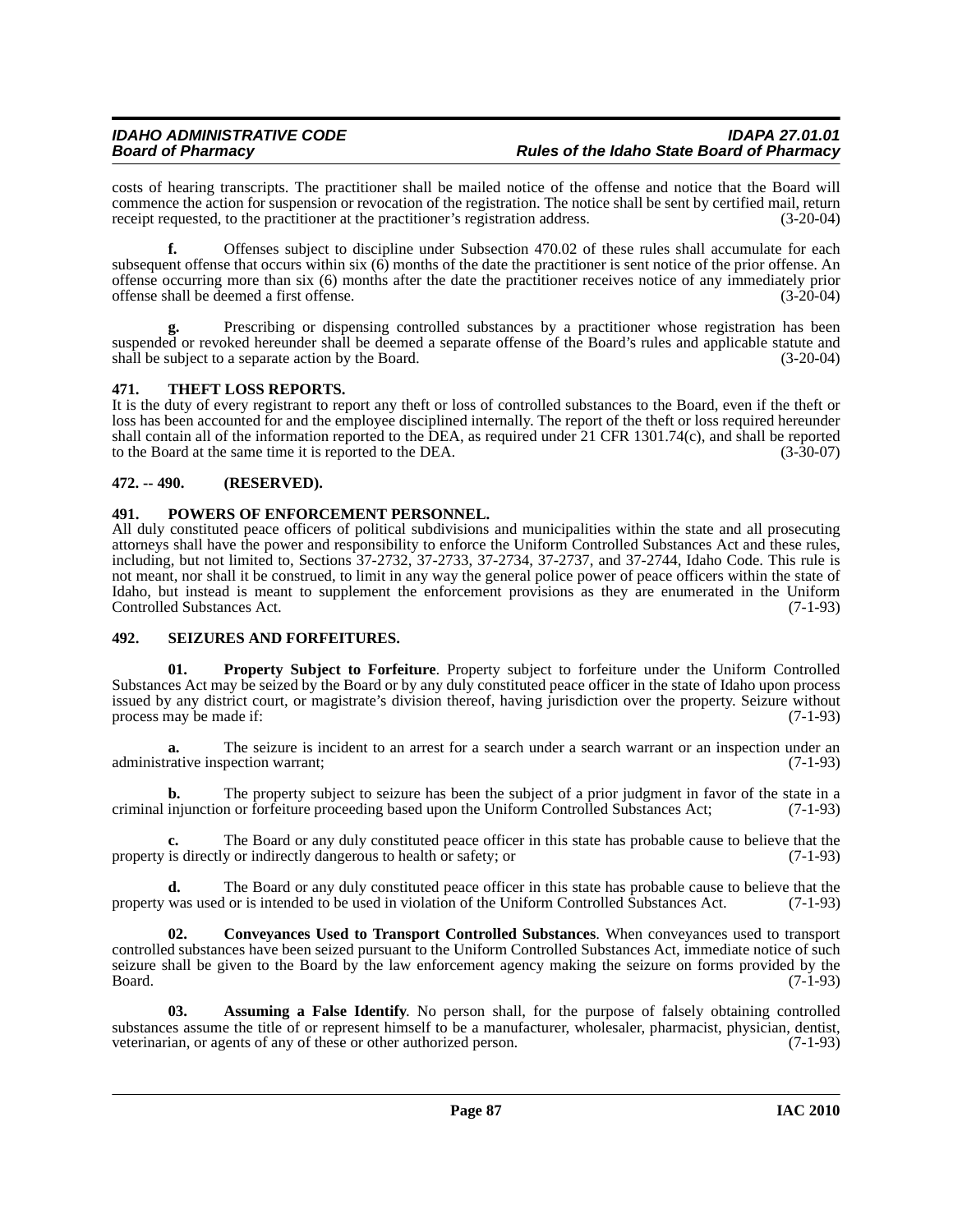costs of hearing transcripts. The practitioner shall be mailed notice of the offense and notice that the Board will commence the action for suspension or revocation of the registration. The notice shall be sent by certified mail, return receipt requested, to the practitioner at the practitioner's registration address. (3-20-04)

**f.** Offenses subject to discipline under Subsection 470.02 of these rules shall accumulate for each subsequent offense that occurs within six (6) months of the date the practitioner is sent notice of the prior offense. An offense occurring more than six (6) months after the date the practitioner receives notice of any immediately prior offense shall be deemed a first offense. (3-20-04)

**g.** Prescribing or dispensing controlled substances by a practitioner whose registration has been suspended or revoked hereunder shall be deemed a separate offense of the Board's rules and applicable statute and shall be subject to a separate action by the Board. (3-20-04)

## 471. THEFT LOSS REPORTS.

It is the duty of every registrant to report any theft or loss of controlled substances to the Board, even if the theft or loss has been accounted for and the employee disciplined internally. The report of the theft or loss required hereunder shall contain all of the information reported to the DEA, as required under 21 CFR 1301.74(c), and shall be reported to the Board at the same time it is reported to the DEA. (3-30-07)

## 472. -- 490. (RESERVED).

## 491. POWERS OF ENFORCEMENT PERSONNEL.

All duly constituted peace officers of political subdivisions and municipalities within the state and all prosecuting attorneys shall have the power and responsibility to enforce the Uniform Controlled Substances Act and these rules, including, but not limited to, Sections 37-2732, 37-2733, 37-2734, 37-2737, and 37-2744, Idaho Code. This rule is not meant, nor shall it be construed, to limit in any way the general police power of peace officers within the state of Idaho, but instead is meant to supplement the enforcement provisions as they are enumerated in the Uniform Controlled Substances Act. (7-1-93)

## 492. SEIZURES AND FORFEITURES.

**01. Property Subject to Forfeiture**. Property subject to forfeiture under the Uniform Controlled Substances Act may be seized by the Board or by any duly constituted peace officer in the state of Idaho upon process issued by any district court, or magistrate's division thereof, having jurisdiction over the property. Seizure without process may be made if: (7-1-93)

**a.** The seizure is incident to an arrest for a search under a search warrant or an inspection under an administrative inspection warrant; (7-1-93)

**b.** The property subject to seizure has been the subject of a prior judgment in favor of the state in a criminal injunction or forfeiture proceeding based upon the Uniform Controlled Substances Act; (7-1-93)

**c.** The Board or any duly constituted peace officer in this state has probable cause to believe that the property is directly or indirectly dangerous to health or safety; or (7-1-93)

**d.** The Board or any duly constituted peace officer in this state has probable cause to believe that the property was used or is intended to be used in violation of the Uniform Controlled Substances Act. (7-1-93)

**02. Conveyances Used to Transport Controlled Substances**. When conveyances used to transport controlled substances have been seized pursuant to the Uniform Controlled Substances Act, immediate notice of such seizure shall be given to the Board by the law enforcement agency making the seizure on forms provided by the Board. (7-1-93)

**03. Assuming a False Identify**. No person shall, for the purpose of falsely obtaining controlled substances assume the title of or represent himself to be a manufacturer, wholesaler, pharmacist, physician, dentist, veterinarian, or agents of any of these or other authorized person. (7-1-93)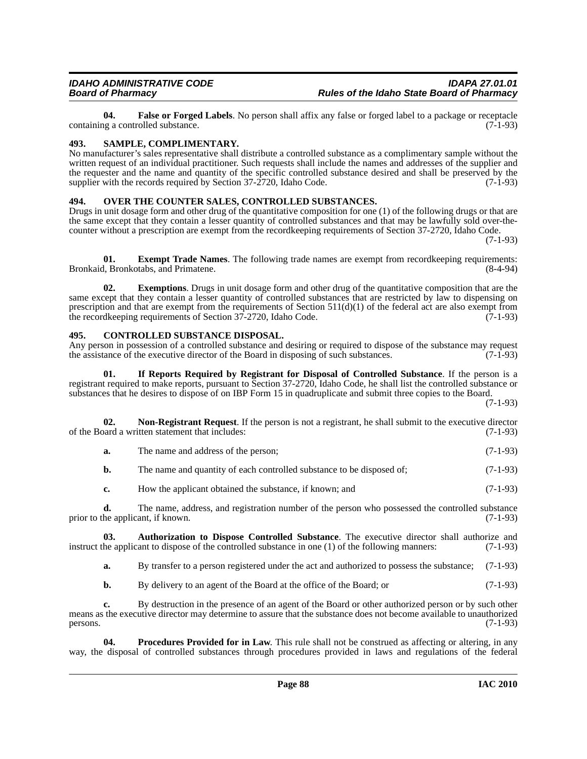**04. False or Forged Labels**. No person shall affix any false or forged label to a package or receptacle containing a controlled substance. (7-1-93)

## 493. SAMPLE, COMPLIMENTARY.

No manufacturer's sales representative shall distribute a controlled substance as a complimentary sample without the written request of an individual practitioner. Such requests shall include the names and addresses of the supplier and the requester and the name and quantity of the specific controlled substance desired and shall be preserved by the supplier with the records required by Section 37-2720, Idaho Code. (7-1-93)

## 494. OVER THE COUNTER SALES, CONTROLLED SUBSTANCES.

Drugs in unit dosage form and other drug of the quantitative composition for one (1) of the following drugs or that are the same except that they contain a lesser quantity of controlled substances and that may be lawfully sold over-the-counter without a prescription are exempt from the recordkeeping requirements of Section 37-2720, Idaho Code. (7-1-93)

**01. Exempt Trade Names**. The following trade names are exempt from recordkeeping requirements: Bronkaid, Bronkotabs, and Primatene. (8-4-94)

**02. Exemptions**. Drugs in unit dosage form and other drug of the quantitative composition that are the same except that they contain a lesser quantity of controlled substances that are restricted by law to dispensing on prescription and that are exempt from the requirements of Section 511(d)(1) of the federal act are also exempt from the recordkeeping requirements of Section 37-2720, Idaho Code. (7-1-93)

## 495. CONTROLLED SUBSTANCE DISPOSAL.

Any person in possession of a controlled substance and desiring or required to dispose of the substance may request the assistance of the executive director of the Board in disposing of such substances. (7-1-93)

**01. If Reports Required by Registrant for Disposal of Controlled Substance**. If the person is a registrant required to make reports, pursuant to Section 37-2720, Idaho Code, he shall list the controlled substance or substances that he desires to dispose of on IBP Form 15 in quadruplicate and submit three copies to the Board. (7-1-93)

**02. Non-Registrant Request**. If the person is not a registrant, he shall submit to the executive director of the Board a written statement that includes: (7-1-93)

**a.** The name and address of the person; (7-1-93)

**b.** The name and quantity of each controlled substance to be disposed of; (7-1-93)

**c.** How the applicant obtained the substance, if known; and (7-1-93)

**d.** The name, address, and registration number of the person who possessed the controlled substance prior to the applicant, if known. (7-1-93)

**03. Authorization to Dispose Controlled Substance**. The executive director shall authorize and instruct the applicant to dispose of the controlled substance in one (1) of the following manners: (7-1-93)

**a.** By transfer to a person registered under the act and authorized to possess the substance; (7-1-93)

**b.** By delivery to an agent of the Board at the office of the Board; or (7-1-93)

**c.** By destruction in the presence of an agent of the Board or other authorized person or by such other means as the executive director may determine to assure that the substance does not become available to unauthorized persons. (7-1-93)

**04. Procedures Provided for in Law**. This rule shall not be construed as affecting or altering, in any way, the disposal of controlled substances through procedures provided in laws and regulations of the federal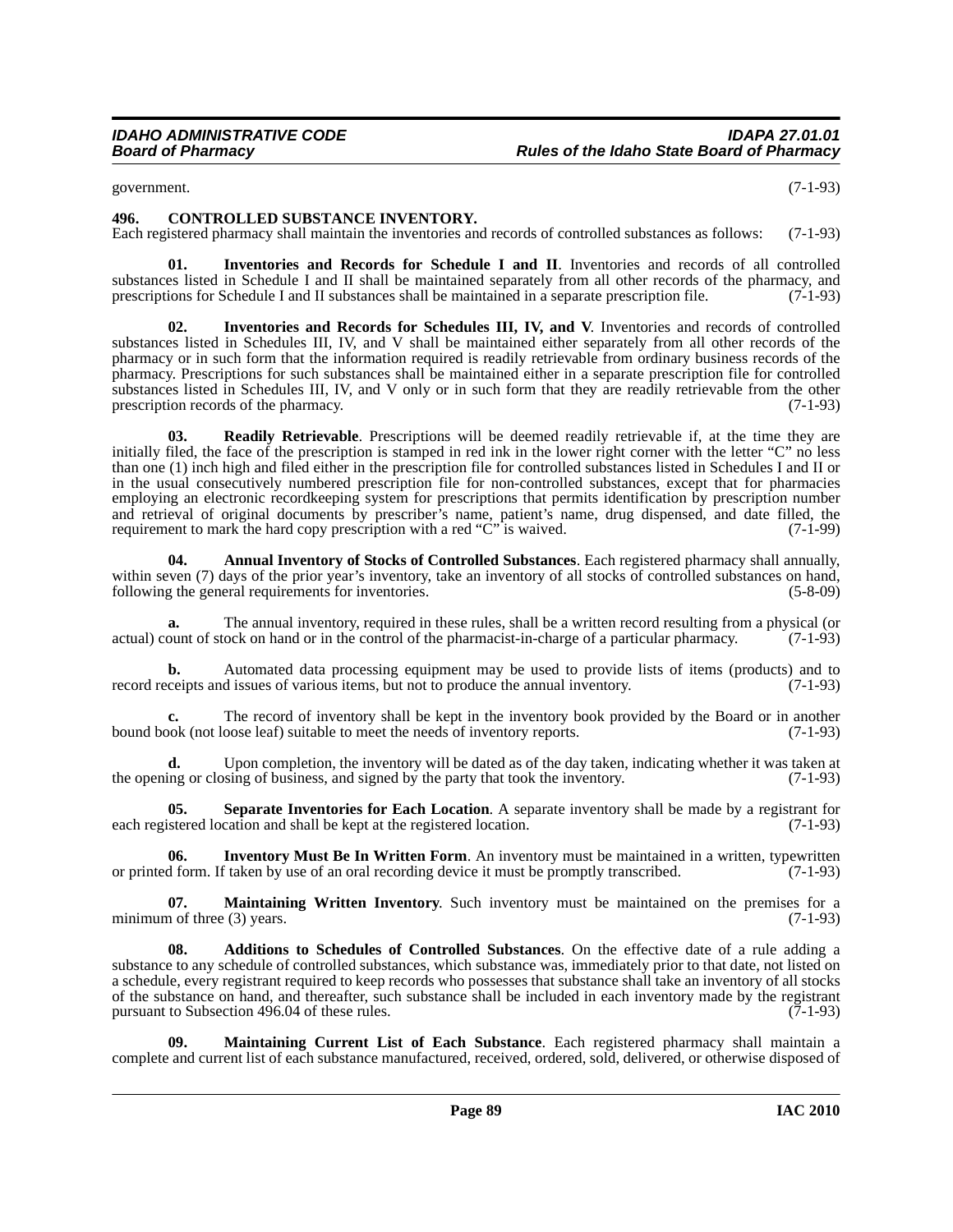government. (7-1-93)

**496. CONTROLLED SUBSTANCE INVENTORY.**

Each registered pharmacy shall maintain the inventories and records of controlled substances as follows: (7-1-93)

**01. Inventories and Records for Schedule I and II**. Inventories and records of all controlled substances listed in Schedule I and II shall be maintained separately from all other records of the pharmacy, and prescriptions for Schedule I and II substances shall be maintained in a separate prescription file. (7-1-93)

**02. Inventories and Records for Schedules III, IV, and V**. Inventories and records of controlled substances listed in Schedules III, IV, and V shall be maintained either separately from all other records of the pharmacy or in such form that the information required is readily retrievable from ordinary business records of the pharmacy. Prescriptions for such substances shall be maintained either in a separate prescription file for controlled substances listed in Schedules III, IV, and V only or in such form that they are readily retrievable from the other prescription records of the pharmacy. (7-1-93)

**03. Readily Retrievable**. Prescriptions will be deemed readily retrievable if, at the time they are initially filed, the face of the prescription is stamped in red ink in the lower right corner with the letter "C" no less than one (1) inch high and filed either in the prescription file for controlled substances listed in Schedules I and II or in the usual consecutively numbered prescription file for non-controlled substances, except that for pharmacies employing an electronic recordkeeping system for prescriptions that permits identification by prescription number and retrieval of original documents by prescriber's name, patient's name, drug dispensed, and date filled, the requirement to mark the hard copy prescription with a red "C" is waived. (7-1-99)

**04. Annual Inventory of Stocks of Controlled Substances**. Each registered pharmacy shall annually, within seven (7) days of the prior year's inventory, take an inventory of all stocks of controlled substances on hand, following the general requirements for inventories. (5-8-09)

**a.** The annual inventory, required in these rules, shall be a written record resulting from a physical (or actual) count of stock on hand or in the control of the pharmacist-in-charge of a particular pharmacy. (7-1-93)

**b.** Automated data processing equipment may be used to provide lists of items (products) and to record receipts and issues of various items, but not to produce the annual inventory. (7-1-93)

**c.** The record of inventory shall be kept in the inventory book provided by the Board or in another bound book (not loose leaf) suitable to meet the needs of inventory reports. (7-1-93)

**d.** Upon completion, the inventory will be dated as of the day taken, indicating whether it was taken at the opening or closing of business, and signed by the party that took the inventory. (7-1-93)

**05. Separate Inventories for Each Location**. A separate inventory shall be made by a registrant for each registered location and shall be kept at the registered location. (7-1-93)

**06. Inventory Must Be In Written Form**. An inventory must be maintained in a written, typewritten or printed form. If taken by use of an oral recording device it must be promptly transcribed. (7-1-93)

**07. Maintaining Written Inventory**. Such inventory must be maintained on the premises for a minimum of three (3) years. (7-1-93)

**08. Additions to Schedules of Controlled Substances**. On the effective date of a rule adding a substance to any schedule of controlled substances, which substance was, immediately prior to that date, not listed on a schedule, every registrant required to keep records who possesses that substance shall take an inventory of all stocks of the substance on hand, and thereafter, such substance shall be included in each inventory made by the registrant pursuant to Subsection 496.04 of these rules. (7-1-93)

**09. Maintaining Current List of Each Substance**. Each registered pharmacy shall maintain a complete and current list of each substance manufactured, received, ordered, sold, delivered, or otherwise disposed of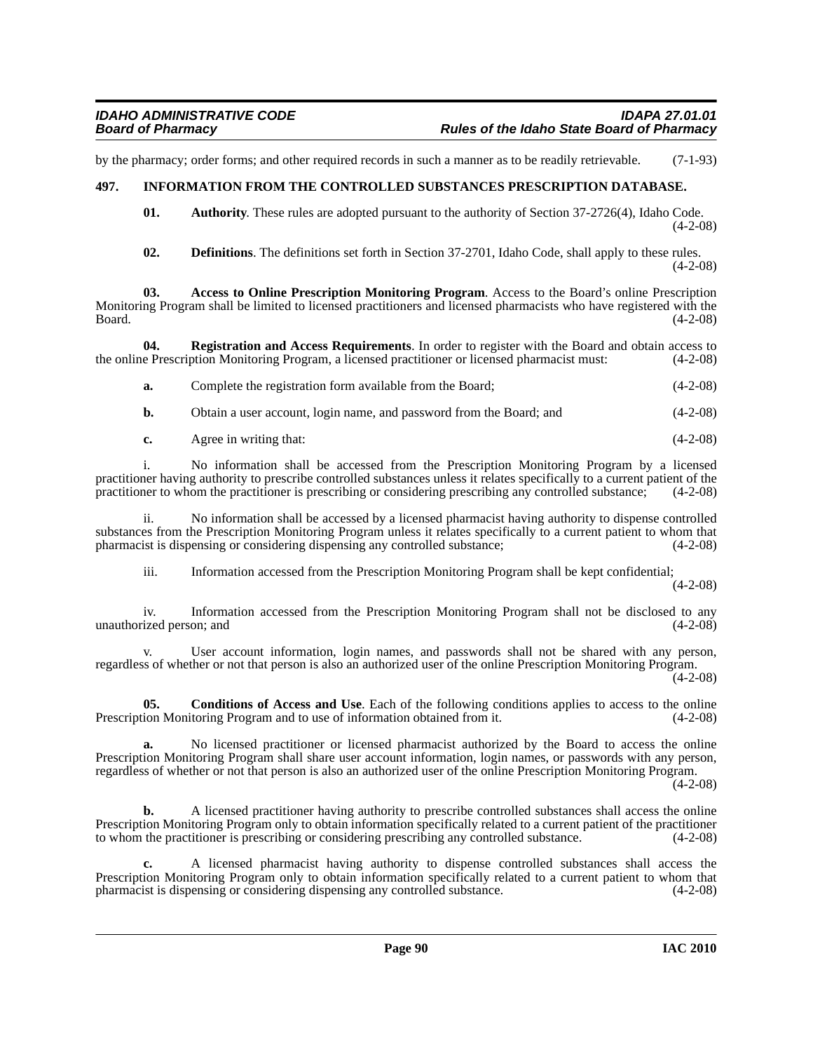by the pharmacy; order forms; and other required records in such a manner as to be readily retrievable. (7-1-93)

## 497. INFORMATION FROM THE CONTROLLED SUBSTANCES PRESCRIPTION DATABASE.

**01. Authority**. These rules are adopted pursuant to the authority of Section 37-2726(4), Idaho Code. (4-2-08)

**02. Definitions**. The definitions set forth in Section 37-2701, Idaho Code, shall apply to these rules. (4-2-08)

**03. Access to Online Prescription Monitoring Program**. Access to the Board's online Prescription Monitoring Program shall be limited to licensed practitioners and licensed pharmacists who have registered with the Board. (4-2-08)

**04. Registration and Access Requirements**. In order to register with the Board and obtain access to the online Prescription Monitoring Program, a licensed practitioner or licensed pharmacist must: (4-2-08)

**a.** Complete the registration form available from the Board; (4-2-08)

**b.** Obtain a user account, login name, and password from the Board; and (4-2-08)

**c.** Agree in writing that: (4-2-08)

i. No information shall be accessed from the Prescription Monitoring Program by a licensed practitioner having authority to prescribe controlled substances unless it relates specifically to a current patient of the practitioner to whom the practitioner is prescribing or considering prescribing any controlled substance; (4-2-08)

ii. No information shall be accessed by a licensed pharmacist having authority to dispense controlled substances from the Prescription Monitoring Program unless it relates specifically to a current patient to whom that pharmacist is dispensing or considering dispensing any controlled substance; (4-2-08)

iii. Information accessed from the Prescription Monitoring Program shall be kept confidential; (4-2-08)

iv. Information accessed from the Prescription Monitoring Program shall not be disclosed to any unauthorized person; and (4-2-08)

v. User account information, login names, and passwords shall not be shared with any person, regardless of whether or not that person is also an authorized user of the online Prescription Monitoring Program. (4-2-08)

**05. Conditions of Access and Use**. Each of the following conditions applies to access to the online Prescription Monitoring Program and to use of information obtained from it. (4-2-08)

**a.** No licensed practitioner or licensed pharmacist authorized by the Board to access the online Prescription Monitoring Program shall share user account information, login names, or passwords with any person, regardless of whether or not that person is also an authorized user of the online Prescription Monitoring Program. (4-2-08)

**b.** A licensed practitioner having authority to prescribe controlled substances shall access the online Prescription Monitoring Program only to obtain information specifically related to a current patient of the practitioner to whom the practitioner is prescribing or considering prescribing any controlled substance. (4-2-08)

**c.** A licensed pharmacist having authority to dispense controlled substances shall access the Prescription Monitoring Program only to obtain information specifically related to a current patient to whom that pharmacist is dispensing or considering dispensing any controlled substance. (4-2-08)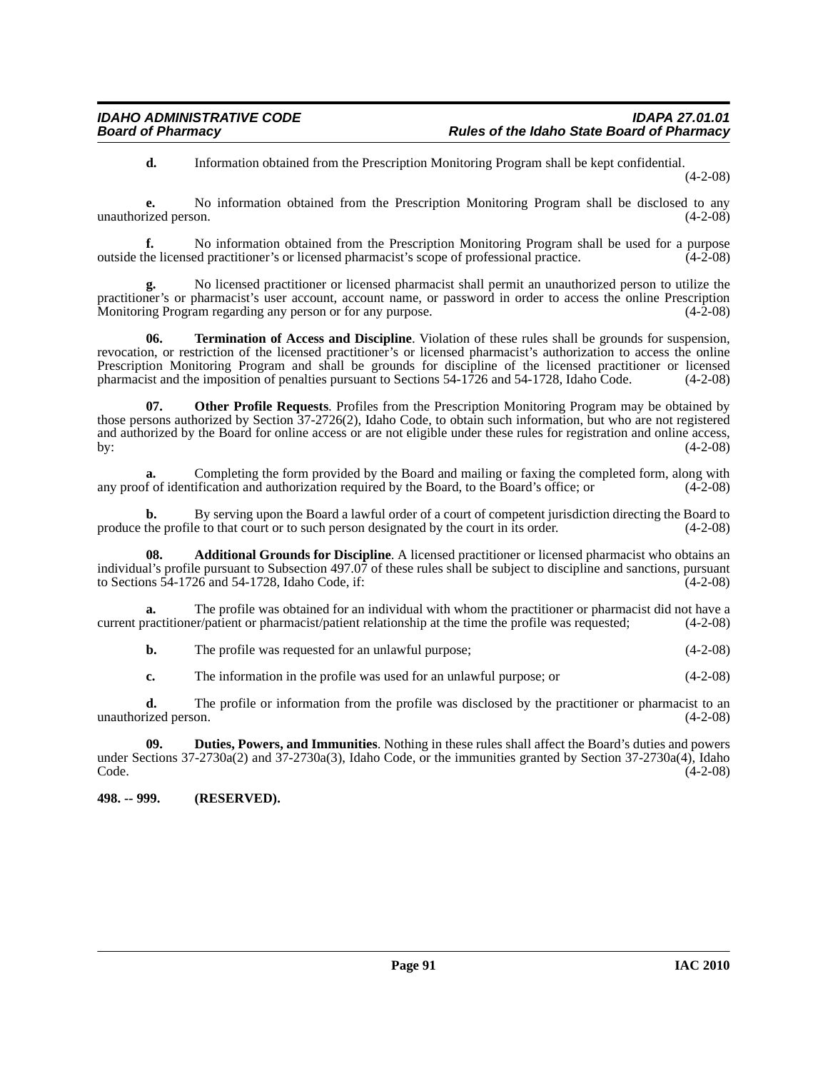**d.** Information obtained from the Prescription Monitoring Program shall be kept confidential. (4-2-08)

**e.** No information obtained from the Prescription Monitoring Program shall be disclosed to any unauthorized person. (4-2-08)

**f.** No information obtained from the Prescription Monitoring Program shall be used for a purpose outside the licensed practitioner's or licensed pharmacist's scope of professional practice. (4-2-08)

**g.** No licensed practitioner or licensed pharmacist shall permit an unauthorized person to utilize the practitioner's or pharmacist's user account, account name, or password in order to access the online Prescription Monitoring Program regarding any person or for any purpose. (4-2-08)

**06. Termination of Access and Discipline**. Violation of these rules shall be grounds for suspension, revocation, or restriction of the licensed practitioner's or licensed pharmacist's authorization to access the online Prescription Monitoring Program and shall be grounds for discipline of the licensed practitioner or licensed pharmacist and the imposition of penalties pursuant to Sections 54-1726 and 54-1728, Idaho Code. (4-2-08)

**07. Other Profile Requests**. Profiles from the Prescription Monitoring Program may be obtained by those persons authorized by Section 37-2726(2), Idaho Code, to obtain such information, but who are not registered and authorized by the Board for online access or are not eligible under these rules for registration and online access, by: (4-2-08)

**a.** Completing the form provided by the Board and mailing or faxing the completed form, along with any proof of identification and authorization required by the Board, to the Board's office; or (4-2-08)

**b.** By serving upon the Board a lawful order of a court of competent jurisdiction directing the Board to produce the profile to that court or to such person designated by the court in its order. (4-2-08)

**08. Additional Grounds for Discipline**. A licensed practitioner or licensed pharmacist who obtains an individual's profile pursuant to Subsection 497.07 of these rules shall be subject to discipline and sanctions, pursuant to Sections 54-1726 and 54-1728, Idaho Code, if: (4-2-08)

**a.** The profile was obtained for an individual with whom the practitioner or pharmacist did not have a current practitioner/patient or pharmacist/patient relationship at the time the profile was requested; (4-2-08)

**b.** The profile was requested for an unlawful purpose; (4-2-08)

**c.** The information in the profile was used for an unlawful purpose; or (4-2-08)

**d.** The profile or information from the profile was disclosed by the practitioner or pharmacist to an unauthorized person. (4-2-08)

**09. Duties, Powers, and Immunities**. Nothing in these rules shall affect the Board's duties and powers under Sections 37-2730a(2) and 37-2730a(3), Idaho Code, or the immunities granted by Section 37-2730a(4), Idaho Code. (4-2-08)

**498. -- 999. (RESERVED).**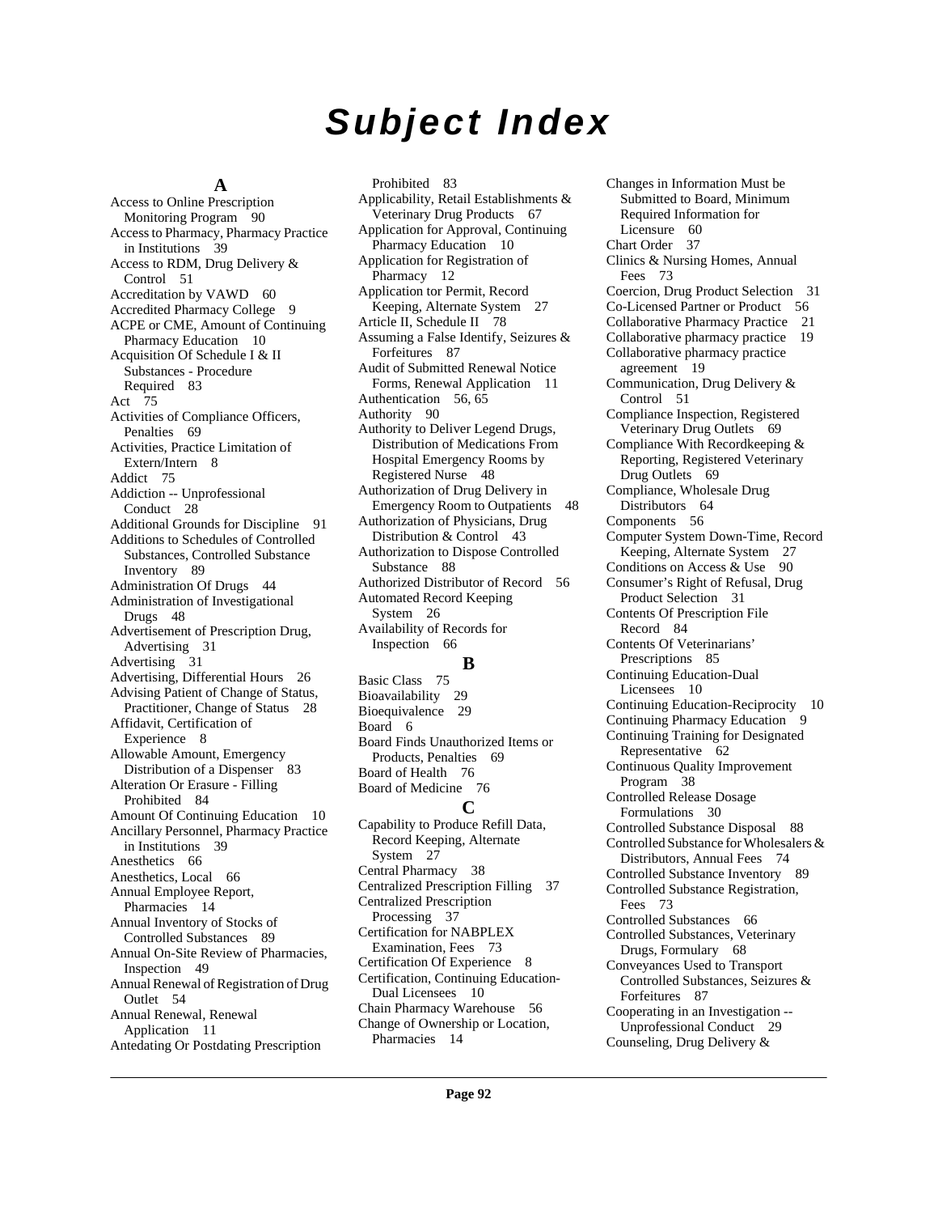# Subject Index

## A

Access to Online Prescription Monitoring Program 90
Access to Pharmacy, Pharmacy Practice in Institutions 39
Access to RDM, Drug Delivery & Control 51
Accreditation by VAWD 60
Accredited Pharmacy College 9
ACPE or CME, Amount of Continuing Pharmacy Education 10
Acquisition Of Schedule I & II Substances - Procedure Required 83
Act 75
Activities of Compliance Officers, Penalties 69
Activities, Practice Limitation of Extern/Intern 8
Addict 75
Addiction -- Unprofessional Conduct 28
Additional Grounds for Discipline 91
Additions to Schedules of Controlled Substances, Controlled Substance Inventory 89
Administration Of Drugs 44
Administration of Investigational Drugs 48
Advertisement of Prescription Drug, Advertising 31
Advertising 31
Advertising, Differential Hours 26
Advising Patient of Change of Status, Practitioner, Change of Status 28
Affidavit, Certification of Experience 8
Allowable Amount, Emergency Distribution of a Dispenser 83
Alteration Or Erasure - Filling Prohibited 84
Amount Of Continuing Education 10
Ancillary Personnel, Pharmacy Practice in Institutions 39
Anesthetics 66
Anesthetics, Local 66
Annual Employee Report, Pharmacies 14
Annual Inventory of Stocks of Controlled Substances 89
Annual On-Site Review of Pharmacies, Inspection 49
Annual Renewal of Registration of Drug Outlet 54
Annual Renewal, Renewal Application 11
Antedating Or Postdating Prescription Prohibited 83
Applicability, Retail Establishments & Veterinary Drug Products 67
Application for Approval, Continuing Pharmacy Education 10
Application for Registration of Pharmacy 12
Application tor Permit, Record Keeping, Alternate System 27
Article II, Schedule II 78
Assuming a False Identify, Seizures & Forfeitures 87
Audit of Submitted Renewal Notice Forms, Renewal Application 11
Authentication 56, 65
Authority 90
Authority to Deliver Legend Drugs, Distribution of Medications From Hospital Emergency Rooms by Registered Nurse 48
Authorization of Drug Delivery in Emergency Room to Outpatients 48
Authorization of Physicians, Drug Distribution & Control 43
Authorization to Dispose Controlled Substance 88
Authorized Distributor of Record 56
Automated Record Keeping System 26
Availability of Records for Inspection 66

## B

Basic Class 75
Bioavailability 29
Bioequivalence 29
Board 6
Board Finds Unauthorized Items or Products, Penalties 69
Board of Health 76
Board of Medicine 76

## C

Capability to Produce Refill Data, Record Keeping, Alternate System 27
Central Pharmacy 38
Centralized Prescription Filling 37
Centralized Prescription Processing 37
Certification for NABPLEX Examination, Fees 73
Certification Of Experience 8
Certification, Continuing Education-Dual Licensees 10
Chain Pharmacy Warehouse 56
Change of Ownership or Location, Pharmacies 14
Changes in Information Must be Submitted to Board, Minimum Required Information for Licensure 60
Chart Order 37
Clinics & Nursing Homes, Annual Fees 73
Coercion, Drug Product Selection 31
Co-Licensed Partner or Product 56
Collaborative Pharmacy Practice 21
Collaborative pharmacy practice 19
Collaborative pharmacy practice agreement 19
Communication, Drug Delivery & Control 51
Compliance Inspection, Registered Veterinary Drug Outlets 69
Compliance With Recordkeeping & Reporting, Registered Veterinary Drug Outlets 69
Compliance, Wholesale Drug Distributors 64
Components 56
Computer System Down-Time, Record Keeping, Alternate System 27
Conditions on Access & Use 90
Consumer's Right of Refusal, Drug Product Selection 31
Contents Of Prescription File Record 84
Contents Of Veterinarians' Prescriptions 85
Continuing Education-Dual Licensees 10
Continuing Education-Reciprocity 10
Continuing Pharmacy Education 9
Continuing Training for Designated Representative 62
Continuous Quality Improvement Program 38
Controlled Release Dosage Formulations 30
Controlled Substance Disposal 88
Controlled Substance for Wholesalers & Distributors, Annual Fees 74
Controlled Substance Inventory 89
Controlled Substance Registration, Fees 73
Controlled Substances 66
Controlled Substances, Veterinary Drugs, Formulary 68
Conveyances Used to Transport Controlled Substances, Seizures & Forfeitures 87
Cooperating in an Investigation -- Unprofessional Conduct 29
Counseling, Drug Delivery &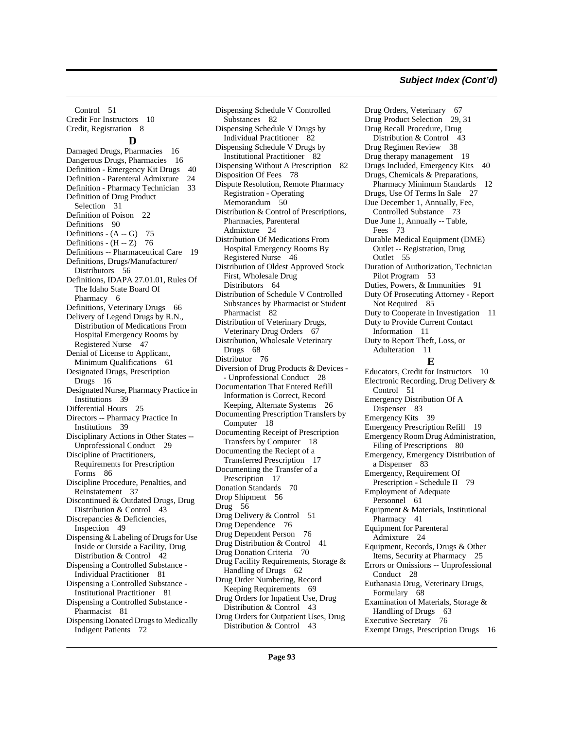Control 51
Credit For Instructors 10
Credit, Registration 8

## D

Damaged Drugs, Pharmacies 16
Dangerous Drugs, Pharmacies 16
Definition - Emergency Kit Drugs 40
Definition - Parenteral Admixture 24
Definition - Pharmacy Technician 33
Definition of Drug Product Selection 31
Definition of Poison 22
Definitions 90
Definitions - (A -- G) 75
Definitions - (H -- Z) 76
Definitions -- Pharmaceutical Care 19
Definitions, Drugs/Manufacturer/ Distributors 56
Definitions, IDAPA 27.01.01, Rules Of The Idaho State Board Of Pharmacy 6
Definitions, Veterinary Drugs 66
Delivery of Legend Drugs by R.N., Distribution of Medications From Hospital Emergency Rooms by Registered Nurse 47
Denial of License to Applicant, Minimum Qualifications 61
Designated Drugs, Prescription Drugs 16
Designated Nurse, Pharmacy Practice in Institutions 39
Differential Hours 25
Directors -- Pharmacy Practice In Institutions 39
Disciplinary Actions in Other States -- Unprofessional Conduct 29
Discipline of Practitioners, Requirements for Prescription Forms 86
Discipline Procedure, Penalties, and Reinstatement 37
Discontinued & Outdated Drugs, Drug Distribution & Control 43
Discrepancies & Deficiencies, Inspection 49
Dispensing & Labeling of Drugs for Use Inside or Outside a Facility, Drug Distribution & Control 42
Dispensing a Controlled Substance - Individual Practitioner 81
Dispensing a Controlled Substance - Institutional Practitioner 81
Dispensing a Controlled Substance - Pharmacist 81
Dispensing Donated Drugs to Medically Indigent Patients 72
Dispensing Schedule V Controlled Substances 82
Dispensing Schedule V Drugs by Individual Practitioner 82
Dispensing Schedule V Drugs by Institutional Practitioner 82
Dispensing Without A Prescription 82
Disposition Of Fees 78
Dispute Resolution, Remote Pharmacy Registration - Operating Memorandum 50
Distribution & Control of Prescriptions, Pharmacies, Parenteral Admixture 24
Distribution Of Medications From Hospital Emergency Rooms By Registered Nurse 46
Distribution of Oldest Approved Stock First, Wholesale Drug Distributors 64
Distribution of Schedule V Controlled Substances by Pharmacist or Student Pharmacist 82
Distribution of Veterinary Drugs, Veterinary Drug Orders 67
Distribution, Wholesale Veterinary Drugs 68
Distributor 76
Diversion of Drug Products & Devices - - Unprofessional Conduct 28
Documentation That Entered Refill Information is Correct, Record Keeping, Alternate Systems 26
Documenting Prescription Transfers by Computer 18
Documenting Receipt of Prescription Transfers by Computer 18
Documenting the Reciept of a Transferred Prescription 17
Documenting the Transfer of a Prescription 17
Donation Standards 70
Drop Shipment 56
Drug 56
Drug Delivery & Control 51
Drug Dependence 76
Drug Dependent Person 76
Drug Distribution & Control 41
Drug Donation Criteria 70
Drug Facility Requirements, Storage & Handling of Drugs 62
Drug Order Numbering, Record Keeping Requirements 69
Drug Orders for Inpatient Use, Drug Distribution & Control 43
Drug Orders for Outpatient Uses, Drug Distribution & Control 43
Drug Orders, Veterinary 67
Drug Product Selection 29, 31
Drug Recall Procedure, Drug Distribution & Control 43
Drug Regimen Review 38
Drug therapy management 19
Drugs Included, Emergency Kits 40
Drugs, Chemicals & Preparations, Pharmacy Minimum Standards 12
Drugs, Use Of Terms In Sale 27
Due December 1, Annually, Fee, Controlled Substance 73
Due June 1, Annually -- Table, Fees 73
Durable Medical Equipment (DME) Outlet -- Registration, Drug Outlet 55
Duration of Authorization, Technician Pilot Program 53
Duties, Powers, & Immunities 91
Duty Of Prosecuting Attorney - Report Not Required 85
Duty to Cooperate in Investigation 11
Duty to Provide Current Contact Information 11
Duty to Report Theft, Loss, or Adulteration 11

## E

Educators, Credit for Instructors 10
Electronic Recording, Drug Delivery & Control 51
Emergency Distribution Of A Dispenser 83
Emergency Kits 39
Emergency Prescription Refill 19
Emergency Room Drug Administration, Filing of Prescriptions 80
Emergency, Emergency Distribution of a Dispenser 83
Emergency, Requirement Of Prescription - Schedule II 79
Employment of Adequate Personnel 61
Equipment & Materials, Institutional Pharmacy 41
Equipment for Parenteral Admixture 24
Equipment, Records, Drugs & Other Items, Security at Pharmacy 25
Errors or Omissions -- Unprofessional Conduct 28
Euthanasia Drug, Veterinary Drugs, Formulary 68
Examination of Materials, Storage & Handling of Drugs 63
Executive Secretary 76
Exempt Drugs, Prescription Drugs 16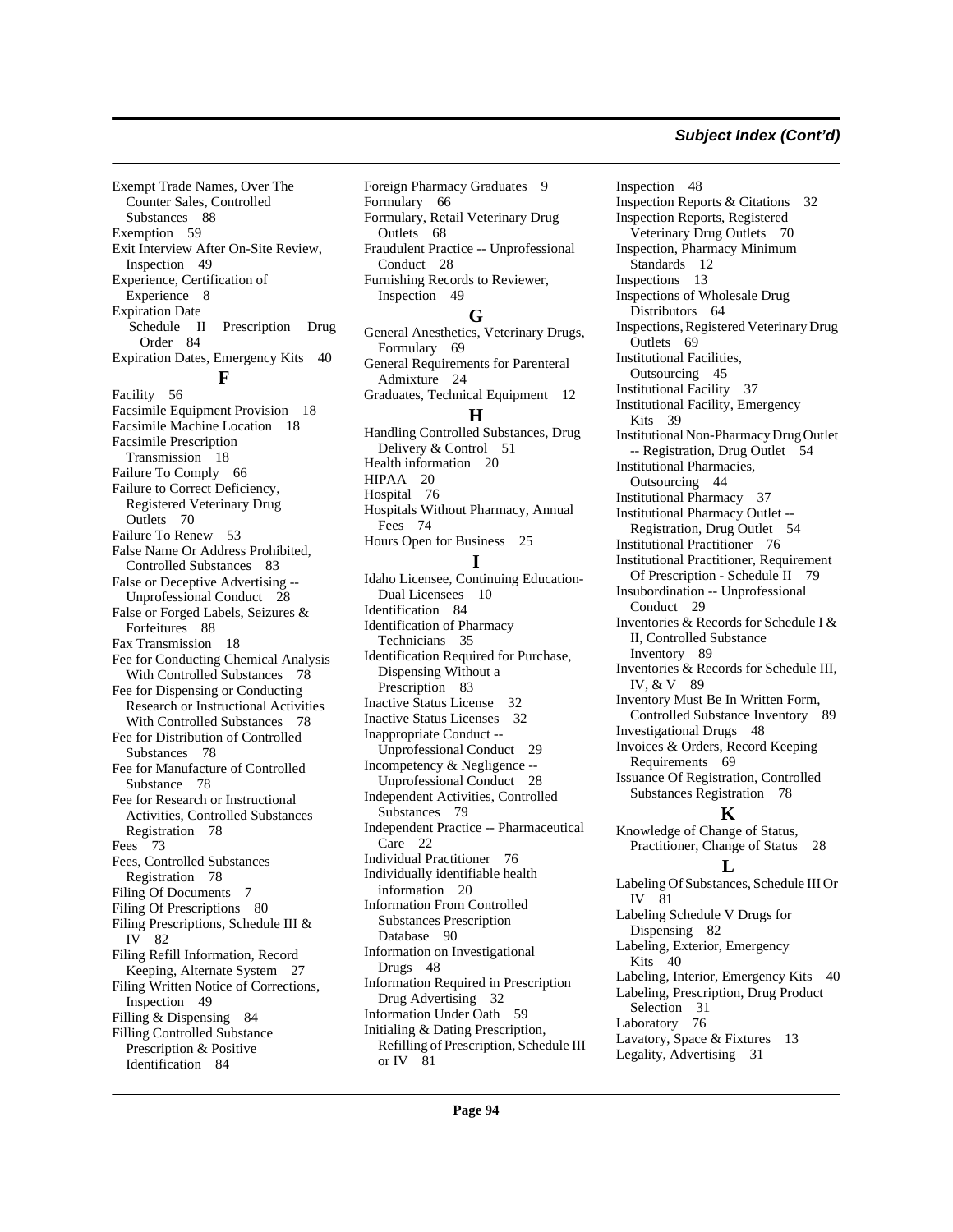## Subject Index (Cont'd)

Exempt Trade Names, Over The Counter Sales, Controlled Substances 88
Exemption 59
Exit Interview After On-Site Review, Inspection 49
Experience, Certification of Experience 8
Expiration Date
Schedule II Prescription Drug Order 84
Expiration Dates, Emergency Kits 40

### F

Facility 56
Facsimile Equipment Provision 18
Facsimile Machine Location 18
Facsimile Prescription Transmission 18
Failure To Comply 66
Failure to Correct Deficiency, Registered Veterinary Drug Outlets 70
Failure To Renew 53
False Name Or Address Prohibited, Controlled Substances 83
False or Deceptive Advertising -- Unprofessional Conduct 28
False or Forged Labels, Seizures & Forfeitures 88
Fax Transmission 18
Fee for Conducting Chemical Analysis With Controlled Substances 78
Fee for Dispensing or Conducting Research or Instructional Activities With Controlled Substances 78
Fee for Distribution of Controlled Substances 78
Fee for Manufacture of Controlled Substance 78
Fee for Research or Instructional Activities, Controlled Substances Registration 78
Fees 73
Fees, Controlled Substances Registration 78
Filing Of Documents 7
Filing Of Prescriptions 80
Filing Prescriptions, Schedule III & IV 82
Filing Refill Information, Record Keeping, Alternate System 27
Filing Written Notice of Corrections, Inspection 49
Filling & Dispensing 84
Filling Controlled Substance Prescription & Positive Identification 84
Foreign Pharmacy Graduates 9
Formulary 66
Formulary, Retail Veterinary Drug Outlets 68
Fraudulent Practice -- Unprofessional Conduct 28
Furnishing Records to Reviewer, Inspection 49

### G

General Anesthetics, Veterinary Drugs, Formulary 69
General Requirements for Parenteral Admixture 24
Graduates, Technical Equipment 12

### H

Handling Controlled Substances, Drug Delivery & Control 51
Health information 20
HIPAA 20
Hospital 76
Hospitals Without Pharmacy, Annual Fees 74
Hours Open for Business 25

### I

Idaho Licensee, Continuing Education-Dual Licensees 10
Identification 84
Identification of Pharmacy Technicians 35
Identification Required for Purchase, Dispensing Without a Prescription 83
Inactive Status License 32
Inactive Status Licenses 32
Inappropriate Conduct -- Unprofessional Conduct 29
Incompetency & Negligence -- Unprofessional Conduct 28
Independent Activities, Controlled Substances 79
Independent Practice -- Pharmaceutical Care 22
Individual Practitioner 76
Individually identifiable health information 20
Information From Controlled Substances Prescription Database 90
Information on Investigational Drugs 48
Information Required in Prescription Drug Advertising 32
Information Under Oath 59
Initialing & Dating Prescription, Refilling of Prescription, Schedule III or IV 81
Inspection 48
Inspection Reports & Citations 32
Inspection Reports, Registered Veterinary Drug Outlets 70
Inspection, Pharmacy Minimum Standards 12
Inspections 13
Inspections of Wholesale Drug Distributors 64
Inspections, Registered Veterinary Drug Outlets 69
Institutional Facilities, Outsourcing 45
Institutional Facility 37
Institutional Facility, Emergency Kits 39
Institutional Non-Pharmacy Drug Outlet -- Registration, Drug Outlet 54
Institutional Pharmacies, Outsourcing 44
Institutional Pharmacy 37
Institutional Pharmacy Outlet -- Registration, Drug Outlet 54
Institutional Practitioner 76
Institutional Practitioner, Requirement Of Prescription - Schedule II 79
Insubordination -- Unprofessional Conduct 29
Inventories & Records for Schedule I & II, Controlled Substance Inventory 89
Inventories & Records for Schedule III, IV, & V 89
Inventory Must Be In Written Form, Controlled Substance Inventory 89
Investigational Drugs 48
Invoices & Orders, Record Keeping Requirements 69
Issuance Of Registration, Controlled Substances Registration 78

### K

Knowledge of Change of Status, Practitioner, Change of Status 28

### L

Labeling Of Substances, Schedule III Or IV 81
Labeling Schedule V Drugs for Dispensing 82
Labeling, Exterior, Emergency Kits 40
Labeling, Interior, Emergency Kits 40
Labeling, Prescription, Drug Product Selection 31
Laboratory 76
Lavatory, Space & Fixtures 13
Legality, Advertising 31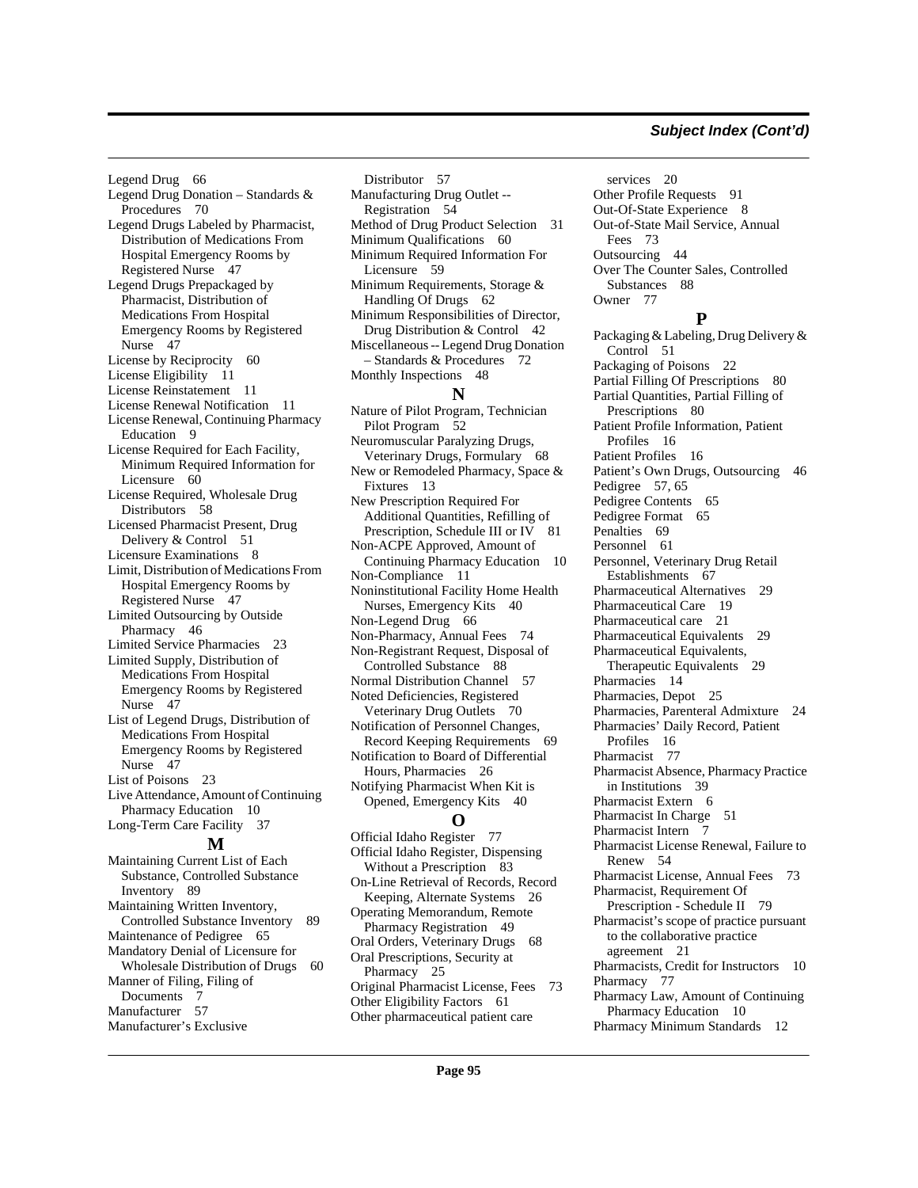Legend Drug 66
Legend Drug Donation – Standards & Procedures 70
Legend Drugs Labeled by Pharmacist, Distribution of Medications From Hospital Emergency Rooms by Registered Nurse 47
Legend Drugs Prepackaged by Pharmacist, Distribution of Medications From Hospital Emergency Rooms by Registered Nurse 47
License by Reciprocity 60
License Eligibility 11
License Reinstatement 11
License Renewal Notification 11
License Renewal, Continuing Pharmacy Education 9
License Required for Each Facility, Minimum Required Information for Licensure 60
License Required, Wholesale Drug Distributors 58
Licensed Pharmacist Present, Drug Delivery & Control 51
Licensure Examinations 8
Limit, Distribution of Medications From Hospital Emergency Rooms by Registered Nurse 47
Limited Outsourcing by Outside Pharmacy 46
Limited Service Pharmacies 23
Limited Supply, Distribution of Medications From Hospital Emergency Rooms by Registered Nurse 47
List of Legend Drugs, Distribution of Medications From Hospital Emergency Rooms by Registered Nurse 47
List of Poisons 23
Live Attendance, Amount of Continuing Pharmacy Education 10
Long-Term Care Facility 37

**M**

Maintaining Current List of Each Substance, Controlled Substance Inventory 89
Maintaining Written Inventory, Controlled Substance Inventory 89
Maintenance of Pedigree 65
Mandatory Denial of Licensure for Wholesale Distribution of Drugs 60
Manner of Filing, Filing of Documents 7
Manufacturer 57
Manufacturer's Exclusive Distributor 57
Manufacturing Drug Outlet -- Registration 54
Method of Drug Product Selection 31
Minimum Qualifications 60
Minimum Required Information For Licensure 59
Minimum Requirements, Storage & Handling Of Drugs 62
Minimum Responsibilities of Director, Drug Distribution & Control 42
Miscellaneous -- Legend Drug Donation – Standards & Procedures 72
Monthly Inspections 48

**N**

Nature of Pilot Program, Technician Pilot Program 52
Neuromuscular Paralyzing Drugs, Veterinary Drugs, Formulary 68
New or Remodeled Pharmacy, Space & Fixtures 13
New Prescription Required For Additional Quantities, Refilling of Prescription, Schedule III or IV 81
Non-ACPE Approved, Amount of Continuing Pharmacy Education 10
Non-Compliance 11
Noninstitutional Facility Home Health Nurses, Emergency Kits 40
Non-Legend Drug 66
Non-Pharmacy, Annual Fees 74
Non-Registrant Request, Disposal of Controlled Substance 88
Normal Distribution Channel 57
Noted Deficiencies, Registered Veterinary Drug Outlets 70
Notification of Personnel Changes, Record Keeping Requirements 69
Notification to Board of Differential Hours, Pharmacies 26
Notifying Pharmacist When Kit is Opened, Emergency Kits 40

**O**

Official Idaho Register 77
Official Idaho Register, Dispensing Without a Prescription 83
On-Line Retrieval of Records, Record Keeping, Alternate Systems 26
Operating Memorandum, Remote Pharmacy Registration 49
Oral Orders, Veterinary Drugs 68
Oral Prescriptions, Security at Pharmacy 25
Original Pharmacist License, Fees 73
Other Eligibility Factors 61
Other pharmaceutical patient care services 20
Other Profile Requests 91
Out-Of-State Experience 8
Out-of-State Mail Service, Annual Fees 73
Outsourcing 44
Over The Counter Sales, Controlled Substances 88
Owner 77

**P**

Packaging & Labeling, Drug Delivery & Control 51
Packaging of Poisons 22
Partial Filling Of Prescriptions 80
Partial Quantities, Partial Filling of Prescriptions 80
Patient Profile Information, Patient Profiles 16
Patient Profiles 16
Patient's Own Drugs, Outsourcing 46
Pedigree 57, 65
Pedigree Contents 65
Pedigree Format 65
Penalties 69
Personnel 61
Personnel, Veterinary Drug Retail Establishments 67
Pharmaceutical Alternatives 29
Pharmaceutical Care 19
Pharmaceutical care 21
Pharmaceutical Equivalents 29
Pharmaceutical Equivalents, Therapeutic Equivalents 29
Pharmacies 14
Pharmacies, Depot 25
Pharmacies, Parenteral Admixture 24
Pharmacies' Daily Record, Patient Profiles 16
Pharmacist 77
Pharmacist Absence, Pharmacy Practice in Institutions 39
Pharmacist Extern 6
Pharmacist In Charge 51
Pharmacist Intern 7
Pharmacist License Renewal, Failure to Renew 54
Pharmacist License, Annual Fees 73
Pharmacist, Requirement Of Prescription - Schedule II 79
Pharmacist's scope of practice pursuant to the collaborative practice agreement 21
Pharmacists, Credit for Instructors 10
Pharmacy 77
Pharmacy Law, Amount of Continuing Pharmacy Education 10
Pharmacy Minimum Standards 12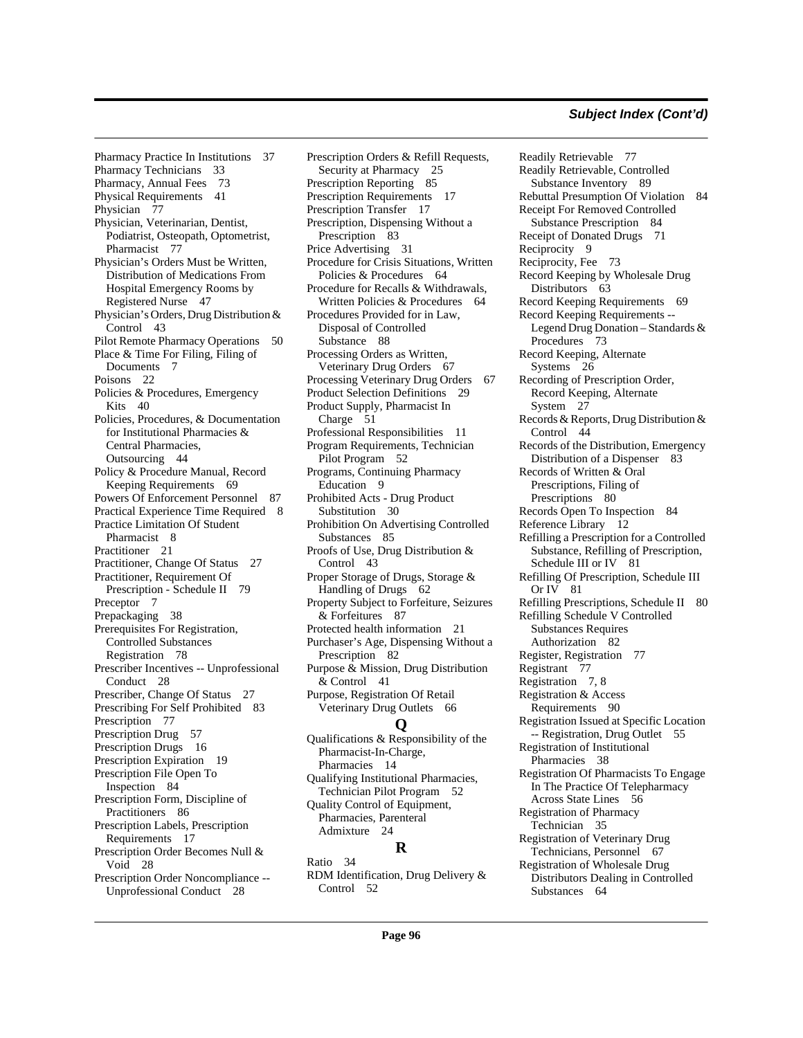## Subject Index (Cont'd)

Pharmacy Practice In Institutions 37
Pharmacy Technicians 33
Pharmacy, Annual Fees 73
Physical Requirements 41
Physician 77
Physician, Veterinarian, Dentist, Podiatrist, Osteopath, Optometrist, Pharmacist 77
Physician's Orders Must be Written, Distribution of Medications From Hospital Emergency Rooms by Registered Nurse 47
Physician's Orders, Drug Distribution & Control 43
Pilot Remote Pharmacy Operations 50
Place & Time For Filing, Filing of Documents 7
Poisons 22
Policies & Procedures, Emergency Kits 40
Policies, Procedures, & Documentation for Institutional Pharmacies & Central Pharmacies, Outsourcing 44
Policy & Procedure Manual, Record Keeping Requirements 69
Powers Of Enforcement Personnel 87
Practical Experience Time Required 8
Practice Limitation Of Student Pharmacist 8
Practitioner 21
Practitioner, Change Of Status 27
Practitioner, Requirement Of Prescription - Schedule II 79
Preceptor 7
Prepackaging 38
Prerequisites For Registration, Controlled Substances Registration 78
Prescriber Incentives -- Unprofessional Conduct 28
Prescriber, Change Of Status 27
Prescribing For Self Prohibited 83
Prescription 77
Prescription Drug 57
Prescription Drugs 16
Prescription Expiration 19
Prescription File Open To Inspection 84
Prescription Form, Discipline of Practitioners 86
Prescription Labels, Prescription Requirements 17
Prescription Order Becomes Null & Void 28
Prescription Order Noncompliance -- Unprofessional Conduct 28
Prescription Orders & Refill Requests, Security at Pharmacy 25
Prescription Reporting 85
Prescription Requirements 17
Prescription Transfer 17
Prescription, Dispensing Without a Prescription 83
Price Advertising 31
Procedure for Crisis Situations, Written Policies & Procedures 64
Procedure for Recalls & Withdrawals, Written Policies & Procedures 64
Procedures Provided for in Law, Disposal of Controlled Substance 88
Processing Orders as Written, Veterinary Drug Orders 67
Processing Veterinary Drug Orders 67
Product Selection Definitions 29
Product Supply, Pharmacist In Charge 51
Professional Responsibilities 11
Program Requirements, Technician Pilot Program 52
Programs, Continuing Pharmacy Education 9
Prohibited Acts - Drug Product Substitution 30
Prohibition On Advertising Controlled Substances 85
Proofs of Use, Drug Distribution & Control 43
Proper Storage of Drugs, Storage & Handling of Drugs 62
Property Subject to Forfeiture, Seizures & Forfeitures 87
Protected health information 21
Purchaser's Age, Dispensing Without a Prescription 82
Purpose & Mission, Drug Distribution & Control 41
Purpose, Registration Of Retail Veterinary Drug Outlets 66

### Q

Qualifications & Responsibility of the Pharmacist-In-Charge, Pharmacies 14
Qualifying Institutional Pharmacies, Technician Pilot Program 52
Quality Control of Equipment, Pharmacies, Parenteral Admixture 24

### R

Ratio 34
RDM Identification, Drug Delivery & Control 52
Readily Retrievable 77
Readily Retrievable, Controlled Substance Inventory 89
Rebuttal Presumption Of Violation 84
Receipt For Removed Controlled Substance Prescription 84
Receipt of Donated Drugs 71
Reciprocity 9
Reciprocity, Fee 73
Record Keeping by Wholesale Drug Distributors 63
Record Keeping Requirements 69
Record Keeping Requirements -- Legend Drug Donation – Standards & Procedures 73
Record Keeping, Alternate Systems 26
Recording of Prescription Order, Record Keeping, Alternate System 27
Records & Reports, Drug Distribution & Control 44
Records of the Distribution, Emergency Distribution of a Dispenser 83
Records of Written & Oral Prescriptions, Filing of Prescriptions 80
Records Open To Inspection 84
Reference Library 12
Refilling a Prescription for a Controlled Substance, Refilling of Prescription, Schedule III or IV 81
Refilling Of Prescription, Schedule III Or IV 81
Refilling Prescriptions, Schedule II 80
Refilling Schedule V Controlled Substances Requires Authorization 82
Register, Registration 77
Registrant 77
Registration 7, 8
Registration & Access Requirements 90
Registration Issued at Specific Location -- Registration, Drug Outlet 55
Registration of Institutional Pharmacies 38
Registration Of Pharmacists To Engage In The Practice Of Telepharmacy Across State Lines 56
Registration of Pharmacy Technician 35
Registration of Veterinary Drug Technicians, Personnel 67
Registration of Wholesale Drug Distributors Dealing in Controlled Substances 64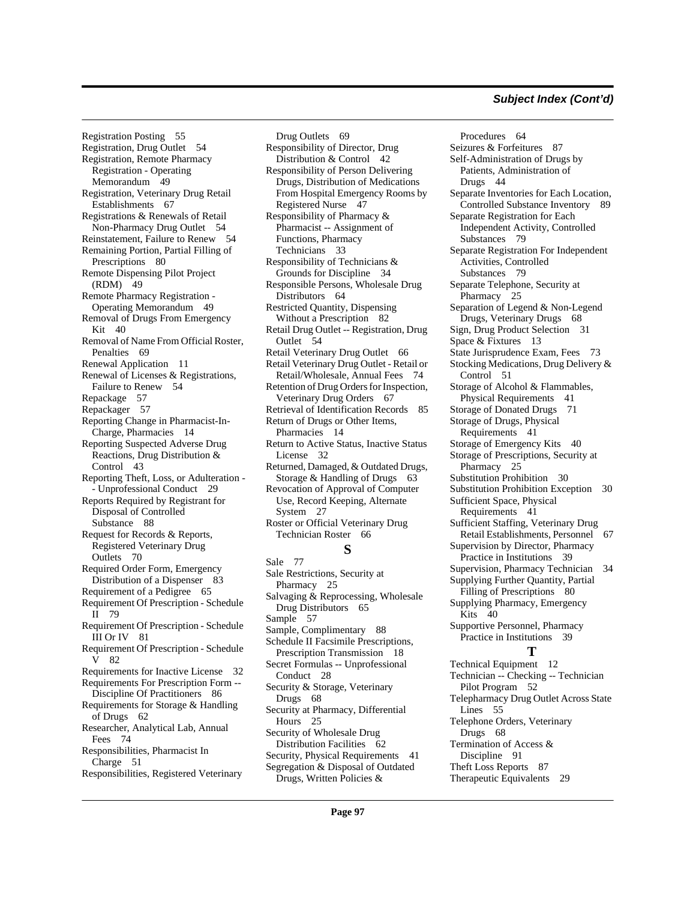## Subject Index (Cont'd)

Registration Posting 55
Registration, Drug Outlet 54
Registration, Remote Pharmacy Registration - Operating Memorandum 49
Registration, Veterinary Drug Retail Establishments 67
Registrations & Renewals of Retail Non-Pharmacy Drug Outlet 54
Reinstatement, Failure to Renew 54
Remaining Portion, Partial Filling of Prescriptions 80
Remote Dispensing Pilot Project (RDM) 49
Remote Pharmacy Registration - Operating Memorandum 49
Removal of Drugs From Emergency Kit 40
Removal of Name From Official Roster, Penalties 69
Renewal Application 11
Renewal of Licenses & Registrations, Failure to Renew 54
Repackage 57
Repackager 57
Reporting Change in Pharmacist-In-Charge, Pharmacies 14
Reporting Suspected Adverse Drug Reactions, Drug Distribution & Control 43
Reporting Theft, Loss, or Adulteration -- Unprofessional Conduct 29
Reports Required by Registrant for Disposal of Controlled Substance 88
Request for Records & Reports, Registered Veterinary Drug Outlets 70
Required Order Form, Emergency Distribution of a Dispenser 83
Requirement of a Pedigree 65
Requirement Of Prescription - Schedule II 79
Requirement Of Prescription - Schedule III Or IV 81
Requirement Of Prescription - Schedule V 82
Requirements for Inactive License 32
Requirements For Prescription Form -- Discipline Of Practitioners 86
Requirements for Storage & Handling of Drugs 62
Researcher, Analytical Lab, Annual Fees 74
Responsibilities, Pharmacist In Charge 51
Responsibilities, Registered Veterinary Drug Outlets 69
Responsibility of Director, Drug Distribution & Control 42
Responsibility of Person Delivering Drugs, Distribution of Medications From Hospital Emergency Rooms by Registered Nurse 47
Responsibility of Pharmacy & Pharmacist -- Assignment of Functions, Pharmacy Technicians 33
Responsibility of Technicians & Grounds for Discipline 34
Responsible Persons, Wholesale Drug Distributors 64
Restricted Quantity, Dispensing Without a Prescription 82
Retail Drug Outlet -- Registration, Drug Outlet 54
Retail Veterinary Drug Outlet 66
Retail Veterinary Drug Outlet - Retail or Retail/Wholesale, Annual Fees 74
Retention of Drug Orders for Inspection, Veterinary Drug Orders 67
Retrieval of Identification Records 85
Return of Drugs or Other Items, Pharmacies 14
Return to Active Status, Inactive Status License 32
Returned, Damaged, & Outdated Drugs, Storage & Handling of Drugs 63
Revocation of Approval of Computer Use, Record Keeping, Alternate System 27
Roster or Official Veterinary Drug Technician Roster 66

### S

Sale 77
Sale Restrictions, Security at Pharmacy 25
Salvaging & Reprocessing, Wholesale Drug Distributors 65
Sample 57
Sample, Complimentary 88
Schedule II Facsimile Prescriptions, Prescription Transmission 18
Secret Formulas -- Unprofessional Conduct 28
Security & Storage, Veterinary Drugs 68
Security at Pharmacy, Differential Hours 25
Security of Wholesale Drug Distribution Facilities 62
Security, Physical Requirements 41
Segregation & Disposal of Outdated Drugs, Written Policies & Procedures 64
Seizures & Forfeitures 87
Self-Administration of Drugs by Patients, Administration of Drugs 44
Separate Inventories for Each Location, Controlled Substance Inventory 89
Separate Registration for Each Independent Activity, Controlled Substances 79
Separate Registration For Independent Activities, Controlled Substances 79
Separate Telephone, Security at Pharmacy 25
Separation of Legend & Non-Legend Drugs, Veterinary Drugs 68
Sign, Drug Product Selection 31
Space & Fixtures 13
State Jurisprudence Exam, Fees 73
Stocking Medications, Drug Delivery & Control 51
Storage of Alcohol & Flammables, Physical Requirements 41
Storage of Donated Drugs 71
Storage of Drugs, Physical Requirements 41
Storage of Emergency Kits 40
Storage of Prescriptions, Security at Pharmacy 25
Substitution Prohibition 30
Substitution Prohibition Exception 30
Sufficient Space, Physical Requirements 41
Sufficient Staffing, Veterinary Drug Retail Establishments, Personnel 67
Supervision by Director, Pharmacy Practice in Institutions 39
Supervision, Pharmacy Technician 34
Supplying Further Quantity, Partial Filling of Prescriptions 80
Supplying Pharmacy, Emergency Kits 40
Supportive Personnel, Pharmacy Practice in Institutions 39

### T

Technical Equipment 12
Technician -- Checking -- Technician Pilot Program 52
Telepharmacy Drug Outlet Across State Lines 55
Telephone Orders, Veterinary Drugs 68
Termination of Access & Discipline 91
Theft Loss Reports 87
Therapeutic Equivalents 29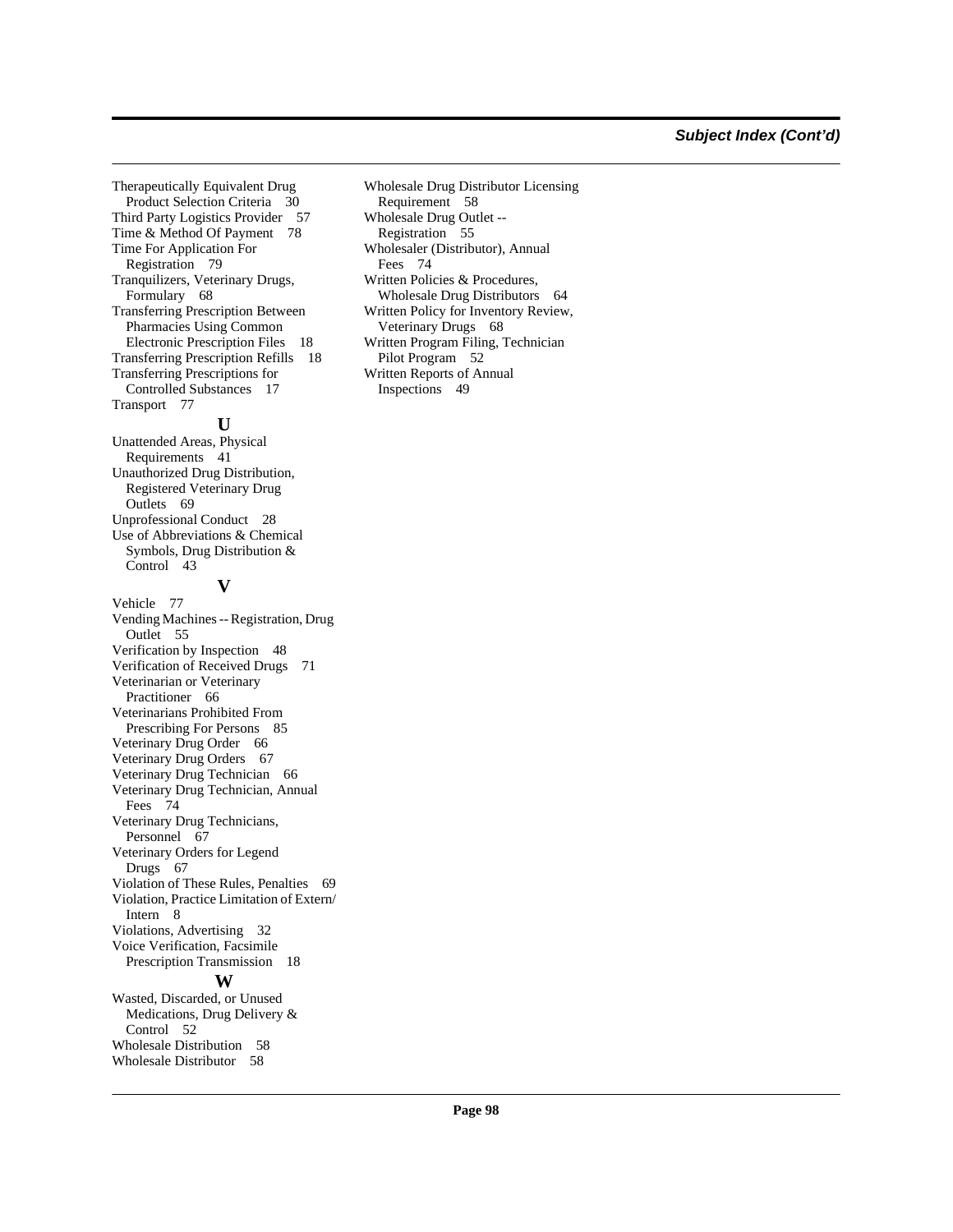## Subject Index (Cont'd)

Therapeutically Equivalent Drug Product Selection Criteria 30
Third Party Logistics Provider 57
Time & Method Of Payment 78
Time For Application For Registration 79
Tranquilizers, Veterinary Drugs, Formulary 68
Transferring Prescription Between Pharmacies Using Common Electronic Prescription Files 18
Transferring Prescription Refills 18
Transferring Prescriptions for Controlled Substances 17
Transport 77

### U

Unattended Areas, Physical Requirements 41
Unauthorized Drug Distribution, Registered Veterinary Drug Outlets 69
Unprofessional Conduct 28
Use of Abbreviations & Chemical Symbols, Drug Distribution & Control 43

### V

Vehicle 77
Vending Machines -- Registration, Drug Outlet 55
Verification by Inspection 48
Verification of Received Drugs 71
Veterinarian or Veterinary Practitioner 66
Veterinarians Prohibited From Prescribing For Persons 85
Veterinary Drug Order 66
Veterinary Drug Orders 67
Veterinary Drug Technician 66
Veterinary Drug Technician, Annual Fees 74
Veterinary Drug Technicians, Personnel 67
Veterinary Orders for Legend Drugs 67
Violation of These Rules, Penalties 69
Violation, Practice Limitation of Extern/Intern 8
Violations, Advertising 32
Voice Verification, Facsimile Prescription Transmission 18

### W

Wasted, Discarded, or Unused Medications, Drug Delivery & Control 52
Wholesale Distribution 58
Wholesale Distributor 58
Wholesale Drug Distributor Licensing Requirement 58
Wholesale Drug Outlet -- Registration 55
Wholesaler (Distributor), Annual Fees 74
Written Policies & Procedures, Wholesale Drug Distributors 64
Written Policy for Inventory Review, Veterinary Drugs 68
Written Program Filing, Technician Pilot Program 52
Written Reports of Annual Inspections 49